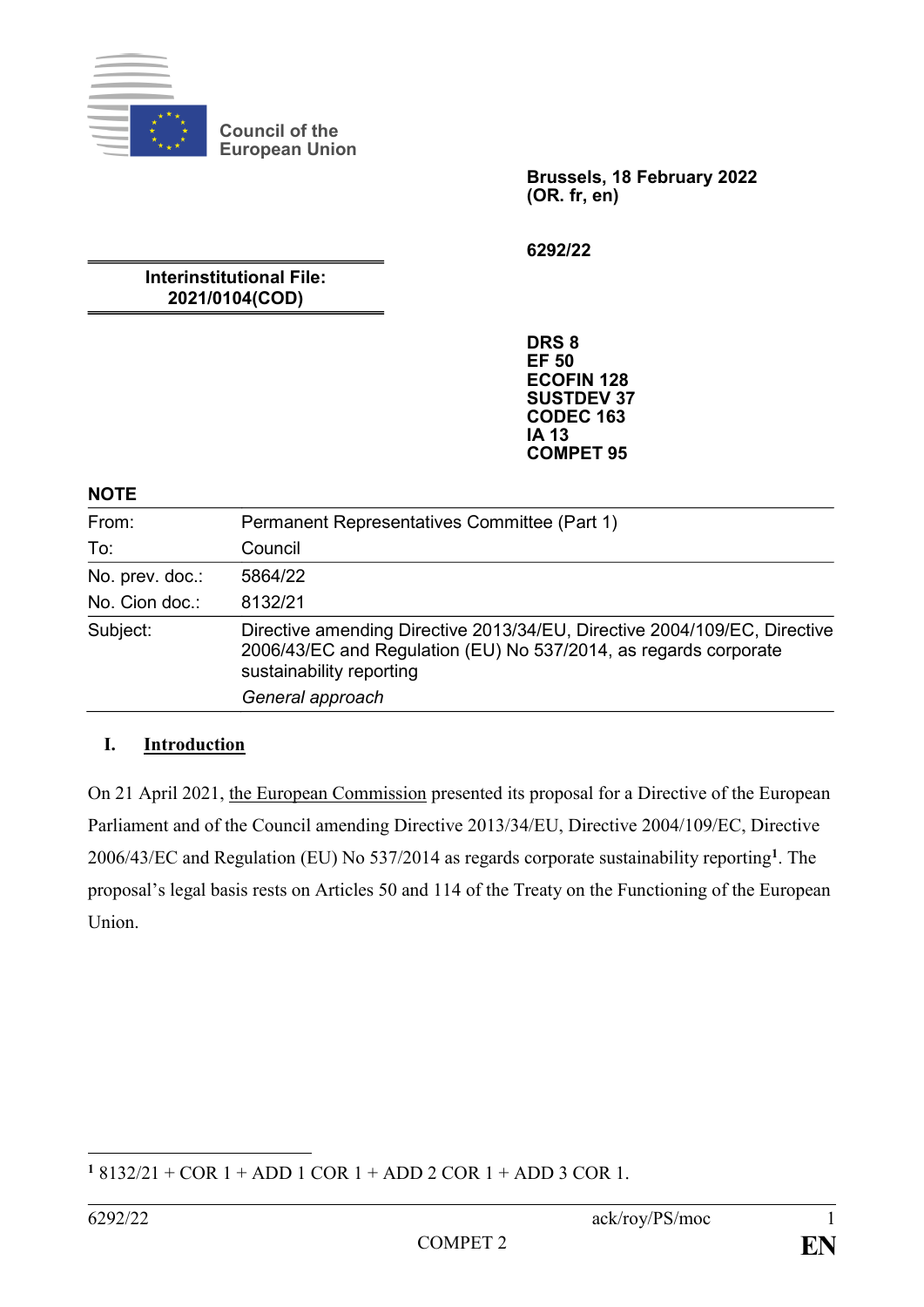Council of the European Union

**Brussels, 18 February 2022**
**(OR. fr, en)**

**6292/22**

**Interinstitutional File:**
**2021/0104(COD)**

**DRS 8**
**EF 50**
**ECOFIN 128**
**SUSTDEV 37**
**CODEC 163**
**IA 13**
**COMPET 95**

**NOTE**

| | |
|---|---|
| From: | Permanent Representatives Committee (Part 1) |
| To: | Council |
| No. prev. doc.: | 5864/22 |
| No. Cion doc.: | 8132/21 |
| Subject: | Directive amending Directive 2013/34/EU, Directive 2004/109/EC, Directive 2006/43/EC and Regulation (EU) No 537/2014, as regards corporate sustainability reporting<br>*General approach* |

## I. Introduction

On 21 April 2021, the European Commission presented its proposal for a Directive of the European Parliament and of the Council amending Directive 2013/34/EU, Directive 2004/109/EC, Directive 2006/43/EC and Regulation (EU) No 537/2014 as regards corporate sustainability reporting[1]. The proposal's legal basis rests on Articles 50 and 114 of the Treaty on the Functioning of the European Union.

[1] 8132/21 + COR 1 + ADD 1 COR 1 + ADD 2 COR 1 + ADD 3 COR 1.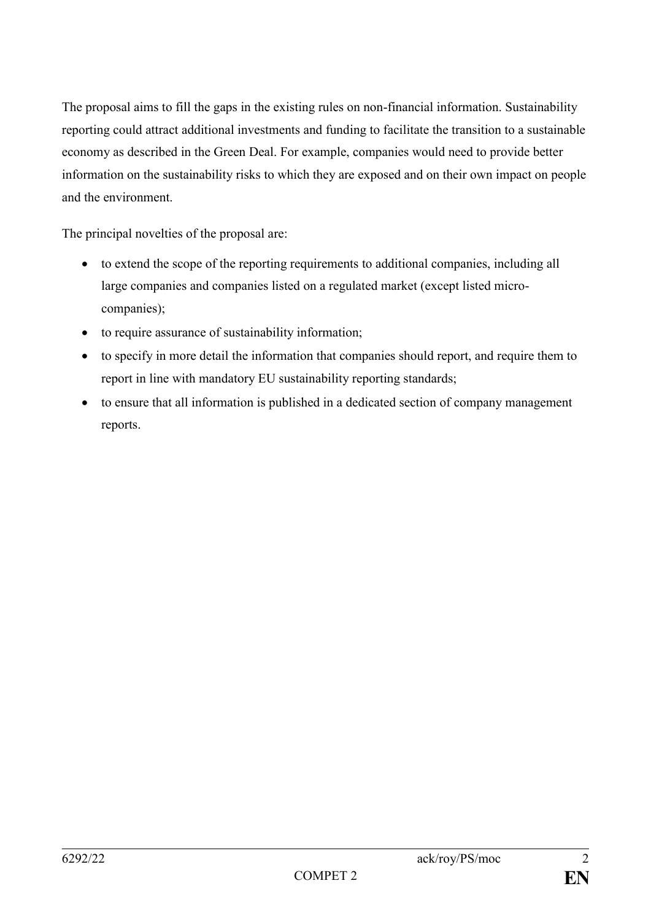The proposal aims to fill the gaps in the existing rules on non-financial information. Sustainability reporting could attract additional investments and funding to facilitate the transition to a sustainable economy as described in the Green Deal. For example, companies would need to provide better information on the sustainability risks to which they are exposed and on their own impact on people and the environment.

The principal novelties of the proposal are:

- to extend the scope of the reporting requirements to additional companies, including all large companies and companies listed on a regulated market (except listed micro-companies);
- to require assurance of sustainability information;
- to specify in more detail the information that companies should report, and require them to report in line with mandatory EU sustainability reporting standards;
- to ensure that all information is published in a dedicated section of company management reports.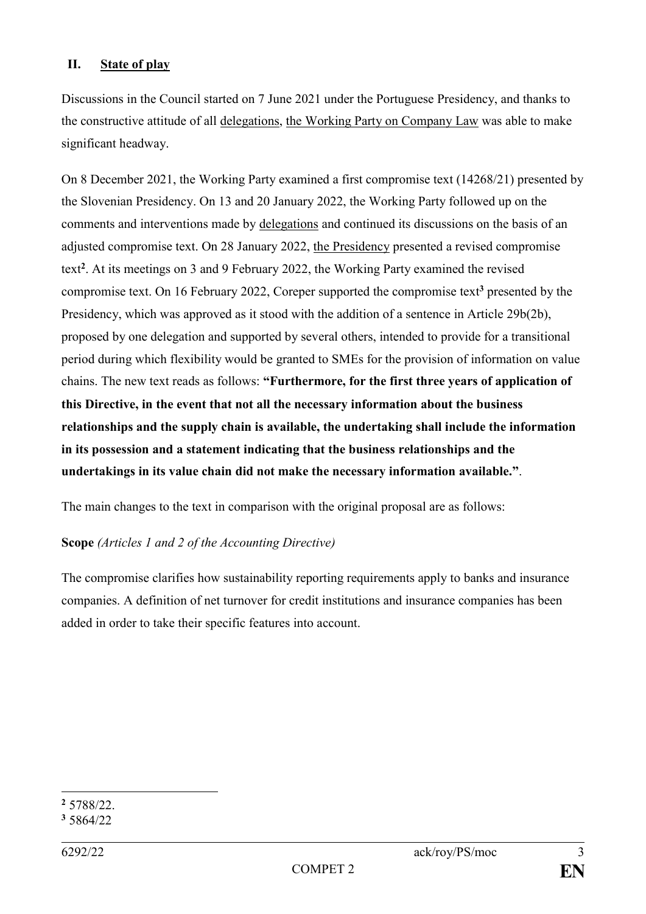## II. State of play

Discussions in the Council started on 7 June 2021 under the Portuguese Presidency, and thanks to the constructive attitude of all delegations, the Working Party on Company Law was able to make significant headway.

On 8 December 2021, the Working Party examined a first compromise text (14268/21) presented by the Slovenian Presidency. On 13 and 20 January 2022, the Working Party followed up on the comments and interventions made by delegations and continued its discussions on the basis of an adjusted compromise text. On 28 January 2022, the Presidency presented a revised compromise text[2]. At its meetings on 3 and 9 February 2022, the Working Party examined the revised compromise text. On 16 February 2022, Coreper supported the compromise text[3] presented by the Presidency, which was approved as it stood with the addition of a sentence in Article 29b(2b), proposed by one delegation and supported by several others, intended to provide for a transitional period during which flexibility would be granted to SMEs for the provision of information on value chains. The new text reads as follows: **"Furthermore, for the first three years of application of this Directive, in the event that not all the necessary information about the business relationships and the supply chain is available, the undertaking shall include the information in its possession and a statement indicating that the business relationships and the undertakings in its value chain did not make the necessary information available."**.

The main changes to the text in comparison with the original proposal are as follows:

**Scope** *(Articles 1 and 2 of the Accounting Directive)*

The compromise clarifies how sustainability reporting requirements apply to banks and insurance companies. A definition of net turnover for credit institutions and insurance companies has been added in order to take their specific features into account.

---

[2] 5788/22.

[3] 5864/22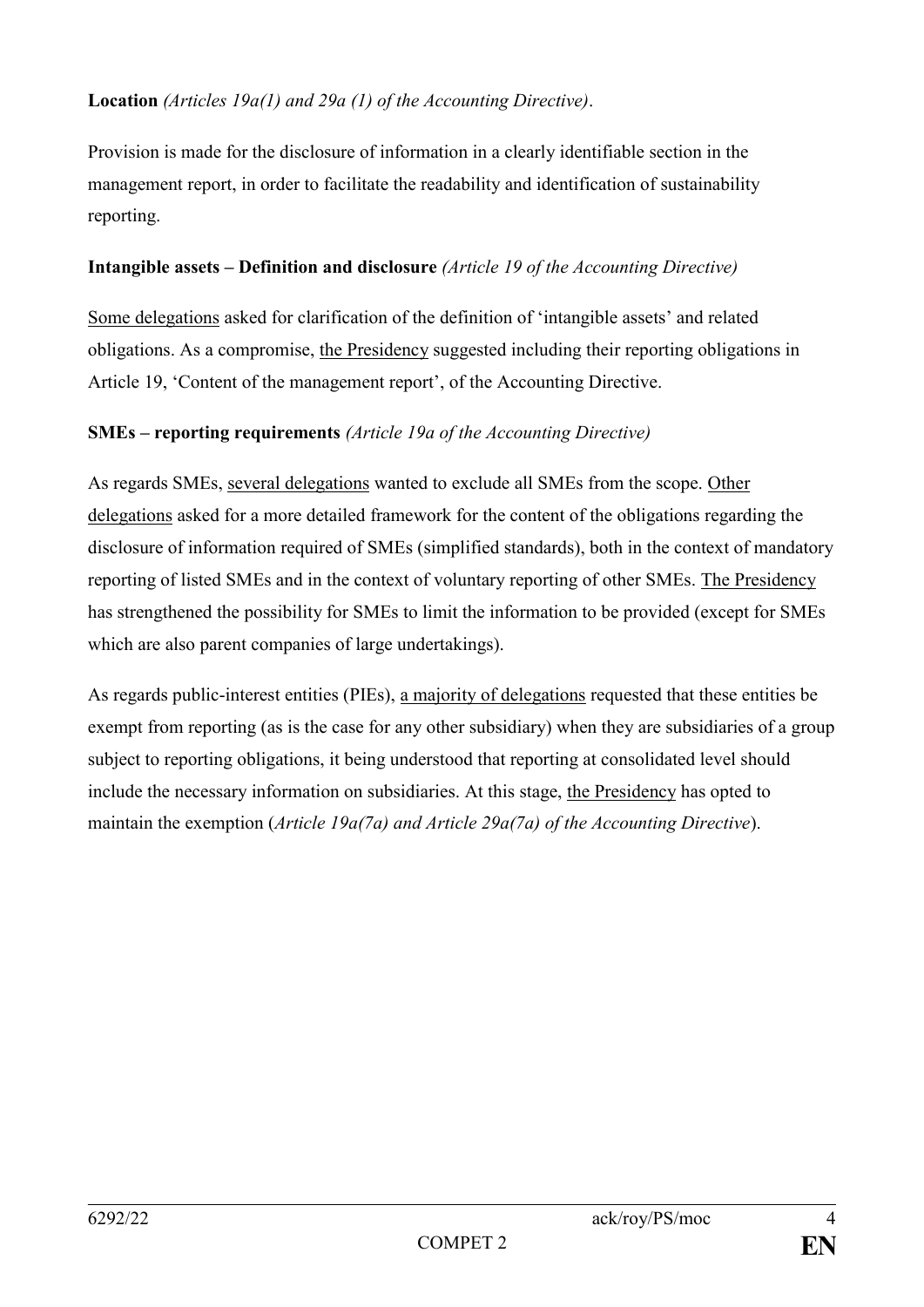**Location** *(Articles 19a(1) and 29a (1) of the Accounting Directive)*.

Provision is made for the disclosure of information in a clearly identifiable section in the management report, in order to facilitate the readability and identification of sustainability reporting.

**Intangible assets – Definition and disclosure** *(Article 19 of the Accounting Directive)*

Some delegations asked for clarification of the definition of 'intangible assets' and related obligations. As a compromise, the Presidency suggested including their reporting obligations in Article 19, 'Content of the management report', of the Accounting Directive.

**SMEs – reporting requirements** *(Article 19a of the Accounting Directive)*

As regards SMEs, several delegations wanted to exclude all SMEs from the scope. Other delegations asked for a more detailed framework for the content of the obligations regarding the disclosure of information required of SMEs (simplified standards), both in the context of mandatory reporting of listed SMEs and in the context of voluntary reporting of other SMEs. The Presidency has strengthened the possibility for SMEs to limit the information to be provided (except for SMEs which are also parent companies of large undertakings).

As regards public-interest entities (PIEs), a majority of delegations requested that these entities be exempt from reporting (as is the case for any other subsidiary) when they are subsidiaries of a group subject to reporting obligations, it being understood that reporting at consolidated level should include the necessary information on subsidiaries. At this stage, the Presidency has opted to maintain the exemption (*Article 19a(7a) and Article 29a(7a) of the Accounting Directive*).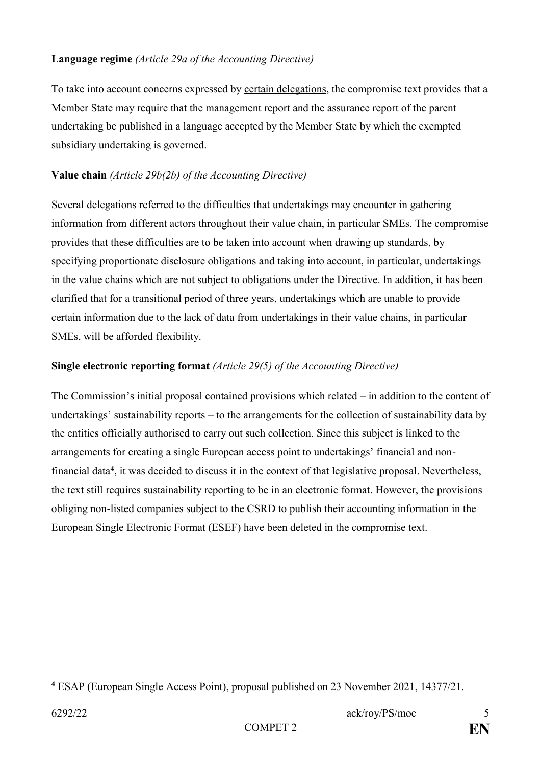**Language regime** *(Article 29a of the Accounting Directive)*

To take into account concerns expressed by certain delegations, the compromise text provides that a Member State may require that the management report and the assurance report of the parent undertaking be published in a language accepted by the Member State by which the exempted subsidiary undertaking is governed.

**Value chain** *(Article 29b(2b) of the Accounting Directive)*

Several delegations referred to the difficulties that undertakings may encounter in gathering information from different actors throughout their value chain, in particular SMEs. The compromise provides that these difficulties are to be taken into account when drawing up standards, by specifying proportionate disclosure obligations and taking into account, in particular, undertakings in the value chains which are not subject to obligations under the Directive. In addition, it has been clarified that for a transitional period of three years, undertakings which are unable to provide certain information due to the lack of data from undertakings in their value chains, in particular SMEs, will be afforded flexibility.

**Single electronic reporting format** *(Article 29(5) of the Accounting Directive)*

The Commission's initial proposal contained provisions which related – in addition to the content of undertakings' sustainability reports – to the arrangements for the collection of sustainability data by the entities officially authorised to carry out such collection. Since this subject is linked to the arrangements for creating a single European access point to undertakings' financial and non-financial data[4], it was decided to discuss it in the context of that legislative proposal. Nevertheless, the text still requires sustainability reporting to be in an electronic format. However, the provisions obliging non-listed companies subject to the CSRD to publish their accounting information in the European Single Electronic Format (ESEF) have been deleted in the compromise text.

---

[4] ESAP (European Single Access Point), proposal published on 23 November 2021, 14377/21.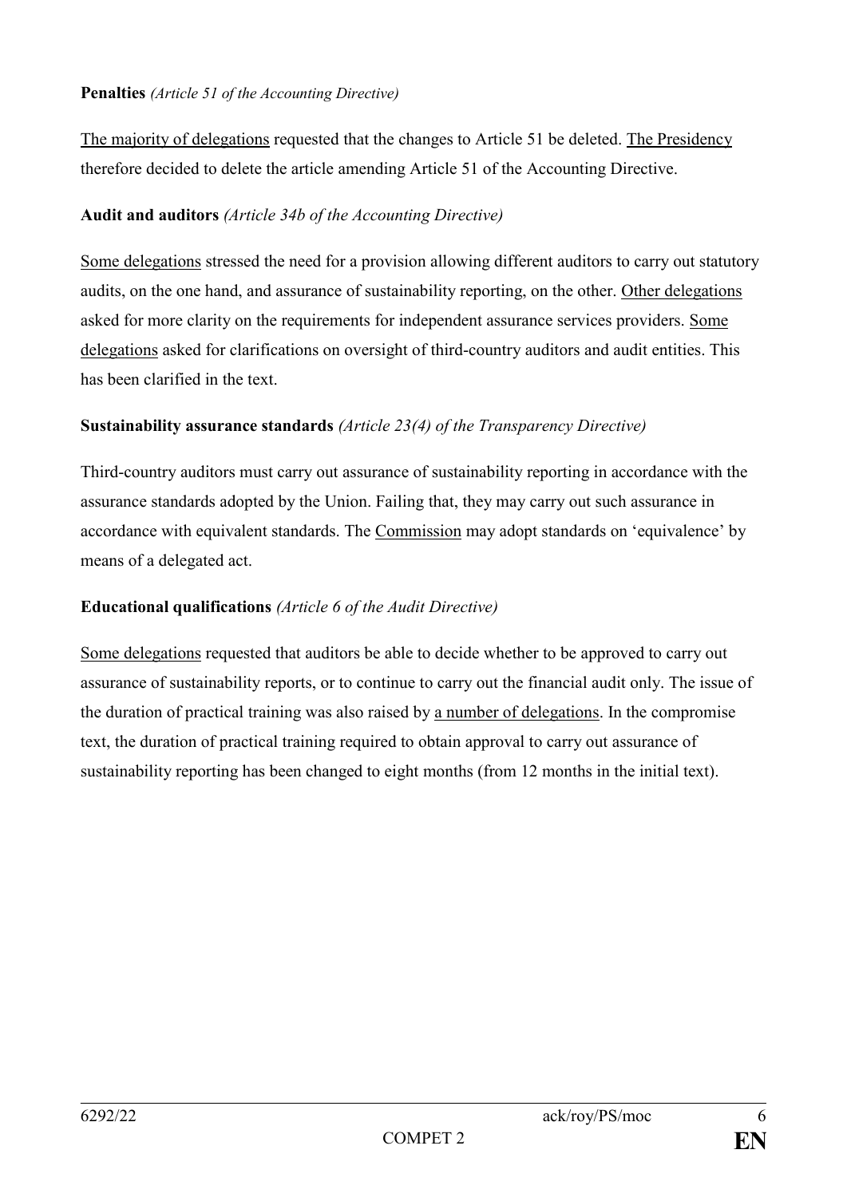**Penalties** *(Article 51 of the Accounting Directive)*

The majority of delegations requested that the changes to Article 51 be deleted. The Presidency therefore decided to delete the article amending Article 51 of the Accounting Directive.

**Audit and auditors** *(Article 34b of the Accounting Directive)*

Some delegations stressed the need for a provision allowing different auditors to carry out statutory audits, on the one hand, and assurance of sustainability reporting, on the other. Other delegations asked for more clarity on the requirements for independent assurance services providers. Some delegations asked for clarifications on oversight of third-country auditors and audit entities. This has been clarified in the text.

**Sustainability assurance standards** *(Article 23(4) of the Transparency Directive)*

Third-country auditors must carry out assurance of sustainability reporting in accordance with the assurance standards adopted by the Union. Failing that, they may carry out such assurance in accordance with equivalent standards. The Commission may adopt standards on 'equivalence' by means of a delegated act.

**Educational qualifications** *(Article 6 of the Audit Directive)*

Some delegations requested that auditors be able to decide whether to be approved to carry out assurance of sustainability reports, or to continue to carry out the financial audit only. The issue of the duration of practical training was also raised by a number of delegations. In the compromise text, the duration of practical training required to obtain approval to carry out assurance of sustainability reporting has been changed to eight months (from 12 months in the initial text).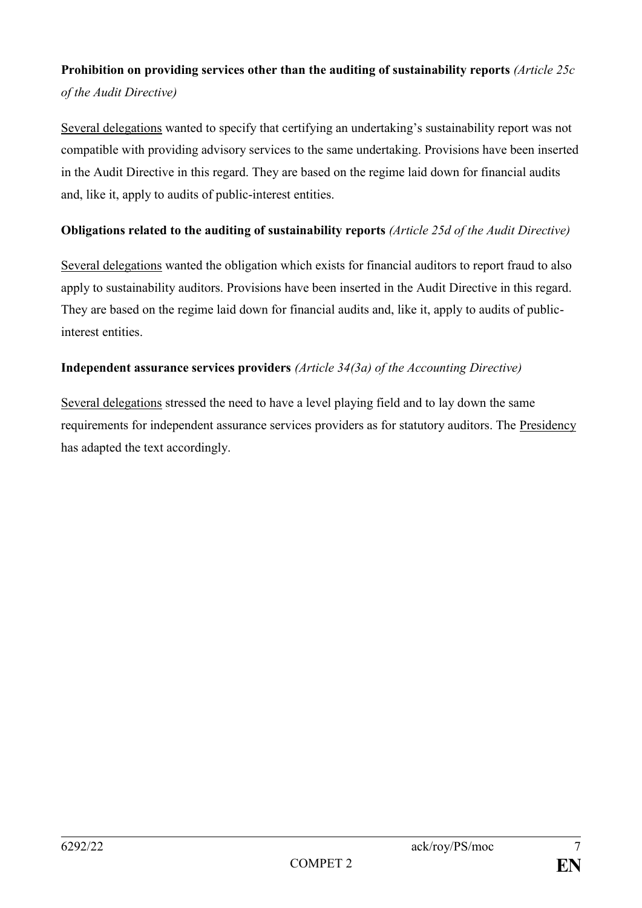**Prohibition on providing services other than the auditing of sustainability reports** *(Article 25c of the Audit Directive)*

Several delegations wanted to specify that certifying an undertaking's sustainability report was not compatible with providing advisory services to the same undertaking. Provisions have been inserted in the Audit Directive in this regard. They are based on the regime laid down for financial audits and, like it, apply to audits of public-interest entities.

**Obligations related to the auditing of sustainability reports** *(Article 25d of the Audit Directive)*

Several delegations wanted the obligation which exists for financial auditors to report fraud to also apply to sustainability auditors. Provisions have been inserted in the Audit Directive in this regard. They are based on the regime laid down for financial audits and, like it, apply to audits of public-interest entities.

**Independent assurance services providers** *(Article 34(3a) of the Accounting Directive)*

Several delegations stressed the need to have a level playing field and to lay down the same requirements for independent assurance services providers as for statutory auditors. The Presidency has adapted the text accordingly.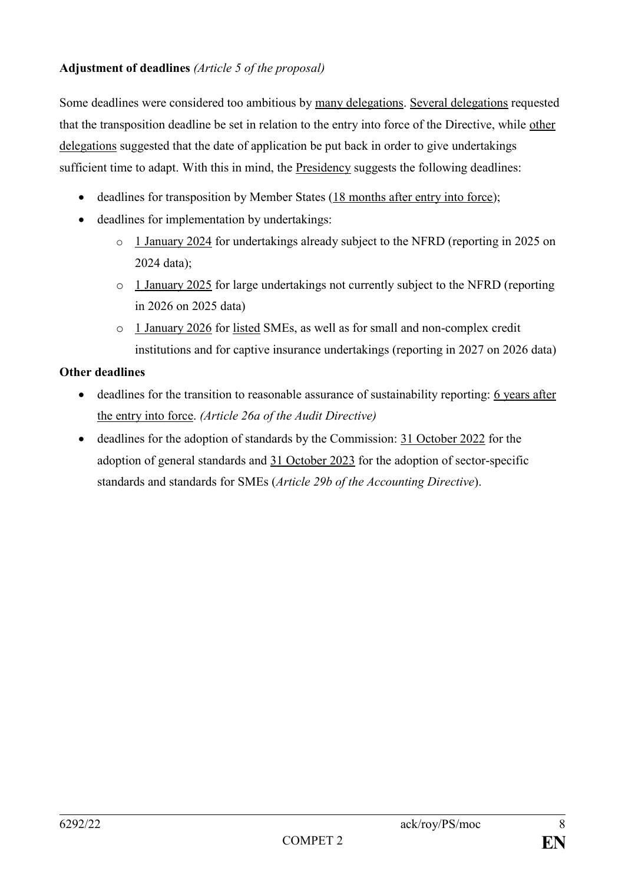**Adjustment of deadlines** *(Article 5 of the proposal)*

Some deadlines were considered too ambitious by <u>many delegations</u>. <u>Several delegations</u> requested that the transposition deadline be set in relation to the entry into force of the Directive, while <u>other delegations</u> suggested that the date of application be put back in order to give undertakings sufficient time to adapt. With this in mind, the <u>Presidency</u> suggests the following deadlines:

- deadlines for transposition by Member States (<u>18 months after entry into force</u>);
- deadlines for implementation by undertakings:
  - <u>1 January 2024</u> for undertakings already subject to the NFRD (reporting in 2025 on 2024 data);
  - <u>1 January 2025</u> for large undertakings not currently subject to the NFRD (reporting in 2026 on 2025 data)
  - <u>1 January 2026</u> for <u>listed</u> SMEs, as well as for small and non-complex credit institutions and for captive insurance undertakings (reporting in 2027 on 2026 data)

**Other deadlines**

- deadlines for the transition to reasonable assurance of sustainability reporting: <u>6 years after the entry into force</u>. *(Article 26a of the Audit Directive)*
- deadlines for the adoption of standards by the Commission: <u>31 October 2022</u> for the adoption of general standards and <u>31 October 2023</u> for the adoption of sector-specific standards and standards for SMEs (*Article 29b of the Accounting Directive*).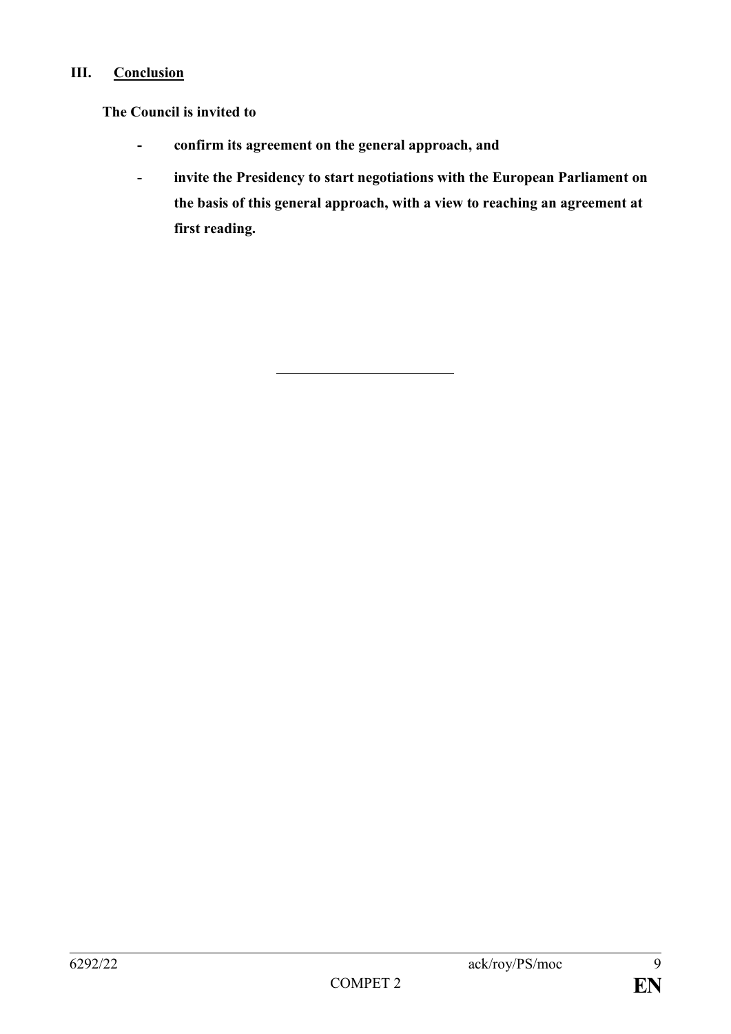## III. Conclusion

**The Council is invited to**

- **confirm its agreement on the general approach, and**
- **invite the Presidency to start negotiations with the European Parliament on the basis of this general approach, with a view to reaching an agreement at first reading.**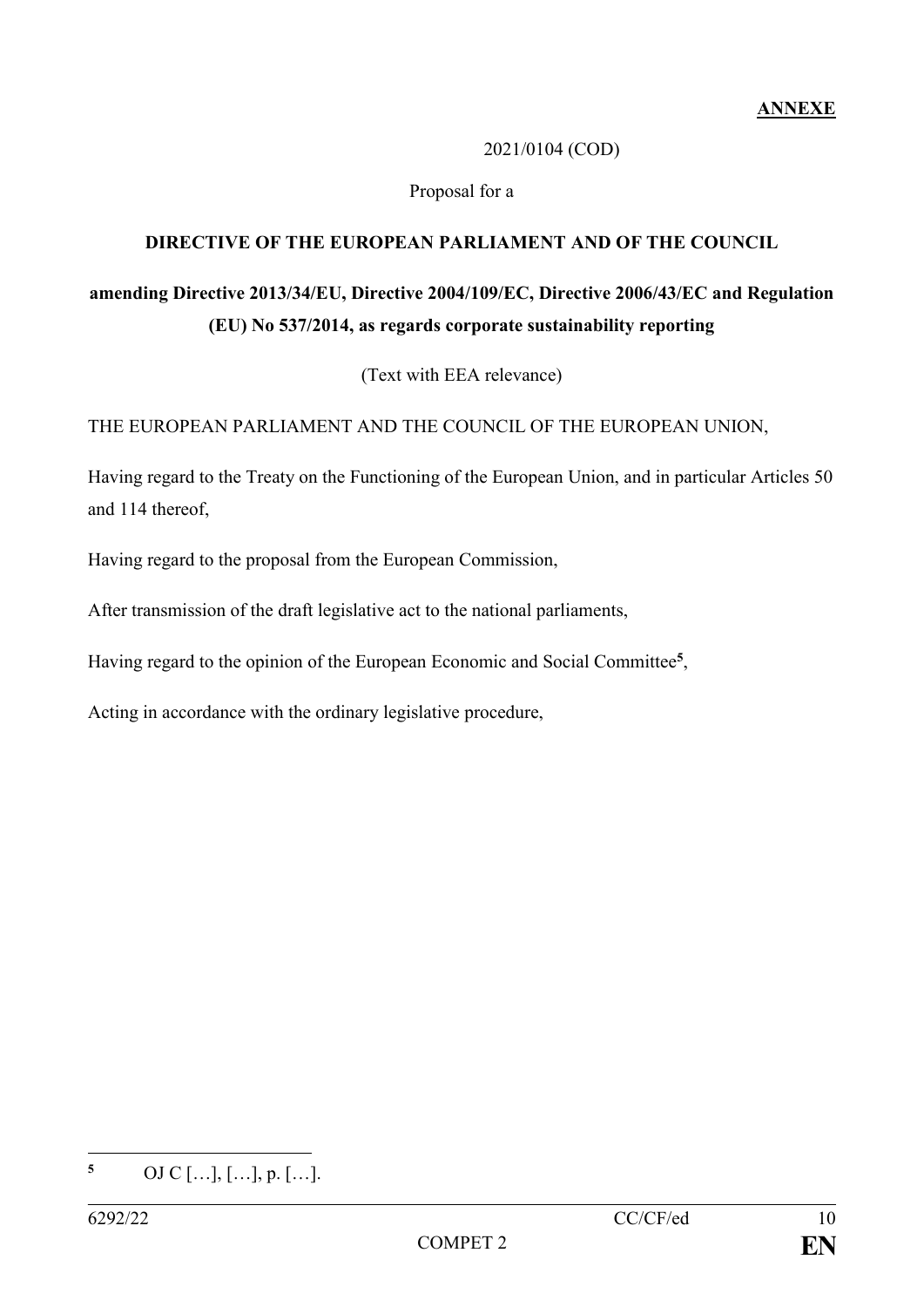**ANNEXE**

2021/0104 (COD)

Proposal for a

**DIRECTIVE OF THE EUROPEAN PARLIAMENT AND OF THE COUNCIL**

**amending Directive 2013/34/EU, Directive 2004/109/EC, Directive 2006/43/EC and Regulation (EU) No 537/2014, as regards corporate sustainability reporting**

(Text with EEA relevance)

THE EUROPEAN PARLIAMENT AND THE COUNCIL OF THE EUROPEAN UNION,

Having regard to the Treaty on the Functioning of the European Union, and in particular Articles 50 and 114 thereof,

Having regard to the proposal from the European Commission,

After transmission of the draft legislative act to the national parliaments,

Having regard to the opinion of the European Economic and Social Committee[5],

Acting in accordance with the ordinary legislative procedure,

[5] OJ C […], […], p. […].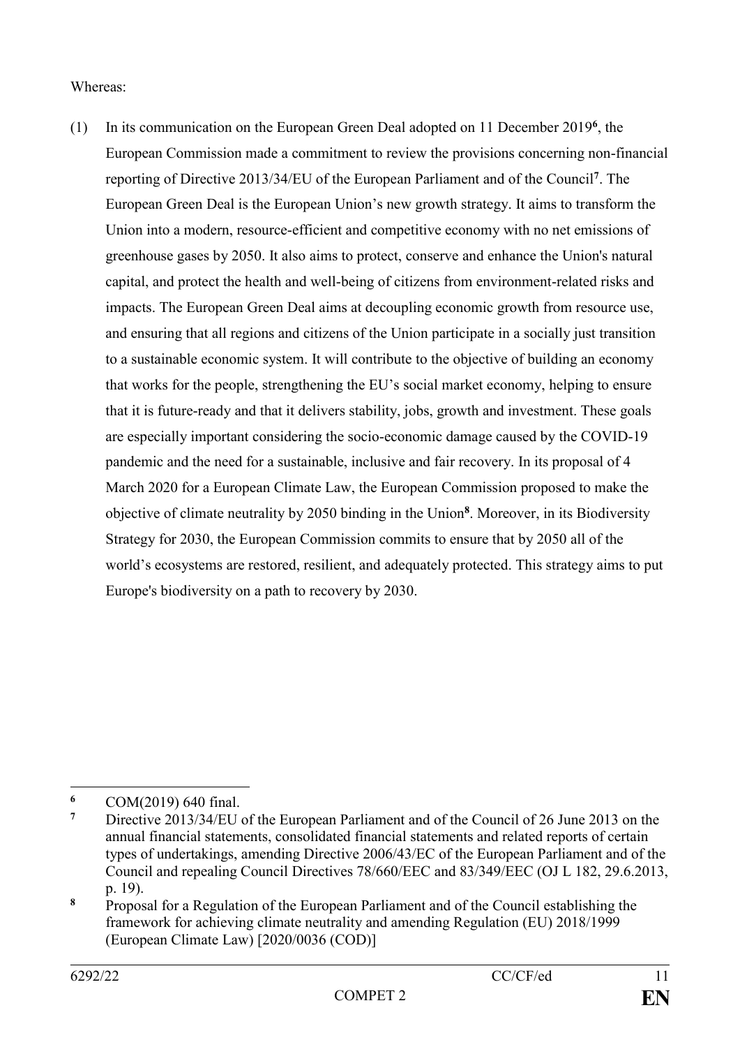Whereas:

(1) In its communication on the European Green Deal adopted on 11 December 2019[6], the European Commission made a commitment to review the provisions concerning non-financial reporting of Directive 2013/34/EU of the European Parliament and of the Council[7]. The European Green Deal is the European Union's new growth strategy. It aims to transform the Union into a modern, resource-efficient and competitive economy with no net emissions of greenhouse gases by 2050. It also aims to protect, conserve and enhance the Union's natural capital, and protect the health and well-being of citizens from environment-related risks and impacts. The European Green Deal aims at decoupling economic growth from resource use, and ensuring that all regions and citizens of the Union participate in a socially just transition to a sustainable economic system. It will contribute to the objective of building an economy that works for the people, strengthening the EU's social market economy, helping to ensure that it is future-ready and that it delivers stability, jobs, growth and investment. These goals are especially important considering the socio-economic damage caused by the COVID-19 pandemic and the need for a sustainable, inclusive and fair recovery. In its proposal of 4 March 2020 for a European Climate Law, the European Commission proposed to make the objective of climate neutrality by 2050 binding in the Union[8]. Moreover, in its Biodiversity Strategy for 2030, the European Commission commits to ensure that by 2050 all of the world's ecosystems are restored, resilient, and adequately protected. This strategy aims to put Europe's biodiversity on a path to recovery by 2030.

---

[6] COM(2019) 640 final.

[7] Directive 2013/34/EU of the European Parliament and of the Council of 26 June 2013 on the annual financial statements, consolidated financial statements and related reports of certain types of undertakings, amending Directive 2006/43/EC of the European Parliament and of the Council and repealing Council Directives 78/660/EEC and 83/349/EEC (OJ L 182, 29.6.2013, p. 19).

[8] Proposal for a Regulation of the European Parliament and of the Council establishing the framework for achieving climate neutrality and amending Regulation (EU) 2018/1999 (European Climate Law) [2020/0036 (COD)]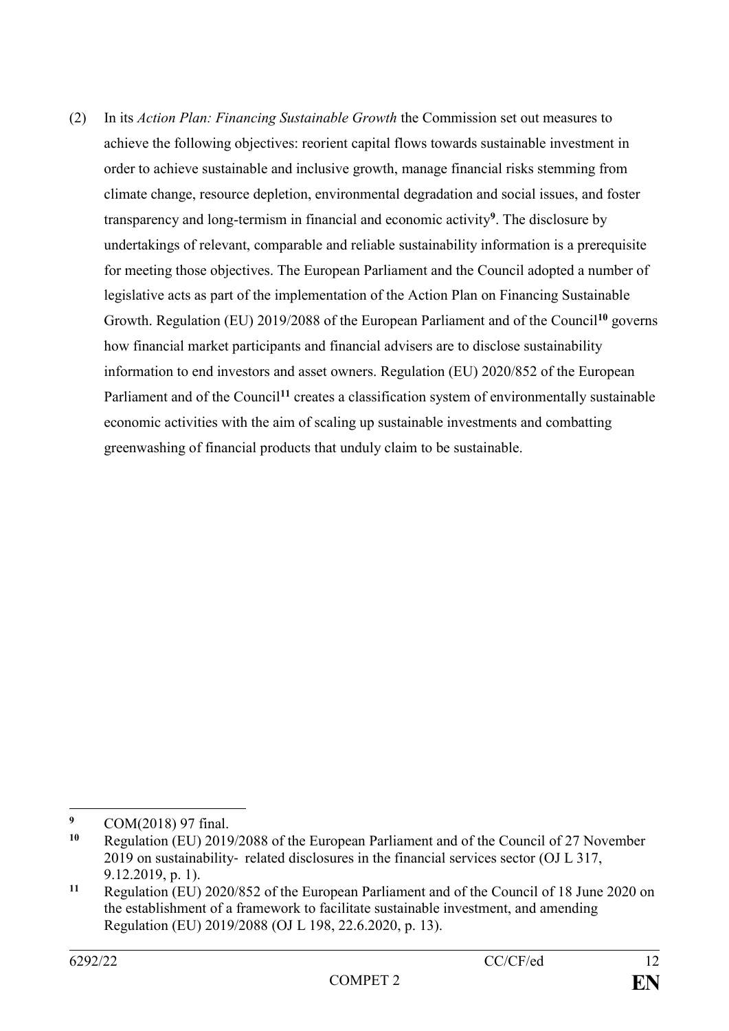(2) In its *Action Plan: Financing Sustainable Growth* the Commission set out measures to achieve the following objectives: reorient capital flows towards sustainable investment in order to achieve sustainable and inclusive growth, manage financial risks stemming from climate change, resource depletion, environmental degradation and social issues, and foster transparency and long-termism in financial and economic activity[9]. The disclosure by undertakings of relevant, comparable and reliable sustainability information is a prerequisite for meeting those objectives. The European Parliament and the Council adopted a number of legislative acts as part of the implementation of the Action Plan on Financing Sustainable Growth. Regulation (EU) 2019/2088 of the European Parliament and of the Council[10] governs how financial market participants and financial advisers are to disclose sustainability information to end investors and asset owners. Regulation (EU) 2020/852 of the European Parliament and of the Council[11] creates a classification system of environmentally sustainable economic activities with the aim of scaling up sustainable investments and combatting greenwashing of financial products that unduly claim to be sustainable.

---

[9] COM(2018) 97 final.

[10] Regulation (EU) 2019/2088 of the European Parliament and of the Council of 27 November 2019 on sustainability- related disclosures in the financial services sector (OJ L 317, 9.12.2019, p. 1).

[11] Regulation (EU) 2020/852 of the European Parliament and of the Council of 18 June 2020 on the establishment of a framework to facilitate sustainable investment, and amending Regulation (EU) 2019/2088 (OJ L 198, 22.6.2020, p. 13).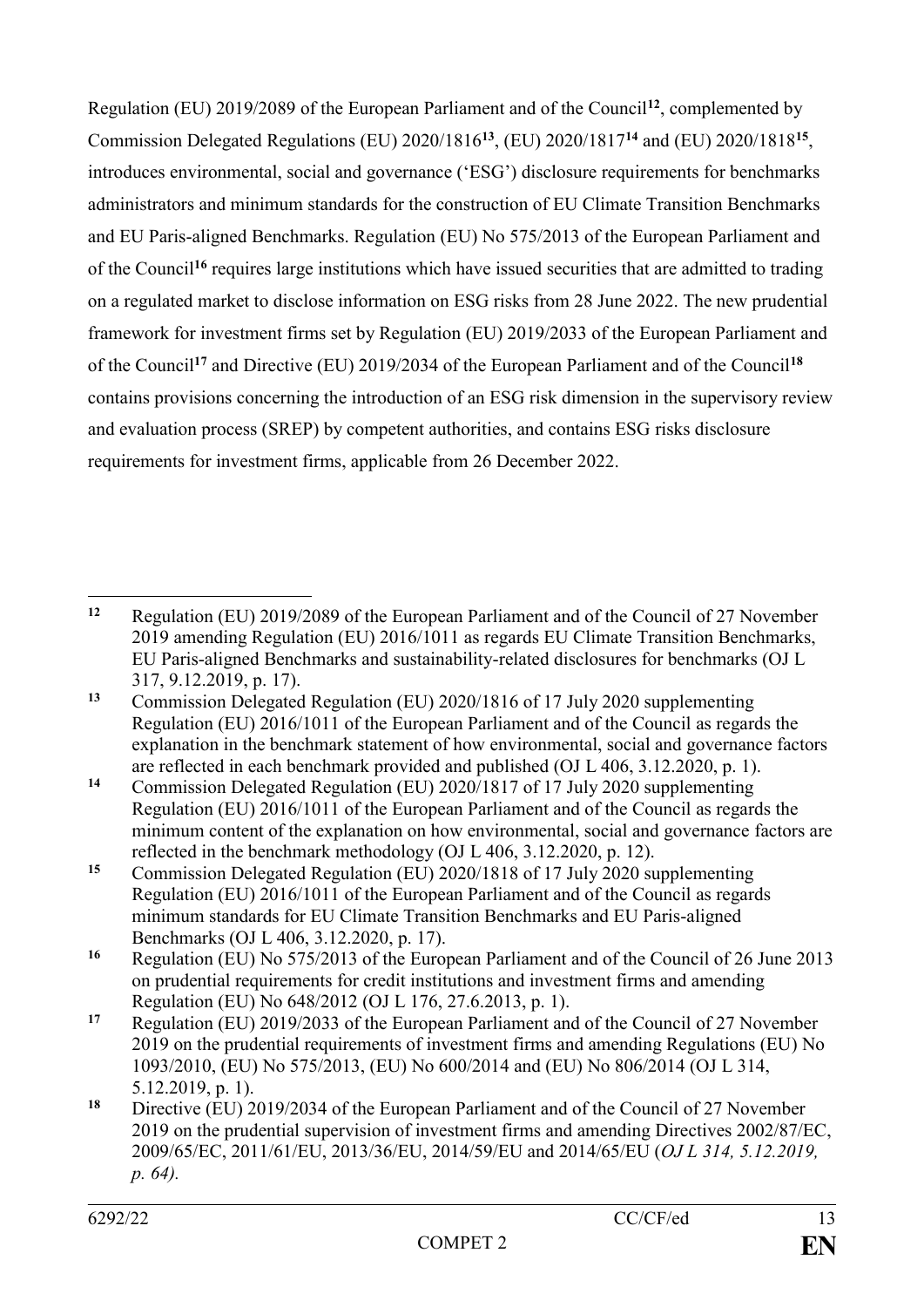Regulation (EU) 2019/2089 of the European Parliament and of the Council[12], complemented by Commission Delegated Regulations (EU) 2020/1816[13], (EU) 2020/1817[14] and (EU) 2020/1818[15], introduces environmental, social and governance ('ESG') disclosure requirements for benchmarks administrators and minimum standards for the construction of EU Climate Transition Benchmarks and EU Paris-aligned Benchmarks. Regulation (EU) No 575/2013 of the European Parliament and of the Council[16] requires large institutions which have issued securities that are admitted to trading on a regulated market to disclose information on ESG risks from 28 June 2022. The new prudential framework for investment firms set by Regulation (EU) 2019/2033 of the European Parliament and of the Council[17] and Directive (EU) 2019/2034 of the European Parliament and of the Council[18] contains provisions concerning the introduction of an ESG risk dimension in the supervisory review and evaluation process (SREP) by competent authorities, and contains ESG risks disclosure requirements for investment firms, applicable from 26 December 2022.

---

[12] Regulation (EU) 2019/2089 of the European Parliament and of the Council of 27 November 2019 amending Regulation (EU) 2016/1011 as regards EU Climate Transition Benchmarks, EU Paris-aligned Benchmarks and sustainability-related disclosures for benchmarks (OJ L 317, 9.12.2019, p. 17).

[13] Commission Delegated Regulation (EU) 2020/1816 of 17 July 2020 supplementing Regulation (EU) 2016/1011 of the European Parliament and of the Council as regards the explanation in the benchmark statement of how environmental, social and governance factors are reflected in each benchmark provided and published (OJ L 406, 3.12.2020, p. 1).

[14] Commission Delegated Regulation (EU) 2020/1817 of 17 July 2020 supplementing Regulation (EU) 2016/1011 of the European Parliament and of the Council as regards the minimum content of the explanation on how environmental, social and governance factors are reflected in the benchmark methodology (OJ L 406, 3.12.2020, p. 12).

[15] Commission Delegated Regulation (EU) 2020/1818 of 17 July 2020 supplementing Regulation (EU) 2016/1011 of the European Parliament and of the Council as regards minimum standards for EU Climate Transition Benchmarks and EU Paris-aligned Benchmarks (OJ L 406, 3.12.2020, p. 17).

[16] Regulation (EU) No 575/2013 of the European Parliament and of the Council of 26 June 2013 on prudential requirements for credit institutions and investment firms and amending Regulation (EU) No 648/2012 (OJ L 176, 27.6.2013, p. 1).

[17] Regulation (EU) 2019/2033 of the European Parliament and of the Council of 27 November 2019 on the prudential requirements of investment firms and amending Regulations (EU) No 1093/2010, (EU) No 575/2013, (EU) No 600/2014 and (EU) No 806/2014 (OJ L 314, 5.12.2019, p. 1).

[18] Directive (EU) 2019/2034 of the European Parliament and of the Council of 27 November 2019 on the prudential supervision of investment firms and amending Directives 2002/87/EC, 2009/65/EC, 2011/61/EU, 2013/36/EU, 2014/59/EU and 2014/65/EU (*OJ L 314, 5.12.2019, p. 64).*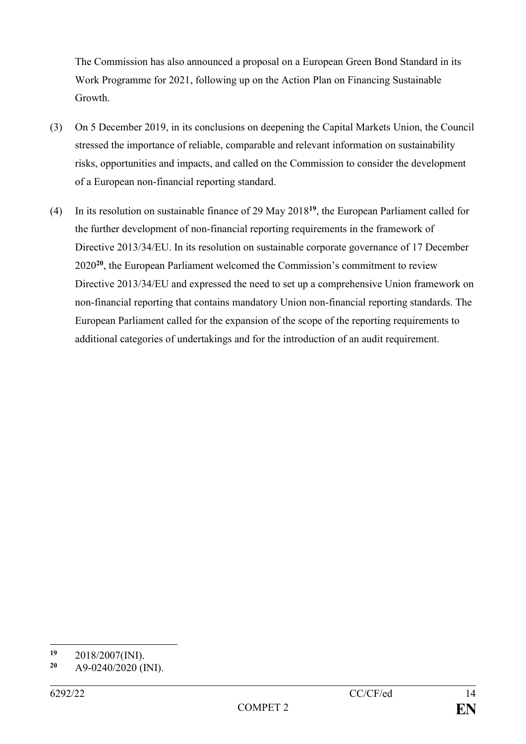The Commission has also announced a proposal on a European Green Bond Standard in its Work Programme for 2021, following up on the Action Plan on Financing Sustainable Growth.

(3) On 5 December 2019, in its conclusions on deepening the Capital Markets Union, the Council stressed the importance of reliable, comparable and relevant information on sustainability risks, opportunities and impacts, and called on the Commission to consider the development of a European non-financial reporting standard.

(4) In its resolution on sustainable finance of 29 May 2018[19], the European Parliament called for the further development of non-financial reporting requirements in the framework of Directive 2013/34/EU. In its resolution on sustainable corporate governance of 17 December 2020[20], the European Parliament welcomed the Commission's commitment to review Directive 2013/34/EU and expressed the need to set up a comprehensive Union framework on non-financial reporting that contains mandatory Union non-financial reporting standards. The European Parliament called for the expansion of the scope of the reporting requirements to additional categories of undertakings and for the introduction of an audit requirement.

---

[19] 2018/2007(INI).

[20] A9-0240/2020 (INI).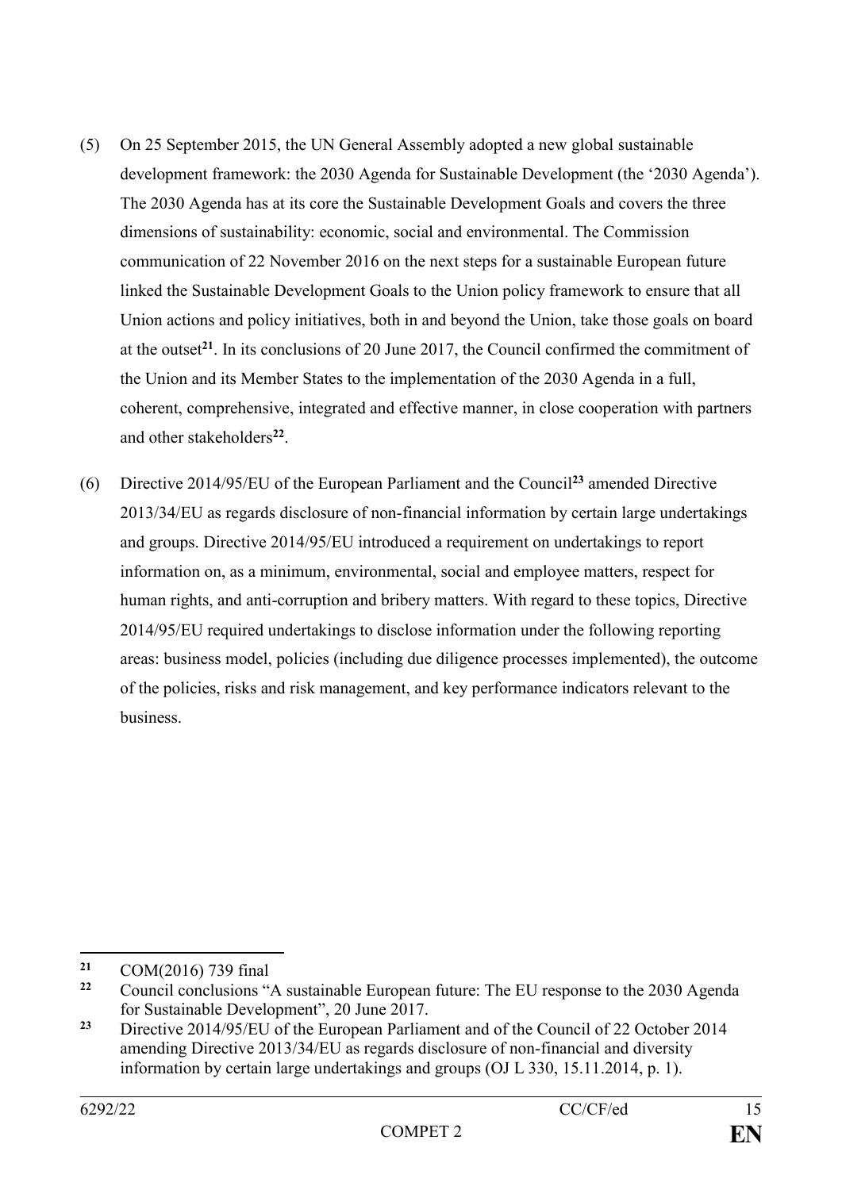(5) On 25 September 2015, the UN General Assembly adopted a new global sustainable development framework: the 2030 Agenda for Sustainable Development (the '2030 Agenda'). The 2030 Agenda has at its core the Sustainable Development Goals and covers the three dimensions of sustainability: economic, social and environmental. The Commission communication of 22 November 2016 on the next steps for a sustainable European future linked the Sustainable Development Goals to the Union policy framework to ensure that all Union actions and policy initiatives, both in and beyond the Union, take those goals on board at the outset[21]. In its conclusions of 20 June 2017, the Council confirmed the commitment of the Union and its Member States to the implementation of the 2030 Agenda in a full, coherent, comprehensive, integrated and effective manner, in close cooperation with partners and other stakeholders[22].

(6) Directive 2014/95/EU of the European Parliament and the Council[23] amended Directive 2013/34/EU as regards disclosure of non-financial information by certain large undertakings and groups. Directive 2014/95/EU introduced a requirement on undertakings to report information on, as a minimum, environmental, social and employee matters, respect for human rights, and anti-corruption and bribery matters. With regard to these topics, Directive 2014/95/EU required undertakings to disclose information under the following reporting areas: business model, policies (including due diligence processes implemented), the outcome of the policies, risks and risk management, and key performance indicators relevant to the business.

---

[21] COM(2016) 739 final

[22] Council conclusions "A sustainable European future: The EU response to the 2030 Agenda for Sustainable Development", 20 June 2017.

[23] Directive 2014/95/EU of the European Parliament and of the Council of 22 October 2014 amending Directive 2013/34/EU as regards disclosure of non-financial and diversity information by certain large undertakings and groups (OJ L 330, 15.11.2014, p. 1).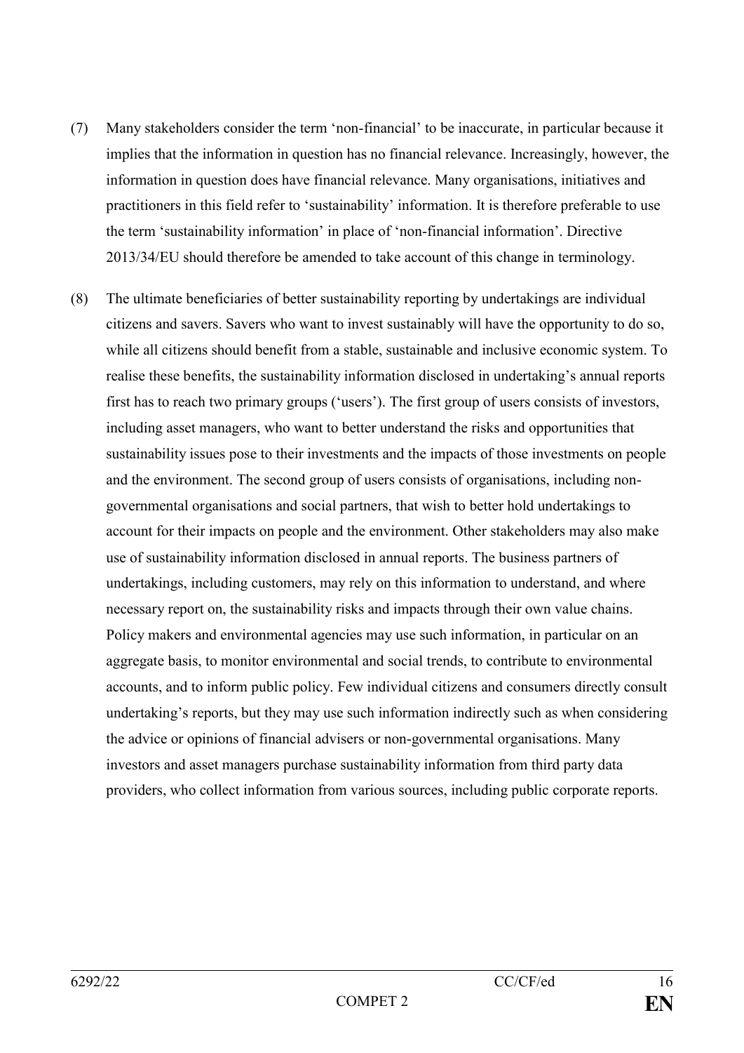(7) Many stakeholders consider the term 'non-financial' to be inaccurate, in particular because it implies that the information in question has no financial relevance. Increasingly, however, the information in question does have financial relevance. Many organisations, initiatives and practitioners in this field refer to 'sustainability' information. It is therefore preferable to use the term 'sustainability information' in place of 'non-financial information'. Directive 2013/34/EU should therefore be amended to take account of this change in terminology.

(8) The ultimate beneficiaries of better sustainability reporting by undertakings are individual citizens and savers. Savers who want to invest sustainably will have the opportunity to do so, while all citizens should benefit from a stable, sustainable and inclusive economic system. To realise these benefits, the sustainability information disclosed in undertaking's annual reports first has to reach two primary groups ('users'). The first group of users consists of investors, including asset managers, who want to better understand the risks and opportunities that sustainability issues pose to their investments and the impacts of those investments on people and the environment. The second group of users consists of organisations, including non-governmental organisations and social partners, that wish to better hold undertakings to account for their impacts on people and the environment. Other stakeholders may also make use of sustainability information disclosed in annual reports. The business partners of undertakings, including customers, may rely on this information to understand, and where necessary report on, the sustainability risks and impacts through their own value chains. Policy makers and environmental agencies may use such information, in particular on an aggregate basis, to monitor environmental and social trends, to contribute to environmental accounts, and to inform public policy. Few individual citizens and consumers directly consult undertaking's reports, but they may use such information indirectly such as when considering the advice or opinions of financial advisers or non-governmental organisations. Many investors and asset managers purchase sustainability information from third party data providers, who collect information from various sources, including public corporate reports.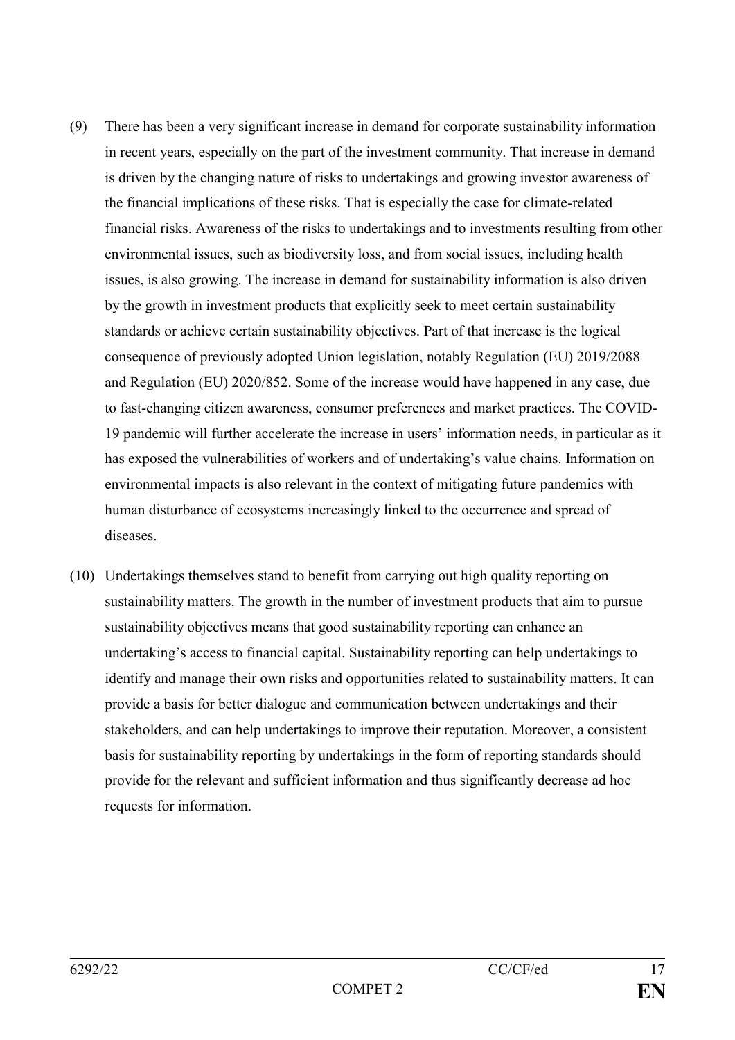(9) There has been a very significant increase in demand for corporate sustainability information in recent years, especially on the part of the investment community. That increase in demand is driven by the changing nature of risks to undertakings and growing investor awareness of the financial implications of these risks. That is especially the case for climate-related financial risks. Awareness of the risks to undertakings and to investments resulting from other environmental issues, such as biodiversity loss, and from social issues, including health issues, is also growing. The increase in demand for sustainability information is also driven by the growth in investment products that explicitly seek to meet certain sustainability standards or achieve certain sustainability objectives. Part of that increase is the logical consequence of previously adopted Union legislation, notably Regulation (EU) 2019/2088 and Regulation (EU) 2020/852. Some of the increase would have happened in any case, due to fast-changing citizen awareness, consumer preferences and market practices. The COVID-19 pandemic will further accelerate the increase in users' information needs, in particular as it has exposed the vulnerabilities of workers and of undertaking's value chains. Information on environmental impacts is also relevant in the context of mitigating future pandemics with human disturbance of ecosystems increasingly linked to the occurrence and spread of diseases.

(10) Undertakings themselves stand to benefit from carrying out high quality reporting on sustainability matters. The growth in the number of investment products that aim to pursue sustainability objectives means that good sustainability reporting can enhance an undertaking's access to financial capital. Sustainability reporting can help undertakings to identify and manage their own risks and opportunities related to sustainability matters. It can provide a basis for better dialogue and communication between undertakings and their stakeholders, and can help undertakings to improve their reputation. Moreover, a consistent basis for sustainability reporting by undertakings in the form of reporting standards should provide for the relevant and sufficient information and thus significantly decrease ad hoc requests for information.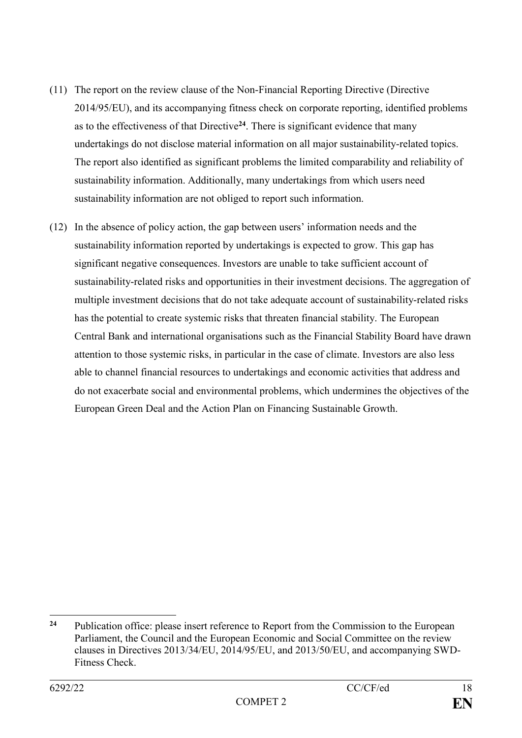(11) The report on the review clause of the Non-Financial Reporting Directive (Directive 2014/95/EU), and its accompanying fitness check on corporate reporting, identified problems as to the effectiveness of that Directive[24]. There is significant evidence that many undertakings do not disclose material information on all major sustainability-related topics. The report also identified as significant problems the limited comparability and reliability of sustainability information. Additionally, many undertakings from which users need sustainability information are not obliged to report such information.

(12) In the absence of policy action, the gap between users' information needs and the sustainability information reported by undertakings is expected to grow. This gap has significant negative consequences. Investors are unable to take sufficient account of sustainability-related risks and opportunities in their investment decisions. The aggregation of multiple investment decisions that do not take adequate account of sustainability-related risks has the potential to create systemic risks that threaten financial stability. The European Central Bank and international organisations such as the Financial Stability Board have drawn attention to those systemic risks, in particular in the case of climate. Investors are also less able to channel financial resources to undertakings and economic activities that address and do not exacerbate social and environmental problems, which undermines the objectives of the European Green Deal and the Action Plan on Financing Sustainable Growth.

---

[24] Publication office: please insert reference to Report from the Commission to the European Parliament, the Council and the European Economic and Social Committee on the review clauses in Directives 2013/34/EU, 2014/95/EU, and 2013/50/EU, and accompanying SWD-Fitness Check.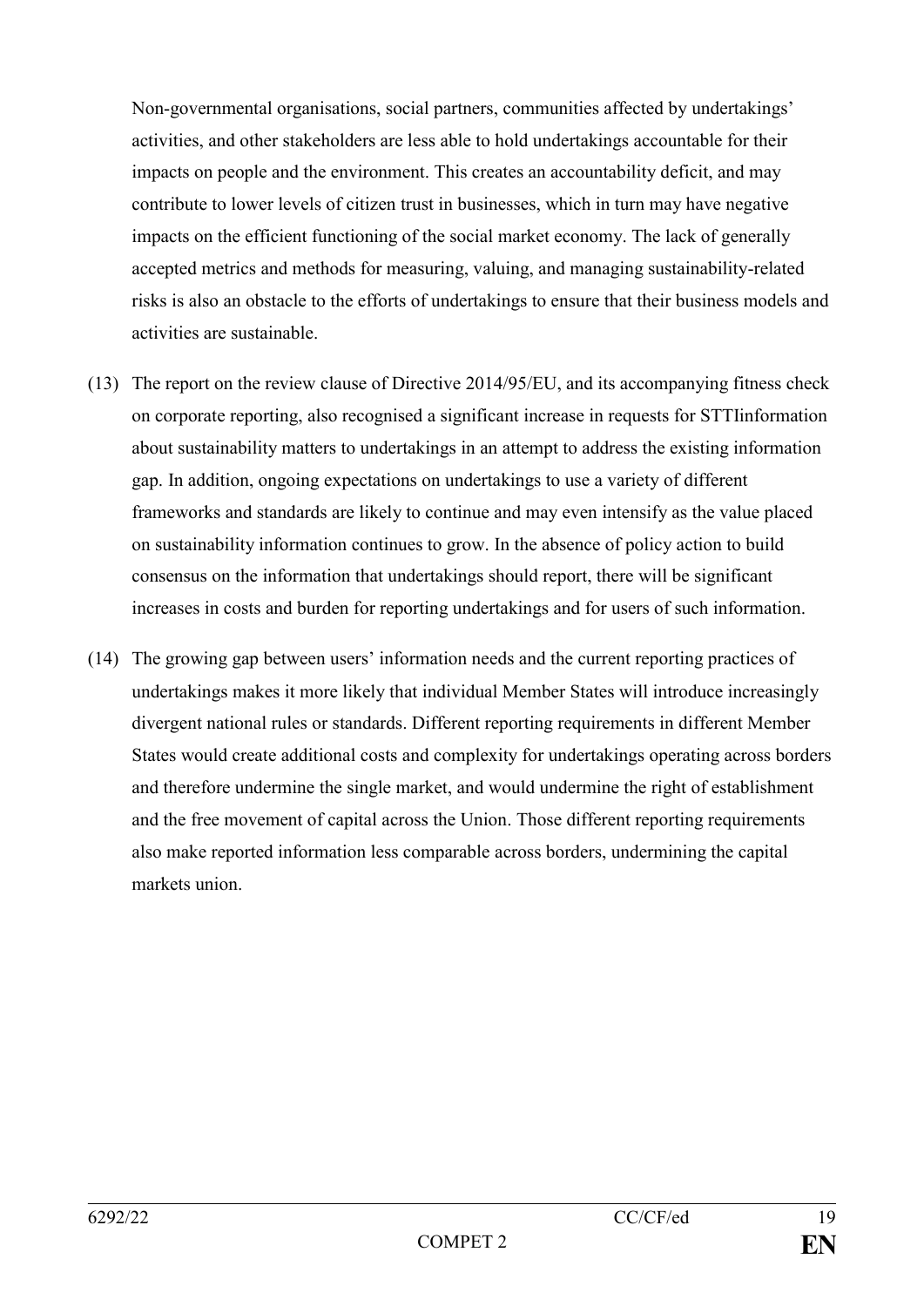Non-governmental organisations, social partners, communities affected by undertakings' activities, and other stakeholders are less able to hold undertakings accountable for their impacts on people and the environment. This creates an accountability deficit, and may contribute to lower levels of citizen trust in businesses, which in turn may have negative impacts on the efficient functioning of the social market economy. The lack of generally accepted metrics and methods for measuring, valuing, and managing sustainability-related risks is also an obstacle to the efforts of undertakings to ensure that their business models and activities are sustainable.

(13) The report on the review clause of Directive 2014/95/EU, and its accompanying fitness check on corporate reporting, also recognised a significant increase in requests for STTIinformation about sustainability matters to undertakings in an attempt to address the existing information gap. In addition, ongoing expectations on undertakings to use a variety of different frameworks and standards are likely to continue and may even intensify as the value placed on sustainability information continues to grow. In the absence of policy action to build consensus on the information that undertakings should report, there will be significant increases in costs and burden for reporting undertakings and for users of such information.

(14) The growing gap between users' information needs and the current reporting practices of undertakings makes it more likely that individual Member States will introduce increasingly divergent national rules or standards. Different reporting requirements in different Member States would create additional costs and complexity for undertakings operating across borders and therefore undermine the single market, and would undermine the right of establishment and the free movement of capital across the Union. Those different reporting requirements also make reported information less comparable across borders, undermining the capital markets union.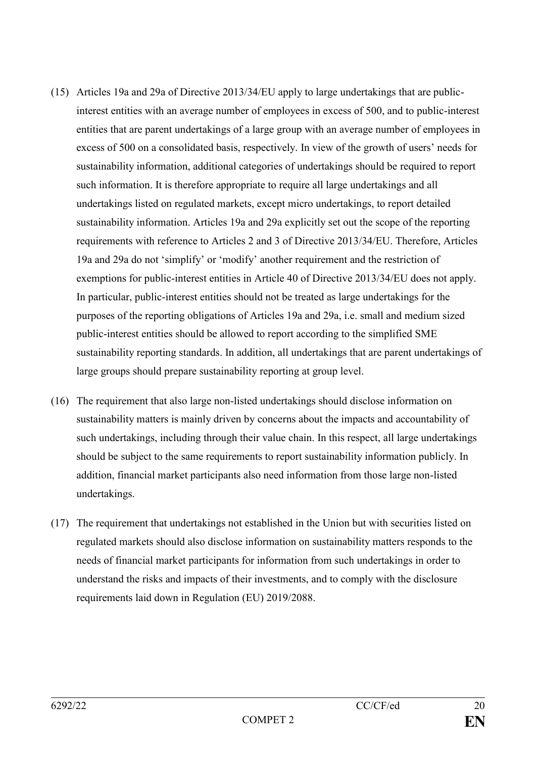(15) Articles 19a and 29a of Directive 2013/34/EU apply to large undertakings that are public-interest entities with an average number of employees in excess of 500, and to public-interest entities that are parent undertakings of a large group with an average number of employees in excess of 500 on a consolidated basis, respectively. In view of the growth of users' needs for sustainability information, additional categories of undertakings should be required to report such information. It is therefore appropriate to require all large undertakings and all undertakings listed on regulated markets, except micro undertakings, to report detailed sustainability information. Articles 19a and 29a explicitly set out the scope of the reporting requirements with reference to Articles 2 and 3 of Directive 2013/34/EU. Therefore, Articles 19a and 29a do not 'simplify' or 'modify' another requirement and the restriction of exemptions for public-interest entities in Article 40 of Directive 2013/34/EU does not apply. In particular, public-interest entities should not be treated as large undertakings for the purposes of the reporting obligations of Articles 19a and 29a, i.e. small and medium sized public-interest entities should be allowed to report according to the simplified SME sustainability reporting standards. In addition, all undertakings that are parent undertakings of large groups should prepare sustainability reporting at group level.

(16) The requirement that also large non-listed undertakings should disclose information on sustainability matters is mainly driven by concerns about the impacts and accountability of such undertakings, including through their value chain. In this respect, all large undertakings should be subject to the same requirements to report sustainability information publicly. In addition, financial market participants also need information from those large non-listed undertakings.

(17) The requirement that undertakings not established in the Union but with securities listed on regulated markets should also disclose information on sustainability matters responds to the needs of financial market participants for information from such undertakings in order to understand the risks and impacts of their investments, and to comply with the disclosure requirements laid down in Regulation (EU) 2019/2088.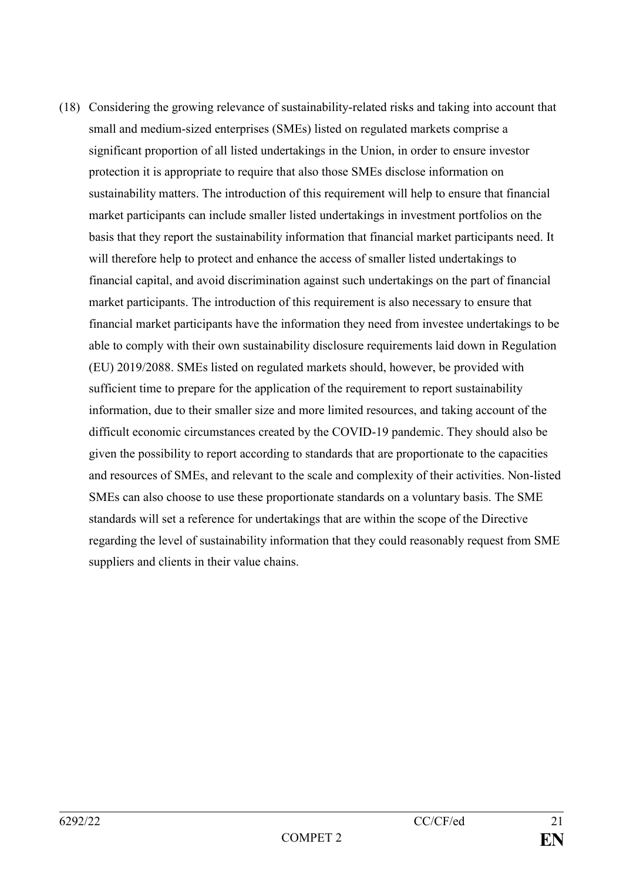(18) Considering the growing relevance of sustainability-related risks and taking into account that small and medium-sized enterprises (SMEs) listed on regulated markets comprise a significant proportion of all listed undertakings in the Union, in order to ensure investor protection it is appropriate to require that also those SMEs disclose information on sustainability matters. The introduction of this requirement will help to ensure that financial market participants can include smaller listed undertakings in investment portfolios on the basis that they report the sustainability information that financial market participants need. It will therefore help to protect and enhance the access of smaller listed undertakings to financial capital, and avoid discrimination against such undertakings on the part of financial market participants. The introduction of this requirement is also necessary to ensure that financial market participants have the information they need from investee undertakings to be able to comply with their own sustainability disclosure requirements laid down in Regulation (EU) 2019/2088. SMEs listed on regulated markets should, however, be provided with sufficient time to prepare for the application of the requirement to report sustainability information, due to their smaller size and more limited resources, and taking account of the difficult economic circumstances created by the COVID-19 pandemic. They should also be given the possibility to report according to standards that are proportionate to the capacities and resources of SMEs, and relevant to the scale and complexity of their activities. Non-listed SMEs can also choose to use these proportionate standards on a voluntary basis. The SME standards will set a reference for undertakings that are within the scope of the Directive regarding the level of sustainability information that they could reasonably request from SME suppliers and clients in their value chains.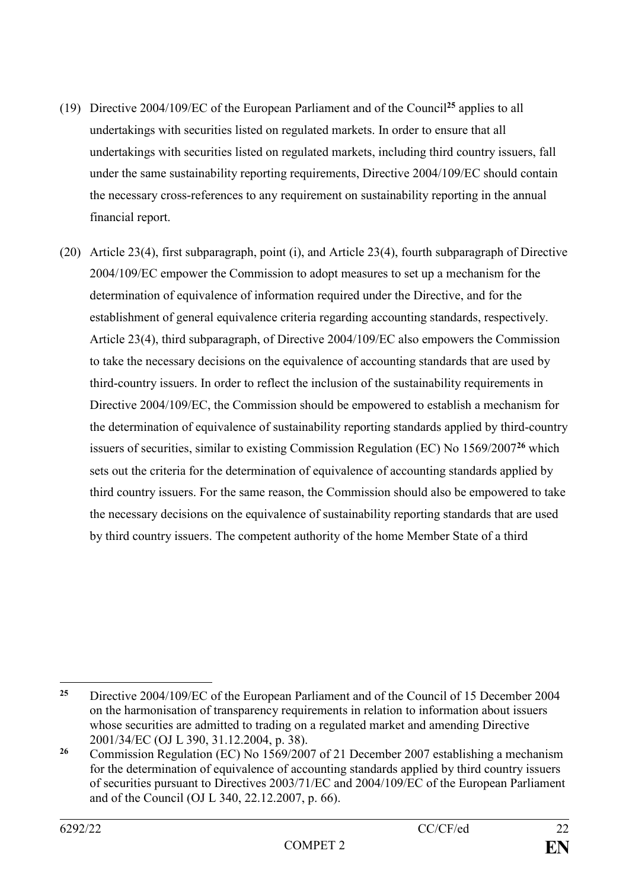(19) Directive 2004/109/EC of the European Parliament and of the Council[25] applies to all undertakings with securities listed on regulated markets. In order to ensure that all undertakings with securities listed on regulated markets, including third country issuers, fall under the same sustainability reporting requirements, Directive 2004/109/EC should contain the necessary cross-references to any requirement on sustainability reporting in the annual financial report.

(20) Article 23(4), first subparagraph, point (i), and Article 23(4), fourth subparagraph of Directive 2004/109/EC empower the Commission to adopt measures to set up a mechanism for the determination of equivalence of information required under the Directive, and for the establishment of general equivalence criteria regarding accounting standards, respectively. Article 23(4), third subparagraph, of Directive 2004/109/EC also empowers the Commission to take the necessary decisions on the equivalence of accounting standards that are used by third-country issuers. In order to reflect the inclusion of the sustainability requirements in Directive 2004/109/EC, the Commission should be empowered to establish a mechanism for the determination of equivalence of sustainability reporting standards applied by third-country issuers of securities, similar to existing Commission Regulation (EC) No 1569/2007[26] which sets out the criteria for the determination of equivalence of accounting standards applied by third country issuers. For the same reason, the Commission should also be empowered to take the necessary decisions on the equivalence of sustainability reporting standards that are used by third country issuers. The competent authority of the home Member State of a third

---

[25] Directive 2004/109/EC of the European Parliament and of the Council of 15 December 2004 on the harmonisation of transparency requirements in relation to information about issuers whose securities are admitted to trading on a regulated market and amending Directive 2001/34/EC (OJ L 390, 31.12.2004, p. 38).

[26] Commission Regulation (EC) No 1569/2007 of 21 December 2007 establishing a mechanism for the determination of equivalence of accounting standards applied by third country issuers of securities pursuant to Directives 2003/71/EC and 2004/109/EC of the European Parliament and of the Council (OJ L 340, 22.12.2007, p. 66).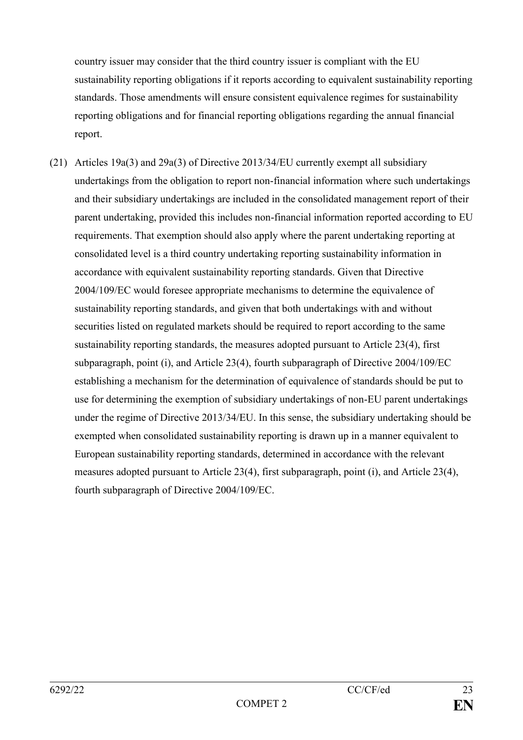country issuer may consider that the third country issuer is compliant with the EU sustainability reporting obligations if it reports according to equivalent sustainability reporting standards. Those amendments will ensure consistent equivalence regimes for sustainability reporting obligations and for financial reporting obligations regarding the annual financial report.

(21) Articles 19a(3) and 29a(3) of Directive 2013/34/EU currently exempt all subsidiary undertakings from the obligation to report non-financial information where such undertakings and their subsidiary undertakings are included in the consolidated management report of their parent undertaking, provided this includes non-financial information reported according to EU requirements. That exemption should also apply where the parent undertaking reporting at consolidated level is a third country undertaking reporting sustainability information in accordance with equivalent sustainability reporting standards. Given that Directive 2004/109/EC would foresee appropriate mechanisms to determine the equivalence of sustainability reporting standards, and given that both undertakings with and without securities listed on regulated markets should be required to report according to the same sustainability reporting standards, the measures adopted pursuant to Article 23(4), first subparagraph, point (i), and Article 23(4), fourth subparagraph of Directive 2004/109/EC establishing a mechanism for the determination of equivalence of standards should be put to use for determining the exemption of subsidiary undertakings of non-EU parent undertakings under the regime of Directive 2013/34/EU. In this sense, the subsidiary undertaking should be exempted when consolidated sustainability reporting is drawn up in a manner equivalent to European sustainability reporting standards, determined in accordance with the relevant measures adopted pursuant to Article 23(4), first subparagraph, point (i), and Article 23(4), fourth subparagraph of Directive 2004/109/EC.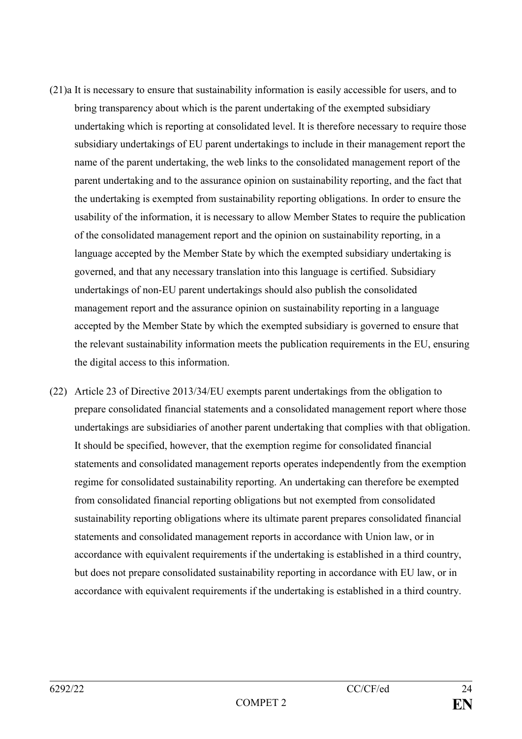(21)a It is necessary to ensure that sustainability information is easily accessible for users, and to bring transparency about which is the parent undertaking of the exempted subsidiary undertaking which is reporting at consolidated level. It is therefore necessary to require those subsidiary undertakings of EU parent undertakings to include in their management report the name of the parent undertaking, the web links to the consolidated management report of the parent undertaking and to the assurance opinion on sustainability reporting, and the fact that the undertaking is exempted from sustainability reporting obligations. In order to ensure the usability of the information, it is necessary to allow Member States to require the publication of the consolidated management report and the opinion on sustainability reporting, in a language accepted by the Member State by which the exempted subsidiary undertaking is governed, and that any necessary translation into this language is certified. Subsidiary undertakings of non-EU parent undertakings should also publish the consolidated management report and the assurance opinion on sustainability reporting in a language accepted by the Member State by which the exempted subsidiary is governed to ensure that the relevant sustainability information meets the publication requirements in the EU, ensuring the digital access to this information.

(22) Article 23 of Directive 2013/34/EU exempts parent undertakings from the obligation to prepare consolidated financial statements and a consolidated management report where those undertakings are subsidiaries of another parent undertaking that complies with that obligation. It should be specified, however, that the exemption regime for consolidated financial statements and consolidated management reports operates independently from the exemption regime for consolidated sustainability reporting. An undertaking can therefore be exempted from consolidated financial reporting obligations but not exempted from consolidated sustainability reporting obligations where its ultimate parent prepares consolidated financial statements and consolidated management reports in accordance with Union law, or in accordance with equivalent requirements if the undertaking is established in a third country, but does not prepare consolidated sustainability reporting in accordance with EU law, or in accordance with equivalent requirements if the undertaking is established in a third country.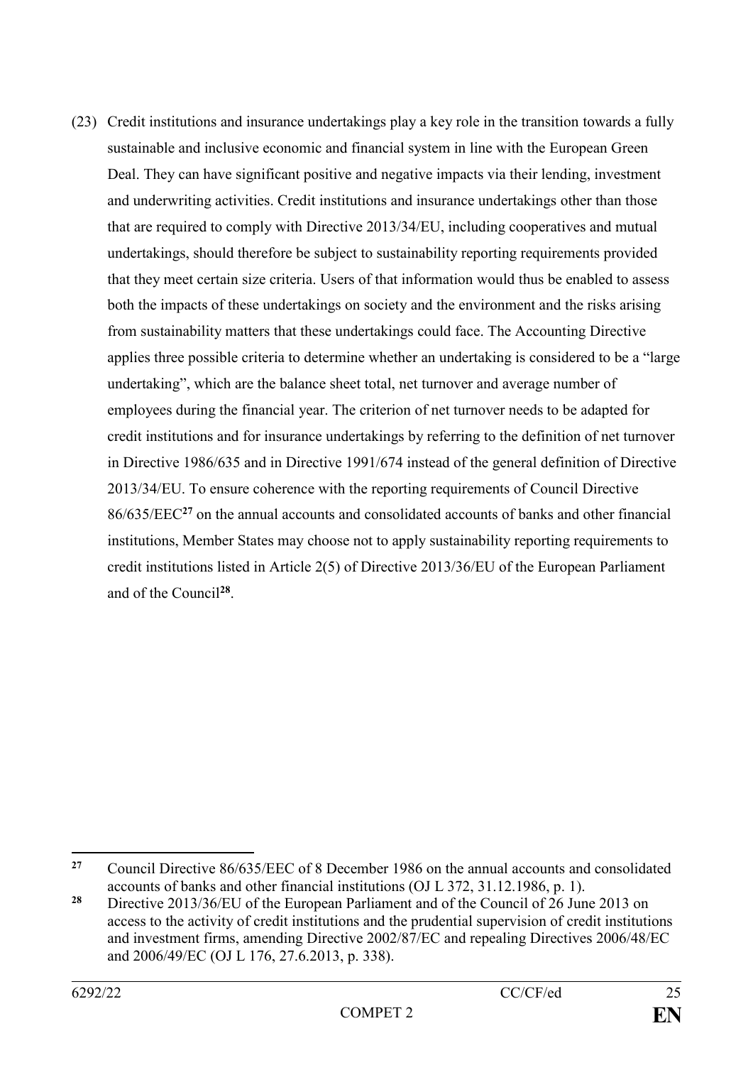(23) Credit institutions and insurance undertakings play a key role in the transition towards a fully sustainable and inclusive economic and financial system in line with the European Green Deal. They can have significant positive and negative impacts via their lending, investment and underwriting activities. Credit institutions and insurance undertakings other than those that are required to comply with Directive 2013/34/EU, including cooperatives and mutual undertakings, should therefore be subject to sustainability reporting requirements provided that they meet certain size criteria. Users of that information would thus be enabled to assess both the impacts of these undertakings on society and the environment and the risks arising from sustainability matters that these undertakings could face. The Accounting Directive applies three possible criteria to determine whether an undertaking is considered to be a "large undertaking", which are the balance sheet total, net turnover and average number of employees during the financial year. The criterion of net turnover needs to be adapted for credit institutions and for insurance undertakings by referring to the definition of net turnover in Directive 1986/635 and in Directive 1991/674 instead of the general definition of Directive 2013/34/EU. To ensure coherence with the reporting requirements of Council Directive 86/635/EEC[27] on the annual accounts and consolidated accounts of banks and other financial institutions, Member States may choose not to apply sustainability reporting requirements to credit institutions listed in Article 2(5) of Directive 2013/36/EU of the European Parliament and of the Council[28].

---

[27] Council Directive 86/635/EEC of 8 December 1986 on the annual accounts and consolidated accounts of banks and other financial institutions (OJ L 372, 31.12.1986, p. 1).

[28] Directive 2013/36/EU of the European Parliament and of the Council of 26 June 2013 on access to the activity of credit institutions and the prudential supervision of credit institutions and investment firms, amending Directive 2002/87/EC and repealing Directives 2006/48/EC and 2006/49/EC (OJ L 176, 27.6.2013, p. 338).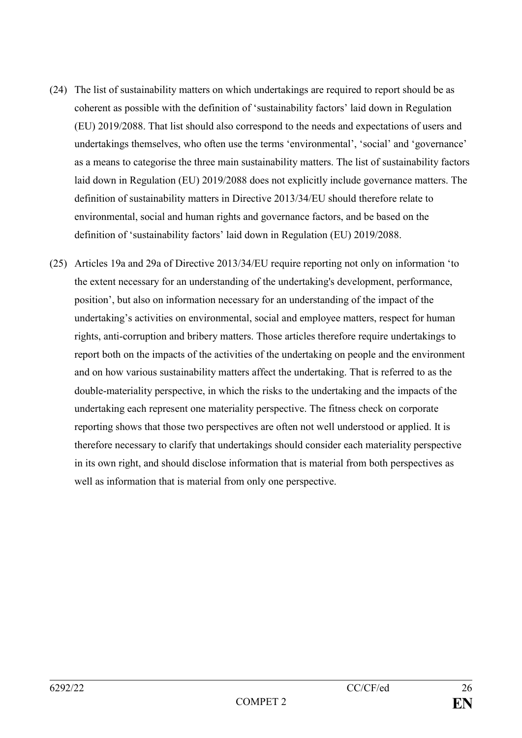(24) The list of sustainability matters on which undertakings are required to report should be as coherent as possible with the definition of 'sustainability factors' laid down in Regulation (EU) 2019/2088. That list should also correspond to the needs and expectations of users and undertakings themselves, who often use the terms 'environmental', 'social' and 'governance' as a means to categorise the three main sustainability matters. The list of sustainability factors laid down in Regulation (EU) 2019/2088 does not explicitly include governance matters. The definition of sustainability matters in Directive 2013/34/EU should therefore relate to environmental, social and human rights and governance factors, and be based on the definition of 'sustainability factors' laid down in Regulation (EU) 2019/2088.

(25) Articles 19a and 29a of Directive 2013/34/EU require reporting not only on information 'to the extent necessary for an understanding of the undertaking's development, performance, position', but also on information necessary for an understanding of the impact of the undertaking's activities on environmental, social and employee matters, respect for human rights, anti-corruption and bribery matters. Those articles therefore require undertakings to report both on the impacts of the activities of the undertaking on people and the environment and on how various sustainability matters affect the undertaking. That is referred to as the double-materiality perspective, in which the risks to the undertaking and the impacts of the undertaking each represent one materiality perspective. The fitness check on corporate reporting shows that those two perspectives are often not well understood or applied. It is therefore necessary to clarify that undertakings should consider each materiality perspective in its own right, and should disclose information that is material from both perspectives as well as information that is material from only one perspective.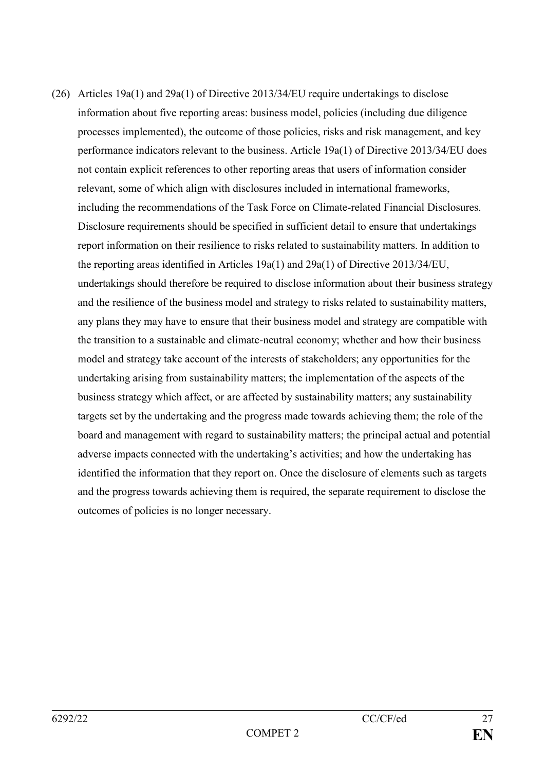(26) Articles 19a(1) and 29a(1) of Directive 2013/34/EU require undertakings to disclose information about five reporting areas: business model, policies (including due diligence processes implemented), the outcome of those policies, risks and risk management, and key performance indicators relevant to the business. Article 19a(1) of Directive 2013/34/EU does not contain explicit references to other reporting areas that users of information consider relevant, some of which align with disclosures included in international frameworks, including the recommendations of the Task Force on Climate-related Financial Disclosures. Disclosure requirements should be specified in sufficient detail to ensure that undertakings report information on their resilience to risks related to sustainability matters. In addition to the reporting areas identified in Articles 19a(1) and 29a(1) of Directive 2013/34/EU, undertakings should therefore be required to disclose information about their business strategy and the resilience of the business model and strategy to risks related to sustainability matters, any plans they may have to ensure that their business model and strategy are compatible with the transition to a sustainable and climate-neutral economy; whether and how their business model and strategy take account of the interests of stakeholders; any opportunities for the undertaking arising from sustainability matters; the implementation of the aspects of the business strategy which affect, or are affected by sustainability matters; any sustainability targets set by the undertaking and the progress made towards achieving them; the role of the board and management with regard to sustainability matters; the principal actual and potential adverse impacts connected with the undertaking's activities; and how the undertaking has identified the information that they report on. Once the disclosure of elements such as targets and the progress towards achieving them is required, the separate requirement to disclose the outcomes of policies is no longer necessary.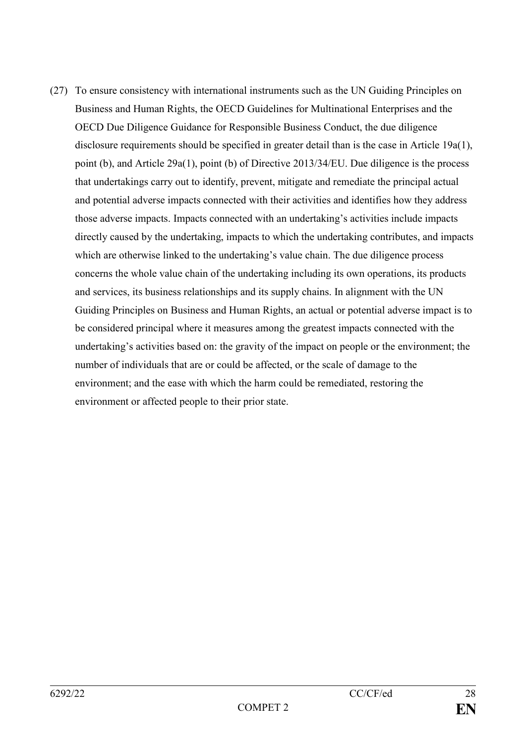(27) To ensure consistency with international instruments such as the UN Guiding Principles on Business and Human Rights, the OECD Guidelines for Multinational Enterprises and the OECD Due Diligence Guidance for Responsible Business Conduct, the due diligence disclosure requirements should be specified in greater detail than is the case in Article 19a(1), point (b), and Article 29a(1), point (b) of Directive 2013/34/EU. Due diligence is the process that undertakings carry out to identify, prevent, mitigate and remediate the principal actual and potential adverse impacts connected with their activities and identifies how they address those adverse impacts. Impacts connected with an undertaking's activities include impacts directly caused by the undertaking, impacts to which the undertaking contributes, and impacts which are otherwise linked to the undertaking's value chain. The due diligence process concerns the whole value chain of the undertaking including its own operations, its products and services, its business relationships and its supply chains. In alignment with the UN Guiding Principles on Business and Human Rights, an actual or potential adverse impact is to be considered principal where it measures among the greatest impacts connected with the undertaking's activities based on: the gravity of the impact on people or the environment; the number of individuals that are or could be affected, or the scale of damage to the environment; and the ease with which the harm could be remediated, restoring the environment or affected people to their prior state.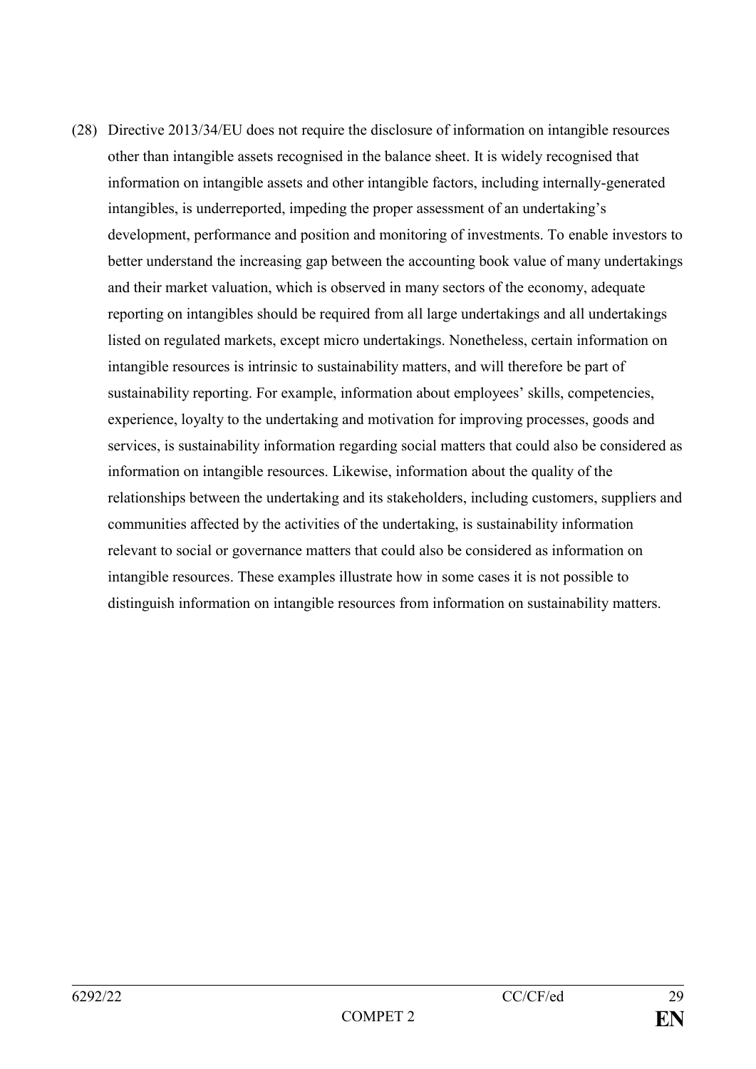(28) Directive 2013/34/EU does not require the disclosure of information on intangible resources other than intangible assets recognised in the balance sheet. It is widely recognised that information on intangible assets and other intangible factors, including internally-generated intangibles, is underreported, impeding the proper assessment of an undertaking's development, performance and position and monitoring of investments. To enable investors to better understand the increasing gap between the accounting book value of many undertakings and their market valuation, which is observed in many sectors of the economy, adequate reporting on intangibles should be required from all large undertakings and all undertakings listed on regulated markets, except micro undertakings. Nonetheless, certain information on intangible resources is intrinsic to sustainability matters, and will therefore be part of sustainability reporting. For example, information about employees' skills, competencies, experience, loyalty to the undertaking and motivation for improving processes, goods and services, is sustainability information regarding social matters that could also be considered as information on intangible resources. Likewise, information about the quality of the relationships between the undertaking and its stakeholders, including customers, suppliers and communities affected by the activities of the undertaking, is sustainability information relevant to social or governance matters that could also be considered as information on intangible resources. These examples illustrate how in some cases it is not possible to distinguish information on intangible resources from information on sustainability matters.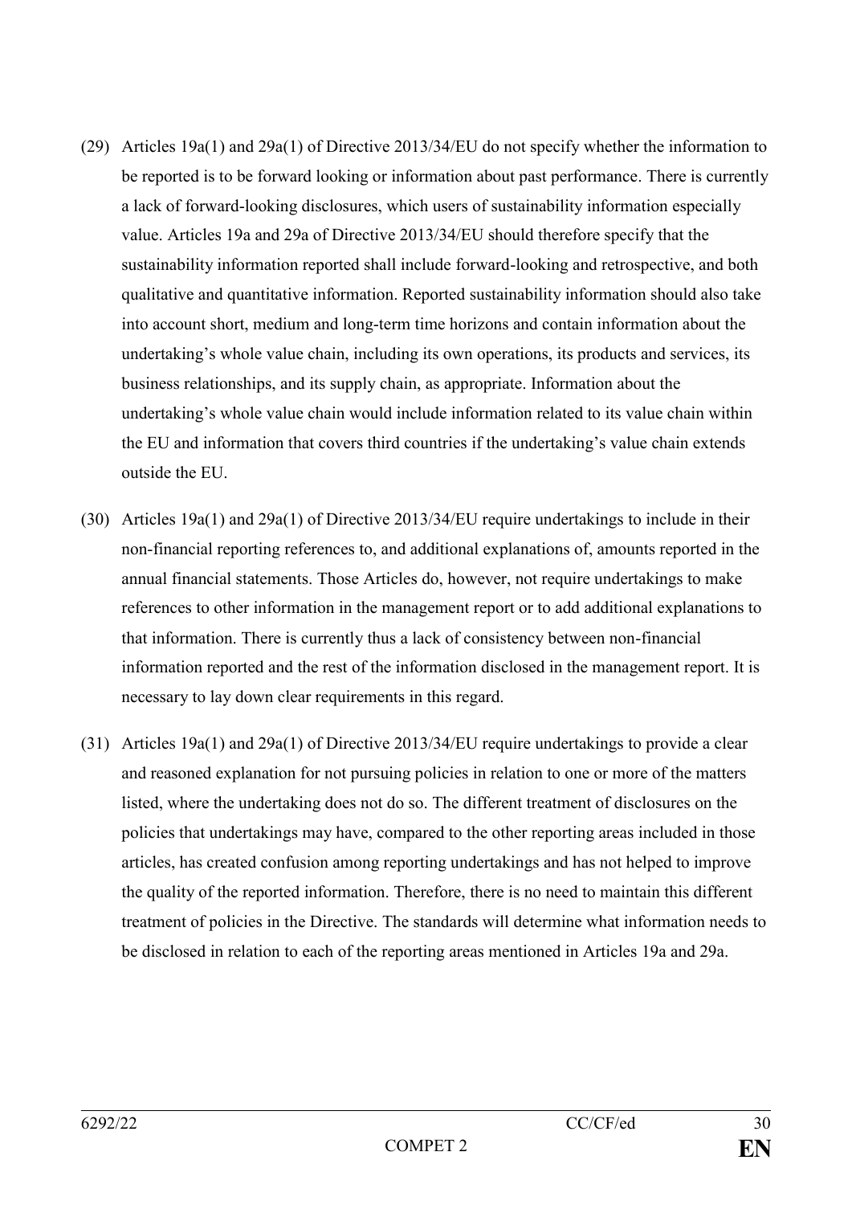(29) Articles 19a(1) and 29a(1) of Directive 2013/34/EU do not specify whether the information to be reported is to be forward looking or information about past performance. There is currently a lack of forward-looking disclosures, which users of sustainability information especially value. Articles 19a and 29a of Directive 2013/34/EU should therefore specify that the sustainability information reported shall include forward-looking and retrospective, and both qualitative and quantitative information. Reported sustainability information should also take into account short, medium and long-term time horizons and contain information about the undertaking's whole value chain, including its own operations, its products and services, its business relationships, and its supply chain, as appropriate. Information about the undertaking's whole value chain would include information related to its value chain within the EU and information that covers third countries if the undertaking's value chain extends outside the EU.

(30) Articles 19a(1) and 29a(1) of Directive 2013/34/EU require undertakings to include in their non-financial reporting references to, and additional explanations of, amounts reported in the annual financial statements. Those Articles do, however, not require undertakings to make references to other information in the management report or to add additional explanations to that information. There is currently thus a lack of consistency between non-financial information reported and the rest of the information disclosed in the management report. It is necessary to lay down clear requirements in this regard.

(31) Articles 19a(1) and 29a(1) of Directive 2013/34/EU require undertakings to provide a clear and reasoned explanation for not pursuing policies in relation to one or more of the matters listed, where the undertaking does not do so. The different treatment of disclosures on the policies that undertakings may have, compared to the other reporting areas included in those articles, has created confusion among reporting undertakings and has not helped to improve the quality of the reported information. Therefore, there is no need to maintain this different treatment of policies in the Directive. The standards will determine what information needs to be disclosed in relation to each of the reporting areas mentioned in Articles 19a and 29a.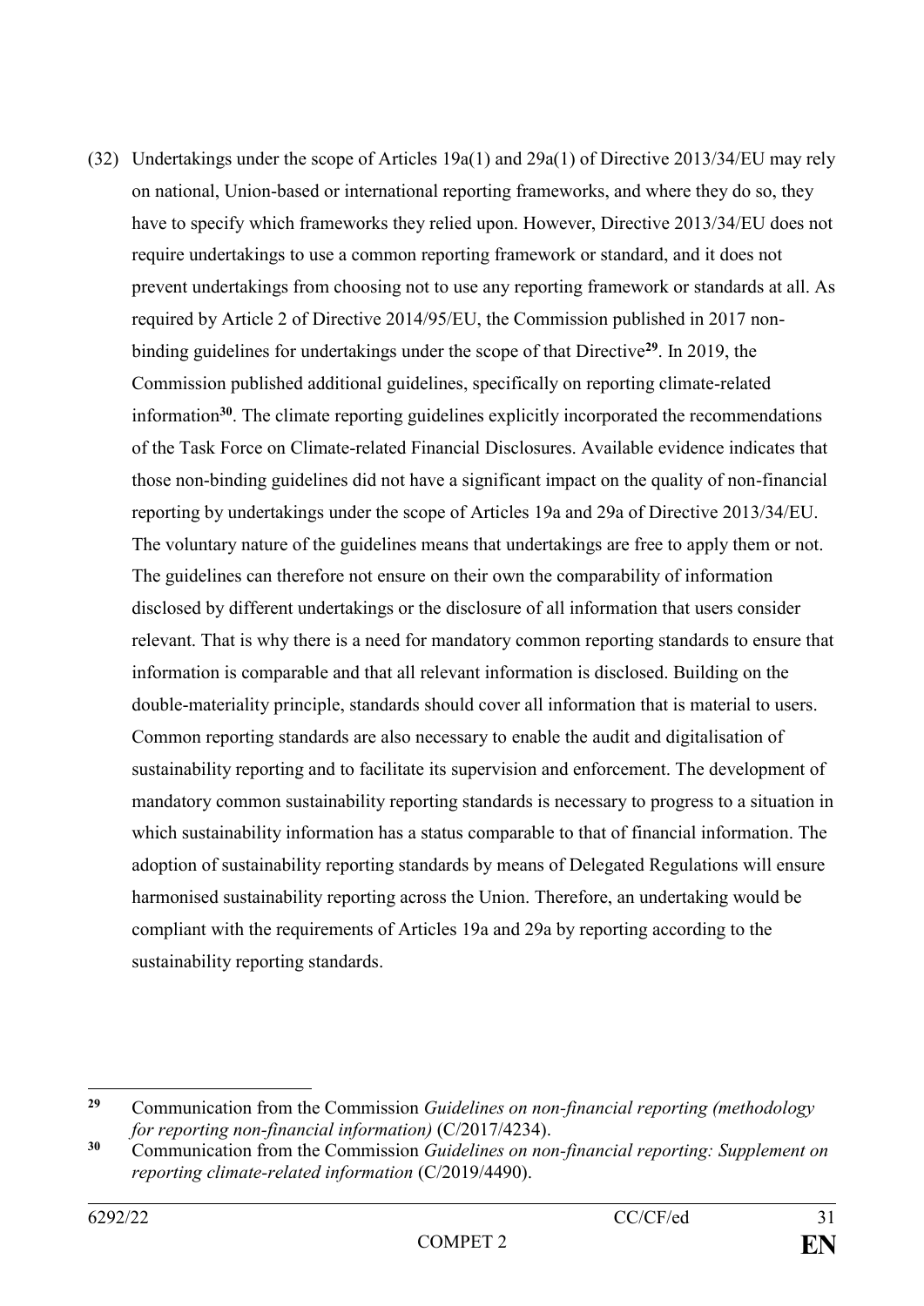(32) Undertakings under the scope of Articles 19a(1) and 29a(1) of Directive 2013/34/EU may rely on national, Union-based or international reporting frameworks, and where they do so, they have to specify which frameworks they relied upon. However, Directive 2013/34/EU does not require undertakings to use a common reporting framework or standard, and it does not prevent undertakings from choosing not to use any reporting framework or standards at all. As required by Article 2 of Directive 2014/95/EU, the Commission published in 2017 non-binding guidelines for undertakings under the scope of that Directive[29]. In 2019, the Commission published additional guidelines, specifically on reporting climate-related information[30]. The climate reporting guidelines explicitly incorporated the recommendations of the Task Force on Climate-related Financial Disclosures. Available evidence indicates that those non-binding guidelines did not have a significant impact on the quality of non-financial reporting by undertakings under the scope of Articles 19a and 29a of Directive 2013/34/EU. The voluntary nature of the guidelines means that undertakings are free to apply them or not. The guidelines can therefore not ensure on their own the comparability of information disclosed by different undertakings or the disclosure of all information that users consider relevant. That is why there is a need for mandatory common reporting standards to ensure that information is comparable and that all relevant information is disclosed. Building on the double-materiality principle, standards should cover all information that is material to users. Common reporting standards are also necessary to enable the audit and digitalisation of sustainability reporting and to facilitate its supervision and enforcement. The development of mandatory common sustainability reporting standards is necessary to progress to a situation in which sustainability information has a status comparable to that of financial information. The adoption of sustainability reporting standards by means of Delegated Regulations will ensure harmonised sustainability reporting across the Union. Therefore, an undertaking would be compliant with the requirements of Articles 19a and 29a by reporting according to the sustainability reporting standards.

---

[29] Communication from the Commission *Guidelines on non-financial reporting (methodology for reporting non-financial information)* (C/2017/4234).

[30] Communication from the Commission *Guidelines on non-financial reporting: Supplement on reporting climate-related information* (C/2019/4490).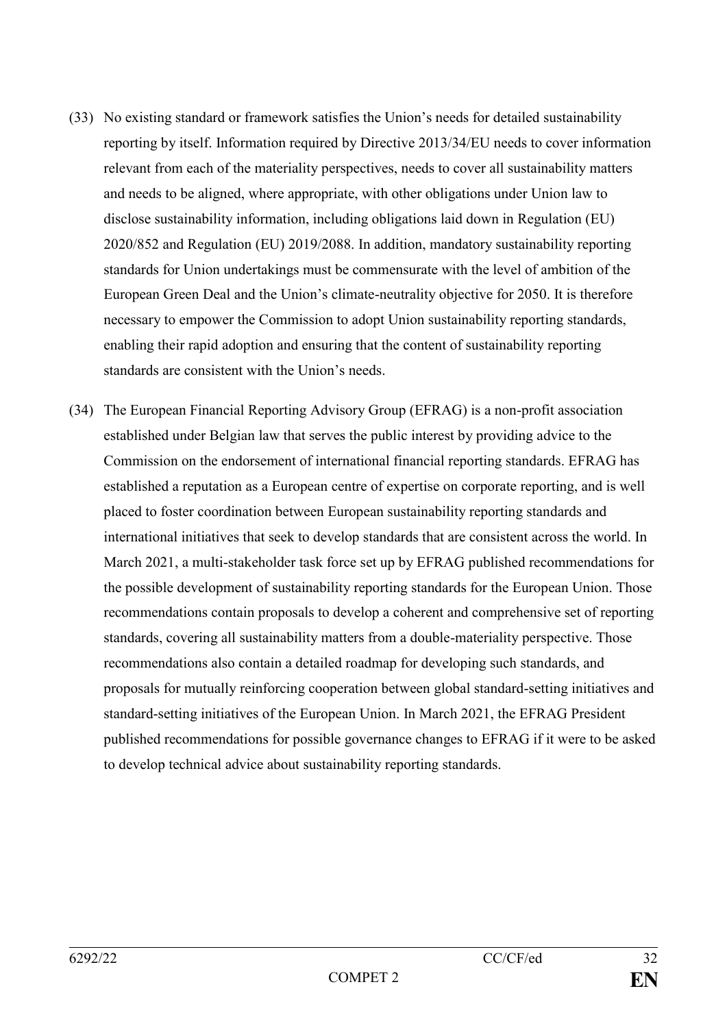(33) No existing standard or framework satisfies the Union's needs for detailed sustainability reporting by itself. Information required by Directive 2013/34/EU needs to cover information relevant from each of the materiality perspectives, needs to cover all sustainability matters and needs to be aligned, where appropriate, with other obligations under Union law to disclose sustainability information, including obligations laid down in Regulation (EU) 2020/852 and Regulation (EU) 2019/2088. In addition, mandatory sustainability reporting standards for Union undertakings must be commensurate with the level of ambition of the European Green Deal and the Union's climate-neutrality objective for 2050. It is therefore necessary to empower the Commission to adopt Union sustainability reporting standards, enabling their rapid adoption and ensuring that the content of sustainability reporting standards are consistent with the Union's needs.

(34) The European Financial Reporting Advisory Group (EFRAG) is a non-profit association established under Belgian law that serves the public interest by providing advice to the Commission on the endorsement of international financial reporting standards. EFRAG has established a reputation as a European centre of expertise on corporate reporting, and is well placed to foster coordination between European sustainability reporting standards and international initiatives that seek to develop standards that are consistent across the world. In March 2021, a multi-stakeholder task force set up by EFRAG published recommendations for the possible development of sustainability reporting standards for the European Union. Those recommendations contain proposals to develop a coherent and comprehensive set of reporting standards, covering all sustainability matters from a double-materiality perspective. Those recommendations also contain a detailed roadmap for developing such standards, and proposals for mutually reinforcing cooperation between global standard-setting initiatives and standard-setting initiatives of the European Union. In March 2021, the EFRAG President published recommendations for possible governance changes to EFRAG if it were to be asked to develop technical advice about sustainability reporting standards.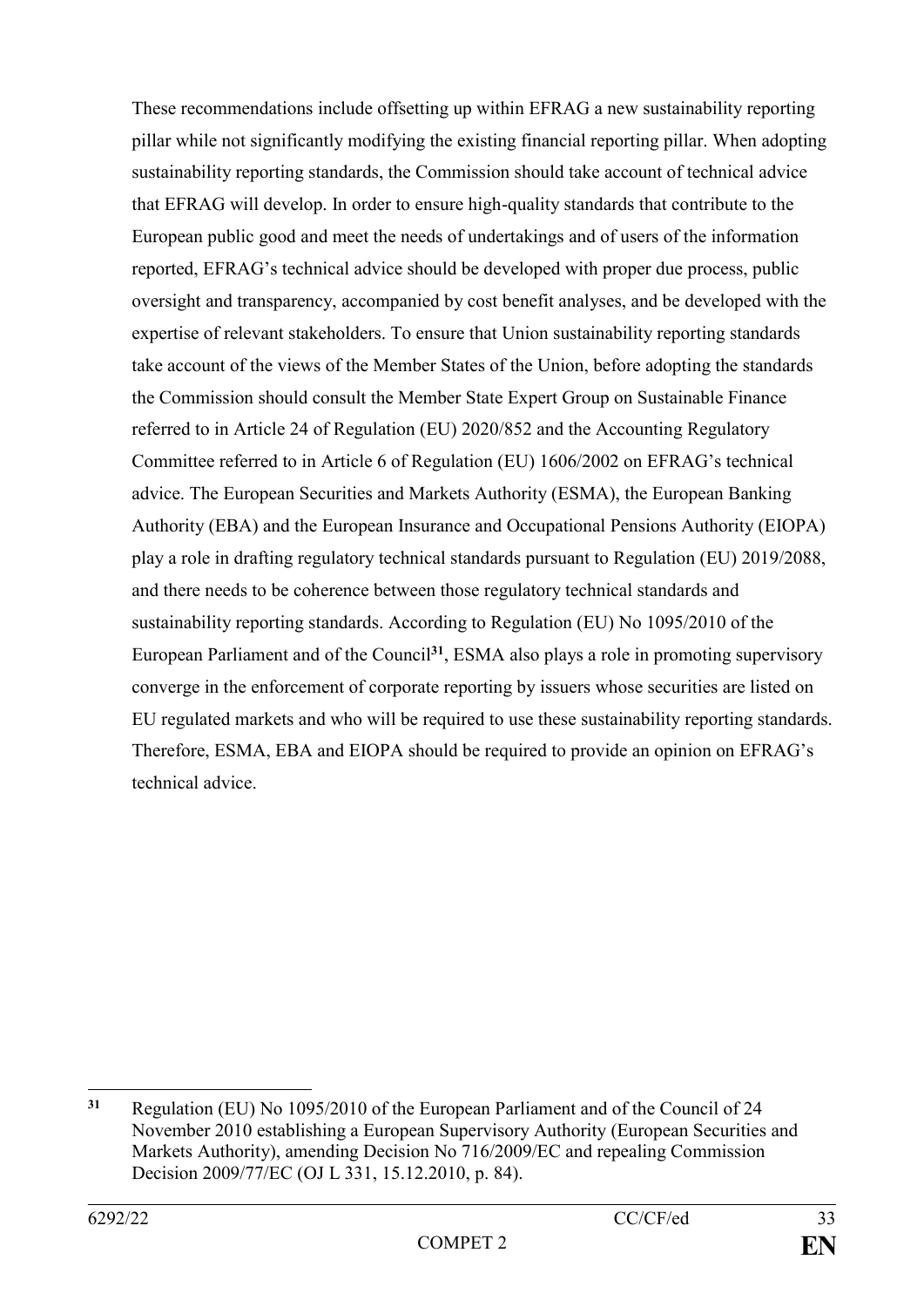These recommendations include offsetting up within EFRAG a new sustainability reporting pillar while not significantly modifying the existing financial reporting pillar. When adopting sustainability reporting standards, the Commission should take account of technical advice that EFRAG will develop. In order to ensure high-quality standards that contribute to the European public good and meet the needs of undertakings and of users of the information reported, EFRAG's technical advice should be developed with proper due process, public oversight and transparency, accompanied by cost benefit analyses, and be developed with the expertise of relevant stakeholders. To ensure that Union sustainability reporting standards take account of the views of the Member States of the Union, before adopting the standards the Commission should consult the Member State Expert Group on Sustainable Finance referred to in Article 24 of Regulation (EU) 2020/852 and the Accounting Regulatory Committee referred to in Article 6 of Regulation (EU) 1606/2002 on EFRAG's technical advice. The European Securities and Markets Authority (ESMA), the European Banking Authority (EBA) and the European Insurance and Occupational Pensions Authority (EIOPA) play a role in drafting regulatory technical standards pursuant to Regulation (EU) 2019/2088, and there needs to be coherence between those regulatory technical standards and sustainability reporting standards. According to Regulation (EU) No 1095/2010 of the European Parliament and of the Council[31], ESMA also plays a role in promoting supervisory converge in the enforcement of corporate reporting by issuers whose securities are listed on EU regulated markets and who will be required to use these sustainability reporting standards. Therefore, ESMA, EBA and EIOPA should be required to provide an opinion on EFRAG's technical advice.

---

[31] Regulation (EU) No 1095/2010 of the European Parliament and of the Council of 24 November 2010 establishing a European Supervisory Authority (European Securities and Markets Authority), amending Decision No 716/2009/EC and repealing Commission Decision 2009/77/EC (OJ L 331, 15.12.2010, p. 84).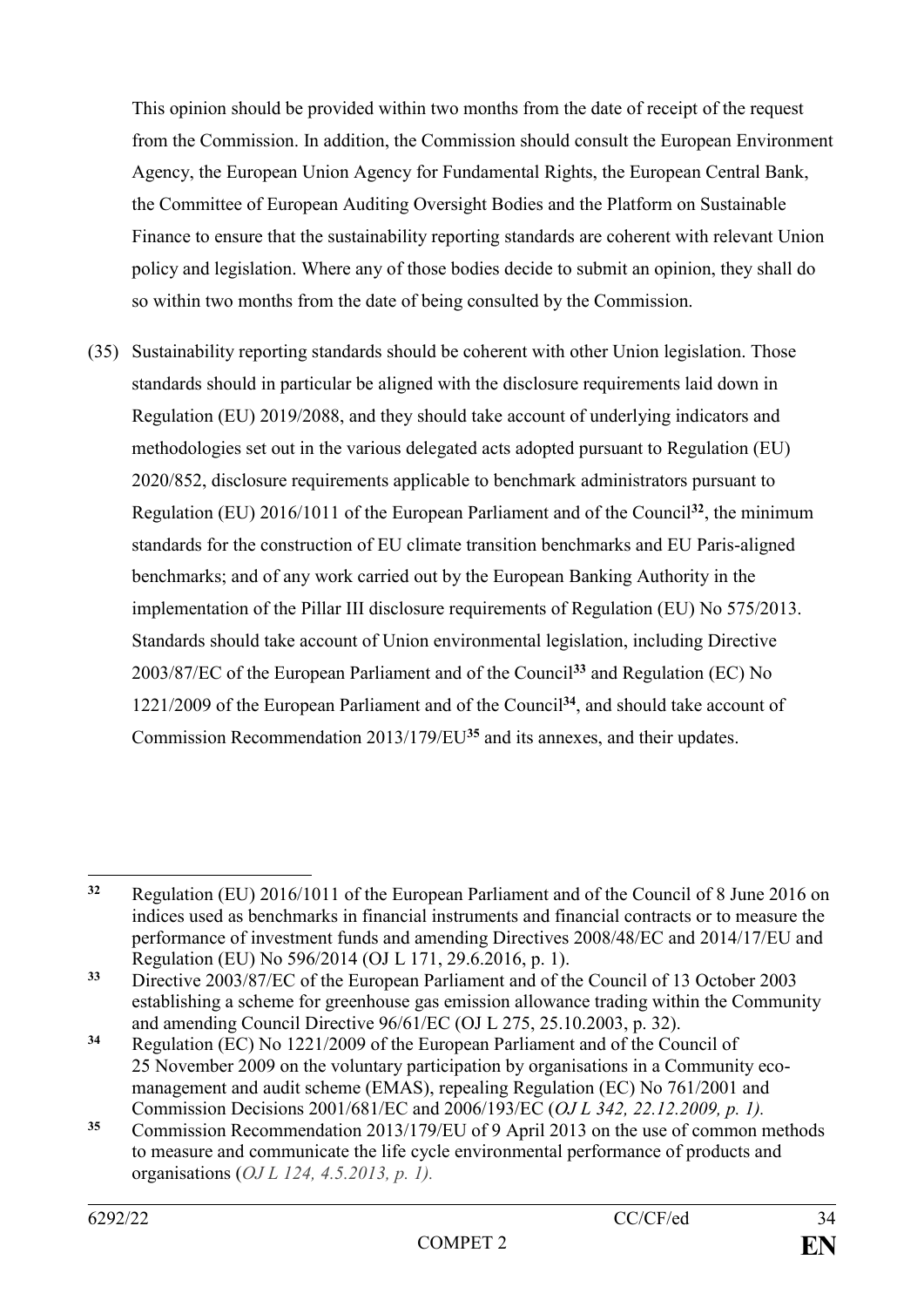This opinion should be provided within two months from the date of receipt of the request from the Commission. In addition, the Commission should consult the European Environment Agency, the European Union Agency for Fundamental Rights, the European Central Bank, the Committee of European Auditing Oversight Bodies and the Platform on Sustainable Finance to ensure that the sustainability reporting standards are coherent with relevant Union policy and legislation. Where any of those bodies decide to submit an opinion, they shall do so within two months from the date of being consulted by the Commission.

(35) Sustainability reporting standards should be coherent with other Union legislation. Those standards should in particular be aligned with the disclosure requirements laid down in Regulation (EU) 2019/2088, and they should take account of underlying indicators and methodologies set out in the various delegated acts adopted pursuant to Regulation (EU) 2020/852, disclosure requirements applicable to benchmark administrators pursuant to Regulation (EU) 2016/1011 of the European Parliament and of the Council[32], the minimum standards for the construction of EU climate transition benchmarks and EU Paris-aligned benchmarks; and of any work carried out by the European Banking Authority in the implementation of the Pillar III disclosure requirements of Regulation (EU) No 575/2013. Standards should take account of Union environmental legislation, including Directive 2003/87/EC of the European Parliament and of the Council[33] and Regulation (EC) No 1221/2009 of the European Parliament and of the Council[34], and should take account of Commission Recommendation 2013/179/EU[35] and its annexes, and their updates.

---

[32] Regulation (EU) 2016/1011 of the European Parliament and of the Council of 8 June 2016 on indices used as benchmarks in financial instruments and financial contracts or to measure the performance of investment funds and amending Directives 2008/48/EC and 2014/17/EU and Regulation (EU) No 596/2014 (OJ L 171, 29.6.2016, p. 1).

[33] Directive 2003/87/EC of the European Parliament and of the Council of 13 October 2003 establishing a scheme for greenhouse gas emission allowance trading within the Community and amending Council Directive 96/61/EC (OJ L 275, 25.10.2003, p. 32).

[34] Regulation (EC) No 1221/2009 of the European Parliament and of the Council of 25 November 2009 on the voluntary participation by organisations in a Community eco-management and audit scheme (EMAS), repealing Regulation (EC) No 761/2001 and Commission Decisions 2001/681/EC and 2006/193/EC (*OJ L 342, 22.12.2009, p. 1).*

[35] Commission Recommendation 2013/179/EU of 9 April 2013 on the use of common methods to measure and communicate the life cycle environmental performance of products and organisations (*OJ L 124, 4.5.2013, p. 1).*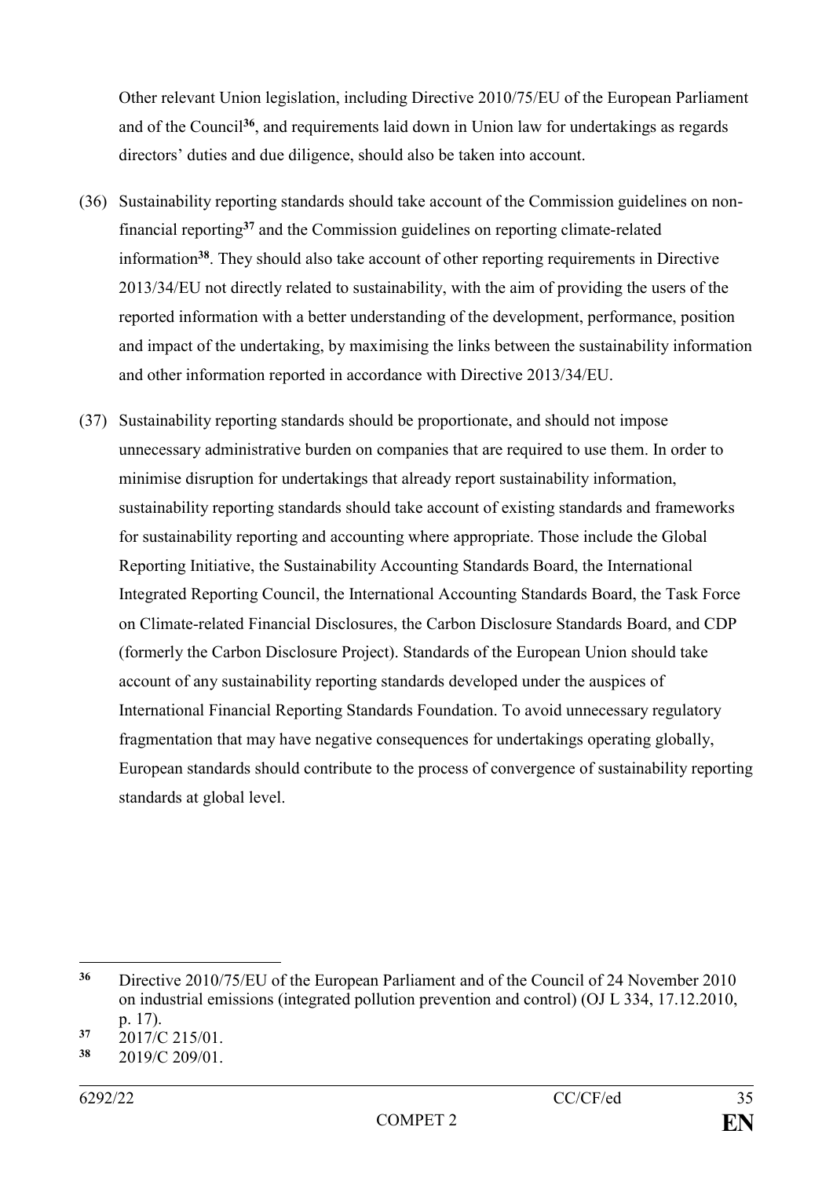Other relevant Union legislation, including Directive 2010/75/EU of the European Parliament and of the Council[36], and requirements laid down in Union law for undertakings as regards directors' duties and due diligence, should also be taken into account.

(36) Sustainability reporting standards should take account of the Commission guidelines on non-financial reporting[37] and the Commission guidelines on reporting climate-related information[38]. They should also take account of other reporting requirements in Directive 2013/34/EU not directly related to sustainability, with the aim of providing the users of the reported information with a better understanding of the development, performance, position and impact of the undertaking, by maximising the links between the sustainability information and other information reported in accordance with Directive 2013/34/EU.

(37) Sustainability reporting standards should be proportionate, and should not impose unnecessary administrative burden on companies that are required to use them. In order to minimise disruption for undertakings that already report sustainability information, sustainability reporting standards should take account of existing standards and frameworks for sustainability reporting and accounting where appropriate. Those include the Global Reporting Initiative, the Sustainability Accounting Standards Board, the International Integrated Reporting Council, the International Accounting Standards Board, the Task Force on Climate-related Financial Disclosures, the Carbon Disclosure Standards Board, and CDP (formerly the Carbon Disclosure Project). Standards of the European Union should take account of any sustainability reporting standards developed under the auspices of International Financial Reporting Standards Foundation. To avoid unnecessary regulatory fragmentation that may have negative consequences for undertakings operating globally, European standards should contribute to the process of convergence of sustainability reporting standards at global level.

---

[36] Directive 2010/75/EU of the European Parliament and of the Council of 24 November 2010 on industrial emissions (integrated pollution prevention and control) (OJ L 334, 17.12.2010, p. 17).

[37] 2017/C 215/01.

[38] 2019/C 209/01.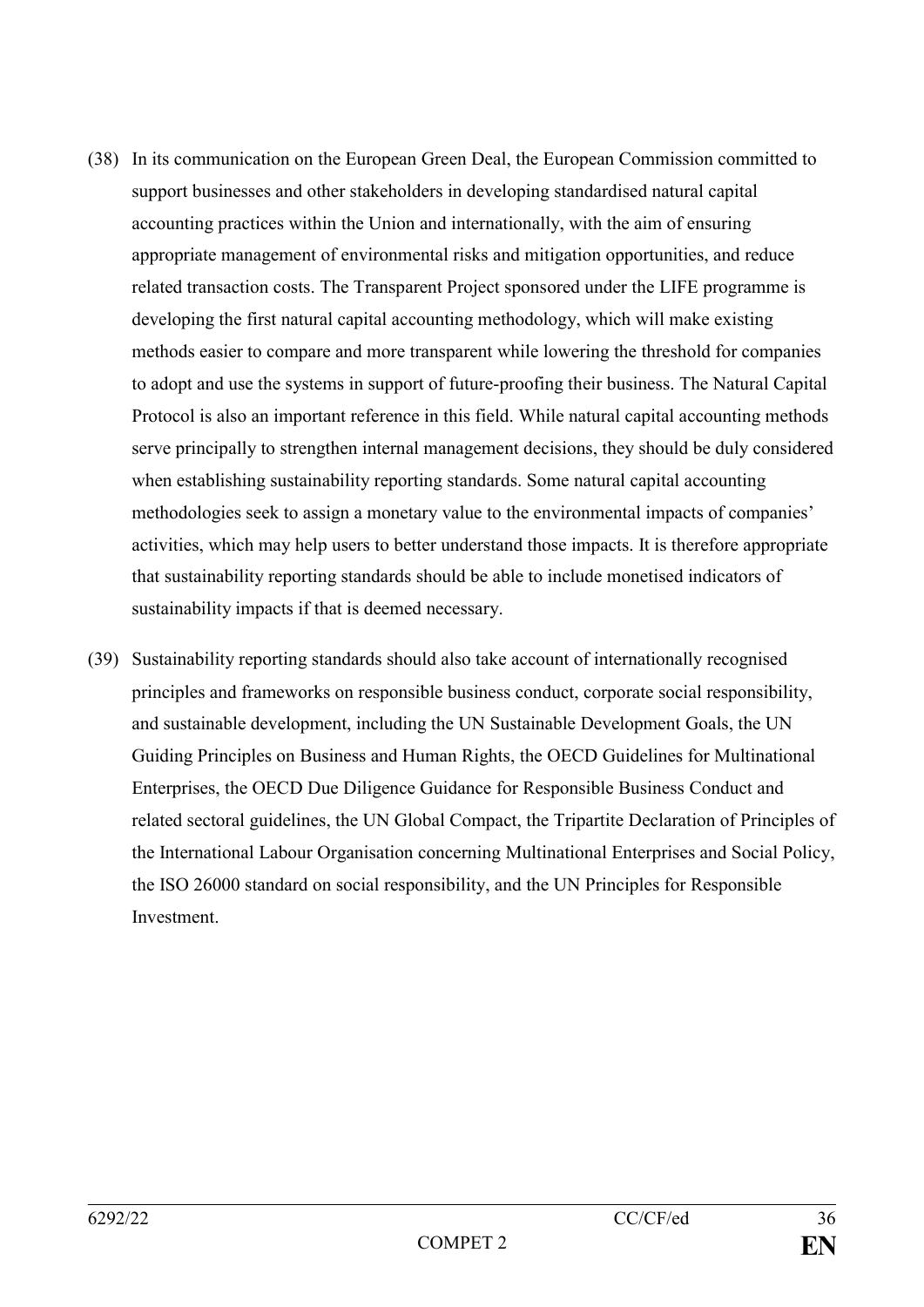(38) In its communication on the European Green Deal, the European Commission committed to support businesses and other stakeholders in developing standardised natural capital accounting practices within the Union and internationally, with the aim of ensuring appropriate management of environmental risks and mitigation opportunities, and reduce related transaction costs. The Transparent Project sponsored under the LIFE programme is developing the first natural capital accounting methodology, which will make existing methods easier to compare and more transparent while lowering the threshold for companies to adopt and use the systems in support of future-proofing their business. The Natural Capital Protocol is also an important reference in this field. While natural capital accounting methods serve principally to strengthen internal management decisions, they should be duly considered when establishing sustainability reporting standards. Some natural capital accounting methodologies seek to assign a monetary value to the environmental impacts of companies' activities, which may help users to better understand those impacts. It is therefore appropriate that sustainability reporting standards should be able to include monetised indicators of sustainability impacts if that is deemed necessary.

(39) Sustainability reporting standards should also take account of internationally recognised principles and frameworks on responsible business conduct, corporate social responsibility, and sustainable development, including the UN Sustainable Development Goals, the UN Guiding Principles on Business and Human Rights, the OECD Guidelines for Multinational Enterprises, the OECD Due Diligence Guidance for Responsible Business Conduct and related sectoral guidelines, the UN Global Compact, the Tripartite Declaration of Principles of the International Labour Organisation concerning Multinational Enterprises and Social Policy, the ISO 26000 standard on social responsibility, and the UN Principles for Responsible Investment.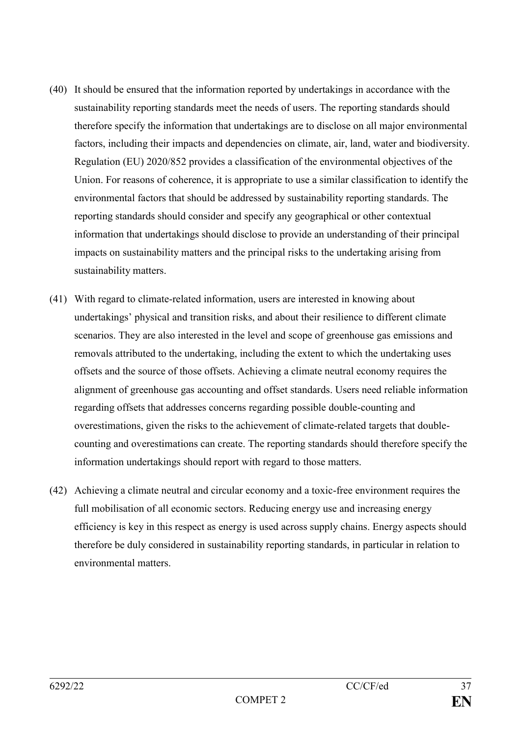(40) It should be ensured that the information reported by undertakings in accordance with the sustainability reporting standards meet the needs of users. The reporting standards should therefore specify the information that undertakings are to disclose on all major environmental factors, including their impacts and dependencies on climate, air, land, water and biodiversity. Regulation (EU) 2020/852 provides a classification of the environmental objectives of the Union. For reasons of coherence, it is appropriate to use a similar classification to identify the environmental factors that should be addressed by sustainability reporting standards. The reporting standards should consider and specify any geographical or other contextual information that undertakings should disclose to provide an understanding of their principal impacts on sustainability matters and the principal risks to the undertaking arising from sustainability matters.

(41) With regard to climate-related information, users are interested in knowing about undertakings' physical and transition risks, and about their resilience to different climate scenarios. They are also interested in the level and scope of greenhouse gas emissions and removals attributed to the undertaking, including the extent to which the undertaking uses offsets and the source of those offsets. Achieving a climate neutral economy requires the alignment of greenhouse gas accounting and offset standards. Users need reliable information regarding offsets that addresses concerns regarding possible double-counting and overestimations, given the risks to the achievement of climate-related targets that double-counting and overestimations can create. The reporting standards should therefore specify the information undertakings should report with regard to those matters.

(42) Achieving a climate neutral and circular economy and a toxic-free environment requires the full mobilisation of all economic sectors. Reducing energy use and increasing energy efficiency is key in this respect as energy is used across supply chains. Energy aspects should therefore be duly considered in sustainability reporting standards, in particular in relation to environmental matters.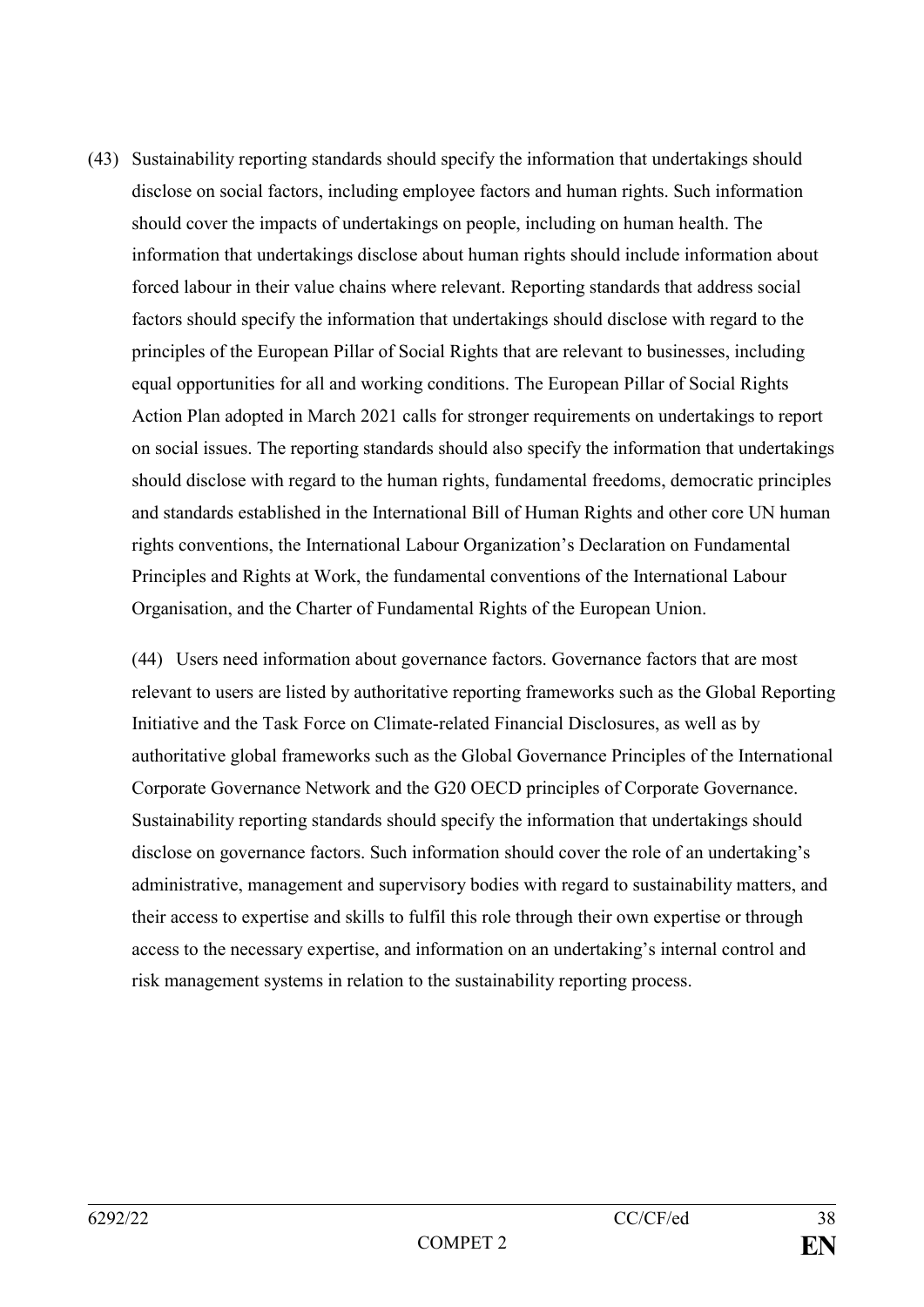(43) Sustainability reporting standards should specify the information that undertakings should disclose on social factors, including employee factors and human rights. Such information should cover the impacts of undertakings on people, including on human health. The information that undertakings disclose about human rights should include information about forced labour in their value chains where relevant. Reporting standards that address social factors should specify the information that undertakings should disclose with regard to the principles of the European Pillar of Social Rights that are relevant to businesses, including equal opportunities for all and working conditions. The European Pillar of Social Rights Action Plan adopted in March 2021 calls for stronger requirements on undertakings to report on social issues. The reporting standards should also specify the information that undertakings should disclose with regard to the human rights, fundamental freedoms, democratic principles and standards established in the International Bill of Human Rights and other core UN human rights conventions, the International Labour Organization's Declaration on Fundamental Principles and Rights at Work, the fundamental conventions of the International Labour Organisation, and the Charter of Fundamental Rights of the European Union.

(44) Users need information about governance factors. Governance factors that are most relevant to users are listed by authoritative reporting frameworks such as the Global Reporting Initiative and the Task Force on Climate-related Financial Disclosures, as well as by authoritative global frameworks such as the Global Governance Principles of the International Corporate Governance Network and the G20 OECD principles of Corporate Governance. Sustainability reporting standards should specify the information that undertakings should disclose on governance factors. Such information should cover the role of an undertaking's administrative, management and supervisory bodies with regard to sustainability matters, and their access to expertise and skills to fulfil this role through their own expertise or through access to the necessary expertise, and information on an undertaking's internal control and risk management systems in relation to the sustainability reporting process.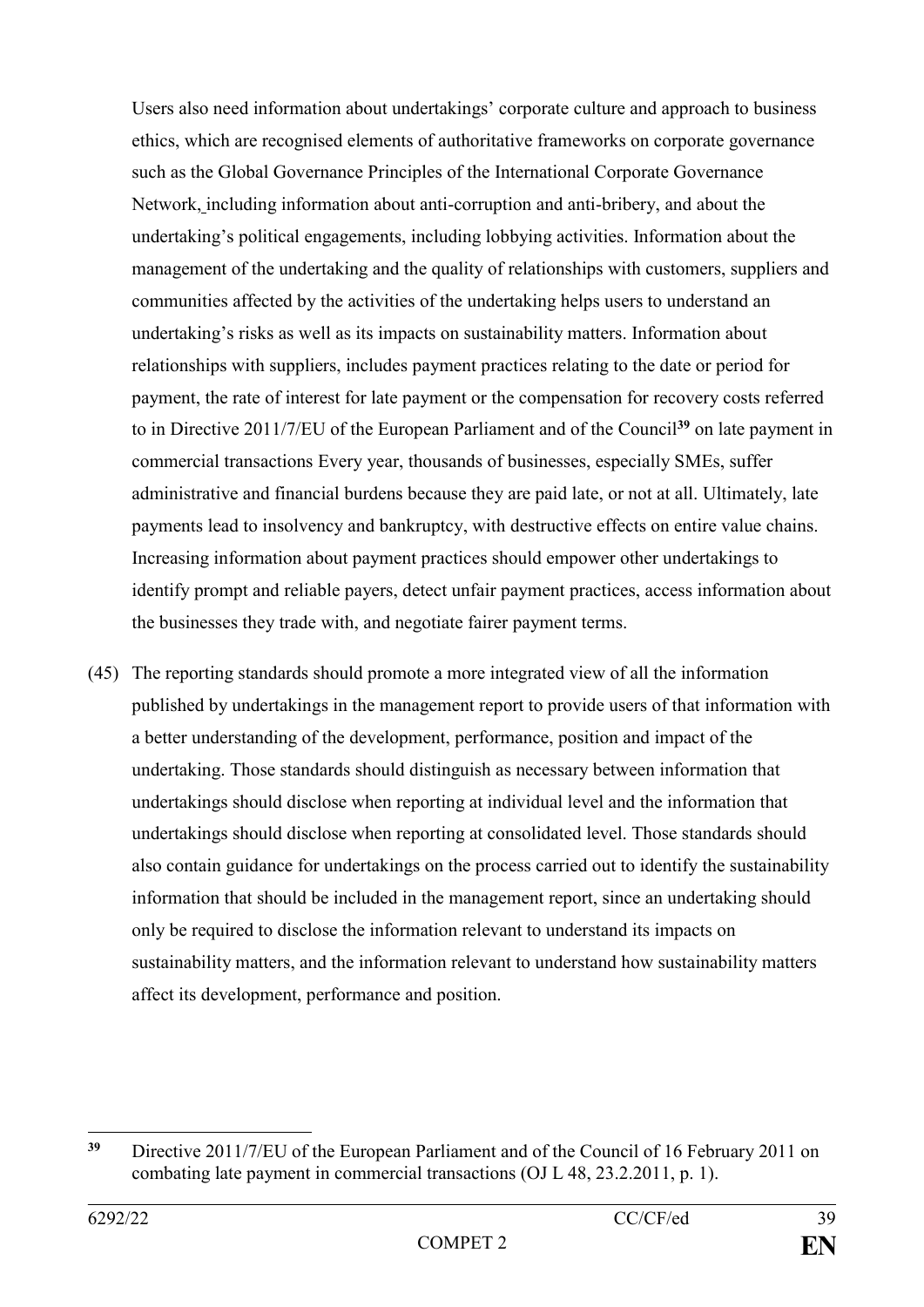Users also need information about undertakings' corporate culture and approach to business ethics, which are recognised elements of authoritative frameworks on corporate governance such as the Global Governance Principles of the International Corporate Governance Network, including information about anti-corruption and anti-bribery, and about the undertaking's political engagements, including lobbying activities. Information about the management of the undertaking and the quality of relationships with customers, suppliers and communities affected by the activities of the undertaking helps users to understand an undertaking's risks as well as its impacts on sustainability matters. Information about relationships with suppliers, includes payment practices relating to the date or period for payment, the rate of interest for late payment or the compensation for recovery costs referred to in Directive 2011/7/EU of the European Parliament and of the Council[39] on late payment in commercial transactions Every year, thousands of businesses, especially SMEs, suffer administrative and financial burdens because they are paid late, or not at all. Ultimately, late payments lead to insolvency and bankruptcy, with destructive effects on entire value chains. Increasing information about payment practices should empower other undertakings to identify prompt and reliable payers, detect unfair payment practices, access information about the businesses they trade with, and negotiate fairer payment terms.

(45) The reporting standards should promote a more integrated view of all the information published by undertakings in the management report to provide users of that information with a better understanding of the development, performance, position and impact of the undertaking. Those standards should distinguish as necessary between information that undertakings should disclose when reporting at individual level and the information that undertakings should disclose when reporting at consolidated level. Those standards should also contain guidance for undertakings on the process carried out to identify the sustainability information that should be included in the management report, since an undertaking should only be required to disclose the information relevant to understand its impacts on sustainability matters, and the information relevant to understand how sustainability matters affect its development, performance and position.

[39] Directive 2011/7/EU of the European Parliament and of the Council of 16 February 2011 on combating late payment in commercial transactions (OJ L 48, 23.2.2011, p. 1).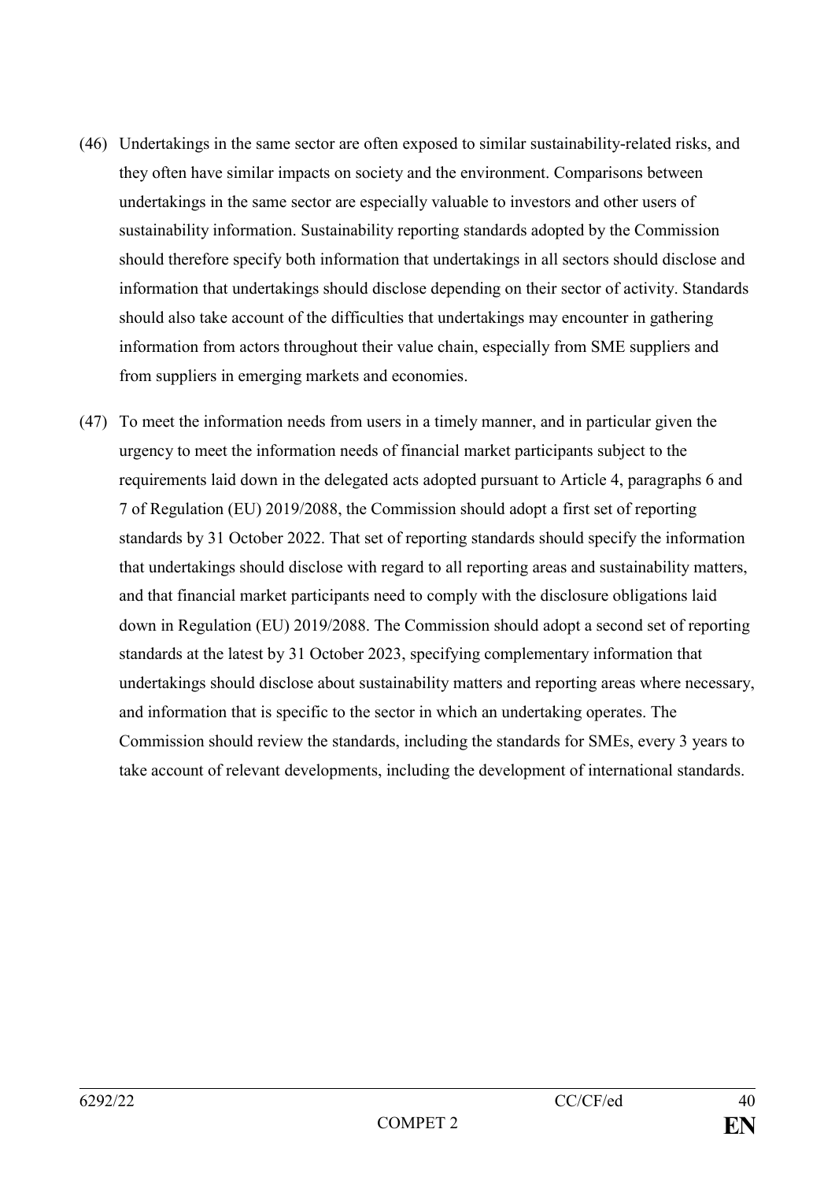(46) Undertakings in the same sector are often exposed to similar sustainability-related risks, and they often have similar impacts on society and the environment. Comparisons between undertakings in the same sector are especially valuable to investors and other users of sustainability information. Sustainability reporting standards adopted by the Commission should therefore specify both information that undertakings in all sectors should disclose and information that undertakings should disclose depending on their sector of activity. Standards should also take account of the difficulties that undertakings may encounter in gathering information from actors throughout their value chain, especially from SME suppliers and from suppliers in emerging markets and economies.

(47) To meet the information needs from users in a timely manner, and in particular given the urgency to meet the information needs of financial market participants subject to the requirements laid down in the delegated acts adopted pursuant to Article 4, paragraphs 6 and 7 of Regulation (EU) 2019/2088, the Commission should adopt a first set of reporting standards by 31 October 2022. That set of reporting standards should specify the information that undertakings should disclose with regard to all reporting areas and sustainability matters, and that financial market participants need to comply with the disclosure obligations laid down in Regulation (EU) 2019/2088. The Commission should adopt a second set of reporting standards at the latest by 31 October 2023, specifying complementary information that undertakings should disclose about sustainability matters and reporting areas where necessary, and information that is specific to the sector in which an undertaking operates. The Commission should review the standards, including the standards for SMEs, every 3 years to take account of relevant developments, including the development of international standards.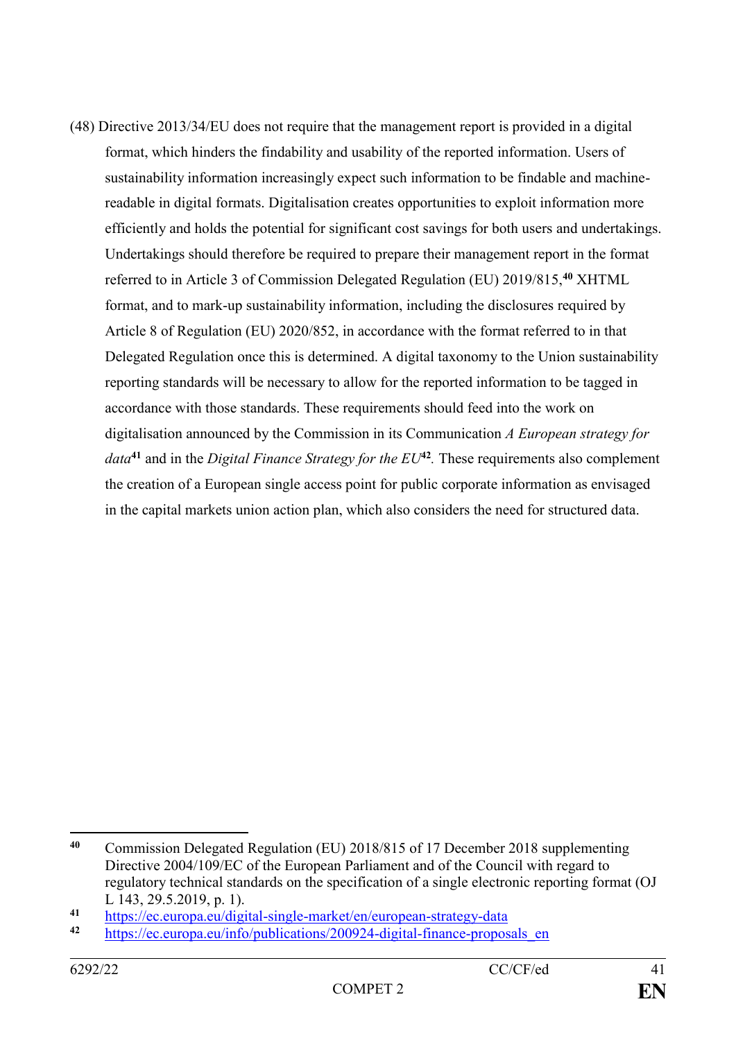(48) Directive 2013/34/EU does not require that the management report is provided in a digital format, which hinders the findability and usability of the reported information. Users of sustainability information increasingly expect such information to be findable and machine-readable in digital formats. Digitalisation creates opportunities to exploit information more efficiently and holds the potential for significant cost savings for both users and undertakings. Undertakings should therefore be required to prepare their management report in the format referred to in Article 3 of Commission Delegated Regulation (EU) 2019/815,[40] XHTML format, and to mark-up sustainability information, including the disclosures required by Article 8 of Regulation (EU) 2020/852, in accordance with the format referred to in that Delegated Regulation once this is determined. A digital taxonomy to the Union sustainability reporting standards will be necessary to allow for the reported information to be tagged in accordance with those standards. These requirements should feed into the work on digitalisation announced by the Commission in its Communication *A European strategy for data*[41] and in the *Digital Finance Strategy for the EU*[42]*.* These requirements also complement the creation of a European single access point for public corporate information as envisaged in the capital markets union action plan, which also considers the need for structured data.

---

[40] Commission Delegated Regulation (EU) 2018/815 of 17 December 2018 supplementing Directive 2004/109/EC of the European Parliament and of the Council with regard to regulatory technical standards on the specification of a single electronic reporting format (OJ L 143, 29.5.2019, p. 1).

[41] https://ec.europa.eu/digital-single-market/en/european-strategy-data

[42] https://ec.europa.eu/info/publications/200924-digital-finance-proposals_en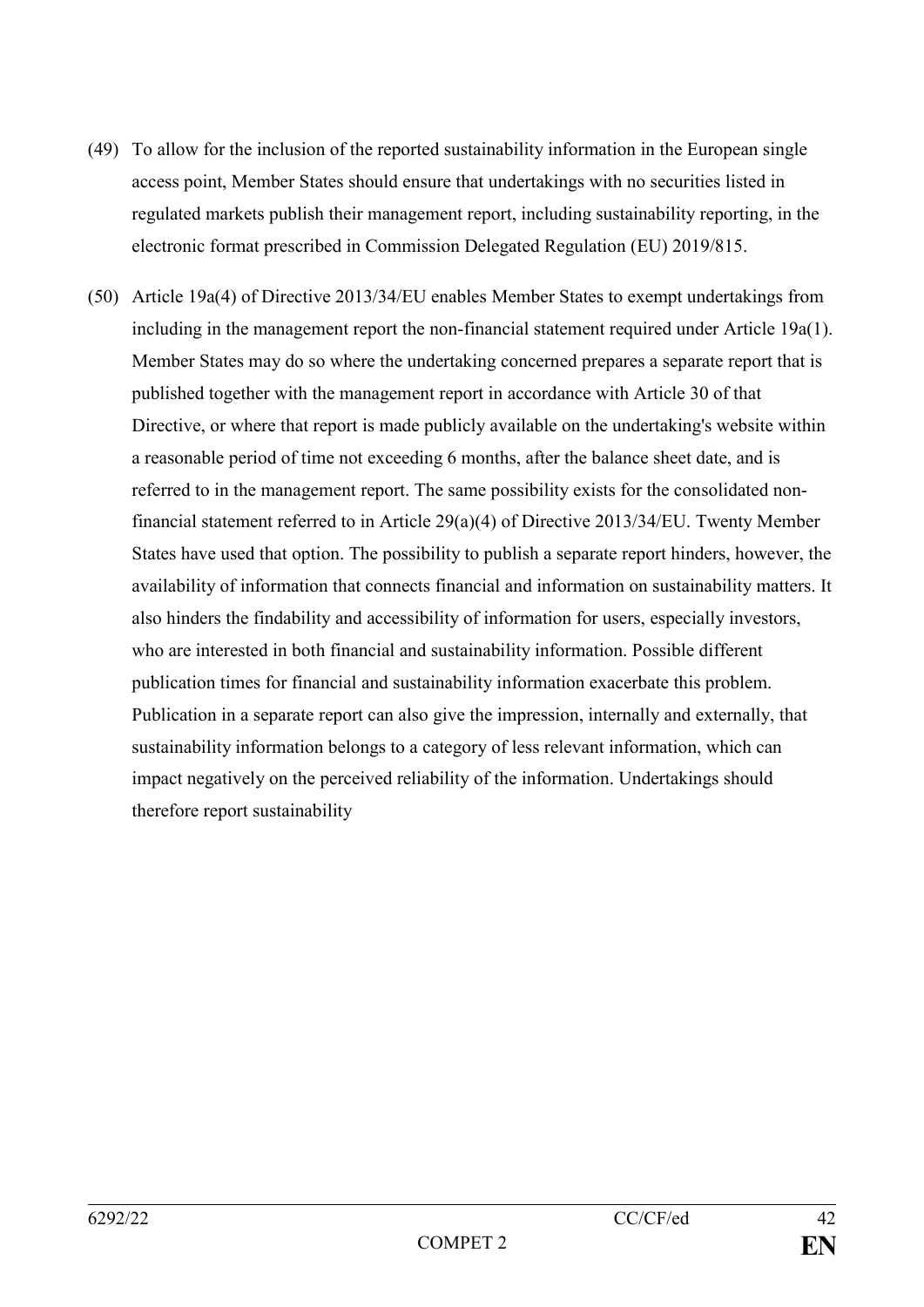(49) To allow for the inclusion of the reported sustainability information in the European single access point, Member States should ensure that undertakings with no securities listed in regulated markets publish their management report, including sustainability reporting, in the electronic format prescribed in Commission Delegated Regulation (EU) 2019/815.

(50) Article 19a(4) of Directive 2013/34/EU enables Member States to exempt undertakings from including in the management report the non-financial statement required under Article 19a(1). Member States may do so where the undertaking concerned prepares a separate report that is published together with the management report in accordance with Article 30 of that Directive, or where that report is made publicly available on the undertaking's website within a reasonable period of time not exceeding 6 months, after the balance sheet date, and is referred to in the management report. The same possibility exists for the consolidated non-financial statement referred to in Article 29(a)(4) of Directive 2013/34/EU. Twenty Member States have used that option. The possibility to publish a separate report hinders, however, the availability of information that connects financial and information on sustainability matters. It also hinders the findability and accessibility of information for users, especially investors, who are interested in both financial and sustainability information. Possible different publication times for financial and sustainability information exacerbate this problem. Publication in a separate report can also give the impression, internally and externally, that sustainability information belongs to a category of less relevant information, which can impact negatively on the perceived reliability of the information. Undertakings should therefore report sustainability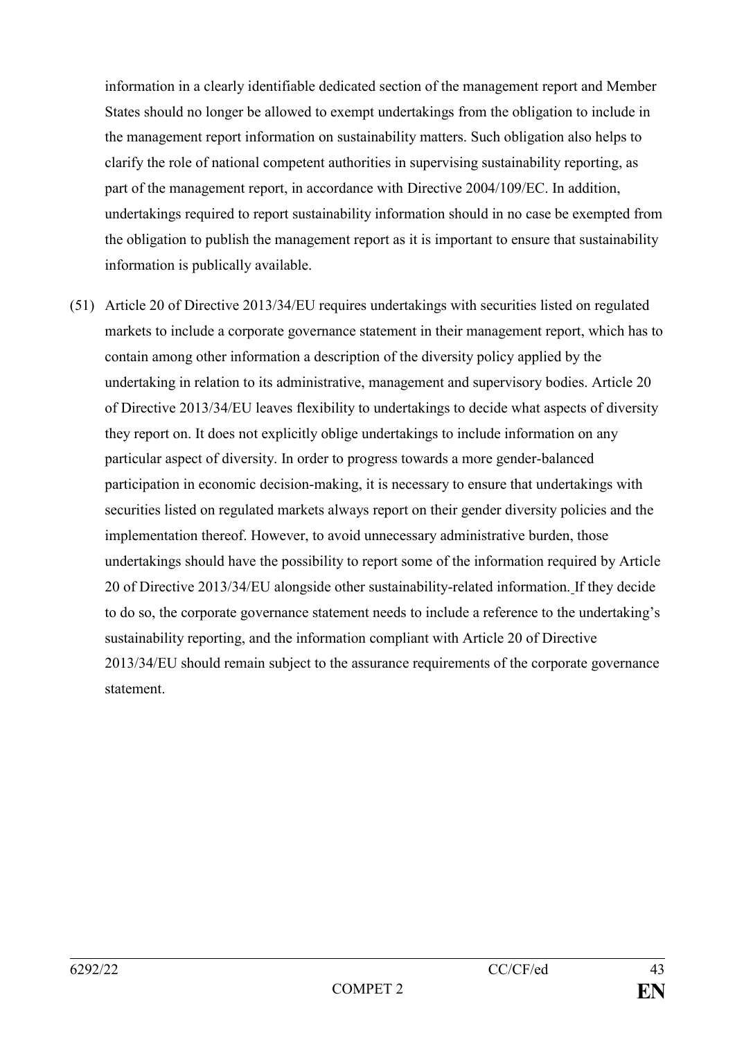information in a clearly identifiable dedicated section of the management report and Member States should no longer be allowed to exempt undertakings from the obligation to include in the management report information on sustainability matters. Such obligation also helps to clarify the role of national competent authorities in supervising sustainability reporting, as part of the management report, in accordance with Directive 2004/109/EC. In addition, undertakings required to report sustainability information should in no case be exempted from the obligation to publish the management report as it is important to ensure that sustainability information is publically available.

(51) Article 20 of Directive 2013/34/EU requires undertakings with securities listed on regulated markets to include a corporate governance statement in their management report, which has to contain among other information a description of the diversity policy applied by the undertaking in relation to its administrative, management and supervisory bodies. Article 20 of Directive 2013/34/EU leaves flexibility to undertakings to decide what aspects of diversity they report on. It does not explicitly oblige undertakings to include information on any particular aspect of diversity. In order to progress towards a more gender-balanced participation in economic decision-making, it is necessary to ensure that undertakings with securities listed on regulated markets always report on their gender diversity policies and the implementation thereof. However, to avoid unnecessary administrative burden, those undertakings should have the possibility to report some of the information required by Article 20 of Directive 2013/34/EU alongside other sustainability-related information. If they decide to do so, the corporate governance statement needs to include a reference to the undertaking's sustainability reporting, and the information compliant with Article 20 of Directive 2013/34/EU should remain subject to the assurance requirements of the corporate governance statement.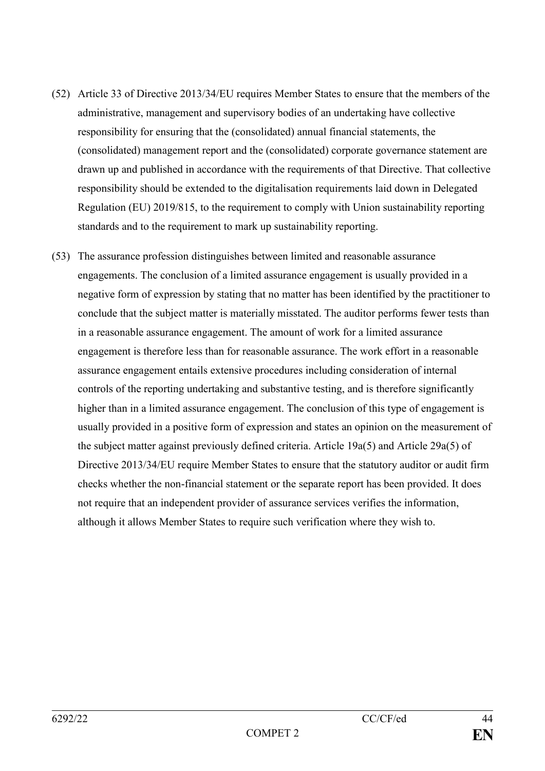(52) Article 33 of Directive 2013/34/EU requires Member States to ensure that the members of the administrative, management and supervisory bodies of an undertaking have collective responsibility for ensuring that the (consolidated) annual financial statements, the (consolidated) management report and the (consolidated) corporate governance statement are drawn up and published in accordance with the requirements of that Directive. That collective responsibility should be extended to the digitalisation requirements laid down in Delegated Regulation (EU) 2019/815, to the requirement to comply with Union sustainability reporting standards and to the requirement to mark up sustainability reporting.

(53) The assurance profession distinguishes between limited and reasonable assurance engagements. The conclusion of a limited assurance engagement is usually provided in a negative form of expression by stating that no matter has been identified by the practitioner to conclude that the subject matter is materially misstated. The auditor performs fewer tests than in a reasonable assurance engagement. The amount of work for a limited assurance engagement is therefore less than for reasonable assurance. The work effort in a reasonable assurance engagement entails extensive procedures including consideration of internal controls of the reporting undertaking and substantive testing, and is therefore significantly higher than in a limited assurance engagement. The conclusion of this type of engagement is usually provided in a positive form of expression and states an opinion on the measurement of the subject matter against previously defined criteria. Article 19a(5) and Article 29a(5) of Directive 2013/34/EU require Member States to ensure that the statutory auditor or audit firm checks whether the non-financial statement or the separate report has been provided. It does not require that an independent provider of assurance services verifies the information, although it allows Member States to require such verification where they wish to.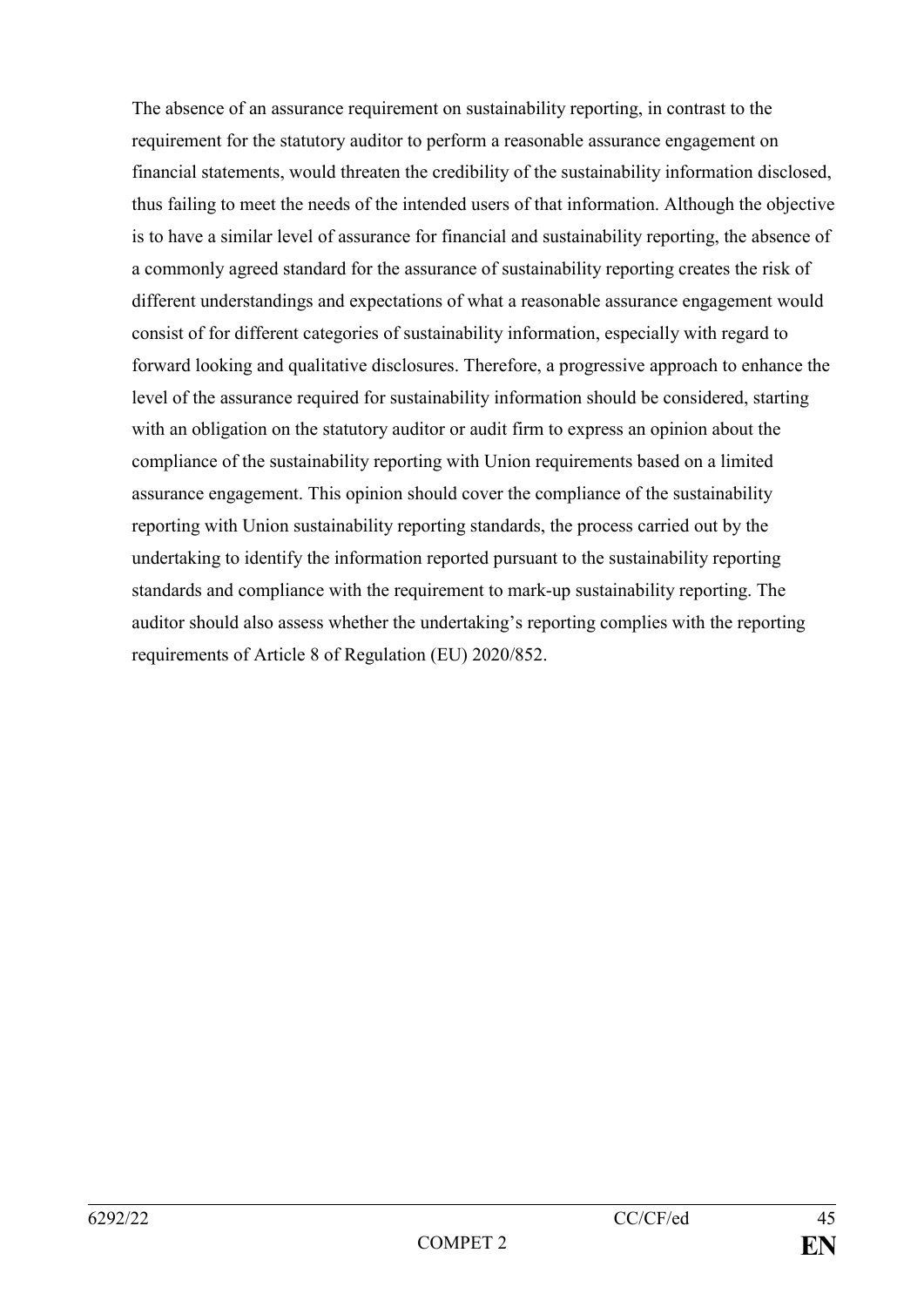The absence of an assurance requirement on sustainability reporting, in contrast to the requirement for the statutory auditor to perform a reasonable assurance engagement on financial statements, would threaten the credibility of the sustainability information disclosed, thus failing to meet the needs of the intended users of that information. Although the objective is to have a similar level of assurance for financial and sustainability reporting, the absence of a commonly agreed standard for the assurance of sustainability reporting creates the risk of different understandings and expectations of what a reasonable assurance engagement would consist of for different categories of sustainability information, especially with regard to forward looking and qualitative disclosures. Therefore, a progressive approach to enhance the level of the assurance required for sustainability information should be considered, starting with an obligation on the statutory auditor or audit firm to express an opinion about the compliance of the sustainability reporting with Union requirements based on a limited assurance engagement. This opinion should cover the compliance of the sustainability reporting with Union sustainability reporting standards, the process carried out by the undertaking to identify the information reported pursuant to the sustainability reporting standards and compliance with the requirement to mark-up sustainability reporting. The auditor should also assess whether the undertaking's reporting complies with the reporting requirements of Article 8 of Regulation (EU) 2020/852.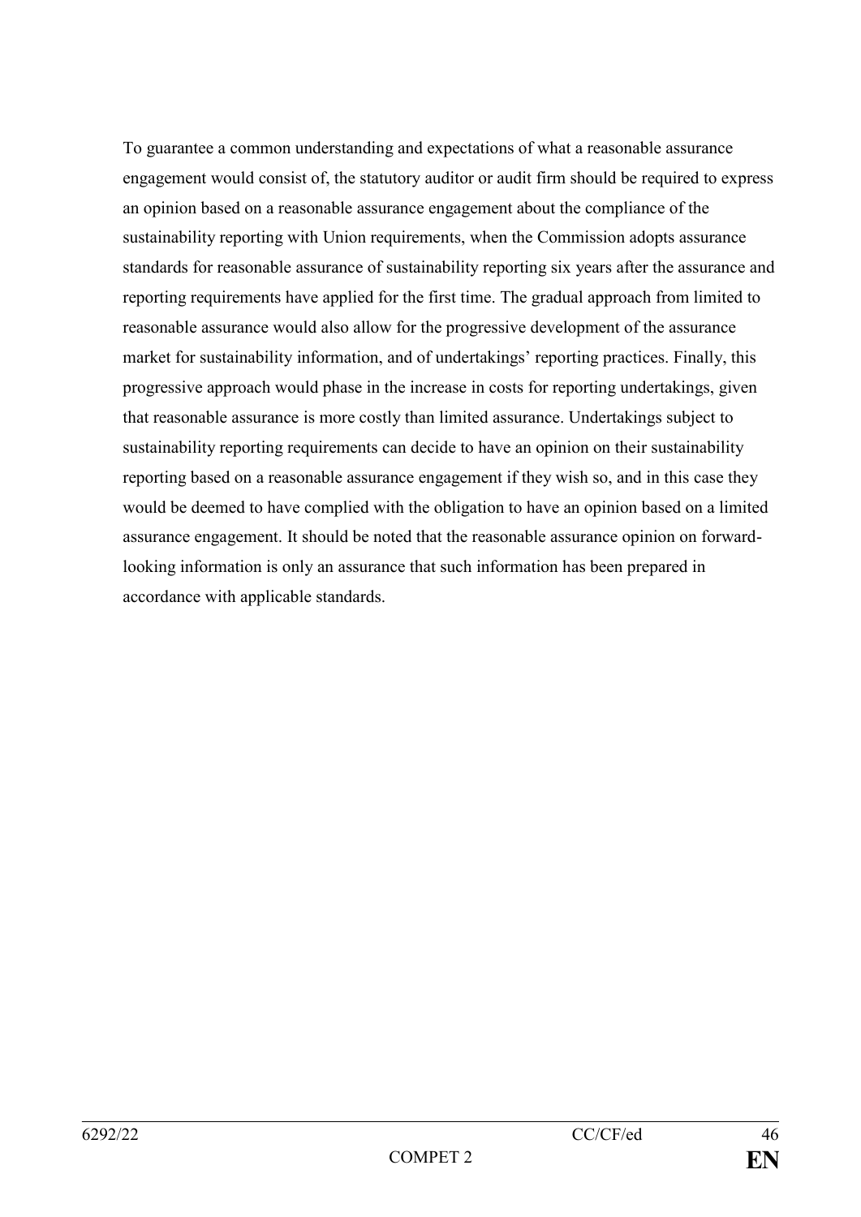To guarantee a common understanding and expectations of what a reasonable assurance engagement would consist of, the statutory auditor or audit firm should be required to express an opinion based on a reasonable assurance engagement about the compliance of the sustainability reporting with Union requirements, when the Commission adopts assurance standards for reasonable assurance of sustainability reporting six years after the assurance and reporting requirements have applied for the first time. The gradual approach from limited to reasonable assurance would also allow for the progressive development of the assurance market for sustainability information, and of undertakings' reporting practices. Finally, this progressive approach would phase in the increase in costs for reporting undertakings, given that reasonable assurance is more costly than limited assurance. Undertakings subject to sustainability reporting requirements can decide to have an opinion on their sustainability reporting based on a reasonable assurance engagement if they wish so, and in this case they would be deemed to have complied with the obligation to have an opinion based on a limited assurance engagement. It should be noted that the reasonable assurance opinion on forward-looking information is only an assurance that such information has been prepared in accordance with applicable standards.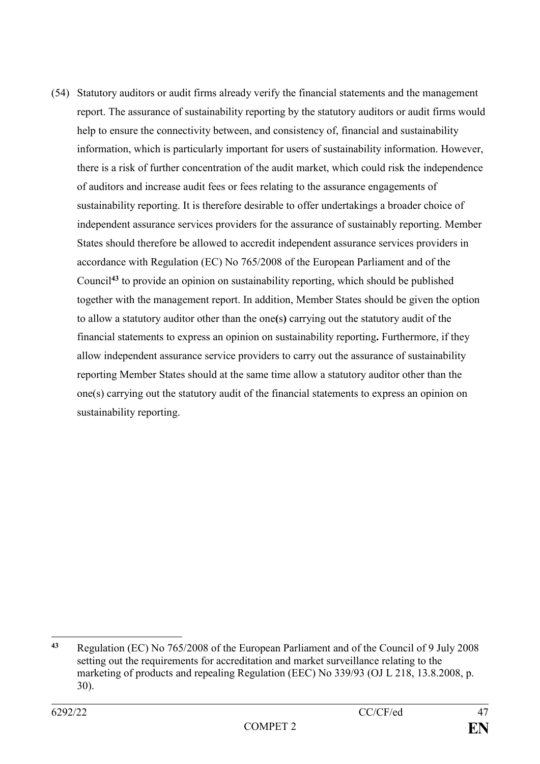(54) Statutory auditors or audit firms already verify the financial statements and the management report. The assurance of sustainability reporting by the statutory auditors or audit firms would help to ensure the connectivity between, and consistency of, financial and sustainability information, which is particularly important for users of sustainability information. However, there is a risk of further concentration of the audit market, which could risk the independence of auditors and increase audit fees or fees relating to the assurance engagements of sustainability reporting. It is therefore desirable to offer undertakings a broader choice of independent assurance services providers for the assurance of sustainably reporting. Member States should therefore be allowed to accredit independent assurance services providers in accordance with Regulation (EC) No 765/2008 of the European Parliament and of the Council[43] to provide an opinion on sustainability reporting, which should be published together with the management report. In addition, Member States should be given the option to allow a statutory auditor other than the one**(**s**)** carrying out the statutory audit of the financial statements to express an opinion on sustainability reporting**.** Furthermore, if they allow independent assurance service providers to carry out the assurance of sustainability reporting Member States should at the same time allow a statutory auditor other than the one(s) carrying out the statutory audit of the financial statements to express an opinion on sustainability reporting.

---

[43] Regulation (EC) No 765/2008 of the European Parliament and of the Council of 9 July 2008 setting out the requirements for accreditation and market surveillance relating to the marketing of products and repealing Regulation (EEC) No 339/93 (OJ L 218, 13.8.2008, p. 30).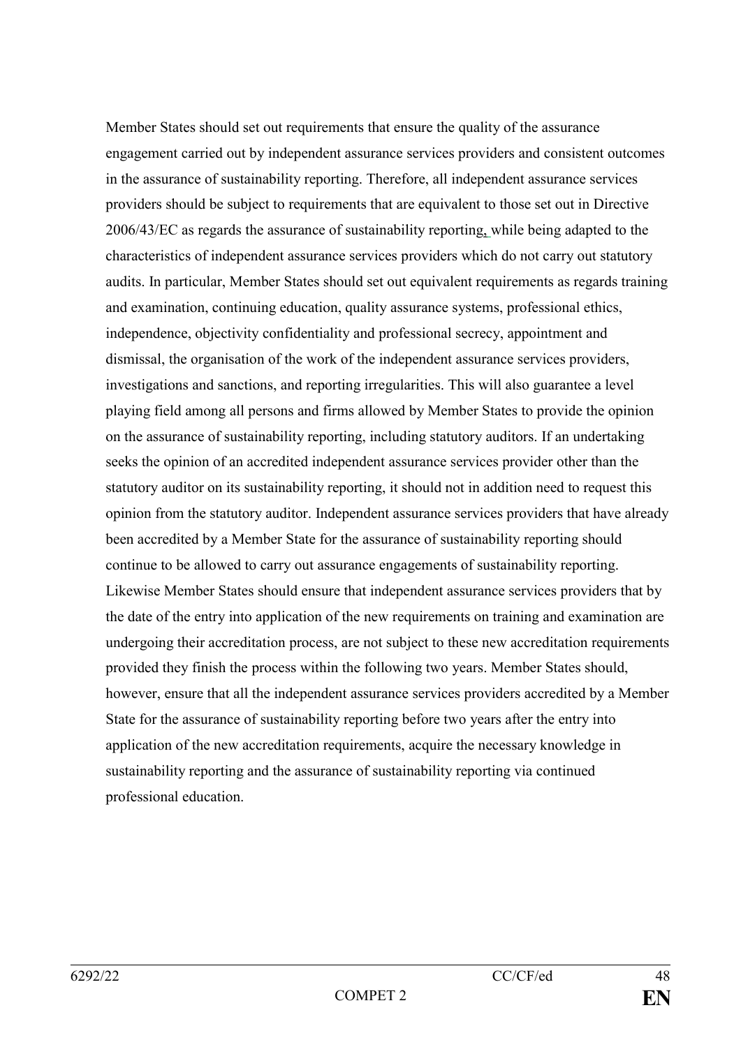Member States should set out requirements that ensure the quality of the assurance engagement carried out by independent assurance services providers and consistent outcomes in the assurance of sustainability reporting. Therefore, all independent assurance services providers should be subject to requirements that are equivalent to those set out in Directive 2006/43/EC as regards the assurance of sustainability reporting, while being adapted to the characteristics of independent assurance services providers which do not carry out statutory audits. In particular, Member States should set out equivalent requirements as regards training and examination, continuing education, quality assurance systems, professional ethics, independence, objectivity confidentiality and professional secrecy, appointment and dismissal, the organisation of the work of the independent assurance services providers, investigations and sanctions, and reporting irregularities. This will also guarantee a level playing field among all persons and firms allowed by Member States to provide the opinion on the assurance of sustainability reporting, including statutory auditors. If an undertaking seeks the opinion of an accredited independent assurance services provider other than the statutory auditor on its sustainability reporting, it should not in addition need to request this opinion from the statutory auditor. Independent assurance services providers that have already been accredited by a Member State for the assurance of sustainability reporting should continue to be allowed to carry out assurance engagements of sustainability reporting. Likewise Member States should ensure that independent assurance services providers that by the date of the entry into application of the new requirements on training and examination are undergoing their accreditation process, are not subject to these new accreditation requirements provided they finish the process within the following two years. Member States should, however, ensure that all the independent assurance services providers accredited by a Member State for the assurance of sustainability reporting before two years after the entry into application of the new accreditation requirements, acquire the necessary knowledge in sustainability reporting and the assurance of sustainability reporting via continued professional education.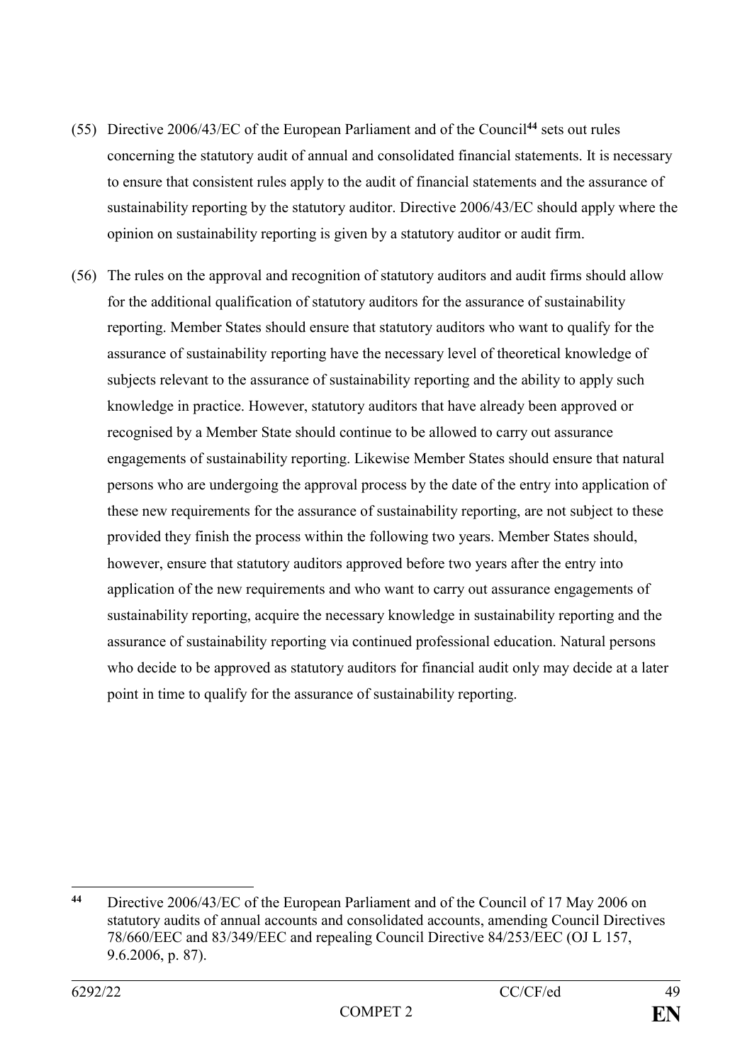(55) Directive 2006/43/EC of the European Parliament and of the Council[44] sets out rules concerning the statutory audit of annual and consolidated financial statements. It is necessary to ensure that consistent rules apply to the audit of financial statements and the assurance of sustainability reporting by the statutory auditor. Directive 2006/43/EC should apply where the opinion on sustainability reporting is given by a statutory auditor or audit firm.

(56) The rules on the approval and recognition of statutory auditors and audit firms should allow for the additional qualification of statutory auditors for the assurance of sustainability reporting. Member States should ensure that statutory auditors who want to qualify for the assurance of sustainability reporting have the necessary level of theoretical knowledge of subjects relevant to the assurance of sustainability reporting and the ability to apply such knowledge in practice. However, statutory auditors that have already been approved or recognised by a Member State should continue to be allowed to carry out assurance engagements of sustainability reporting. Likewise Member States should ensure that natural persons who are undergoing the approval process by the date of the entry into application of these new requirements for the assurance of sustainability reporting, are not subject to these provided they finish the process within the following two years. Member States should, however, ensure that statutory auditors approved before two years after the entry into application of the new requirements and who want to carry out assurance engagements of sustainability reporting, acquire the necessary knowledge in sustainability reporting and the assurance of sustainability reporting via continued professional education. Natural persons who decide to be approved as statutory auditors for financial audit only may decide at a later point in time to qualify for the assurance of sustainability reporting.

---

[44] Directive 2006/43/EC of the European Parliament and of the Council of 17 May 2006 on statutory audits of annual accounts and consolidated accounts, amending Council Directives 78/660/EEC and 83/349/EEC and repealing Council Directive 84/253/EEC (OJ L 157, 9.6.2006, p. 87).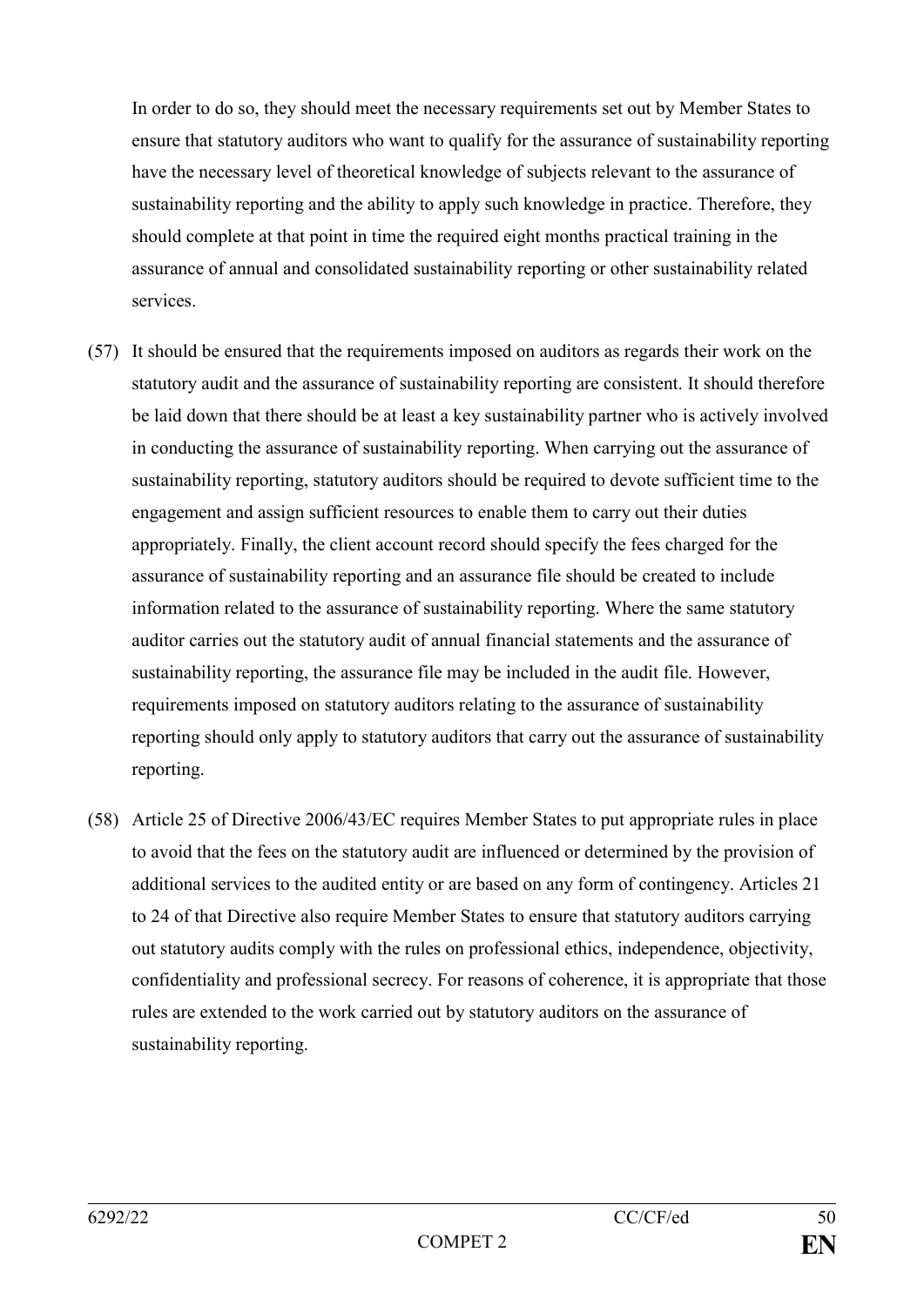In order to do so, they should meet the necessary requirements set out by Member States to ensure that statutory auditors who want to qualify for the assurance of sustainability reporting have the necessary level of theoretical knowledge of subjects relevant to the assurance of sustainability reporting and the ability to apply such knowledge in practice. Therefore, they should complete at that point in time the required eight months practical training in the assurance of annual and consolidated sustainability reporting or other sustainability related services.

(57) It should be ensured that the requirements imposed on auditors as regards their work on the statutory audit and the assurance of sustainability reporting are consistent. It should therefore be laid down that there should be at least a key sustainability partner who is actively involved in conducting the assurance of sustainability reporting. When carrying out the assurance of sustainability reporting, statutory auditors should be required to devote sufficient time to the engagement and assign sufficient resources to enable them to carry out their duties appropriately. Finally, the client account record should specify the fees charged for the assurance of sustainability reporting and an assurance file should be created to include information related to the assurance of sustainability reporting. Where the same statutory auditor carries out the statutory audit of annual financial statements and the assurance of sustainability reporting, the assurance file may be included in the audit file. However, requirements imposed on statutory auditors relating to the assurance of sustainability reporting should only apply to statutory auditors that carry out the assurance of sustainability reporting.

(58) Article 25 of Directive 2006/43/EC requires Member States to put appropriate rules in place to avoid that the fees on the statutory audit are influenced or determined by the provision of additional services to the audited entity or are based on any form of contingency. Articles 21 to 24 of that Directive also require Member States to ensure that statutory auditors carrying out statutory audits comply with the rules on professional ethics, independence, objectivity, confidentiality and professional secrecy. For reasons of coherence, it is appropriate that those rules are extended to the work carried out by statutory auditors on the assurance of sustainability reporting.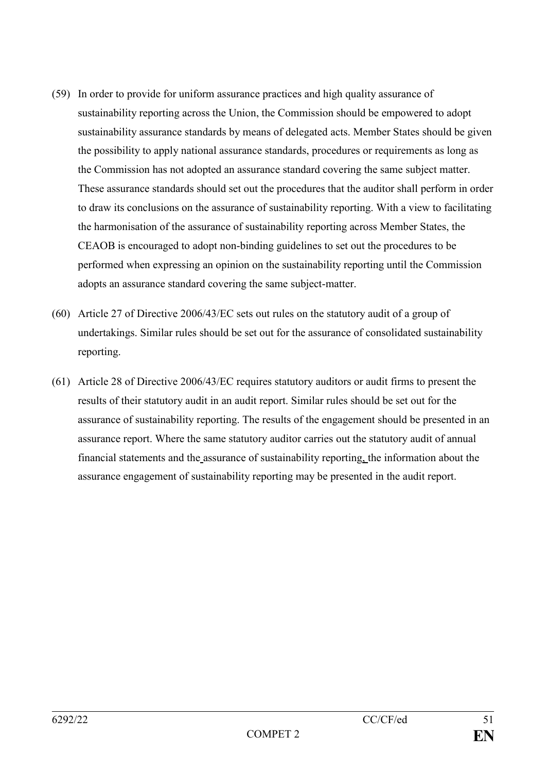(59) In order to provide for uniform assurance practices and high quality assurance of sustainability reporting across the Union, the Commission should be empowered to adopt sustainability assurance standards by means of delegated acts. Member States should be given the possibility to apply national assurance standards, procedures or requirements as long as the Commission has not adopted an assurance standard covering the same subject matter. These assurance standards should set out the procedures that the auditor shall perform in order to draw its conclusions on the assurance of sustainability reporting. With a view to facilitating the harmonisation of the assurance of sustainability reporting across Member States, the CEAOB is encouraged to adopt non-binding guidelines to set out the procedures to be performed when expressing an opinion on the sustainability reporting until the Commission adopts an assurance standard covering the same subject-matter.

(60) Article 27 of Directive 2006/43/EC sets out rules on the statutory audit of a group of undertakings. Similar rules should be set out for the assurance of consolidated sustainability reporting.

(61) Article 28 of Directive 2006/43/EC requires statutory auditors or audit firms to present the results of their statutory audit in an audit report. Similar rules should be set out for the assurance of sustainability reporting. The results of the engagement should be presented in an assurance report. Where the same statutory auditor carries out the statutory audit of annual financial statements and the assurance of sustainability reporting, the information about the assurance engagement of sustainability reporting may be presented in the audit report.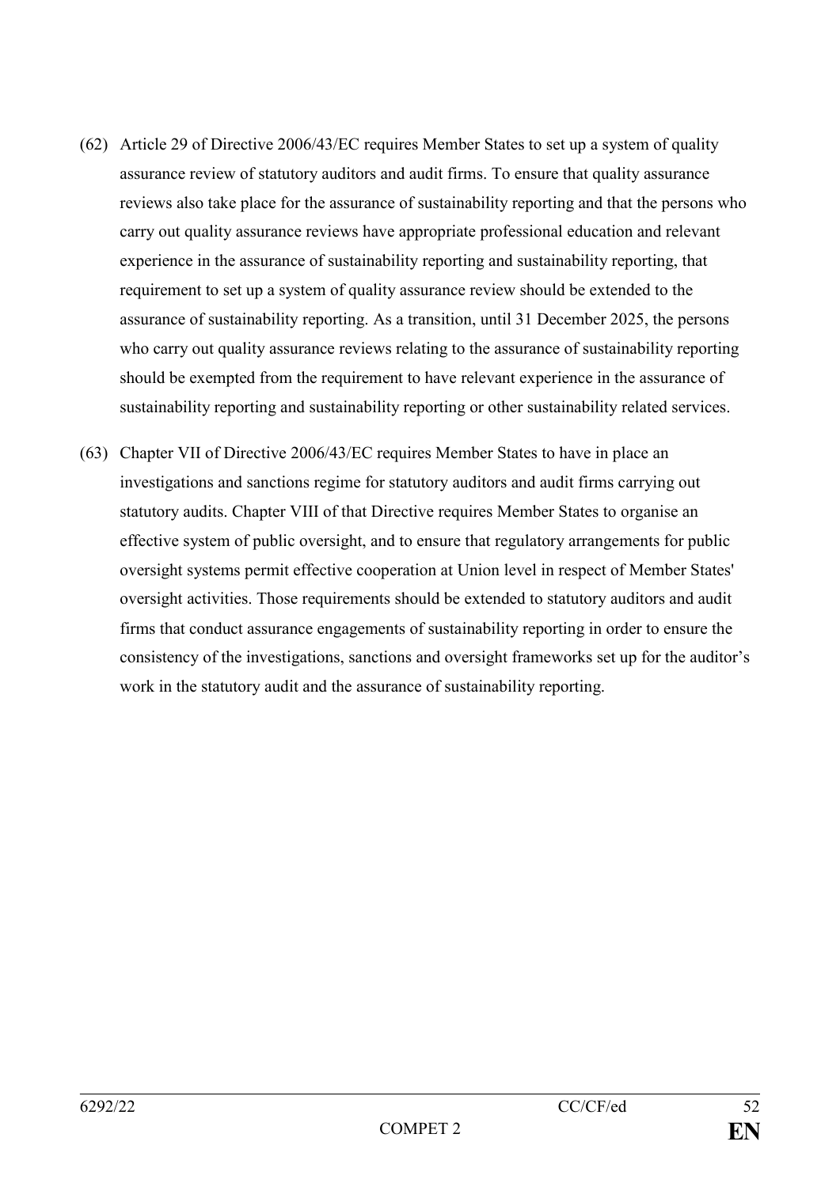(62) Article 29 of Directive 2006/43/EC requires Member States to set up a system of quality assurance review of statutory auditors and audit firms. To ensure that quality assurance reviews also take place for the assurance of sustainability reporting and that the persons who carry out quality assurance reviews have appropriate professional education and relevant experience in the assurance of sustainability reporting and sustainability reporting, that requirement to set up a system of quality assurance review should be extended to the assurance of sustainability reporting. As a transition, until 31 December 2025, the persons who carry out quality assurance reviews relating to the assurance of sustainability reporting should be exempted from the requirement to have relevant experience in the assurance of sustainability reporting and sustainability reporting or other sustainability related services.

(63) Chapter VII of Directive 2006/43/EC requires Member States to have in place an investigations and sanctions regime for statutory auditors and audit firms carrying out statutory audits. Chapter VIII of that Directive requires Member States to organise an effective system of public oversight, and to ensure that regulatory arrangements for public oversight systems permit effective cooperation at Union level in respect of Member States' oversight activities. Those requirements should be extended to statutory auditors and audit firms that conduct assurance engagements of sustainability reporting in order to ensure the consistency of the investigations, sanctions and oversight frameworks set up for the auditor's work in the statutory audit and the assurance of sustainability reporting.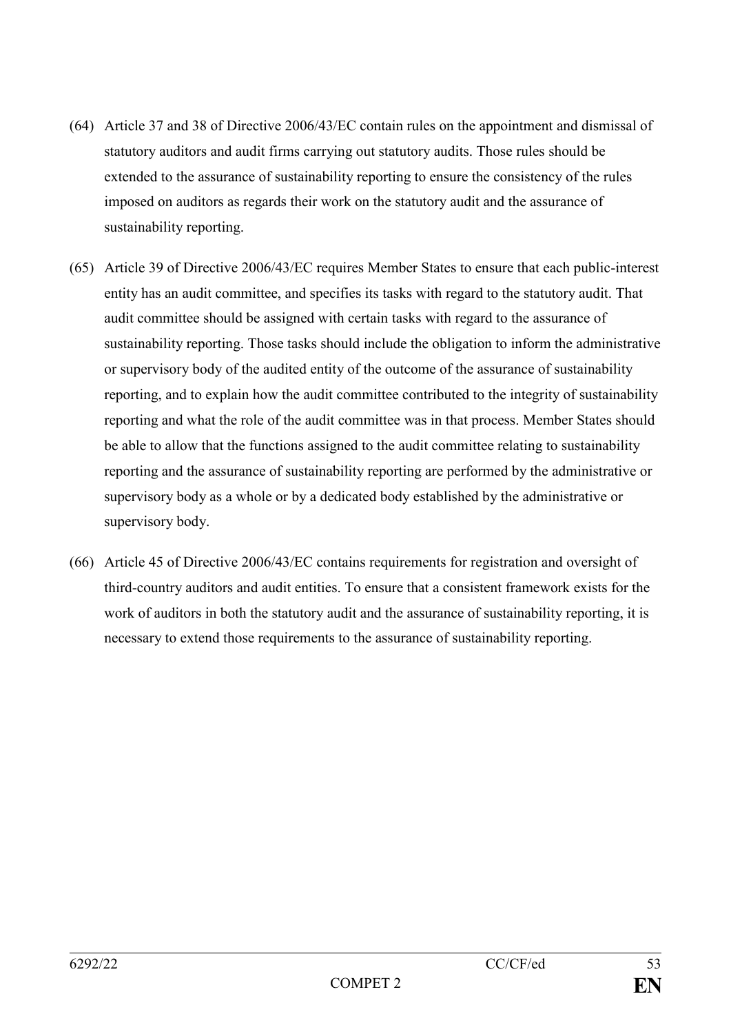(64) Article 37 and 38 of Directive 2006/43/EC contain rules on the appointment and dismissal of statutory auditors and audit firms carrying out statutory audits. Those rules should be extended to the assurance of sustainability reporting to ensure the consistency of the rules imposed on auditors as regards their work on the statutory audit and the assurance of sustainability reporting.

(65) Article 39 of Directive 2006/43/EC requires Member States to ensure that each public-interest entity has an audit committee, and specifies its tasks with regard to the statutory audit. That audit committee should be assigned with certain tasks with regard to the assurance of sustainability reporting. Those tasks should include the obligation to inform the administrative or supervisory body of the audited entity of the outcome of the assurance of sustainability reporting, and to explain how the audit committee contributed to the integrity of sustainability reporting and what the role of the audit committee was in that process. Member States should be able to allow that the functions assigned to the audit committee relating to sustainability reporting and the assurance of sustainability reporting are performed by the administrative or supervisory body as a whole or by a dedicated body established by the administrative or supervisory body.

(66) Article 45 of Directive 2006/43/EC contains requirements for registration and oversight of third-country auditors and audit entities. To ensure that a consistent framework exists for the work of auditors in both the statutory audit and the assurance of sustainability reporting, it is necessary to extend those requirements to the assurance of sustainability reporting.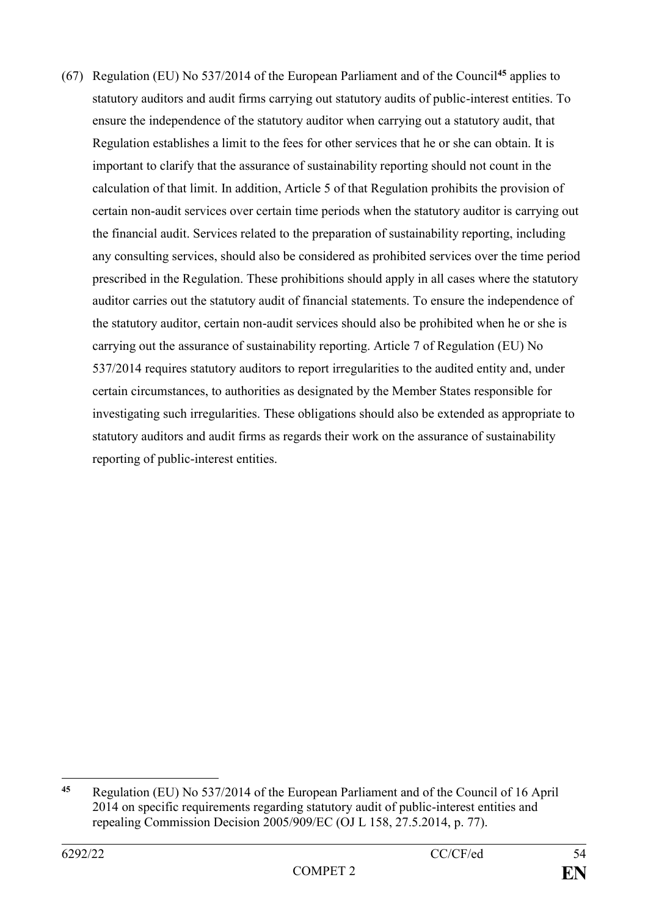(67) Regulation (EU) No 537/2014 of the European Parliament and of the Council[45] applies to statutory auditors and audit firms carrying out statutory audits of public-interest entities. To ensure the independence of the statutory auditor when carrying out a statutory audit, that Regulation establishes a limit to the fees for other services that he or she can obtain. It is important to clarify that the assurance of sustainability reporting should not count in the calculation of that limit. In addition, Article 5 of that Regulation prohibits the provision of certain non-audit services over certain time periods when the statutory auditor is carrying out the financial audit. Services related to the preparation of sustainability reporting, including any consulting services, should also be considered as prohibited services over the time period prescribed in the Regulation. These prohibitions should apply in all cases where the statutory auditor carries out the statutory audit of financial statements. To ensure the independence of the statutory auditor, certain non-audit services should also be prohibited when he or she is carrying out the assurance of sustainability reporting. Article 7 of Regulation (EU) No 537/2014 requires statutory auditors to report irregularities to the audited entity and, under certain circumstances, to authorities as designated by the Member States responsible for investigating such irregularities. These obligations should also be extended as appropriate to statutory auditors and audit firms as regards their work on the assurance of sustainability reporting of public-interest entities.

---

[45] Regulation (EU) No 537/2014 of the European Parliament and of the Council of 16 April 2014 on specific requirements regarding statutory audit of public-interest entities and repealing Commission Decision 2005/909/EC (OJ L 158, 27.5.2014, p. 77).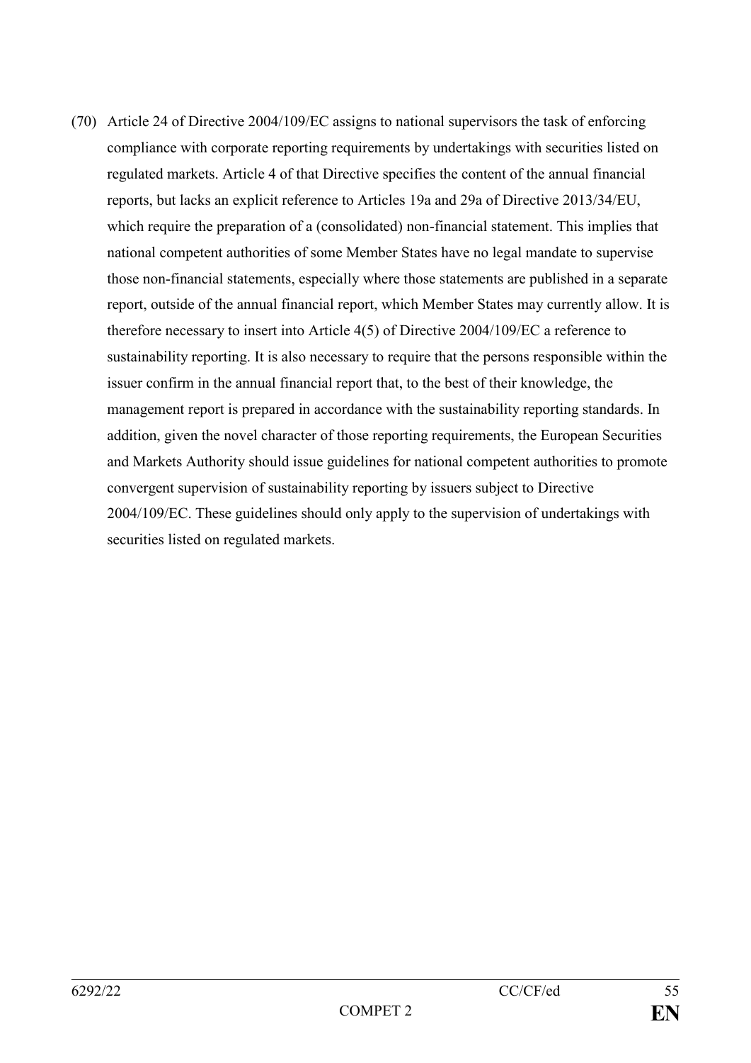(70) Article 24 of Directive 2004/109/EC assigns to national supervisors the task of enforcing compliance with corporate reporting requirements by undertakings with securities listed on regulated markets. Article 4 of that Directive specifies the content of the annual financial reports, but lacks an explicit reference to Articles 19a and 29a of Directive 2013/34/EU, which require the preparation of a (consolidated) non-financial statement. This implies that national competent authorities of some Member States have no legal mandate to supervise those non-financial statements, especially where those statements are published in a separate report, outside of the annual financial report, which Member States may currently allow. It is therefore necessary to insert into Article 4(5) of Directive 2004/109/EC a reference to sustainability reporting. It is also necessary to require that the persons responsible within the issuer confirm in the annual financial report that, to the best of their knowledge, the management report is prepared in accordance with the sustainability reporting standards. In addition, given the novel character of those reporting requirements, the European Securities and Markets Authority should issue guidelines for national competent authorities to promote convergent supervision of sustainability reporting by issuers subject to Directive 2004/109/EC. These guidelines should only apply to the supervision of undertakings with securities listed on regulated markets.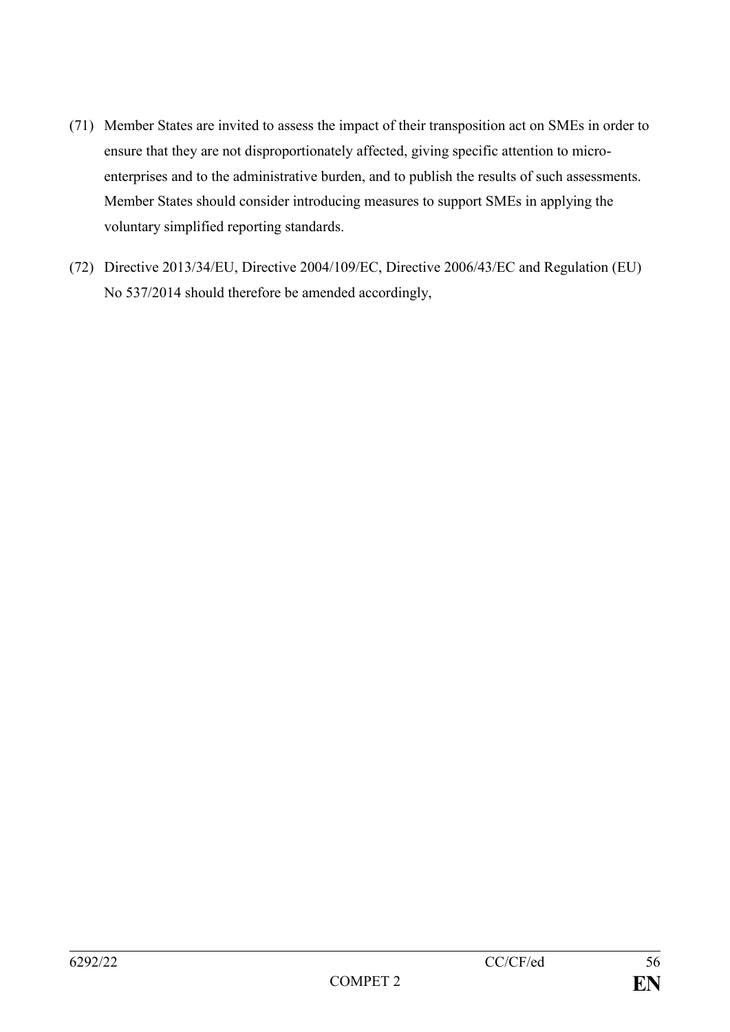(71) Member States are invited to assess the impact of their transposition act on SMEs in order to ensure that they are not disproportionately affected, giving specific attention to micro-enterprises and to the administrative burden, and to publish the results of such assessments. Member States should consider introducing measures to support SMEs in applying the voluntary simplified reporting standards.

(72) Directive 2013/34/EU, Directive 2004/109/EC, Directive 2006/43/EC and Regulation (EU) No 537/2014 should therefore be amended accordingly,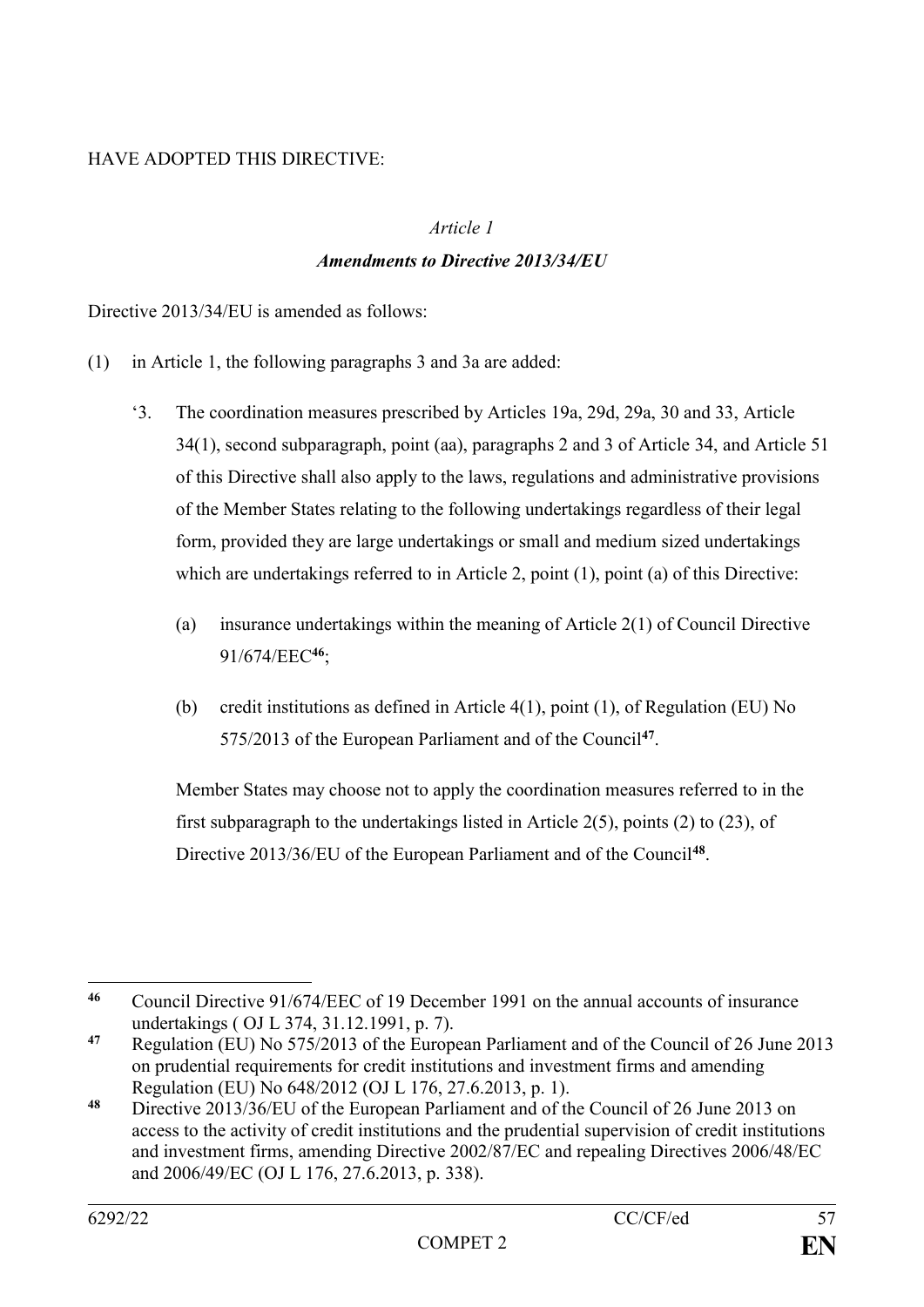HAVE ADOPTED THIS DIRECTIVE:

*Article 1*

***Amendments to Directive 2013/34/EU***

Directive 2013/34/EU is amended as follows:

(1) in Article 1, the following paragraphs 3 and 3a are added:

‘3. The coordination measures prescribed by Articles 19a, 29d, 29a, 30 and 33, Article 34(1), second subparagraph, point (aa), paragraphs 2 and 3 of Article 34, and Article 51 of this Directive shall also apply to the laws, regulations and administrative provisions of the Member States relating to the following undertakings regardless of their legal form, provided they are large undertakings or small and medium sized undertakings which are undertakings referred to in Article 2, point (1), point (a) of this Directive:

(a) insurance undertakings within the meaning of Article 2(1) of Council Directive 91/674/EEC[46];

(b) credit institutions as defined in Article 4(1), point (1), of Regulation (EU) No 575/2013 of the European Parliament and of the Council[47].

Member States may choose not to apply the coordination measures referred to in the first subparagraph to the undertakings listed in Article 2(5), points (2) to (23), of Directive 2013/36/EU of the European Parliament and of the Council[48].

---

[46] Council Directive 91/674/EEC of 19 December 1991 on the annual accounts of insurance undertakings ( OJ L 374, 31.12.1991, p. 7).

[47] Regulation (EU) No 575/2013 of the European Parliament and of the Council of 26 June 2013 on prudential requirements for credit institutions and investment firms and amending Regulation (EU) No 648/2012 (OJ L 176, 27.6.2013, p. 1).

[48] Directive 2013/36/EU of the European Parliament and of the Council of 26 June 2013 on access to the activity of credit institutions and the prudential supervision of credit institutions and investment firms, amending Directive 2002/87/EC and repealing Directives 2006/48/EC and 2006/49/EC (OJ L 176, 27.6.2013, p. 338).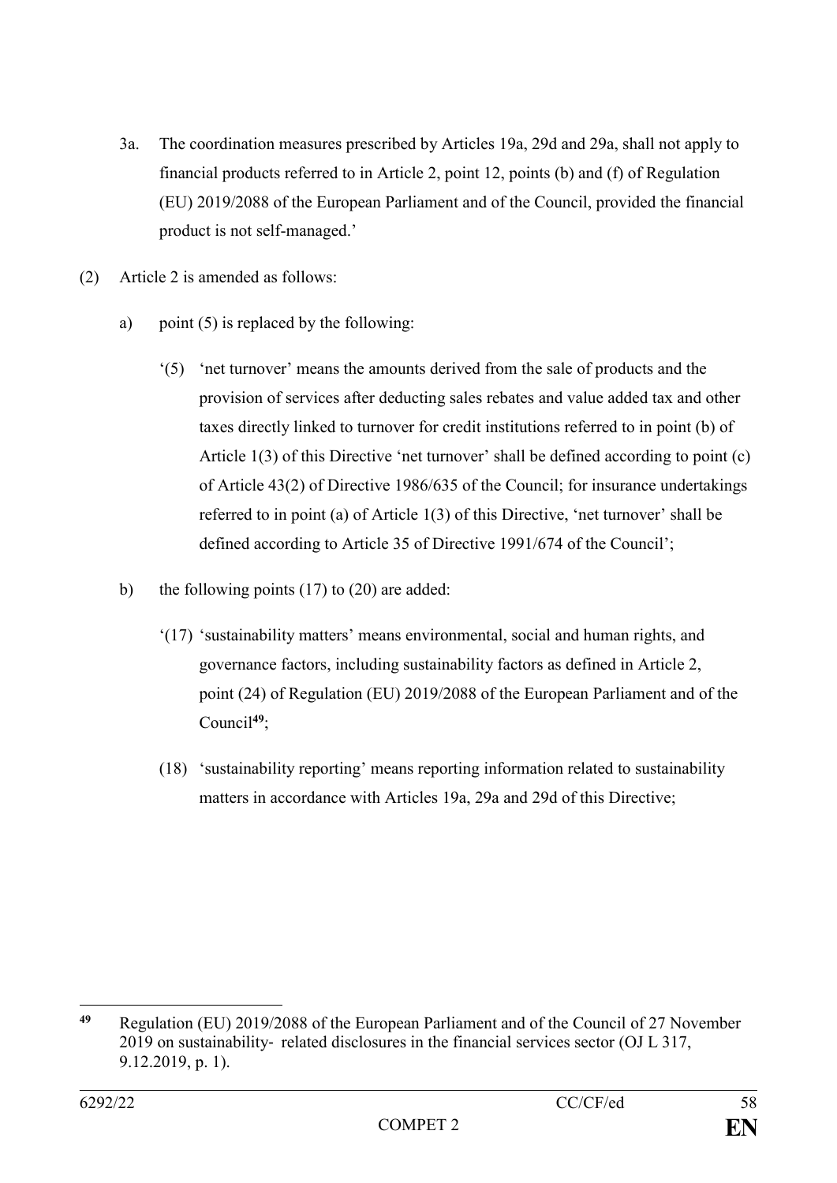3a. The coordination measures prescribed by Articles 19a, 29d and 29a, shall not apply to financial products referred to in Article 2, point 12, points (b) and (f) of Regulation (EU) 2019/2088 of the European Parliament and of the Council, provided the financial product is not self-managed.'

(2) Article 2 is amended as follows:

a) point (5) is replaced by the following:

'(5) 'net turnover' means the amounts derived from the sale of products and the provision of services after deducting sales rebates and value added tax and other taxes directly linked to turnover for credit institutions referred to in point (b) of Article 1(3) of this Directive 'net turnover' shall be defined according to point (c) of Article 43(2) of Directive 1986/635 of the Council; for insurance undertakings referred to in point (a) of Article 1(3) of this Directive, 'net turnover' shall be defined according to Article 35 of Directive 1991/674 of the Council';

b) the following points (17) to (20) are added:

'(17) 'sustainability matters' means environmental, social and human rights, and governance factors, including sustainability factors as defined in Article 2, point (24) of Regulation (EU) 2019/2088 of the European Parliament and of the Council[49];

(18) 'sustainability reporting' means reporting information related to sustainability matters in accordance with Articles 19a, 29a and 29d of this Directive;

---

[49] Regulation (EU) 2019/2088 of the European Parliament and of the Council of 27 November 2019 on sustainability- related disclosures in the financial services sector (OJ L 317, 9.12.2019, p. 1).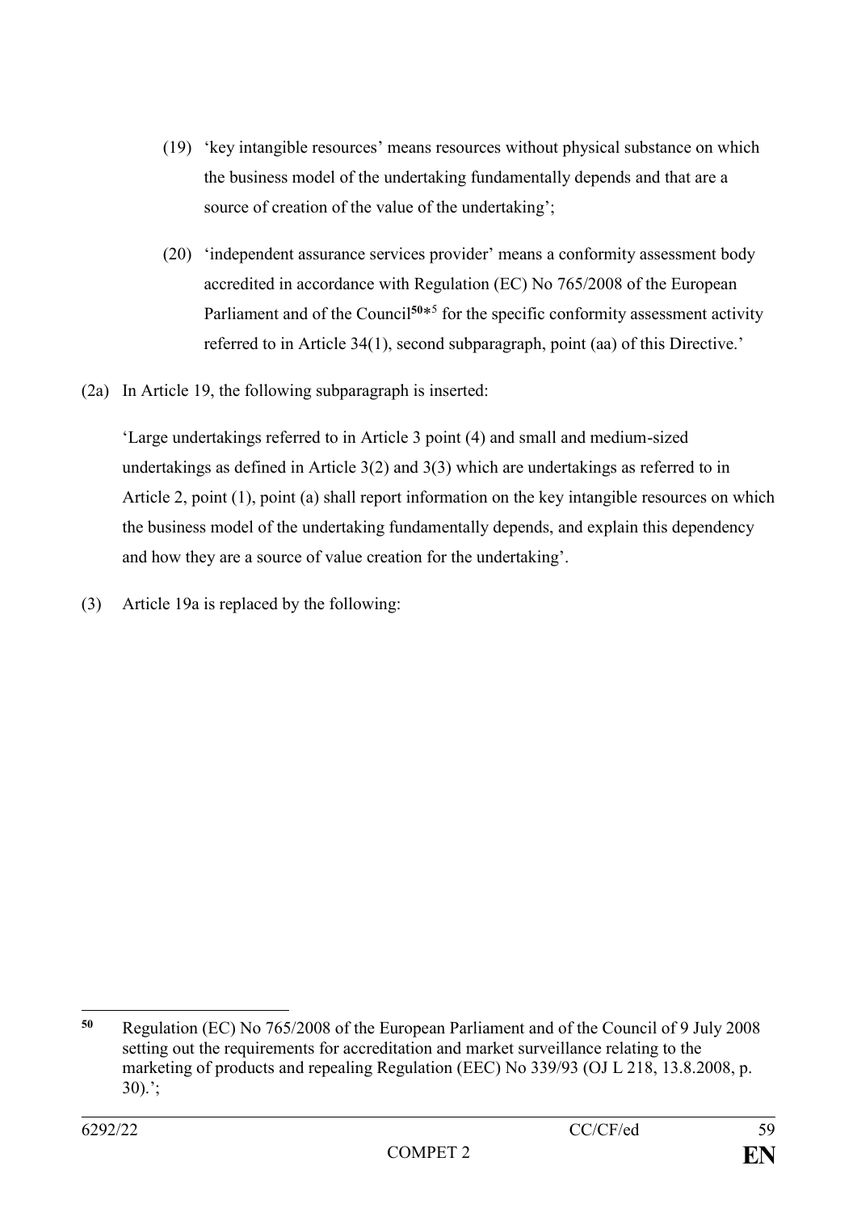(19) ‘key intangible resources’ means resources without physical substance on which the business model of the undertaking fundamentally depends and that are a source of creation of the value of the undertaking’;

(20) ‘independent assurance services provider’ means a conformity assessment body accredited in accordance with Regulation (EC) No 765/2008 of the European Parliament and of the Council[50]*[5] for the specific conformity assessment activity referred to in Article 34(1), second subparagraph, point (aa) of this Directive.’

(2a) In Article 19, the following subparagraph is inserted:

‘Large undertakings referred to in Article 3 point (4) and small and medium-sized undertakings as defined in Article 3(2) and 3(3) which are undertakings as referred to in Article 2, point (1), point (a) shall report information on the key intangible resources on which the business model of the undertaking fundamentally depends, and explain this dependency and how they are a source of value creation for the undertaking’.

(3) Article 19a is replaced by the following:

---

[50] Regulation (EC) No 765/2008 of the European Parliament and of the Council of 9 July 2008 setting out the requirements for accreditation and market surveillance relating to the marketing of products and repealing Regulation (EEC) No 339/93 (OJ L 218, 13.8.2008, p. 30).’;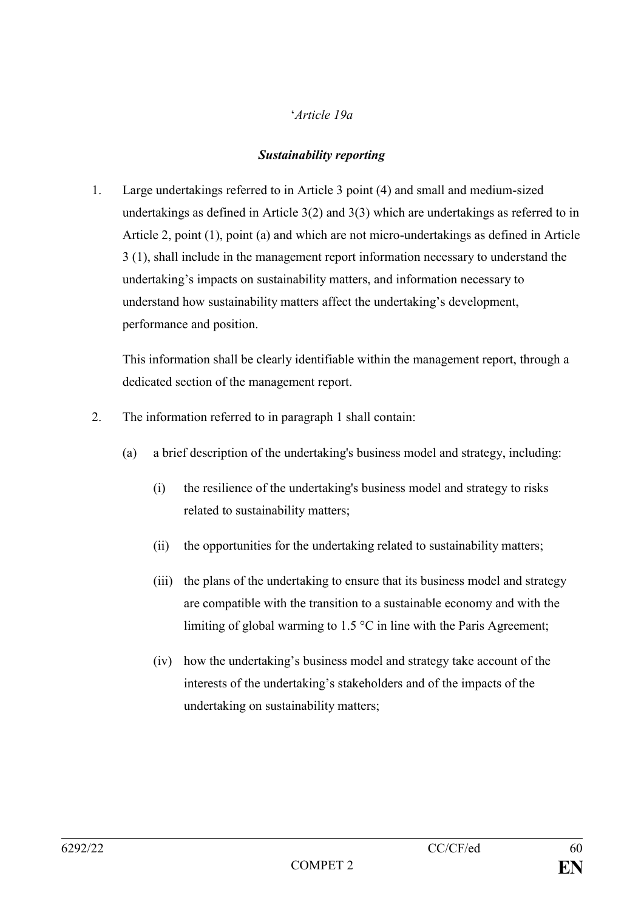'*Article 19a*

***Sustainability reporting***

1. Large undertakings referred to in Article 3 point (4) and small and medium-sized undertakings as defined in Article 3(2) and 3(3) which are undertakings as referred to in Article 2, point (1), point (a) and which are not micro-undertakings as defined in Article 3 (1), shall include in the management report information necessary to understand the undertaking's impacts on sustainability matters, and information necessary to understand how sustainability matters affect the undertaking's development, performance and position.

   This information shall be clearly identifiable within the management report, through a dedicated section of the management report.

2. The information referred to in paragraph 1 shall contain:

   (a) a brief description of the undertaking's business model and strategy, including:

      (i) the resilience of the undertaking's business model and strategy to risks related to sustainability matters;

      (ii) the opportunities for the undertaking related to sustainability matters;

      (iii) the plans of the undertaking to ensure that its business model and strategy are compatible with the transition to a sustainable economy and with the limiting of global warming to 1.5 °C in line with the Paris Agreement;

      (iv) how the undertaking's business model and strategy take account of the interests of the undertaking's stakeholders and of the impacts of the undertaking on sustainability matters;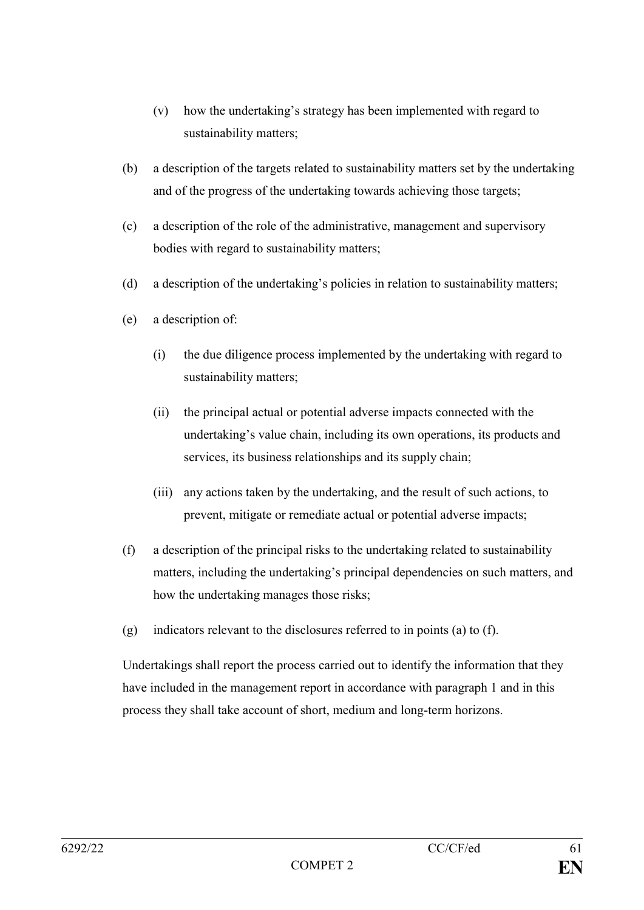(v) how the undertaking's strategy has been implemented with regard to sustainability matters;

(b) a description of the targets related to sustainability matters set by the undertaking and of the progress of the undertaking towards achieving those targets;

(c) a description of the role of the administrative, management and supervisory bodies with regard to sustainability matters;

(d) a description of the undertaking's policies in relation to sustainability matters;

(e) a description of:

(i) the due diligence process implemented by the undertaking with regard to sustainability matters;

(ii) the principal actual or potential adverse impacts connected with the undertaking's value chain, including its own operations, its products and services, its business relationships and its supply chain;

(iii) any actions taken by the undertaking, and the result of such actions, to prevent, mitigate or remediate actual or potential adverse impacts;

(f) a description of the principal risks to the undertaking related to sustainability matters, including the undertaking's principal dependencies on such matters, and how the undertaking manages those risks;

(g) indicators relevant to the disclosures referred to in points (a) to (f).

Undertakings shall report the process carried out to identify the information that they have included in the management report in accordance with paragraph 1 and in this process they shall take account of short, medium and long-term horizons.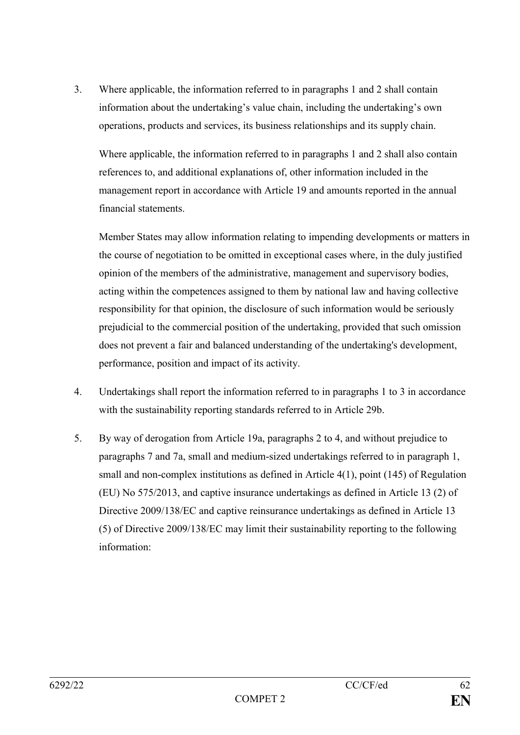3. Where applicable, the information referred to in paragraphs 1 and 2 shall contain information about the undertaking's value chain, including the undertaking's own operations, products and services, its business relationships and its supply chain.

   Where applicable, the information referred to in paragraphs 1 and 2 shall also contain references to, and additional explanations of, other information included in the management report in accordance with Article 19 and amounts reported in the annual financial statements.

   Member States may allow information relating to impending developments or matters in the course of negotiation to be omitted in exceptional cases where, in the duly justified opinion of the members of the administrative, management and supervisory bodies, acting within the competences assigned to them by national law and having collective responsibility for that opinion, the disclosure of such information would be seriously prejudicial to the commercial position of the undertaking, provided that such omission does not prevent a fair and balanced understanding of the undertaking's development, performance, position and impact of its activity.

4. Undertakings shall report the information referred to in paragraphs 1 to 3 in accordance with the sustainability reporting standards referred to in Article 29b.

5. By way of derogation from Article 19a, paragraphs 2 to 4, and without prejudice to paragraphs 7 and 7a, small and medium-sized undertakings referred to in paragraph 1, small and non-complex institutions as defined in Article 4(1), point (145) of Regulation (EU) No 575/2013, and captive insurance undertakings as defined in Article 13 (2) of Directive 2009/138/EC and captive reinsurance undertakings as defined in Article 13 (5) of Directive 2009/138/EC may limit their sustainability reporting to the following information: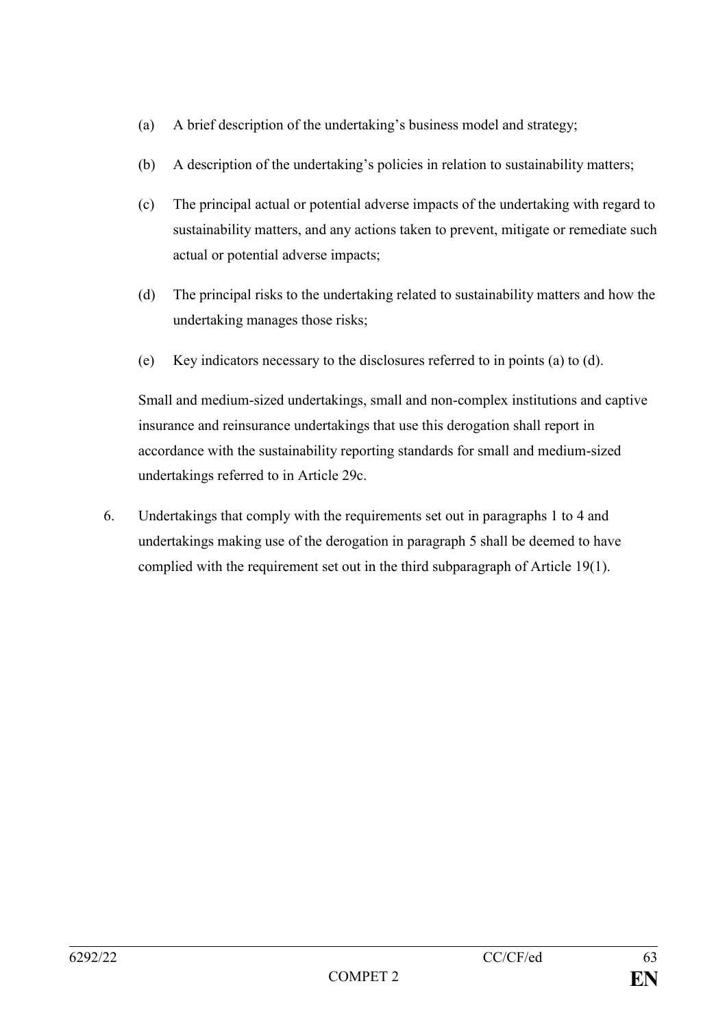(a) A brief description of the undertaking's business model and strategy;

(b) A description of the undertaking's policies in relation to sustainability matters;

(c) The principal actual or potential adverse impacts of the undertaking with regard to sustainability matters, and any actions taken to prevent, mitigate or remediate such actual or potential adverse impacts;

(d) The principal risks to the undertaking related to sustainability matters and how the undertaking manages those risks;

(e) Key indicators necessary to the disclosures referred to in points (a) to (d).

Small and medium-sized undertakings, small and non-complex institutions and captive insurance and reinsurance undertakings that use this derogation shall report in accordance with the sustainability reporting standards for small and medium-sized undertakings referred to in Article 29c.

6. Undertakings that comply with the requirements set out in paragraphs 1 to 4 and undertakings making use of the derogation in paragraph 5 shall be deemed to have complied with the requirement set out in the third subparagraph of Article 19(1).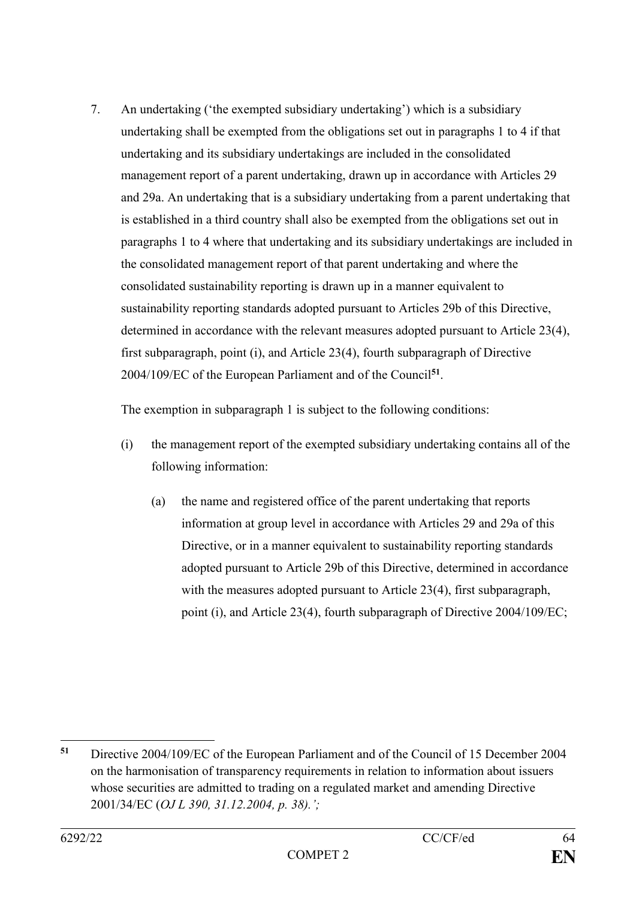7. An undertaking ('the exempted subsidiary undertaking') which is a subsidiary undertaking shall be exempted from the obligations set out in paragraphs 1 to 4 if that undertaking and its subsidiary undertakings are included in the consolidated management report of a parent undertaking, drawn up in accordance with Articles 29 and 29a. An undertaking that is a subsidiary undertaking from a parent undertaking that is established in a third country shall also be exempted from the obligations set out in paragraphs 1 to 4 where that undertaking and its subsidiary undertakings are included in the consolidated management report of that parent undertaking and where the consolidated sustainability reporting is drawn up in a manner equivalent to sustainability reporting standards adopted pursuant to Articles 29b of this Directive, determined in accordance with the relevant measures adopted pursuant to Article 23(4), first subparagraph, point (i), and Article 23(4), fourth subparagraph of Directive 2004/109/EC of the European Parliament and of the Council[51].

   The exemption in subparagraph 1 is subject to the following conditions:

   (i) the management report of the exempted subsidiary undertaking contains all of the following information:

      (a) the name and registered office of the parent undertaking that reports information at group level in accordance with Articles 29 and 29a of this Directive, or in a manner equivalent to sustainability reporting standards adopted pursuant to Article 29b of this Directive, determined in accordance with the measures adopted pursuant to Article 23(4), first subparagraph, point (i), and Article 23(4), fourth subparagraph of Directive 2004/109/EC;

---

[51] Directive 2004/109/EC of the European Parliament and of the Council of 15 December 2004 on the harmonisation of transparency requirements in relation to information about issuers whose securities are admitted to trading on a regulated market and amending Directive 2001/34/EC (*OJ L 390, 31.12.2004, p. 38).';*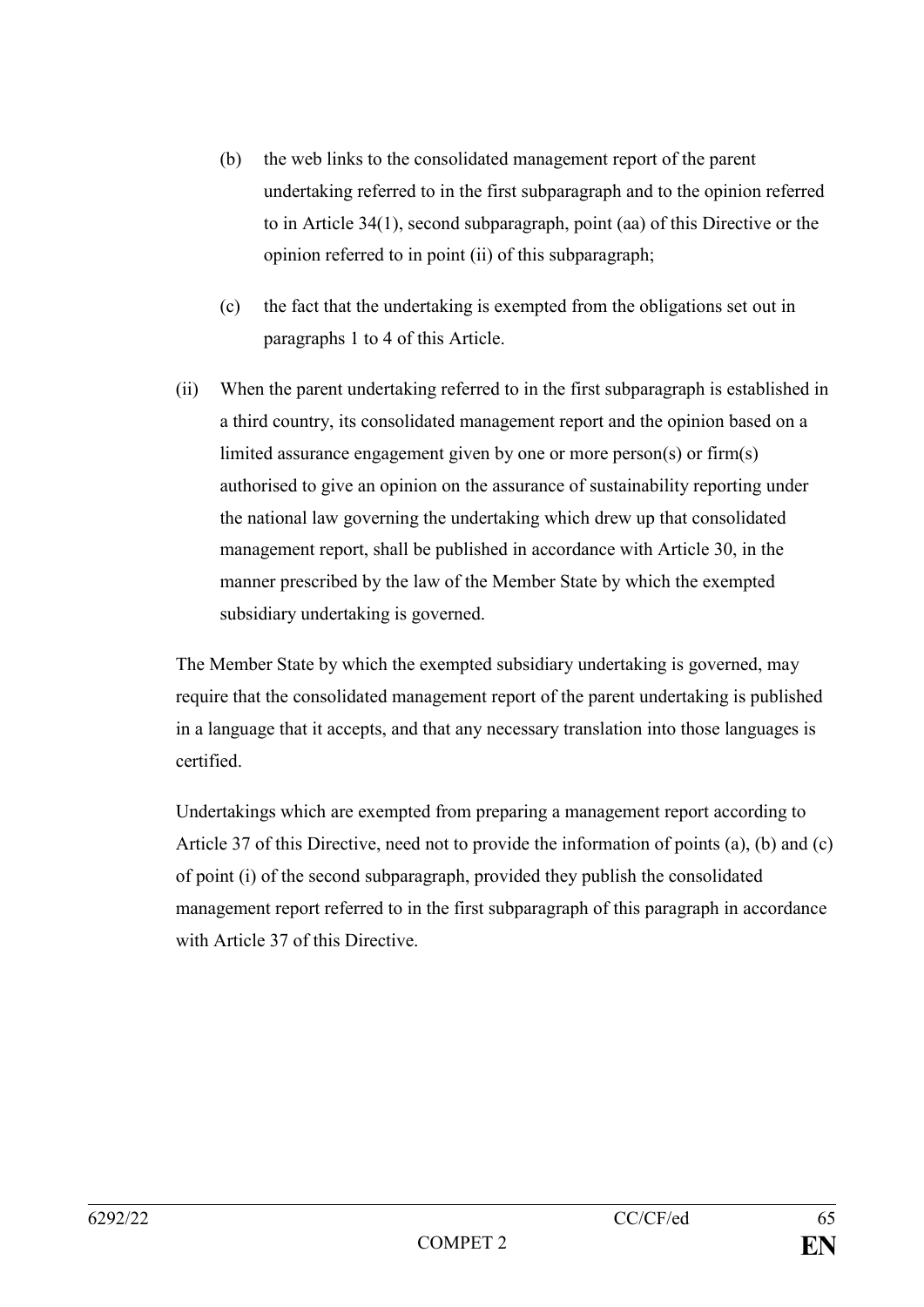(b) the web links to the consolidated management report of the parent undertaking referred to in the first subparagraph and to the opinion referred to in Article 34(1), second subparagraph, point (aa) of this Directive or the opinion referred to in point (ii) of this subparagraph;

(c) the fact that the undertaking is exempted from the obligations set out in paragraphs 1 to 4 of this Article.

(ii) When the parent undertaking referred to in the first subparagraph is established in a third country, its consolidated management report and the opinion based on a limited assurance engagement given by one or more person(s) or firm(s) authorised to give an opinion on the assurance of sustainability reporting under the national law governing the undertaking which drew up that consolidated management report, shall be published in accordance with Article 30, in the manner prescribed by the law of the Member State by which the exempted subsidiary undertaking is governed.

The Member State by which the exempted subsidiary undertaking is governed, may require that the consolidated management report of the parent undertaking is published in a language that it accepts, and that any necessary translation into those languages is certified.

Undertakings which are exempted from preparing a management report according to Article 37 of this Directive, need not to provide the information of points (a), (b) and (c) of point (i) of the second subparagraph, provided they publish the consolidated management report referred to in the first subparagraph of this paragraph in accordance with Article 37 of this Directive.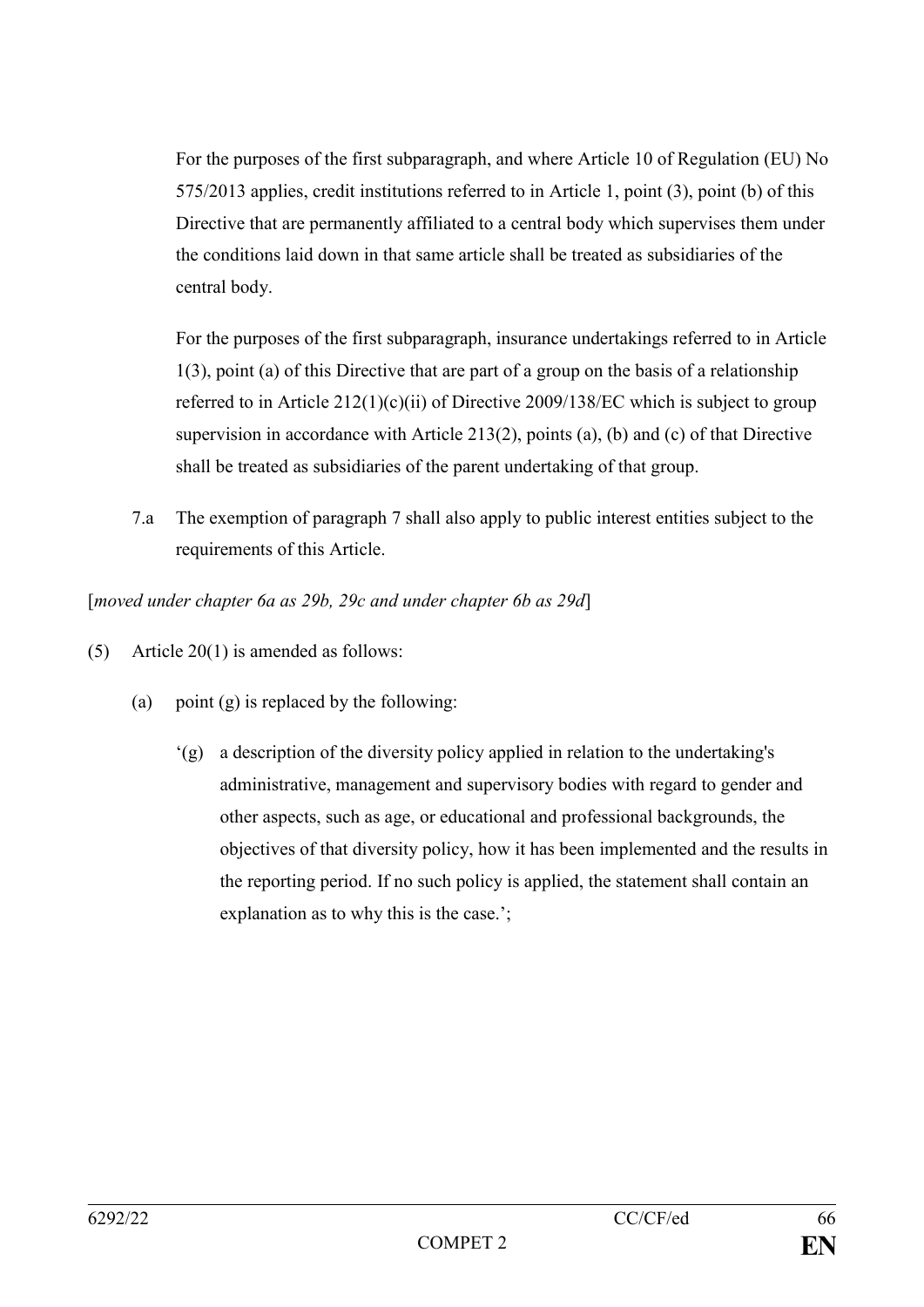For the purposes of the first subparagraph, and where Article 10 of Regulation (EU) No 575/2013 applies, credit institutions referred to in Article 1, point (3), point (b) of this Directive that are permanently affiliated to a central body which supervises them under the conditions laid down in that same article shall be treated as subsidiaries of the central body.

For the purposes of the first subparagraph, insurance undertakings referred to in Article 1(3), point (a) of this Directive that are part of a group on the basis of a relationship referred to in Article 212(1)(c)(ii) of Directive 2009/138/EC which is subject to group supervision in accordance with Article 213(2), points (a), (b) and (c) of that Directive shall be treated as subsidiaries of the parent undertaking of that group.

7.a The exemption of paragraph 7 shall also apply to public interest entities subject to the requirements of this Article.

[*moved under chapter 6a as 29b, 29c and under chapter 6b as 29d*]

(5) Article 20(1) is amended as follows:

(a) point (g) is replaced by the following:

‘(g) a description of the diversity policy applied in relation to the undertaking's administrative, management and supervisory bodies with regard to gender and other aspects, such as age, or educational and professional backgrounds, the objectives of that diversity policy, how it has been implemented and the results in the reporting period. If no such policy is applied, the statement shall contain an explanation as to why this is the case.’;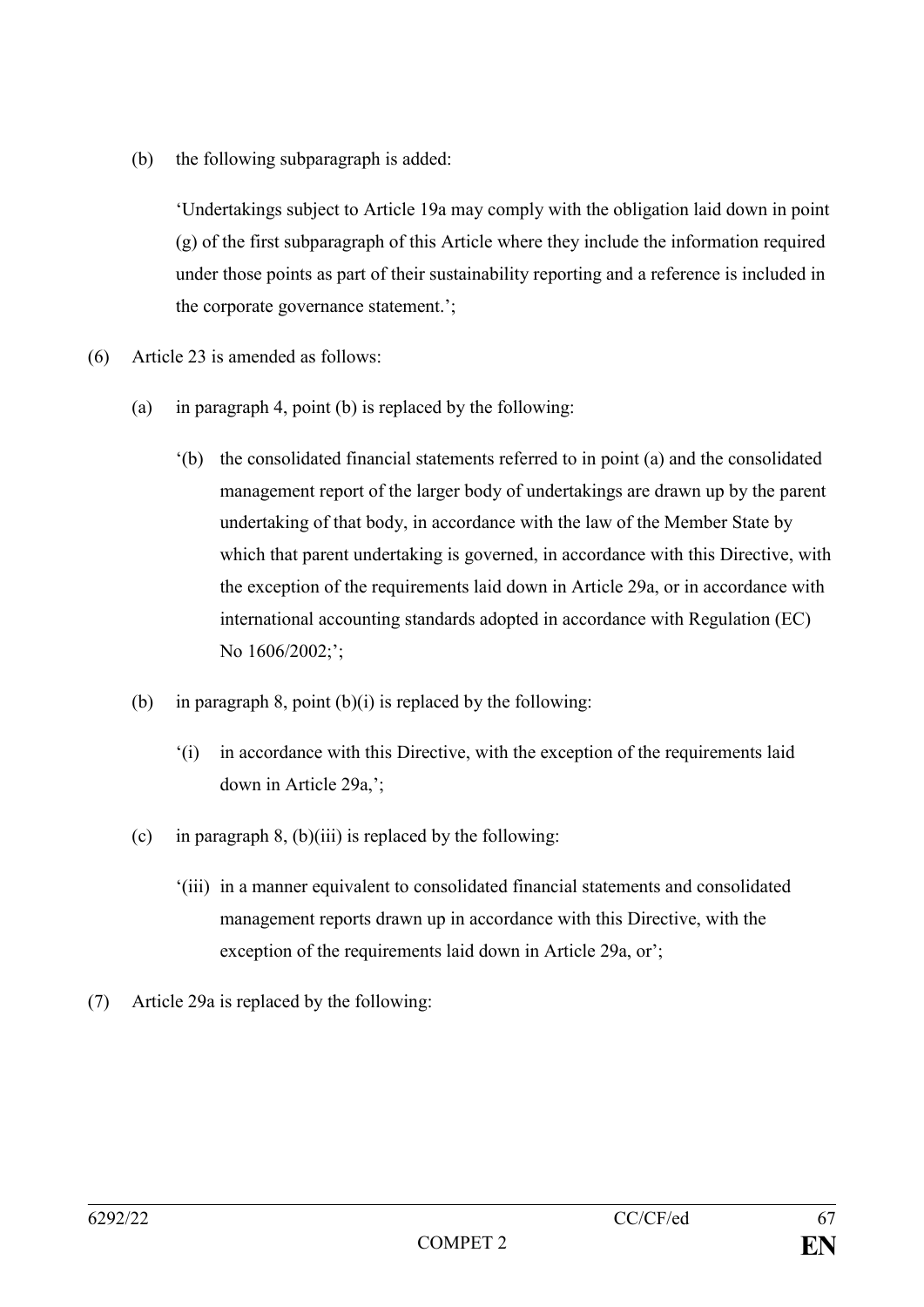(b) the following subparagraph is added:

> 'Undertakings subject to Article 19a may comply with the obligation laid down in point (g) of the first subparagraph of this Article where they include the information required under those points as part of their sustainability reporting and a reference is included in the corporate governance statement.';

(6) Article 23 is amended as follows:

(a) in paragraph 4, point (b) is replaced by the following:

> '(b) the consolidated financial statements referred to in point (a) and the consolidated management report of the larger body of undertakings are drawn up by the parent undertaking of that body, in accordance with the law of the Member State by which that parent undertaking is governed, in accordance with this Directive, with the exception of the requirements laid down in Article 29a, or in accordance with international accounting standards adopted in accordance with Regulation (EC) No 1606/2002;';

(b) in paragraph 8, point (b)(i) is replaced by the following:

> '(i) in accordance with this Directive, with the exception of the requirements laid down in Article 29a,';

(c) in paragraph 8, (b)(iii) is replaced by the following:

> '(iii) in a manner equivalent to consolidated financial statements and consolidated management reports drawn up in accordance with this Directive, with the exception of the requirements laid down in Article 29a, or';

(7) Article 29a is replaced by the following: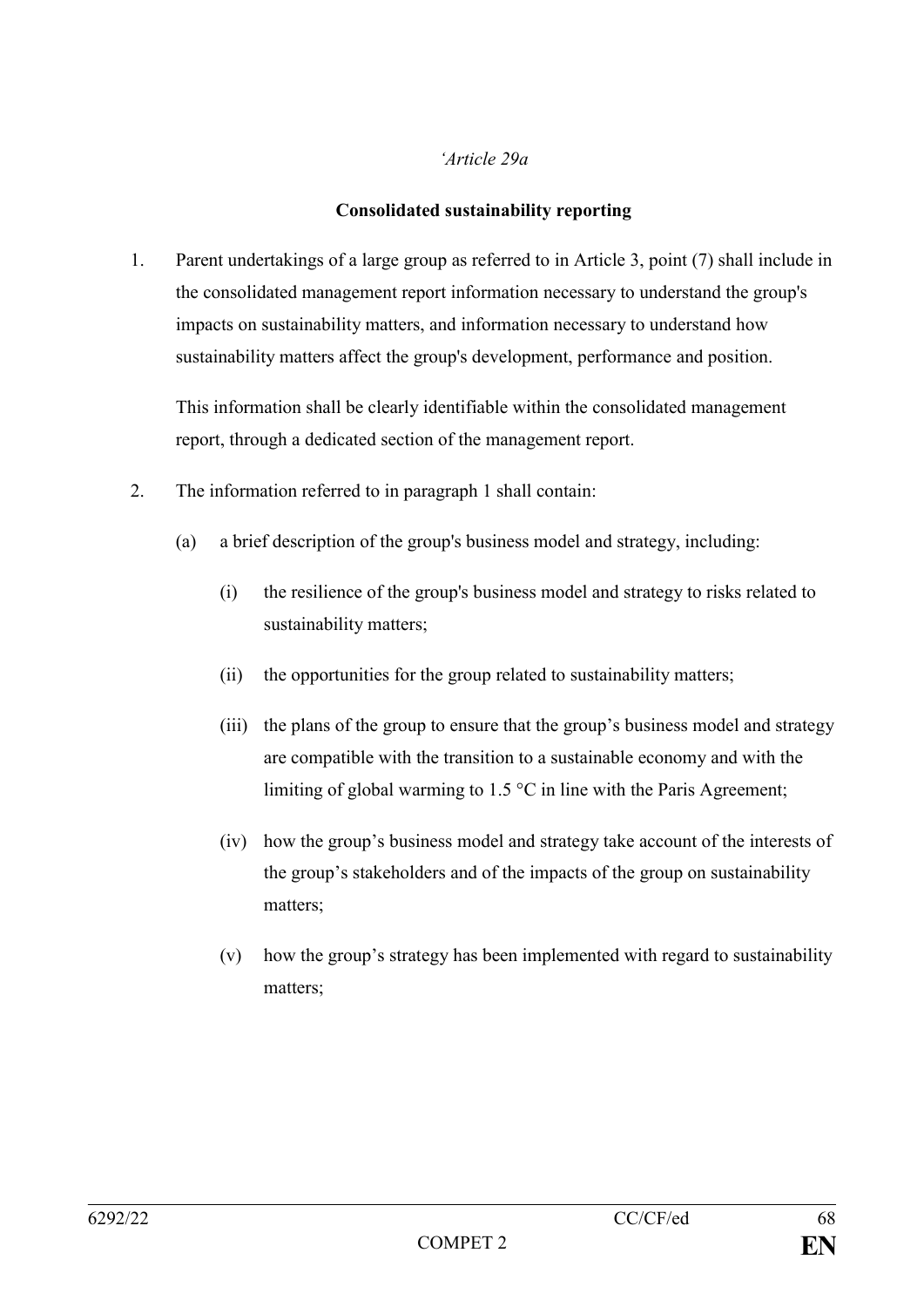*'Article 29a*

**Consolidated sustainability reporting**

1. Parent undertakings of a large group as referred to in Article 3, point (7) shall include in the consolidated management report information necessary to understand the group's impacts on sustainability matters, and information necessary to understand how sustainability matters affect the group's development, performance and position.

   This information shall be clearly identifiable within the consolidated management report, through a dedicated section of the management report.

2. The information referred to in paragraph 1 shall contain:

   (a) a brief description of the group's business model and strategy, including:

      (i) the resilience of the group's business model and strategy to risks related to sustainability matters;

      (ii) the opportunities for the group related to sustainability matters;

      (iii) the plans of the group to ensure that the group's business model and strategy are compatible with the transition to a sustainable economy and with the limiting of global warming to 1.5 °C in line with the Paris Agreement;

      (iv) how the group's business model and strategy take account of the interests of the group's stakeholders and of the impacts of the group on sustainability matters;

      (v) how the group's strategy has been implemented with regard to sustainability matters;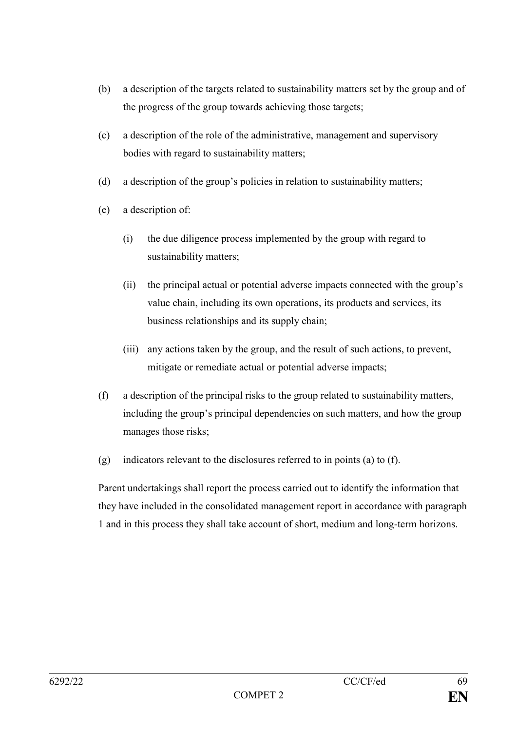(b) a description of the targets related to sustainability matters set by the group and of the progress of the group towards achieving those targets;

(c) a description of the role of the administrative, management and supervisory bodies with regard to sustainability matters;

(d) a description of the group's policies in relation to sustainability matters;

(e) a description of:

   (i) the due diligence process implemented by the group with regard to sustainability matters;

   (ii) the principal actual or potential adverse impacts connected with the group's value chain, including its own operations, its products and services, its business relationships and its supply chain;

   (iii) any actions taken by the group, and the result of such actions, to prevent, mitigate or remediate actual or potential adverse impacts;

(f) a description of the principal risks to the group related to sustainability matters, including the group's principal dependencies on such matters, and how the group manages those risks;

(g) indicators relevant to the disclosures referred to in points (a) to (f).

Parent undertakings shall report the process carried out to identify the information that they have included in the consolidated management report in accordance with paragraph 1 and in this process they shall take account of short, medium and long-term horizons.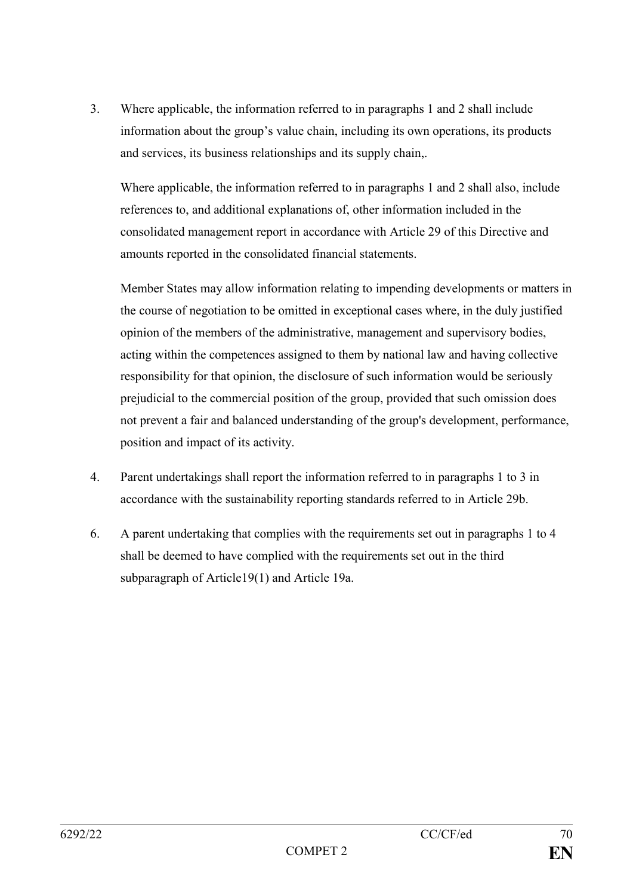3. Where applicable, the information referred to in paragraphs 1 and 2 shall include information about the group's value chain, including its own operations, its products and services, its business relationships and its supply chain,.

   Where applicable, the information referred to in paragraphs 1 and 2 shall also, include references to, and additional explanations of, other information included in the consolidated management report in accordance with Article 29 of this Directive and amounts reported in the consolidated financial statements.

   Member States may allow information relating to impending developments or matters in the course of negotiation to be omitted in exceptional cases where, in the duly justified opinion of the members of the administrative, management and supervisory bodies, acting within the competences assigned to them by national law and having collective responsibility for that opinion, the disclosure of such information would be seriously prejudicial to the commercial position of the group, provided that such omission does not prevent a fair and balanced understanding of the group's development, performance, position and impact of its activity.

4. Parent undertakings shall report the information referred to in paragraphs 1 to 3 in accordance with the sustainability reporting standards referred to in Article 29b.

6. A parent undertaking that complies with the requirements set out in paragraphs 1 to 4 shall be deemed to have complied with the requirements set out in the third subparagraph of Article19(1) and Article 19a.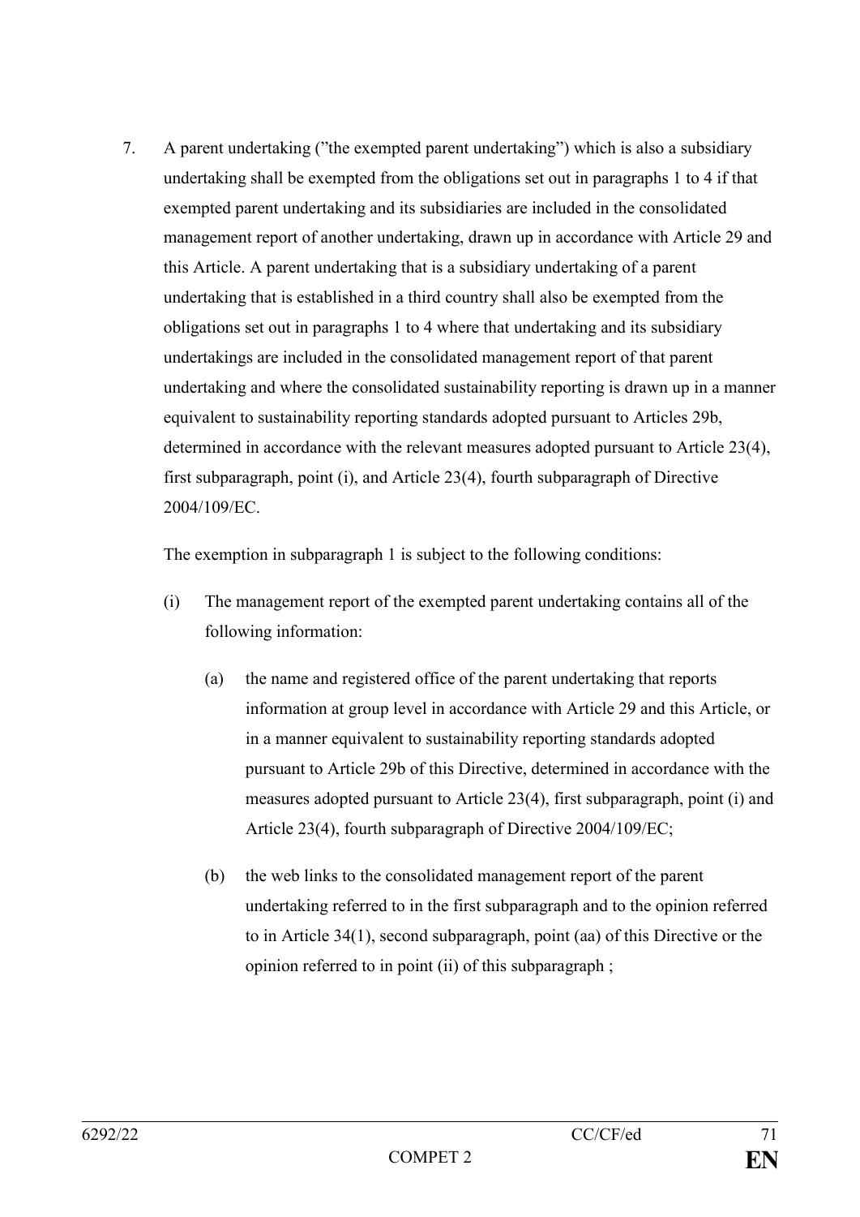7. A parent undertaking (”the exempted parent undertaking”) which is also a subsidiary undertaking shall be exempted from the obligations set out in paragraphs 1 to 4 if that exempted parent undertaking and its subsidiaries are included in the consolidated management report of another undertaking, drawn up in accordance with Article 29 and this Article. A parent undertaking that is a subsidiary undertaking of a parent undertaking that is established in a third country shall also be exempted from the obligations set out in paragraphs 1 to 4 where that undertaking and its subsidiary undertakings are included in the consolidated management report of that parent undertaking and where the consolidated sustainability reporting is drawn up in a manner equivalent to sustainability reporting standards adopted pursuant to Articles 29b, determined in accordance with the relevant measures adopted pursuant to Article 23(4), first subparagraph, point (i), and Article 23(4), fourth subparagraph of Directive 2004/109/EC.

   The exemption in subparagraph 1 is subject to the following conditions:

   (i) The management report of the exempted parent undertaking contains all of the following information:

      (a) the name and registered office of the parent undertaking that reports information at group level in accordance with Article 29 and this Article, or in a manner equivalent to sustainability reporting standards adopted pursuant to Article 29b of this Directive, determined in accordance with the measures adopted pursuant to Article 23(4), first subparagraph, point (i) and Article 23(4), fourth subparagraph of Directive 2004/109/EC;

      (b) the web links to the consolidated management report of the parent undertaking referred to in the first subparagraph and to the opinion referred to in Article 34(1), second subparagraph, point (aa) of this Directive or the opinion referred to in point (ii) of this subparagraph ;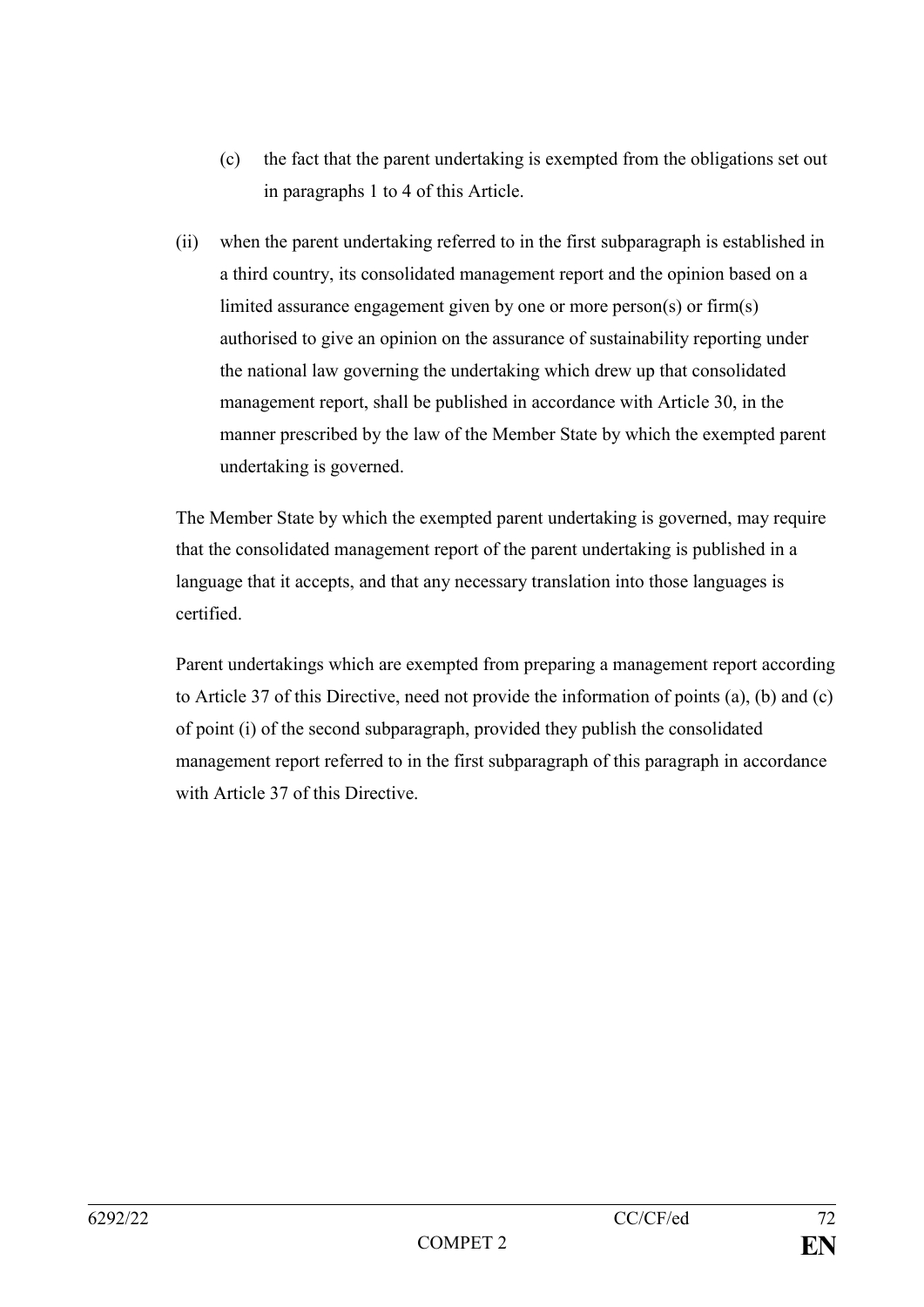(c) the fact that the parent undertaking is exempted from the obligations set out in paragraphs 1 to 4 of this Article.

(ii) when the parent undertaking referred to in the first subparagraph is established in a third country, its consolidated management report and the opinion based on a limited assurance engagement given by one or more person(s) or firm(s) authorised to give an opinion on the assurance of sustainability reporting under the national law governing the undertaking which drew up that consolidated management report, shall be published in accordance with Article 30, in the manner prescribed by the law of the Member State by which the exempted parent undertaking is governed.

The Member State by which the exempted parent undertaking is governed, may require that the consolidated management report of the parent undertaking is published in a language that it accepts, and that any necessary translation into those languages is certified.

Parent undertakings which are exempted from preparing a management report according to Article 37 of this Directive, need not provide the information of points (a), (b) and (c) of point (i) of the second subparagraph, provided they publish the consolidated management report referred to in the first subparagraph of this paragraph in accordance with Article 37 of this Directive.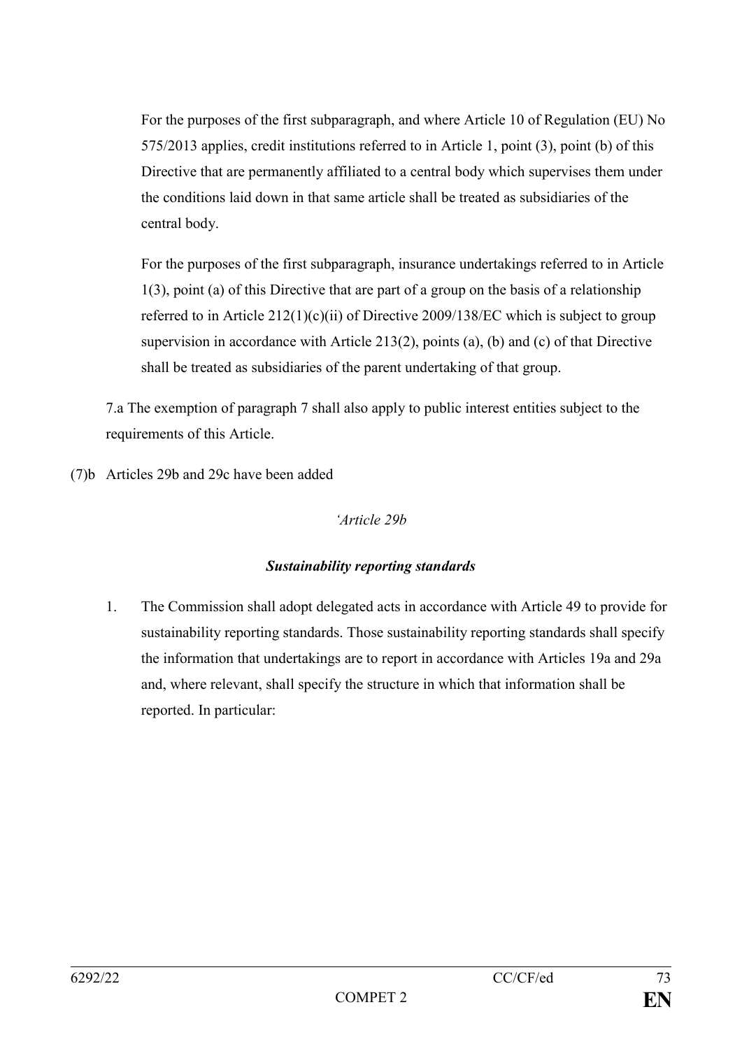For the purposes of the first subparagraph, and where Article 10 of Regulation (EU) No 575/2013 applies, credit institutions referred to in Article 1, point (3), point (b) of this Directive that are permanently affiliated to a central body which supervises them under the conditions laid down in that same article shall be treated as subsidiaries of the central body.

For the purposes of the first subparagraph, insurance undertakings referred to in Article 1(3), point (a) of this Directive that are part of a group on the basis of a relationship referred to in Article 212(1)(c)(ii) of Directive 2009/138/EC which is subject to group supervision in accordance with Article 213(2), points (a), (b) and (c) of that Directive shall be treated as subsidiaries of the parent undertaking of that group.

7.a The exemption of paragraph 7 shall also apply to public interest entities subject to the requirements of this Article.

(7)b Articles 29b and 29c have been added

*'Article 29b*

***Sustainability reporting standards***

1. The Commission shall adopt delegated acts in accordance with Article 49 to provide for sustainability reporting standards. Those sustainability reporting standards shall specify the information that undertakings are to report in accordance with Articles 19a and 29a and, where relevant, shall specify the structure in which that information shall be reported. In particular: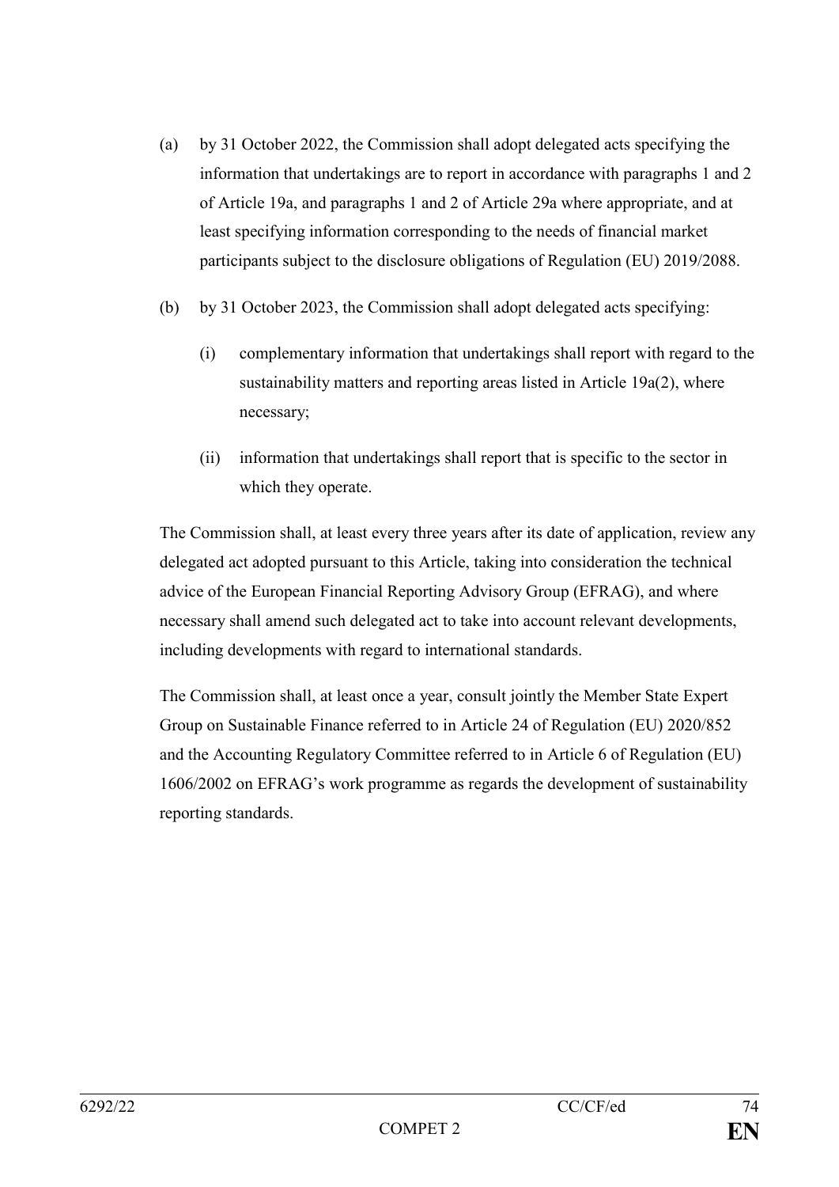(a) by 31 October 2022, the Commission shall adopt delegated acts specifying the information that undertakings are to report in accordance with paragraphs 1 and 2 of Article 19a, and paragraphs 1 and 2 of Article 29a where appropriate, and at least specifying information corresponding to the needs of financial market participants subject to the disclosure obligations of Regulation (EU) 2019/2088.

(b) by 31 October 2023, the Commission shall adopt delegated acts specifying:

   (i) complementary information that undertakings shall report with regard to the sustainability matters and reporting areas listed in Article 19a(2), where necessary;

   (ii) information that undertakings shall report that is specific to the sector in which they operate.

The Commission shall, at least every three years after its date of application, review any delegated act adopted pursuant to this Article, taking into consideration the technical advice of the European Financial Reporting Advisory Group (EFRAG), and where necessary shall amend such delegated act to take into account relevant developments, including developments with regard to international standards.

The Commission shall, at least once a year, consult jointly the Member State Expert Group on Sustainable Finance referred to in Article 24 of Regulation (EU) 2020/852 and the Accounting Regulatory Committee referred to in Article 6 of Regulation (EU) 1606/2002 on EFRAG's work programme as regards the development of sustainability reporting standards.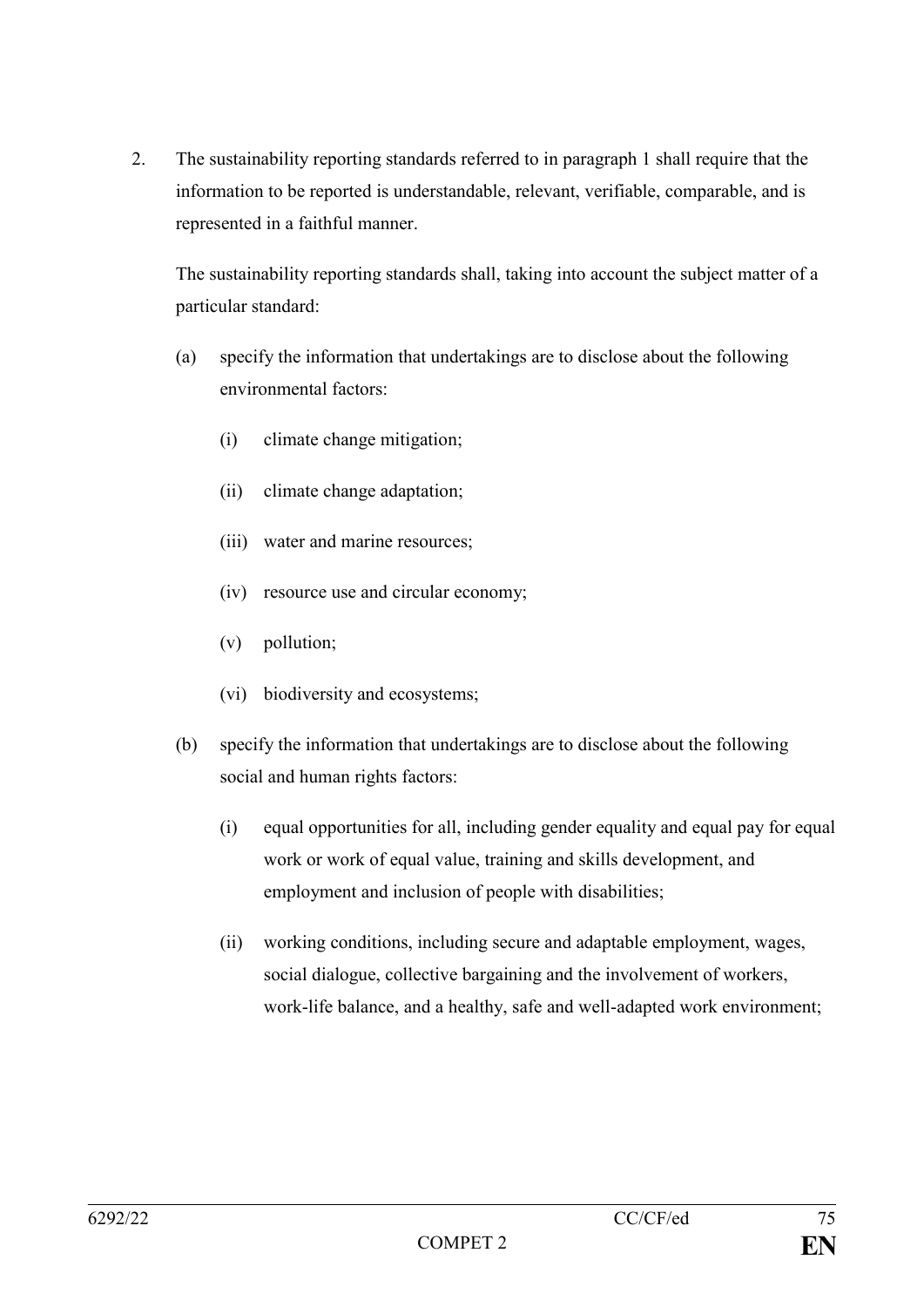2. The sustainability reporting standards referred to in paragraph 1 shall require that the information to be reported is understandable, relevant, verifiable, comparable, and is represented in a faithful manner.

   The sustainability reporting standards shall, taking into account the subject matter of a particular standard:

   (a) specify the information that undertakings are to disclose about the following environmental factors:

      (i) climate change mitigation;

      (ii) climate change adaptation;

      (iii) water and marine resources;

      (iv) resource use and circular economy;

      (v) pollution;

      (vi) biodiversity and ecosystems;

   (b) specify the information that undertakings are to disclose about the following social and human rights factors:

      (i) equal opportunities for all, including gender equality and equal pay for equal work or work of equal value, training and skills development, and employment and inclusion of people with disabilities;

      (ii) working conditions, including secure and adaptable employment, wages, social dialogue, collective bargaining and the involvement of workers, work-life balance, and a healthy, safe and well-adapted work environment;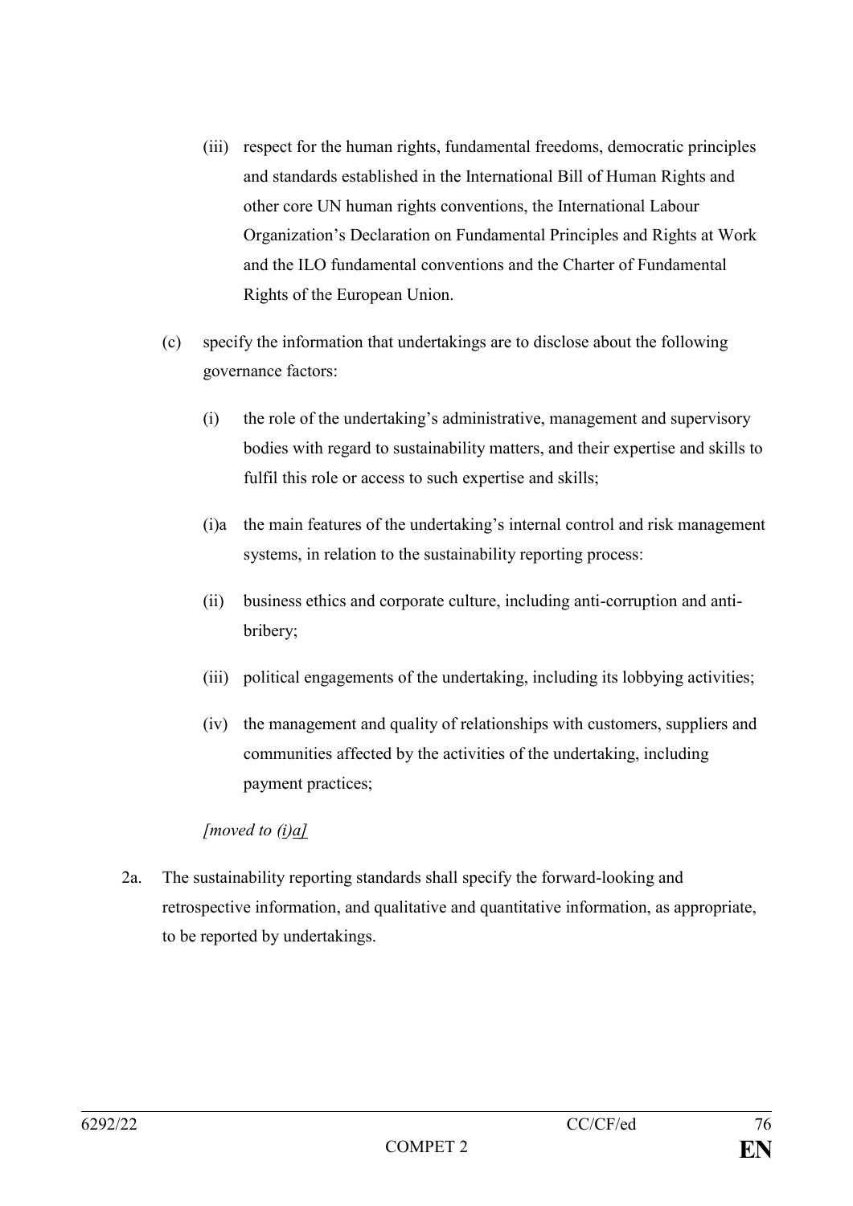(iii) respect for the human rights, fundamental freedoms, democratic principles and standards established in the International Bill of Human Rights and other core UN human rights conventions, the International Labour Organization's Declaration on Fundamental Principles and Rights at Work and the ILO fundamental conventions and the Charter of Fundamental Rights of the European Union.

(c) specify the information that undertakings are to disclose about the following governance factors:

(i) the role of the undertaking's administrative, management and supervisory bodies with regard to sustainability matters, and their expertise and skills to fulfil this role or access to such expertise and skills;

(i)a the main features of the undertaking's internal control and risk management systems, in relation to the sustainability reporting process:

(ii) business ethics and corporate culture, including anti-corruption and anti-bribery;

(iii) political engagements of the undertaking, including its lobbying activities;

(iv) the management and quality of relationships with customers, suppliers and communities affected by the activities of the undertaking, including payment practices;

*[moved to (i)<u>a</u>]*

2a. The sustainability reporting standards shall specify the forward-looking and retrospective information, and qualitative and quantitative information, as appropriate, to be reported by undertakings.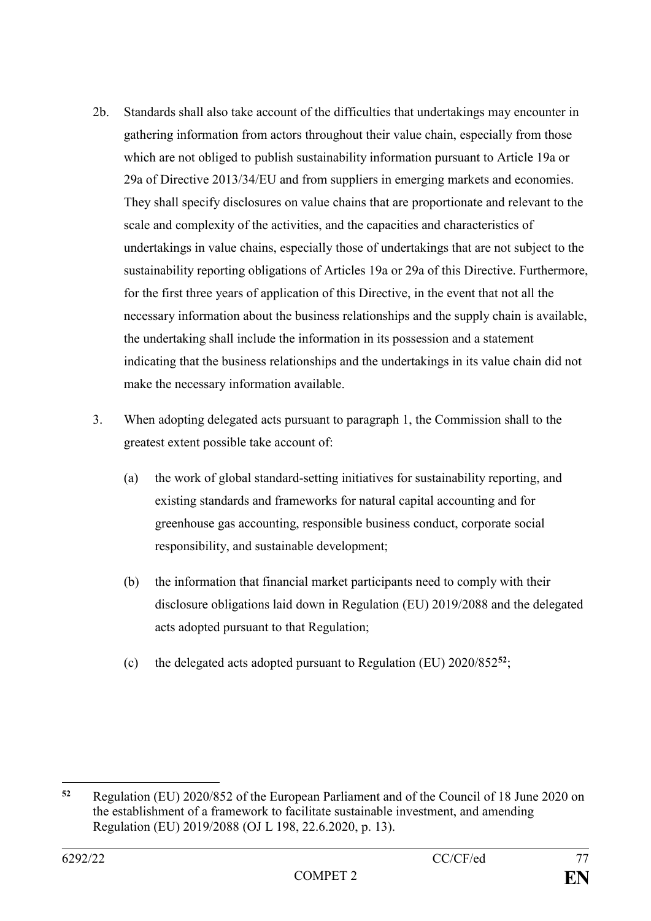2b. Standards shall also take account of the difficulties that undertakings may encounter in gathering information from actors throughout their value chain, especially from those which are not obliged to publish sustainability information pursuant to Article 19a or 29a of Directive 2013/34/EU and from suppliers in emerging markets and economies. They shall specify disclosures on value chains that are proportionate and relevant to the scale and complexity of the activities, and the capacities and characteristics of undertakings in value chains, especially those of undertakings that are not subject to the sustainability reporting obligations of Articles 19a or 29a of this Directive. Furthermore, for the first three years of application of this Directive, in the event that not all the necessary information about the business relationships and the supply chain is available, the undertaking shall include the information in its possession and a statement indicating that the business relationships and the undertakings in its value chain did not make the necessary information available.

3. When adopting delegated acts pursuant to paragraph 1, the Commission shall to the greatest extent possible take account of:

   (a) the work of global standard-setting initiatives for sustainability reporting, and existing standards and frameworks for natural capital accounting and for greenhouse gas accounting, responsible business conduct, corporate social responsibility, and sustainable development;

   (b) the information that financial market participants need to comply with their disclosure obligations laid down in Regulation (EU) 2019/2088 and the delegated acts adopted pursuant to that Regulation;

   (c) the delegated acts adopted pursuant to Regulation (EU) 2020/852[52];

---

[52] Regulation (EU) 2020/852 of the European Parliament and of the Council of 18 June 2020 on the establishment of a framework to facilitate sustainable investment, and amending Regulation (EU) 2019/2088 (OJ L 198, 22.6.2020, p. 13).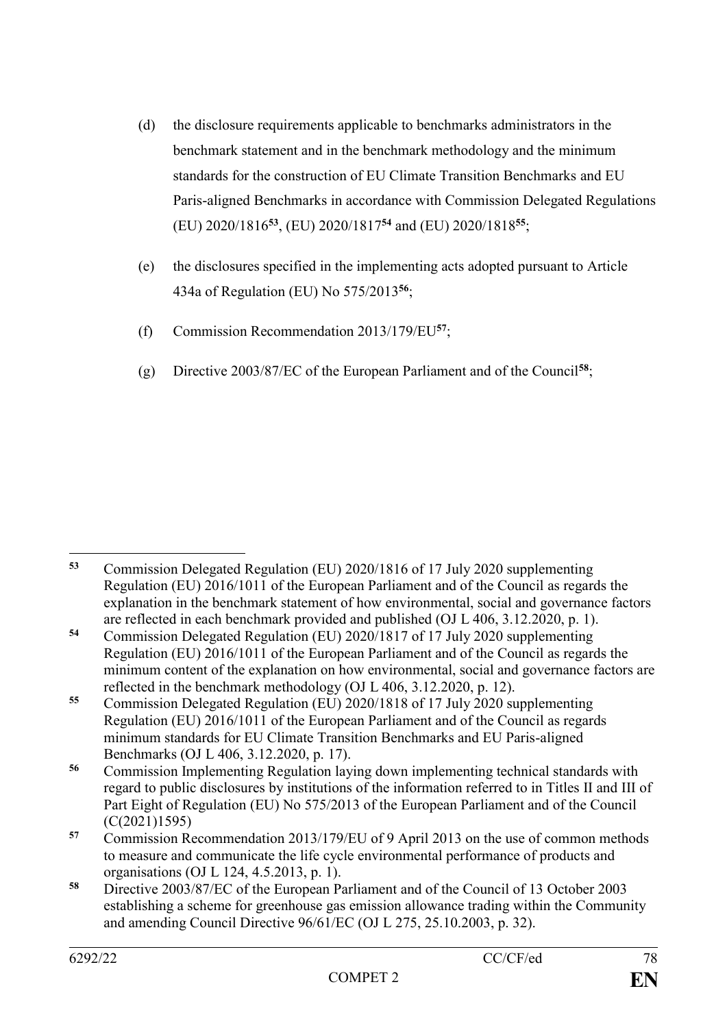(d) the disclosure requirements applicable to benchmarks administrators in the benchmark statement and in the benchmark methodology and the minimum standards for the construction of EU Climate Transition Benchmarks and EU Paris-aligned Benchmarks in accordance with Commission Delegated Regulations (EU) 2020/1816[53], (EU) 2020/1817[54] and (EU) 2020/1818[55];

(e) the disclosures specified in the implementing acts adopted pursuant to Article 434a of Regulation (EU) No 575/2013[56];

(f) Commission Recommendation 2013/179/EU[57];

(g) Directive 2003/87/EC of the European Parliament and of the Council[58];

---

[53] Commission Delegated Regulation (EU) 2020/1816 of 17 July 2020 supplementing Regulation (EU) 2016/1011 of the European Parliament and of the Council as regards the explanation in the benchmark statement of how environmental, social and governance factors are reflected in each benchmark provided and published (OJ L 406, 3.12.2020, p. 1).

[54] Commission Delegated Regulation (EU) 2020/1817 of 17 July 2020 supplementing Regulation (EU) 2016/1011 of the European Parliament and of the Council as regards the minimum content of the explanation on how environmental, social and governance factors are reflected in the benchmark methodology (OJ L 406, 3.12.2020, p. 12).

[55] Commission Delegated Regulation (EU) 2020/1818 of 17 July 2020 supplementing Regulation (EU) 2016/1011 of the European Parliament and of the Council as regards minimum standards for EU Climate Transition Benchmarks and EU Paris-aligned Benchmarks (OJ L 406, 3.12.2020, p. 17).

[56] Commission Implementing Regulation laying down implementing technical standards with regard to public disclosures by institutions of the information referred to in Titles II and III of Part Eight of Regulation (EU) No 575/2013 of the European Parliament and of the Council (C(2021)1595)

[57] Commission Recommendation 2013/179/EU of 9 April 2013 on the use of common methods to measure and communicate the life cycle environmental performance of products and organisations (OJ L 124, 4.5.2013, p. 1).

[58] Directive 2003/87/EC of the European Parliament and of the Council of 13 October 2003 establishing a scheme for greenhouse gas emission allowance trading within the Community and amending Council Directive 96/61/EC (OJ L 275, 25.10.2003, p. 32).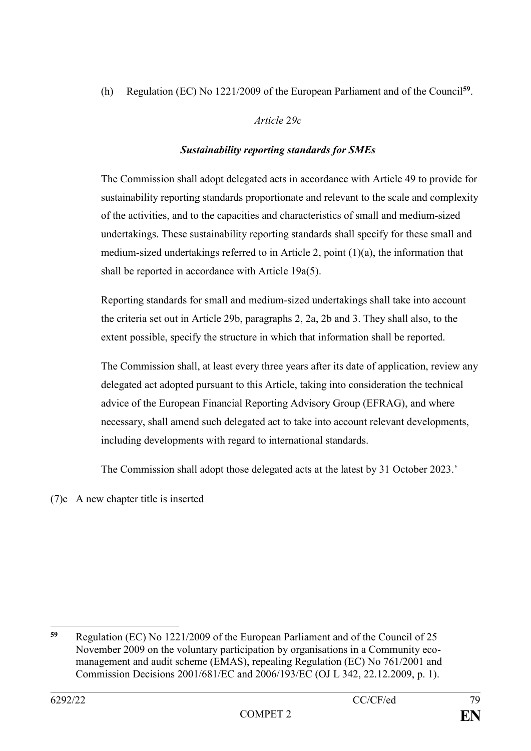(h) Regulation (EC) No 1221/2009 of the European Parliament and of the Council[59].

*Article 29c*

***Sustainability reporting standards for SMEs***

The Commission shall adopt delegated acts in accordance with Article 49 to provide for sustainability reporting standards proportionate and relevant to the scale and complexity of the activities, and to the capacities and characteristics of small and medium-sized undertakings. These sustainability reporting standards shall specify for these small and medium-sized undertakings referred to in Article 2, point (1)(a), the information that shall be reported in accordance with Article 19a(5).

Reporting standards for small and medium-sized undertakings shall take into account the criteria set out in Article 29b, paragraphs 2, 2a, 2b and 3. They shall also, to the extent possible, specify the structure in which that information shall be reported.

The Commission shall, at least every three years after its date of application, review any delegated act adopted pursuant to this Article, taking into consideration the technical advice of the European Financial Reporting Advisory Group (EFRAG), and where necessary, shall amend such delegated act to take into account relevant developments, including developments with regard to international standards.

The Commission shall adopt those delegated acts at the latest by 31 October 2023.'

(7)c A new chapter title is inserted

---

[59] Regulation (EC) No 1221/2009 of the European Parliament and of the Council of 25 November 2009 on the voluntary participation by organisations in a Community eco-management and audit scheme (EMAS), repealing Regulation (EC) No 761/2001 and Commission Decisions 2001/681/EC and 2006/193/EC (OJ L 342, 22.12.2009, p. 1).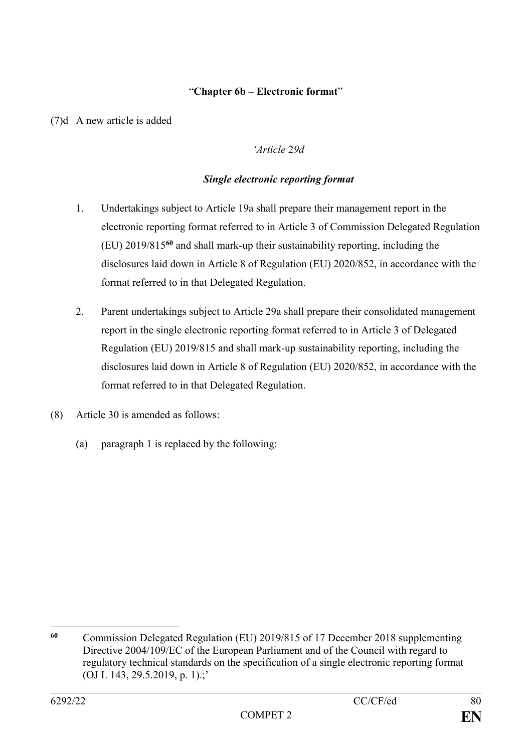"**Chapter 6b – Electronic format**"

(7)d A new article is added

*'Article 29d*

***Single electronic reporting format***

1. Undertakings subject to Article 19a shall prepare their management report in the electronic reporting format referred to in Article 3 of Commission Delegated Regulation (EU) 2019/815[60] and shall mark-up their sustainability reporting, including the disclosures laid down in Article 8 of Regulation (EU) 2020/852, in accordance with the format referred to in that Delegated Regulation.

2. Parent undertakings subject to Article 29a shall prepare their consolidated management report in the single electronic reporting format referred to in Article 3 of Delegated Regulation (EU) 2019/815 and shall mark-up sustainability reporting, including the disclosures laid down in Article 8 of Regulation (EU) 2020/852, in accordance with the format referred to in that Delegated Regulation.

(8) Article 30 is amended as follows:

(a) paragraph 1 is replaced by the following:

---

[60] Commission Delegated Regulation (EU) 2019/815 of 17 December 2018 supplementing Directive 2004/109/EC of the European Parliament and of the Council with regard to regulatory technical standards on the specification of a single electronic reporting format (OJ L 143, 29.5.2019, p. 1).;'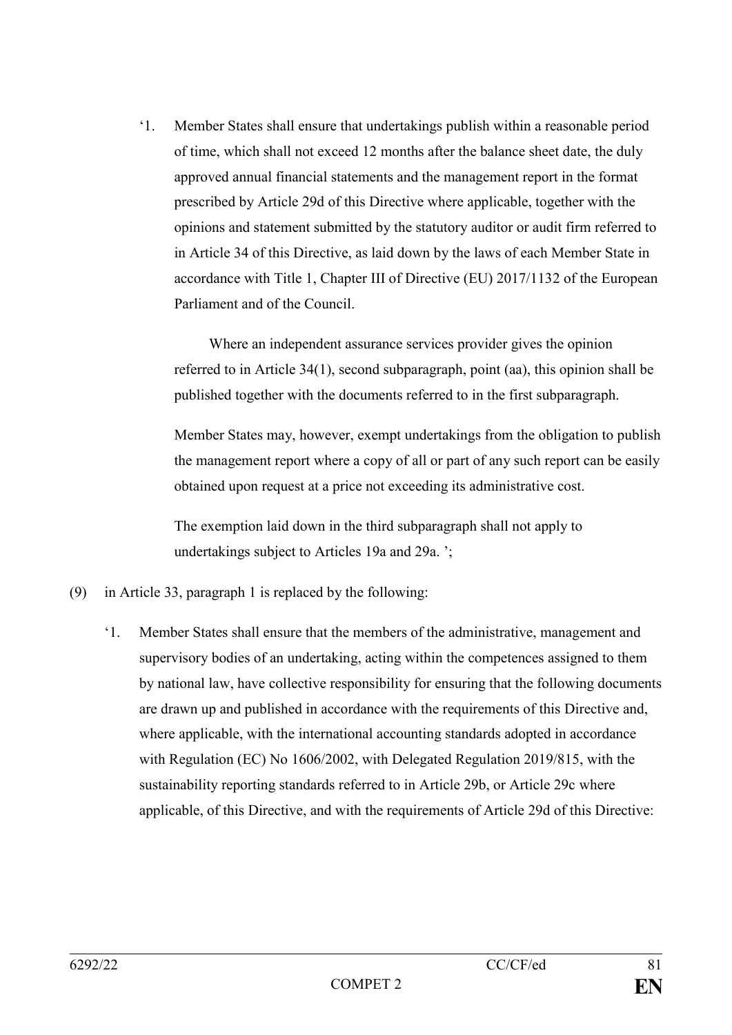'1. Member States shall ensure that undertakings publish within a reasonable period of time, which shall not exceed 12 months after the balance sheet date, the duly approved annual financial statements and the management report in the format prescribed by Article 29d of this Directive where applicable, together with the opinions and statement submitted by the statutory auditor or audit firm referred to in Article 34 of this Directive, as laid down by the laws of each Member State in accordance with Title 1, Chapter III of Directive (EU) 2017/1132 of the European Parliament and of the Council.

Where an independent assurance services provider gives the opinion referred to in Article 34(1), second subparagraph, point (aa), this opinion shall be published together with the documents referred to in the first subparagraph.

Member States may, however, exempt undertakings from the obligation to publish the management report where a copy of all or part of any such report can be easily obtained upon request at a price not exceeding its administrative cost.

The exemption laid down in the third subparagraph shall not apply to undertakings subject to Articles 19a and 29a. ';

(9) in Article 33, paragraph 1 is replaced by the following:

'1. Member States shall ensure that the members of the administrative, management and supervisory bodies of an undertaking, acting within the competences assigned to them by national law, have collective responsibility for ensuring that the following documents are drawn up and published in accordance with the requirements of this Directive and, where applicable, with the international accounting standards adopted in accordance with Regulation (EC) No 1606/2002, with Delegated Regulation 2019/815, with the sustainability reporting standards referred to in Article 29b, or Article 29c where applicable, of this Directive, and with the requirements of Article 29d of this Directive: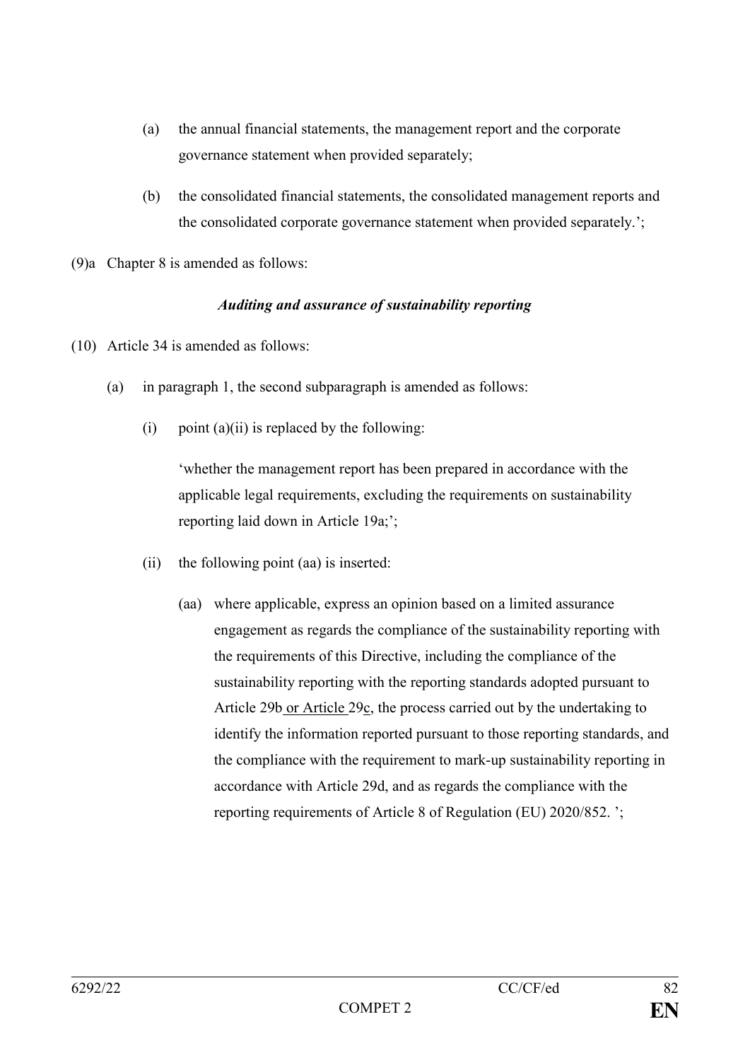(a) the annual financial statements, the management report and the corporate governance statement when provided separately;

(b) the consolidated financial statements, the consolidated management reports and the consolidated corporate governance statement when provided separately.';

(9)a Chapter 8 is amended as follows:

*Auditing and assurance of sustainability reporting*

(10) Article 34 is amended as follows:

(a) in paragraph 1, the second subparagraph is amended as follows:

(i) point (a)(ii) is replaced by the following:

'whether the management report has been prepared in accordance with the applicable legal requirements, excluding the requirements on sustainability reporting laid down in Article 19a;';

(ii) the following point (aa) is inserted:

(aa) where applicable, express an opinion based on a limited assurance engagement as regards the compliance of the sustainability reporting with the requirements of this Directive, including the compliance of the sustainability reporting with the reporting standards adopted pursuant to Article 29b or Article 29c, the process carried out by the undertaking to identify the information reported pursuant to those reporting standards, and the compliance with the requirement to mark-up sustainability reporting in accordance with Article 29d, and as regards the compliance with the reporting requirements of Article 8 of Regulation (EU) 2020/852. ';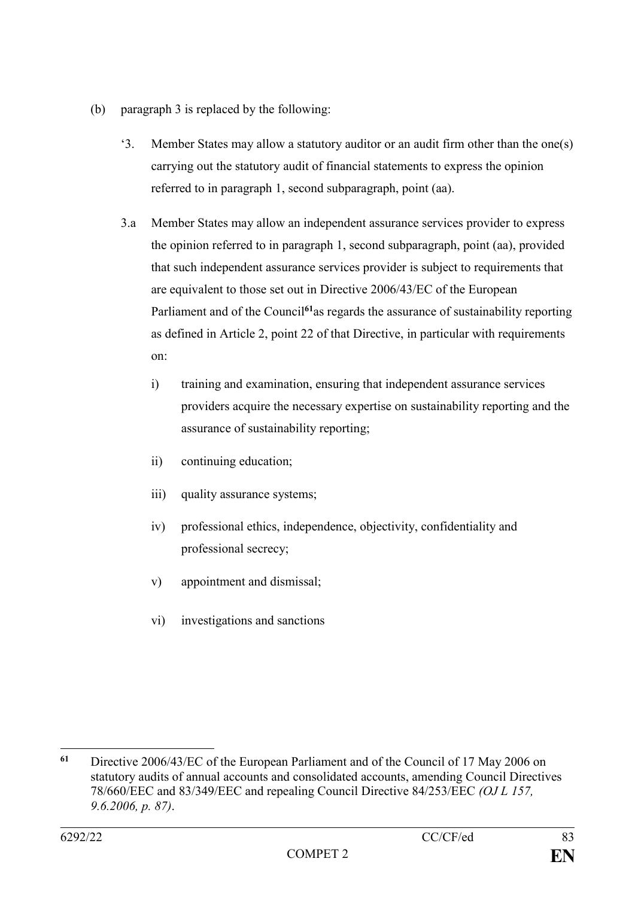(b) paragraph 3 is replaced by the following:

'3. Member States may allow a statutory auditor or an audit firm other than the one(s) carrying out the statutory audit of financial statements to express the opinion referred to in paragraph 1, second subparagraph, point (aa).

3.a Member States may allow an independent assurance services provider to express the opinion referred to in paragraph 1, second subparagraph, point (aa), provided that such independent assurance services provider is subject to requirements that are equivalent to those set out in Directive 2006/43/EC of the European Parliament and of the Council[61]as regards the assurance of sustainability reporting as defined in Article 2, point 22 of that Directive, in particular with requirements on:

i) training and examination, ensuring that independent assurance services providers acquire the necessary expertise on sustainability reporting and the assurance of sustainability reporting;

ii) continuing education;

iii) quality assurance systems;

iv) professional ethics, independence, objectivity, confidentiality and professional secrecy;

v) appointment and dismissal;

vi) investigations and sanctions

---

[61] Directive 2006/43/EC of the European Parliament and of the Council of 17 May 2006 on statutory audits of annual accounts and consolidated accounts, amending Council Directives 78/660/EEC and 83/349/EEC and repealing Council Directive 84/253/EEC *(OJ L 157, 9.6.2006, p. 87)*.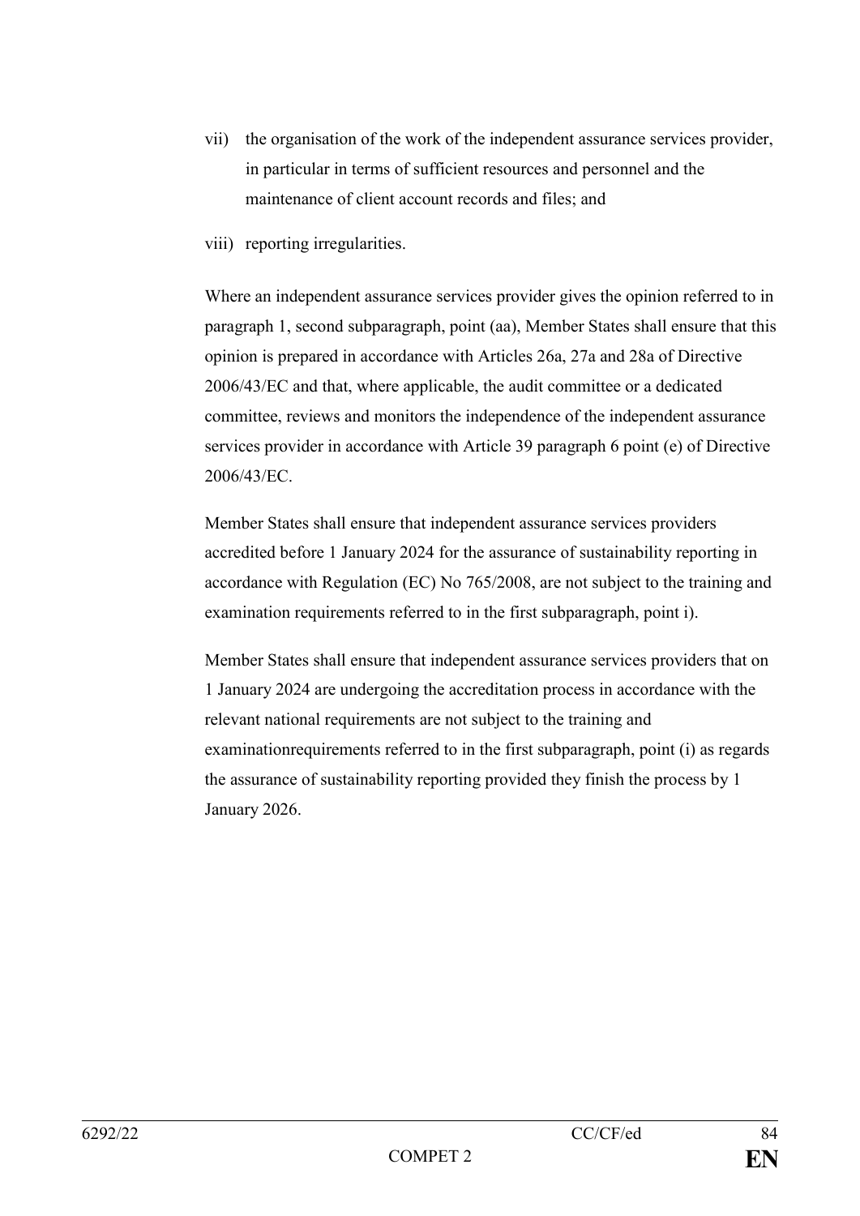vii) the organisation of the work of the independent assurance services provider, in particular in terms of sufficient resources and personnel and the maintenance of client account records and files; and

viii) reporting irregularities.

Where an independent assurance services provider gives the opinion referred to in paragraph 1, second subparagraph, point (aa), Member States shall ensure that this opinion is prepared in accordance with Articles 26a, 27a and 28a of Directive 2006/43/EC and that, where applicable, the audit committee or a dedicated committee, reviews and monitors the independence of the independent assurance services provider in accordance with Article 39 paragraph 6 point (e) of Directive 2006/43/EC.

Member States shall ensure that independent assurance services providers accredited before 1 January 2024 for the assurance of sustainability reporting in accordance with Regulation (EC) No 765/2008, are not subject to the training and examination requirements referred to in the first subparagraph, point i).

Member States shall ensure that independent assurance services providers that on 1 January 2024 are undergoing the accreditation process in accordance with the relevant national requirements are not subject to the training and examinationrequirements referred to in the first subparagraph, point (i) as regards the assurance of sustainability reporting provided they finish the process by 1 January 2026.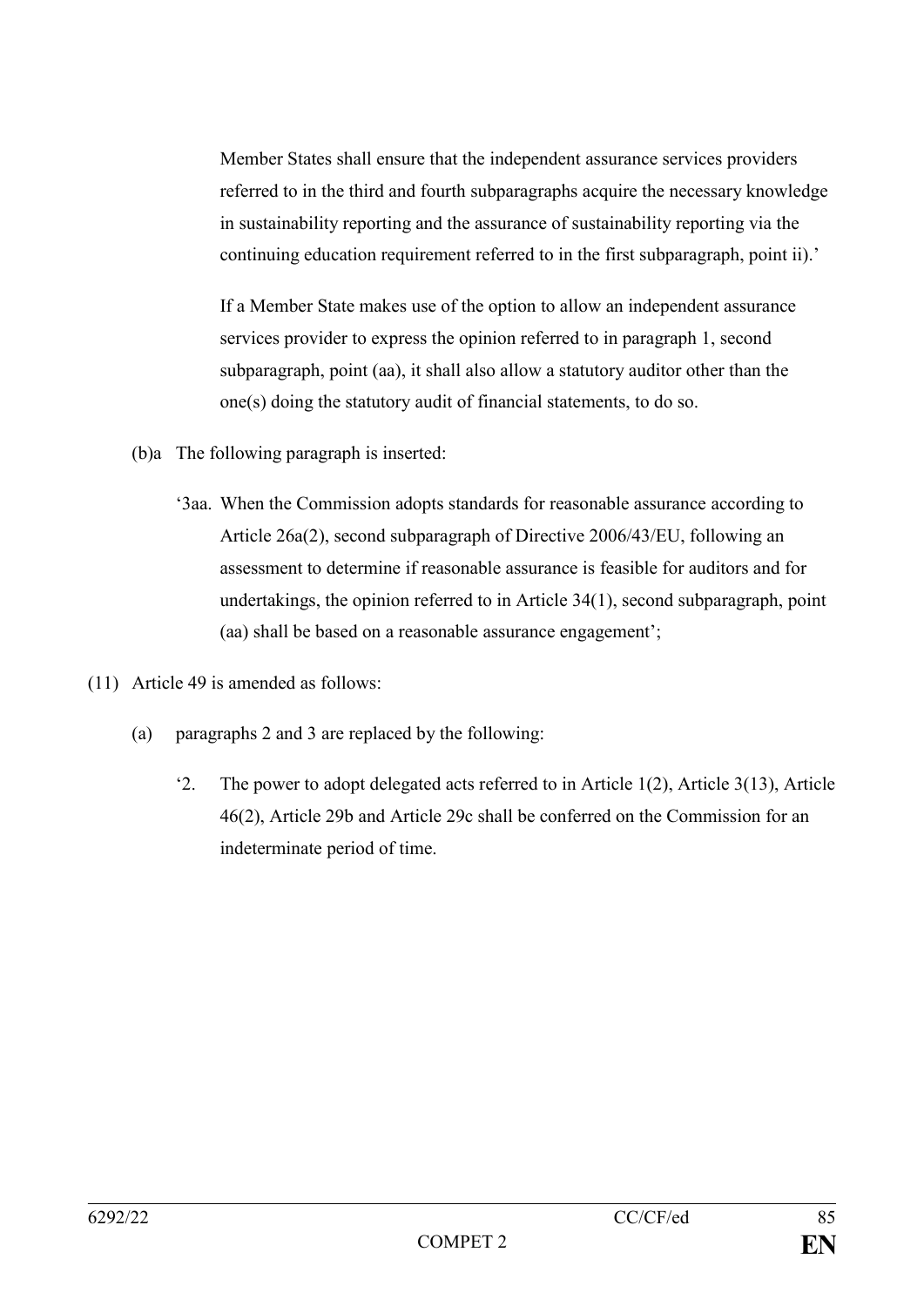Member States shall ensure that the independent assurance services providers referred to in the third and fourth subparagraphs acquire the necessary knowledge in sustainability reporting and the assurance of sustainability reporting via the continuing education requirement referred to in the first subparagraph, point ii).'

If a Member State makes use of the option to allow an independent assurance services provider to express the opinion referred to in paragraph 1, second subparagraph, point (aa), it shall also allow a statutory auditor other than the one(s) doing the statutory audit of financial statements, to do so.

(b)a The following paragraph is inserted:

'3aa. When the Commission adopts standards for reasonable assurance according to Article 26a(2), second subparagraph of Directive 2006/43/EU, following an assessment to determine if reasonable assurance is feasible for auditors and for undertakings, the opinion referred to in Article 34(1), second subparagraph, point (aa) shall be based on a reasonable assurance engagement';

(11) Article 49 is amended as follows:

(a) paragraphs 2 and 3 are replaced by the following:

'2. The power to adopt delegated acts referred to in Article 1(2), Article 3(13), Article 46(2), Article 29b and Article 29c shall be conferred on the Commission for an indeterminate period of time.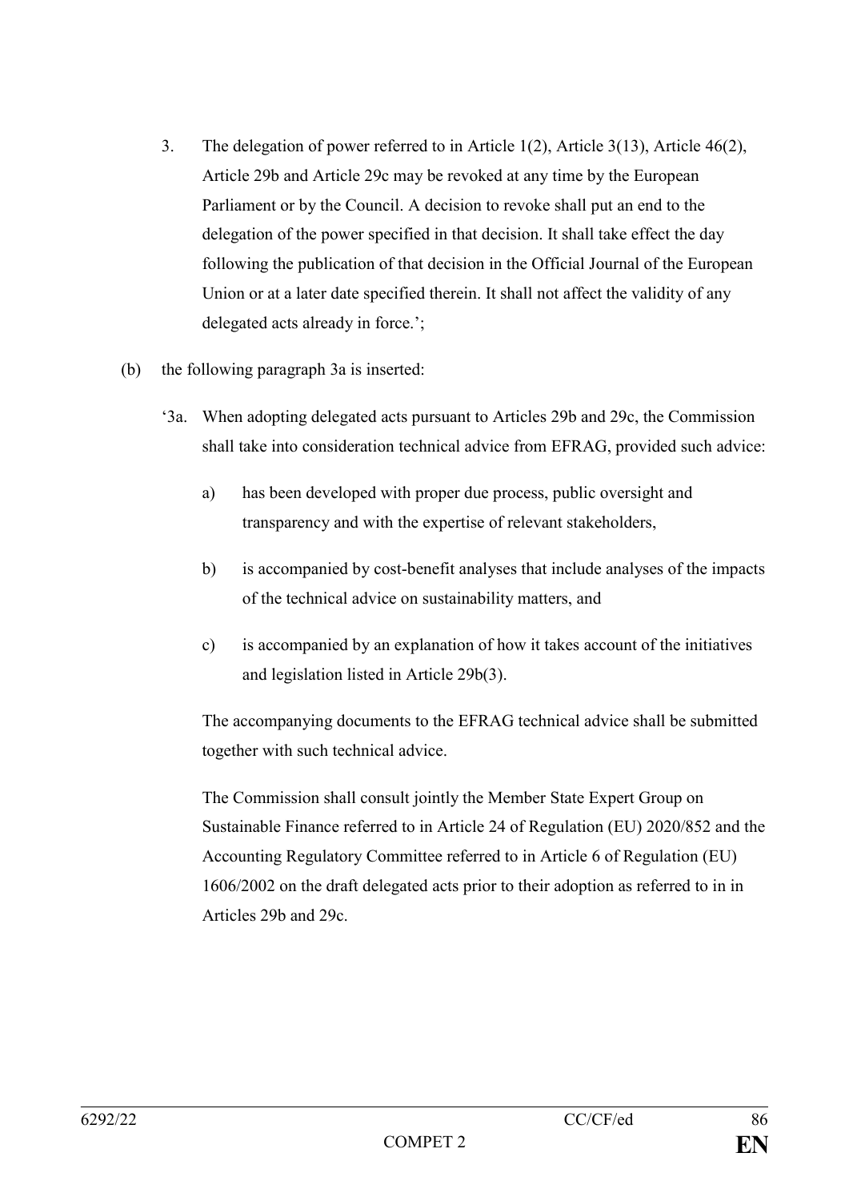3. The delegation of power referred to in Article 1(2), Article 3(13), Article 46(2), Article 29b and Article 29c may be revoked at any time by the European Parliament or by the Council. A decision to revoke shall put an end to the delegation of the power specified in that decision. It shall take effect the day following the publication of that decision in the Official Journal of the European Union or at a later date specified therein. It shall not affect the validity of any delegated acts already in force.';

(b) the following paragraph 3a is inserted:

'3a. When adopting delegated acts pursuant to Articles 29b and 29c, the Commission shall take into consideration technical advice from EFRAG, provided such advice:

a) has been developed with proper due process, public oversight and transparency and with the expertise of relevant stakeholders,

b) is accompanied by cost-benefit analyses that include analyses of the impacts of the technical advice on sustainability matters, and

c) is accompanied by an explanation of how it takes account of the initiatives and legislation listed in Article 29b(3).

The accompanying documents to the EFRAG technical advice shall be submitted together with such technical advice.

The Commission shall consult jointly the Member State Expert Group on Sustainable Finance referred to in Article 24 of Regulation (EU) 2020/852 and the Accounting Regulatory Committee referred to in Article 6 of Regulation (EU) 1606/2002 on the draft delegated acts prior to their adoption as referred to in in Articles 29b and 29c.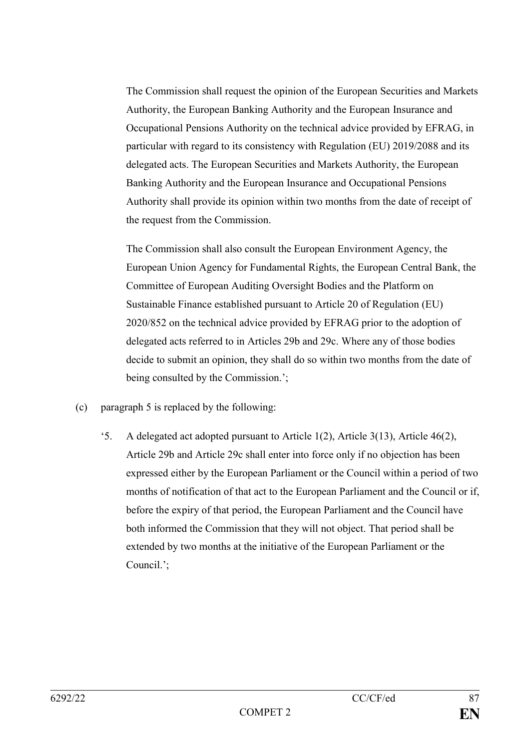The Commission shall request the opinion of the European Securities and Markets Authority, the European Banking Authority and the European Insurance and Occupational Pensions Authority on the technical advice provided by EFRAG, in particular with regard to its consistency with Regulation (EU) 2019/2088 and its delegated acts. The European Securities and Markets Authority, the European Banking Authority and the European Insurance and Occupational Pensions Authority shall provide its opinion within two months from the date of receipt of the request from the Commission.

The Commission shall also consult the European Environment Agency, the European Union Agency for Fundamental Rights, the European Central Bank, the Committee of European Auditing Oversight Bodies and the Platform on Sustainable Finance established pursuant to Article 20 of Regulation (EU) 2020/852 on the technical advice provided by EFRAG prior to the adoption of delegated acts referred to in Articles 29b and 29c. Where any of those bodies decide to submit an opinion, they shall do so within two months from the date of being consulted by the Commission.';

(c) paragraph 5 is replaced by the following:

'5. A delegated act adopted pursuant to Article 1(2), Article 3(13), Article 46(2), Article 29b and Article 29c shall enter into force only if no objection has been expressed either by the European Parliament or the Council within a period of two months of notification of that act to the European Parliament and the Council or if, before the expiry of that period, the European Parliament and the Council have both informed the Commission that they will not object. That period shall be extended by two months at the initiative of the European Parliament or the Council.';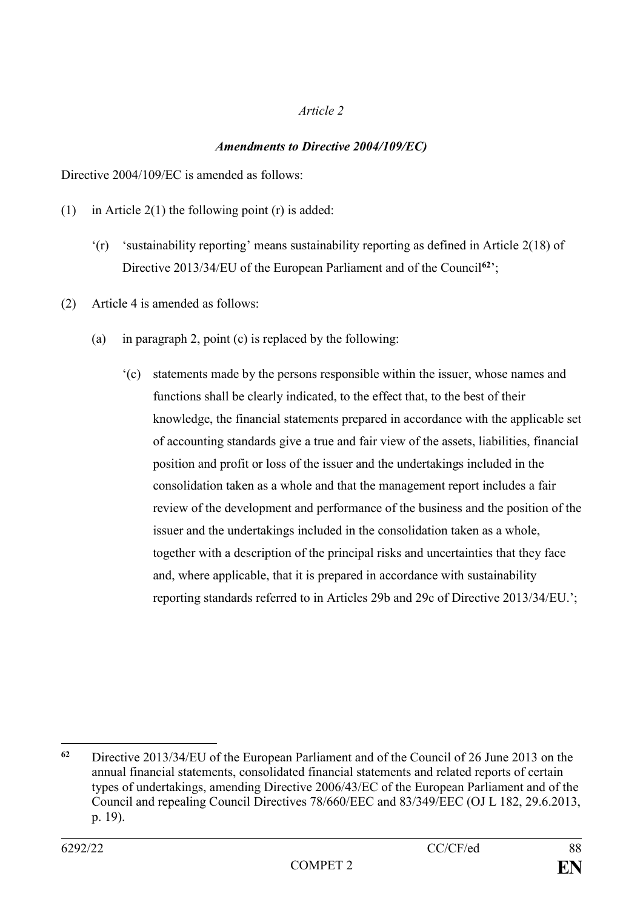*Article 2*

***Amendments to Directive 2004/109/EC)***

Directive 2004/109/EC is amended as follows:

(1) in Article 2(1) the following point (r) is added:

> '(r) 'sustainability reporting' means sustainability reporting as defined in Article 2(18) of Directive 2013/34/EU of the European Parliament and of the Council[62]';

(2) Article 4 is amended as follows:

> (a) in paragraph 2, point (c) is replaced by the following:
>
> > '(c) statements made by the persons responsible within the issuer, whose names and functions shall be clearly indicated, to the effect that, to the best of their knowledge, the financial statements prepared in accordance with the applicable set of accounting standards give a true and fair view of the assets, liabilities, financial position and profit or loss of the issuer and the undertakings included in the consolidation taken as a whole and that the management report includes a fair review of the development and performance of the business and the position of the issuer and the undertakings included in the consolidation taken as a whole, together with a description of the principal risks and uncertainties that they face and, where applicable, that it is prepared in accordance with sustainability reporting standards referred to in Articles 29b and 29c of Directive 2013/34/EU.';

---

[62] Directive 2013/34/EU of the European Parliament and of the Council of 26 June 2013 on the annual financial statements, consolidated financial statements and related reports of certain types of undertakings, amending Directive 2006/43/EC of the European Parliament and of the Council and repealing Council Directives 78/660/EEC and 83/349/EEC (OJ L 182, 29.6.2013, p. 19).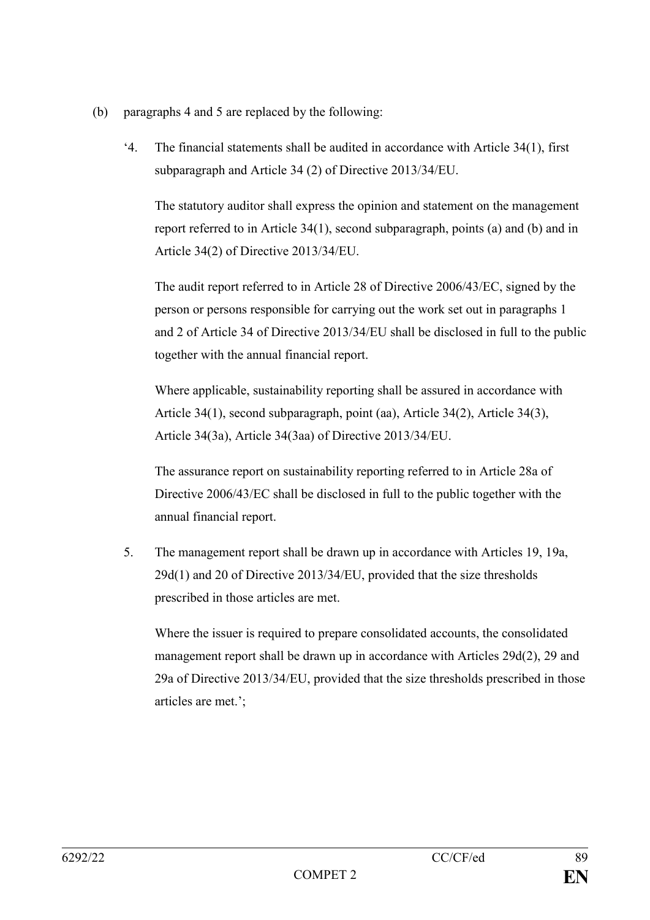(b) paragraphs 4 and 5 are replaced by the following:

‘4. The financial statements shall be audited in accordance with Article 34(1), first subparagraph and Article 34 (2) of Directive 2013/34/EU.

The statutory auditor shall express the opinion and statement on the management report referred to in Article 34(1), second subparagraph, points (a) and (b) and in Article 34(2) of Directive 2013/34/EU.

The audit report referred to in Article 28 of Directive 2006/43/EC, signed by the person or persons responsible for carrying out the work set out in paragraphs 1 and 2 of Article 34 of Directive 2013/34/EU shall be disclosed in full to the public together with the annual financial report.

Where applicable, sustainability reporting shall be assured in accordance with Article 34(1), second subparagraph, point (aa), Article 34(2), Article 34(3), Article 34(3a), Article 34(3aa) of Directive 2013/34/EU.

The assurance report on sustainability reporting referred to in Article 28a of Directive 2006/43/EC shall be disclosed in full to the public together with the annual financial report.

5. The management report shall be drawn up in accordance with Articles 19, 19a, 29d(1) and 20 of Directive 2013/34/EU, provided that the size thresholds prescribed in those articles are met.

Where the issuer is required to prepare consolidated accounts, the consolidated management report shall be drawn up in accordance with Articles 29d(2), 29 and 29a of Directive 2013/34/EU, provided that the size thresholds prescribed in those articles are met.’;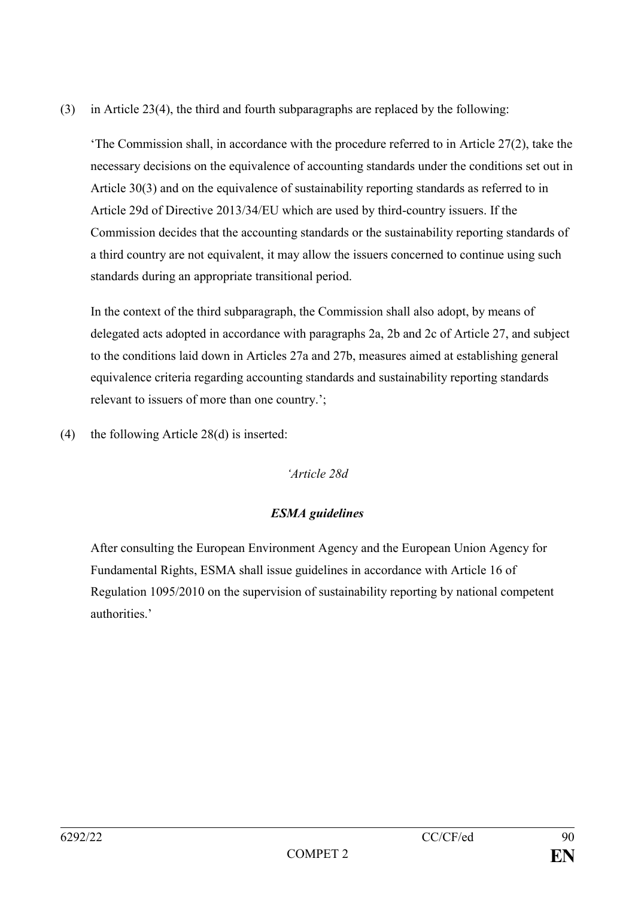(3) in Article 23(4), the third and fourth subparagraphs are replaced by the following:

'The Commission shall, in accordance with the procedure referred to in Article 27(2), take the necessary decisions on the equivalence of accounting standards under the conditions set out in Article 30(3) and on the equivalence of sustainability reporting standards as referred to in Article 29d of Directive 2013/34/EU which are used by third-country issuers. If the Commission decides that the accounting standards or the sustainability reporting standards of a third country are not equivalent, it may allow the issuers concerned to continue using such standards during an appropriate transitional period.

In the context of the third subparagraph, the Commission shall also adopt, by means of delegated acts adopted in accordance with paragraphs 2a, 2b and 2c of Article 27, and subject to the conditions laid down in Articles 27a and 27b, measures aimed at establishing general equivalence criteria regarding accounting standards and sustainability reporting standards relevant to issuers of more than one country.';

(4) the following Article 28(d) is inserted:

*'Article 28d*

***ESMA guidelines***

After consulting the European Environment Agency and the European Union Agency for Fundamental Rights, ESMA shall issue guidelines in accordance with Article 16 of Regulation 1095/2010 on the supervision of sustainability reporting by national competent authorities.'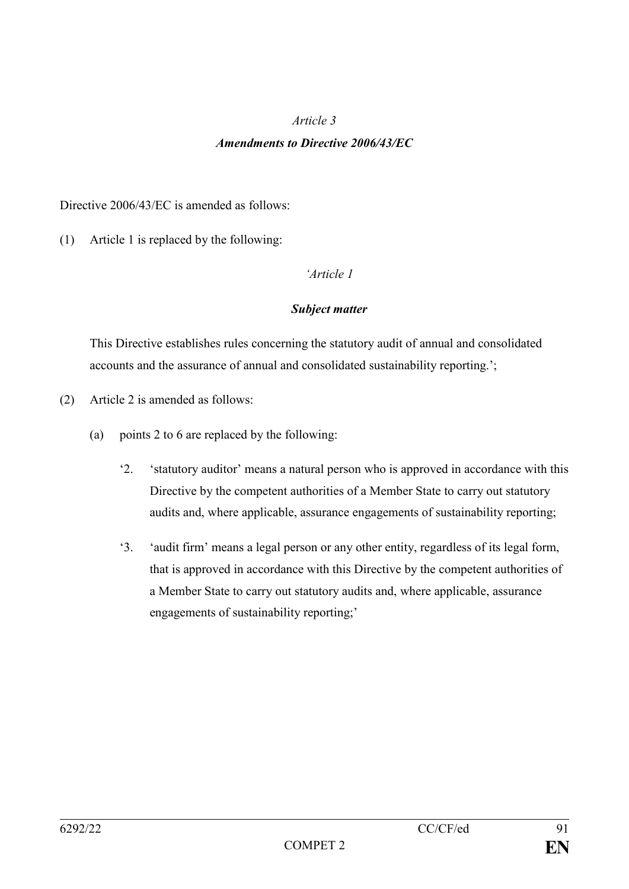*Article 3*

***Amendments to Directive 2006/43/EC***

Directive 2006/43/EC is amended as follows:

(1) Article 1 is replaced by the following:

*'Article 1*

***Subject matter***

This Directive establishes rules concerning the statutory audit of annual and consolidated accounts and the assurance of annual and consolidated sustainability reporting.';

(2) Article 2 is amended as follows:

(a) points 2 to 6 are replaced by the following:

'2. 'statutory auditor' means a natural person who is approved in accordance with this Directive by the competent authorities of a Member State to carry out statutory audits and, where applicable, assurance engagements of sustainability reporting;

'3. 'audit firm' means a legal person or any other entity, regardless of its legal form, that is approved in accordance with this Directive by the competent authorities of a Member State to carry out statutory audits and, where applicable, assurance engagements of sustainability reporting;'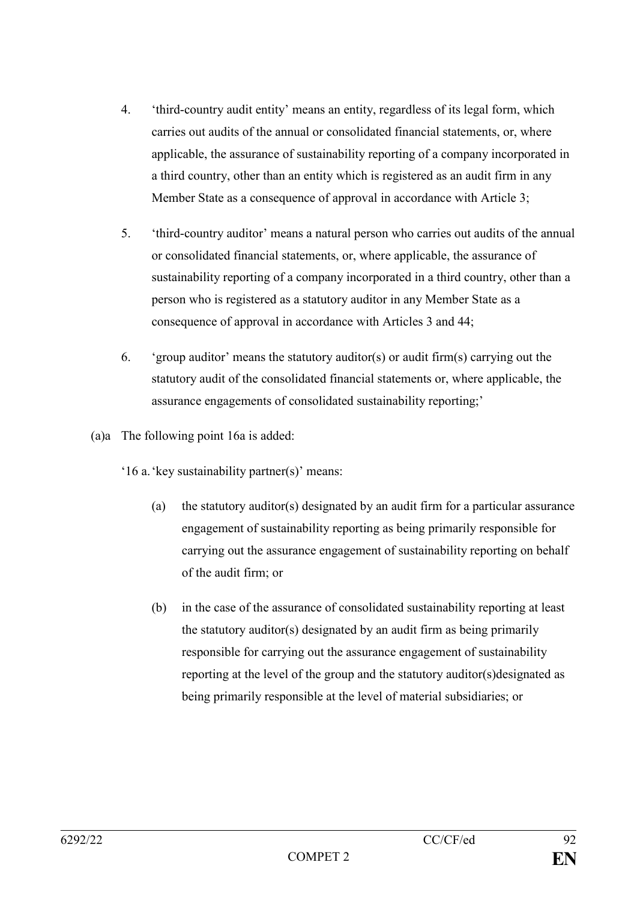4. 'third-country audit entity' means an entity, regardless of its legal form, which carries out audits of the annual or consolidated financial statements, or, where applicable, the assurance of sustainability reporting of a company incorporated in a third country, other than an entity which is registered as an audit firm in any Member State as a consequence of approval in accordance with Article 3;

5. 'third-country auditor' means a natural person who carries out audits of the annual or consolidated financial statements, or, where applicable, the assurance of sustainability reporting of a company incorporated in a third country, other than a person who is registered as a statutory auditor in any Member State as a consequence of approval in accordance with Articles 3 and 44;

6. 'group auditor' means the statutory auditor(s) or audit firm(s) carrying out the statutory audit of the consolidated financial statements or, where applicable, the assurance engagements of consolidated sustainability reporting;'

(a)a The following point 16a is added:

'16 a. 'key sustainability partner(s)' means:

(a) the statutory auditor(s) designated by an audit firm for a particular assurance engagement of sustainability reporting as being primarily responsible for carrying out the assurance engagement of sustainability reporting on behalf of the audit firm; or

(b) in the case of the assurance of consolidated sustainability reporting at least the statutory auditor(s) designated by an audit firm as being primarily responsible for carrying out the assurance engagement of sustainability reporting at the level of the group and the statutory auditor(s)designated as being primarily responsible at the level of material subsidiaries; or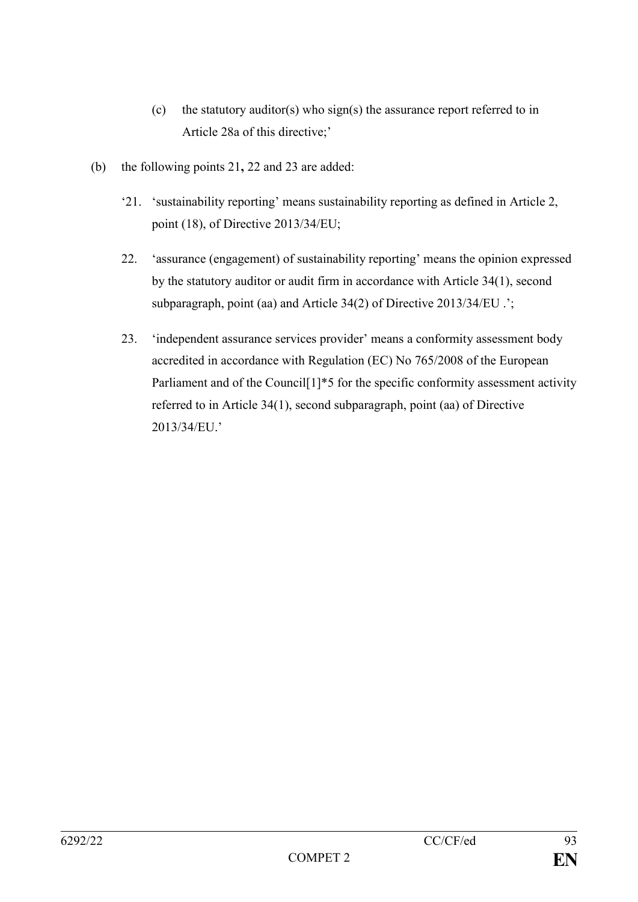(c) the statutory auditor(s) who sign(s) the assurance report referred to in Article 28a of this directive;'

(b) the following points 21**,** 22 and 23 are added:

'21. 'sustainability reporting' means sustainability reporting as defined in Article 2, point (18), of Directive 2013/34/EU;

22. 'assurance (engagement) of sustainability reporting' means the opinion expressed by the statutory auditor or audit firm in accordance with Article 34(1), second subparagraph, point (aa) and Article 34(2) of Directive 2013/34/EU .';

23. 'independent assurance services provider' means a conformity assessment body accredited in accordance with Regulation (EC) No 765/2008 of the European Parliament and of the Council[1]*5 for the specific conformity assessment activity referred to in Article 34(1), second subparagraph, point (aa) of Directive 2013/34/EU.'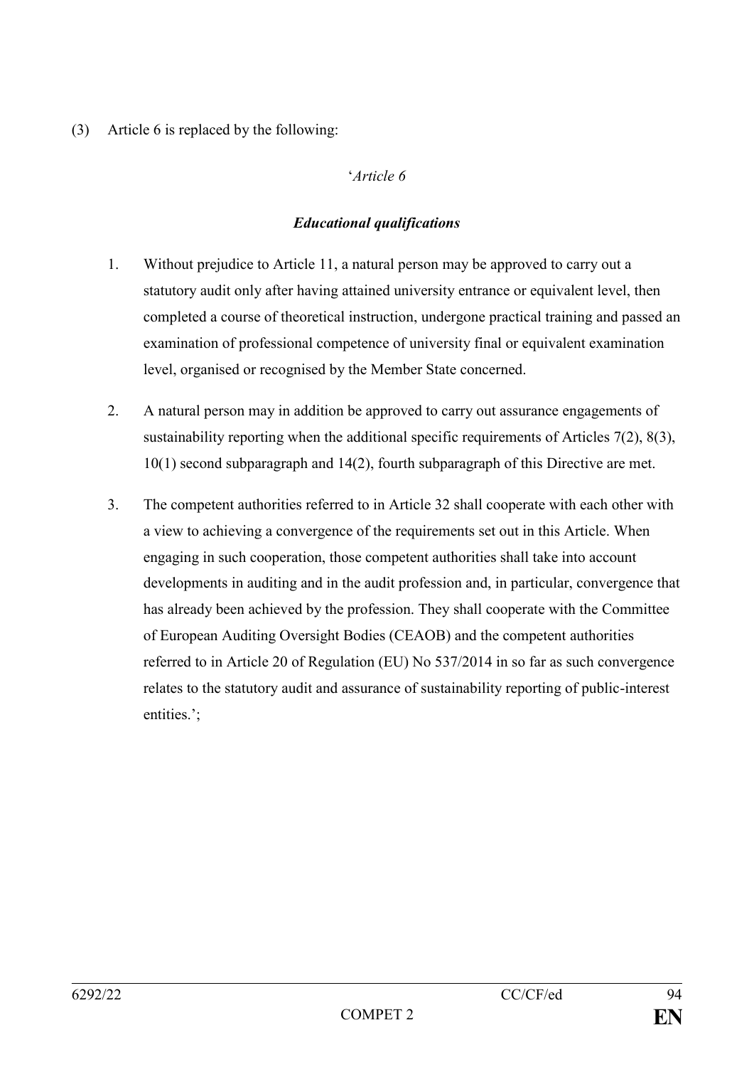(3) Article 6 is replaced by the following:

'*Article 6*

***Educational qualifications***

1. Without prejudice to Article 11, a natural person may be approved to carry out a statutory audit only after having attained university entrance or equivalent level, then completed a course of theoretical instruction, undergone practical training and passed an examination of professional competence of university final or equivalent examination level, organised or recognised by the Member State concerned.

2. A natural person may in addition be approved to carry out assurance engagements of sustainability reporting when the additional specific requirements of Articles 7(2), 8(3), 10(1) second subparagraph and 14(2), fourth subparagraph of this Directive are met.

3. The competent authorities referred to in Article 32 shall cooperate with each other with a view to achieving a convergence of the requirements set out in this Article. When engaging in such cooperation, those competent authorities shall take into account developments in auditing and in the audit profession and, in particular, convergence that has already been achieved by the profession. They shall cooperate with the Committee of European Auditing Oversight Bodies (CEAOB) and the competent authorities referred to in Article 20 of Regulation (EU) No 537/2014 in so far as such convergence relates to the statutory audit and assurance of sustainability reporting of public-interest entities.';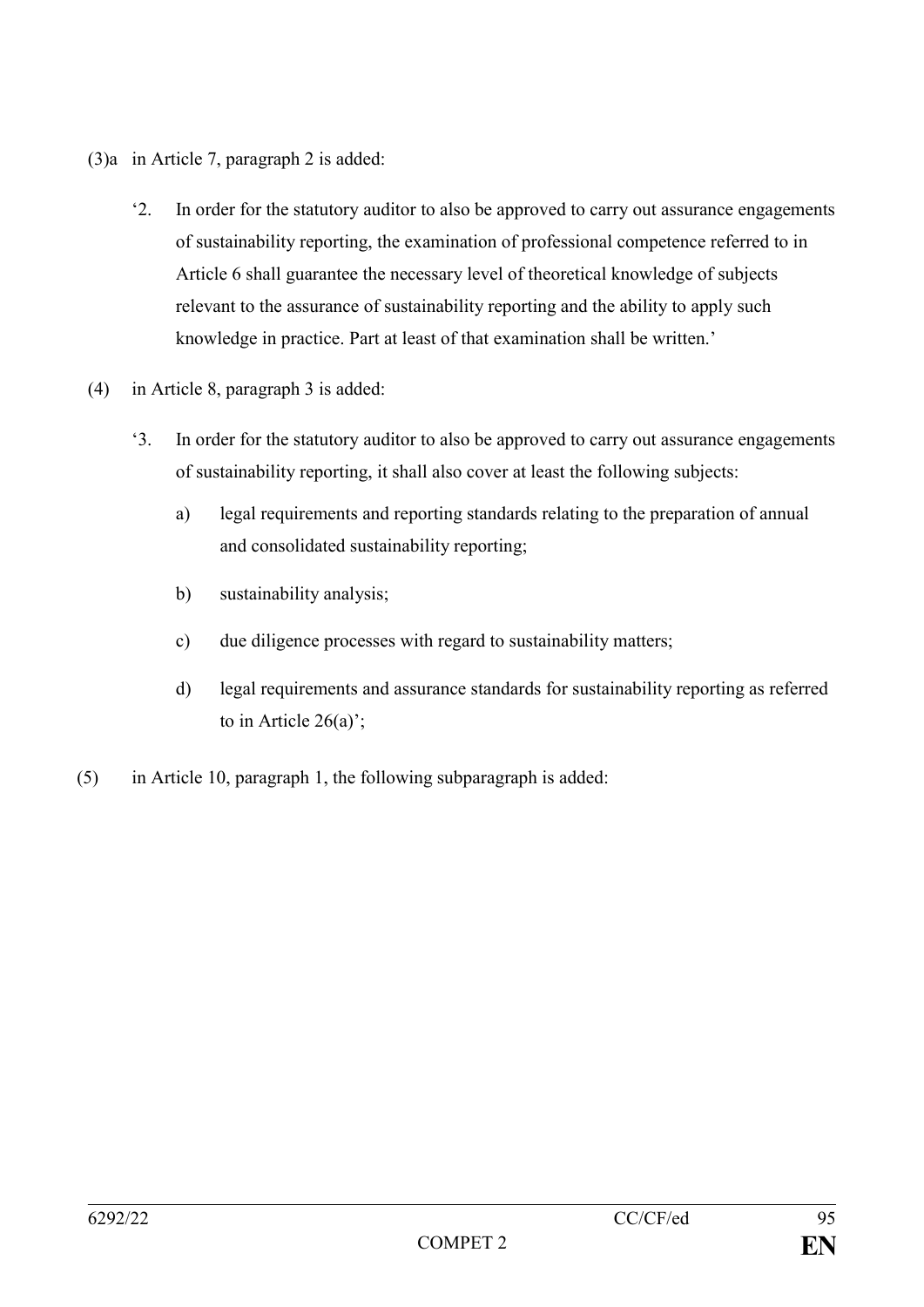(3)a in Article 7, paragraph 2 is added:

> '2. In order for the statutory auditor to also be approved to carry out assurance engagements of sustainability reporting, the examination of professional competence referred to in Article 6 shall guarantee the necessary level of theoretical knowledge of subjects relevant to the assurance of sustainability reporting and the ability to apply such knowledge in practice. Part at least of that examination shall be written.'

(4) in Article 8, paragraph 3 is added:

> '3. In order for the statutory auditor to also be approved to carry out assurance engagements of sustainability reporting, it shall also cover at least the following subjects:
>
> a) legal requirements and reporting standards relating to the preparation of annual and consolidated sustainability reporting;
>
> b) sustainability analysis;
>
> c) due diligence processes with regard to sustainability matters;
>
> d) legal requirements and assurance standards for sustainability reporting as referred to in Article 26(a)';

(5) in Article 10, paragraph 1, the following subparagraph is added: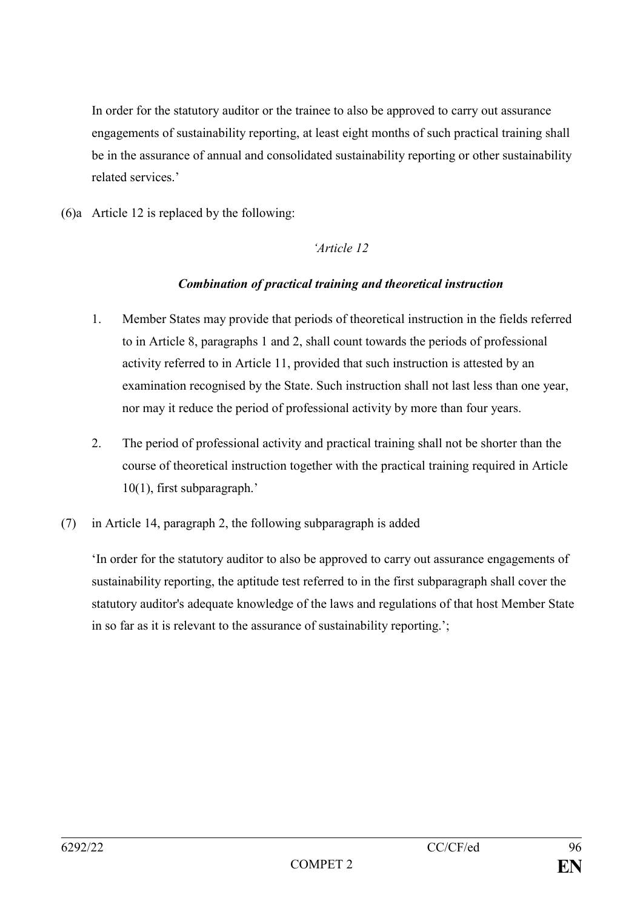In order for the statutory auditor or the trainee to also be approved to carry out assurance engagements of sustainability reporting, at least eight months of such practical training shall be in the assurance of annual and consolidated sustainability reporting or other sustainability related services.'

(6)a Article 12 is replaced by the following:

*'Article 12*

***Combination of practical training and theoretical instruction***

1. Member States may provide that periods of theoretical instruction in the fields referred to in Article 8, paragraphs 1 and 2, shall count towards the periods of professional activity referred to in Article 11, provided that such instruction is attested by an examination recognised by the State. Such instruction shall not last less than one year, nor may it reduce the period of professional activity by more than four years.

2. The period of professional activity and practical training shall not be shorter than the course of theoretical instruction together with the practical training required in Article 10(1), first subparagraph.'

(7) in Article 14, paragraph 2, the following subparagraph is added

'In order for the statutory auditor to also be approved to carry out assurance engagements of sustainability reporting, the aptitude test referred to in the first subparagraph shall cover the statutory auditor's adequate knowledge of the laws and regulations of that host Member State in so far as it is relevant to the assurance of sustainability reporting.';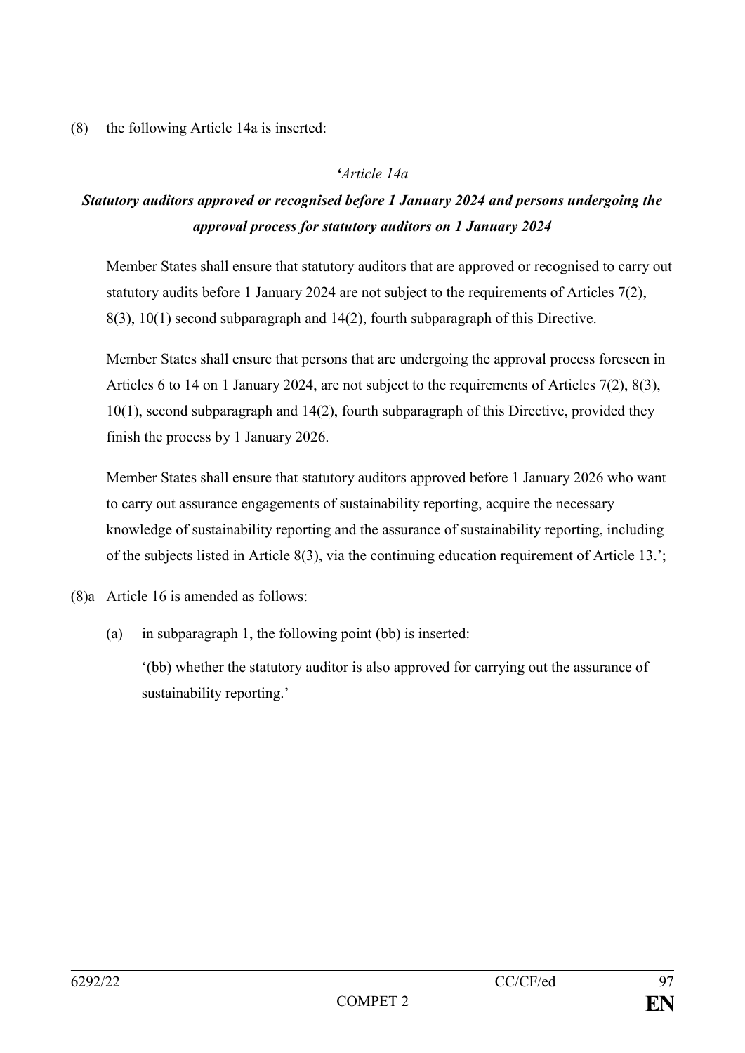(8) the following Article 14a is inserted:

*'Article 14a*

***Statutory auditors approved or recognised before 1 January 2024 and persons undergoing the approval process for statutory auditors on 1 January 2024***

Member States shall ensure that statutory auditors that are approved or recognised to carry out statutory audits before 1 January 2024 are not subject to the requirements of Articles 7(2), 8(3), 10(1) second subparagraph and 14(2), fourth subparagraph of this Directive.

Member States shall ensure that persons that are undergoing the approval process foreseen in Articles 6 to 14 on 1 January 2024, are not subject to the requirements of Articles 7(2), 8(3), 10(1), second subparagraph and 14(2), fourth subparagraph of this Directive, provided they finish the process by 1 January 2026.

Member States shall ensure that statutory auditors approved before 1 January 2026 who want to carry out assurance engagements of sustainability reporting, acquire the necessary knowledge of sustainability reporting and the assurance of sustainability reporting, including of the subjects listed in Article 8(3), via the continuing education requirement of Article 13.';

(8)a Article 16 is amended as follows:

(a) in subparagraph 1, the following point (bb) is inserted:

'(bb) whether the statutory auditor is also approved for carrying out the assurance of sustainability reporting.'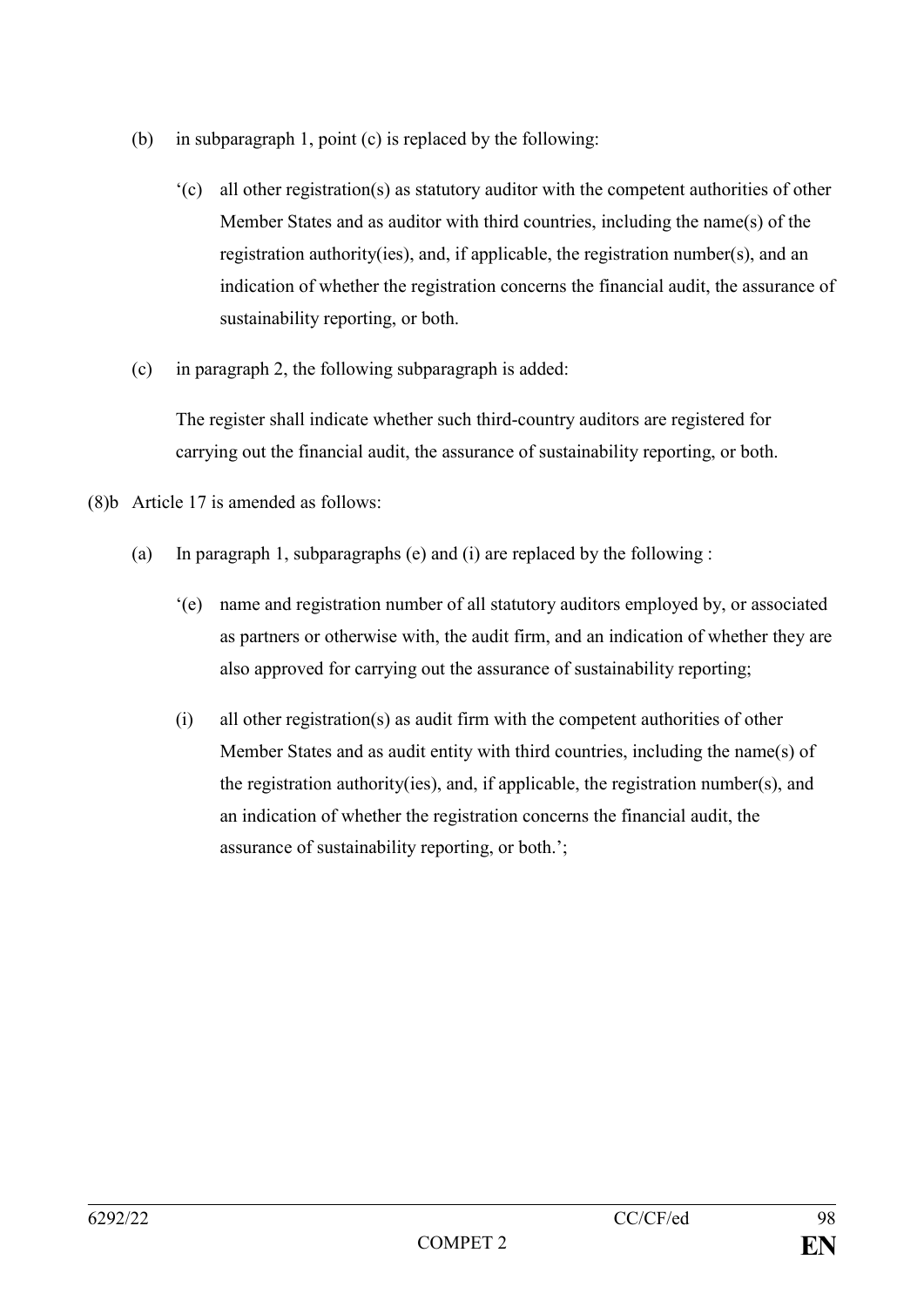(b) in subparagraph 1, point (c) is replaced by the following:

‘(c) all other registration(s) as statutory auditor with the competent authorities of other Member States and as auditor with third countries, including the name(s) of the registration authority(ies), and, if applicable, the registration number(s), and an indication of whether the registration concerns the financial audit, the assurance of sustainability reporting, or both.

(c) in paragraph 2, the following subparagraph is added:

The register shall indicate whether such third-country auditors are registered for carrying out the financial audit, the assurance of sustainability reporting, or both.

(8)b Article 17 is amended as follows:

(a) In paragraph 1, subparagraphs (e) and (i) are replaced by the following :

‘(e) name and registration number of all statutory auditors employed by, or associated as partners or otherwise with, the audit firm, and an indication of whether they are also approved for carrying out the assurance of sustainability reporting;

(i) all other registration(s) as audit firm with the competent authorities of other Member States and as audit entity with third countries, including the name(s) of the registration authority(ies), and, if applicable, the registration number(s), and an indication of whether the registration concerns the financial audit, the assurance of sustainability reporting, or both.’;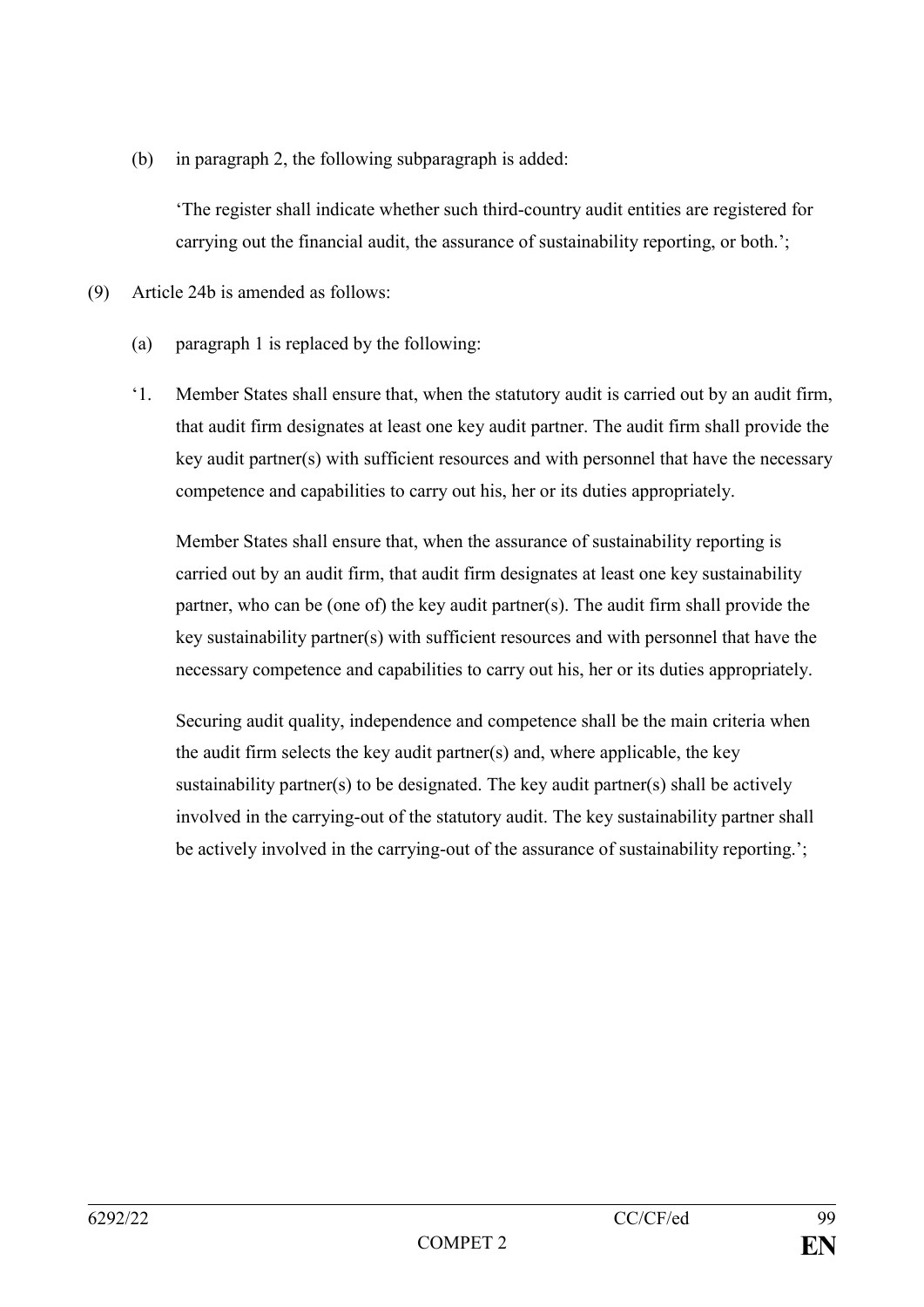(b) in paragraph 2, the following subparagraph is added:

'The register shall indicate whether such third-country audit entities are registered for carrying out the financial audit, the assurance of sustainability reporting, or both.';

(9) Article 24b is amended as follows:

(a) paragraph 1 is replaced by the following:

'1. Member States shall ensure that, when the statutory audit is carried out by an audit firm, that audit firm designates at least one key audit partner. The audit firm shall provide the key audit partner(s) with sufficient resources and with personnel that have the necessary competence and capabilities to carry out his, her or its duties appropriately.

Member States shall ensure that, when the assurance of sustainability reporting is carried out by an audit firm, that audit firm designates at least one key sustainability partner, who can be (one of) the key audit partner(s). The audit firm shall provide the key sustainability partner(s) with sufficient resources and with personnel that have the necessary competence and capabilities to carry out his, her or its duties appropriately.

Securing audit quality, independence and competence shall be the main criteria when the audit firm selects the key audit partner(s) and, where applicable, the key sustainability partner(s) to be designated. The key audit partner(s) shall be actively involved in the carrying-out of the statutory audit. The key sustainability partner shall be actively involved in the carrying-out of the assurance of sustainability reporting.';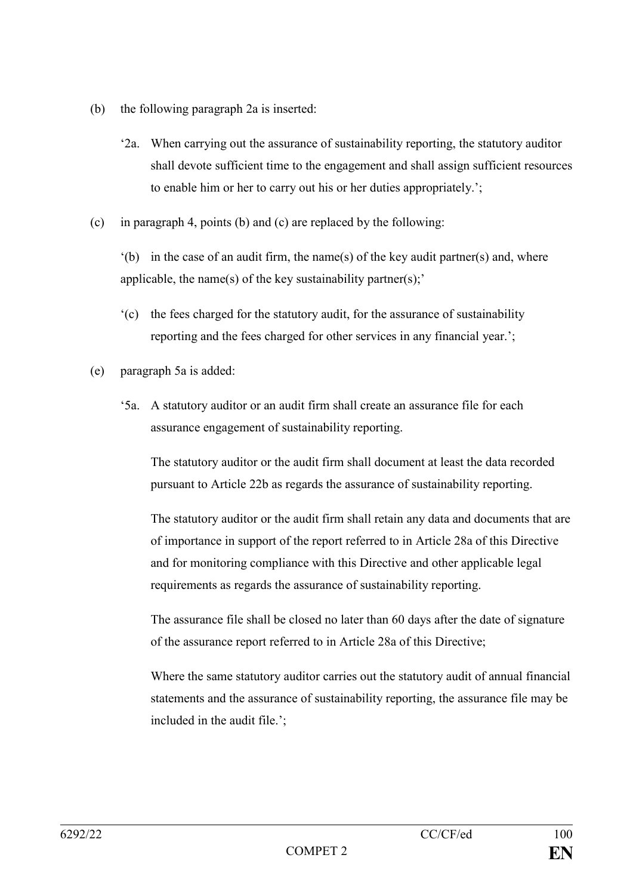(b) the following paragraph 2a is inserted:

'2a. When carrying out the assurance of sustainability reporting, the statutory auditor shall devote sufficient time to the engagement and shall assign sufficient resources to enable him or her to carry out his or her duties appropriately.';

(c) in paragraph 4, points (b) and (c) are replaced by the following:

'(b) in the case of an audit firm, the name(s) of the key audit partner(s) and, where applicable, the name(s) of the key sustainability partner(s);'

'(c) the fees charged for the statutory audit, for the assurance of sustainability reporting and the fees charged for other services in any financial year.';

(e) paragraph 5a is added:

'5a. A statutory auditor or an audit firm shall create an assurance file for each assurance engagement of sustainability reporting.

The statutory auditor or the audit firm shall document at least the data recorded pursuant to Article 22b as regards the assurance of sustainability reporting.

The statutory auditor or the audit firm shall retain any data and documents that are of importance in support of the report referred to in Article 28a of this Directive and for monitoring compliance with this Directive and other applicable legal requirements as regards the assurance of sustainability reporting.

The assurance file shall be closed no later than 60 days after the date of signature of the assurance report referred to in Article 28a of this Directive;

Where the same statutory auditor carries out the statutory audit of annual financial statements and the assurance of sustainability reporting, the assurance file may be included in the audit file.';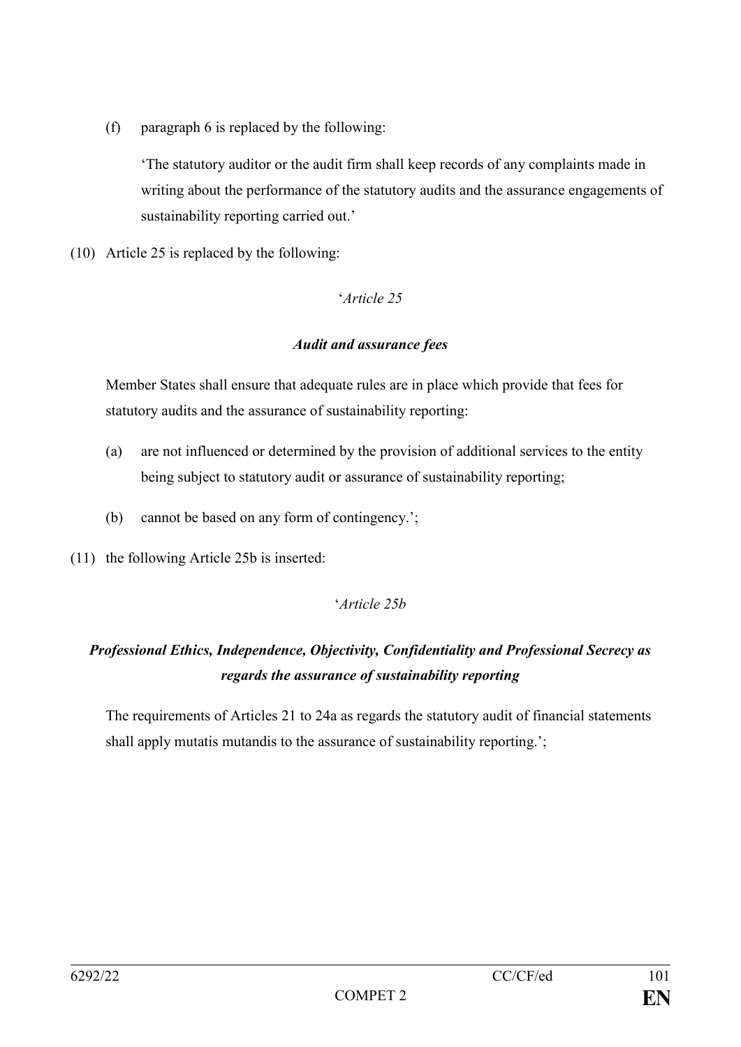(f) paragraph 6 is replaced by the following:

'The statutory auditor or the audit firm shall keep records of any complaints made in writing about the performance of the statutory audits and the assurance engagements of sustainability reporting carried out.'

(10) Article 25 is replaced by the following:

'*Article 25*

***Audit and assurance fees***

Member States shall ensure that adequate rules are in place which provide that fees for statutory audits and the assurance of sustainability reporting:

(a) are not influenced or determined by the provision of additional services to the entity being subject to statutory audit or assurance of sustainability reporting;

(b) cannot be based on any form of contingency.';

(11) the following Article 25b is inserted:

'*Article 25b*

***Professional Ethics, Independence, Objectivity, Confidentiality and Professional Secrecy as regards the assurance of sustainability reporting***

The requirements of Articles 21 to 24a as regards the statutory audit of financial statements shall apply mutatis mutandis to the assurance of sustainability reporting.';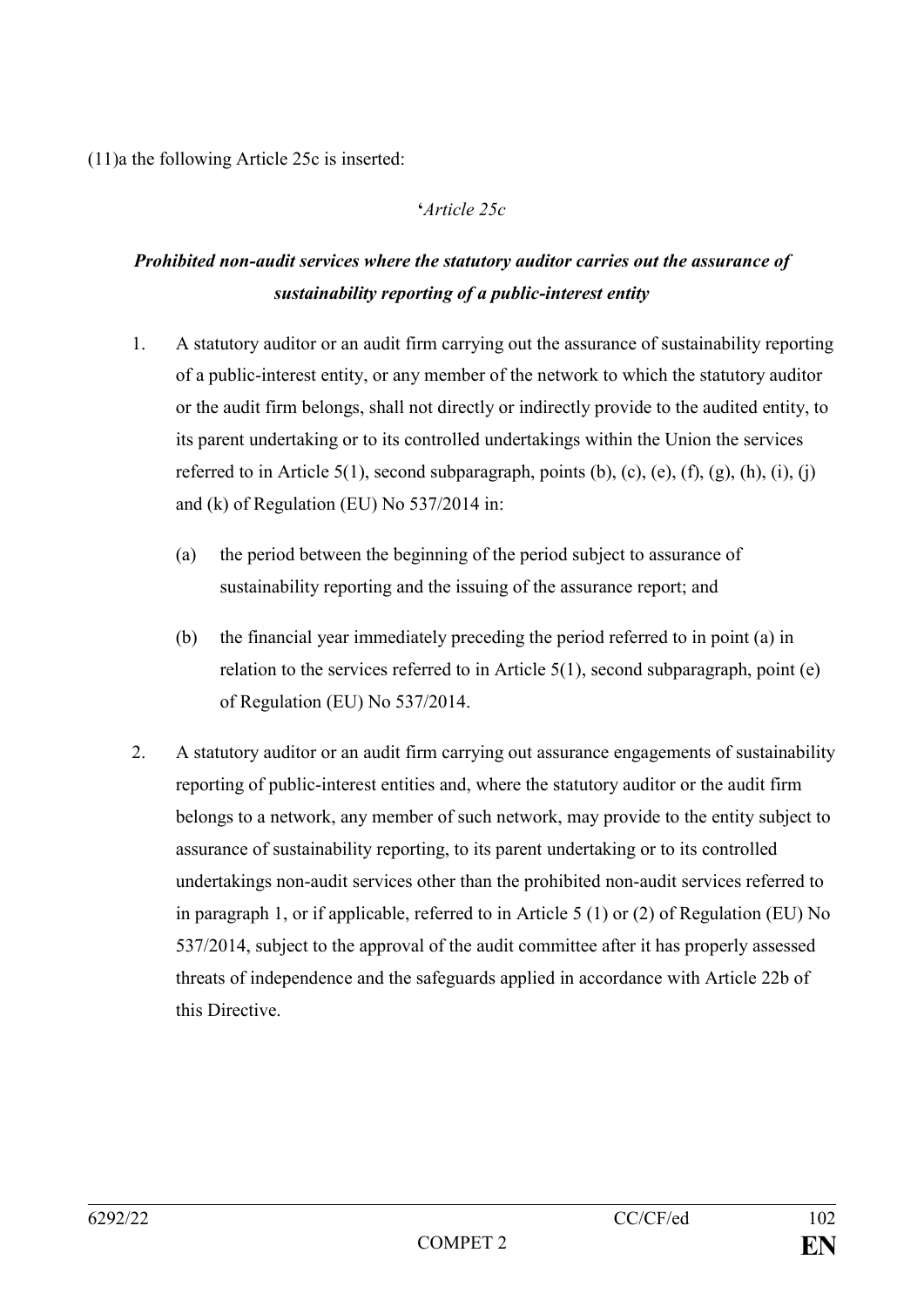(11)a the following Article 25c is inserted:

'*Article 25c*

***Prohibited non-audit services where the statutory auditor carries out the assurance of sustainability reporting of a public-interest entity***

1. A statutory auditor or an audit firm carrying out the assurance of sustainability reporting of a public-interest entity, or any member of the network to which the statutory auditor or the audit firm belongs, shall not directly or indirectly provide to the audited entity, to its parent undertaking or to its controlled undertakings within the Union the services referred to in Article 5(1), second subparagraph, points (b), (c), (e), (f), (g), (h), (i), (j) and (k) of Regulation (EU) No 537/2014 in:

   (a) the period between the beginning of the period subject to assurance of sustainability reporting and the issuing of the assurance report; and

   (b) the financial year immediately preceding the period referred to in point (a) in relation to the services referred to in Article 5(1), second subparagraph, point (e) of Regulation (EU) No 537/2014.

2. A statutory auditor or an audit firm carrying out assurance engagements of sustainability reporting of public-interest entities and, where the statutory auditor or the audit firm belongs to a network, any member of such network, may provide to the entity subject to assurance of sustainability reporting, to its parent undertaking or to its controlled undertakings non-audit services other than the prohibited non-audit services referred to in paragraph 1, or if applicable, referred to in Article 5 (1) or (2) of Regulation (EU) No 537/2014, subject to the approval of the audit committee after it has properly assessed threats of independence and the safeguards applied in accordance with Article 22b of this Directive.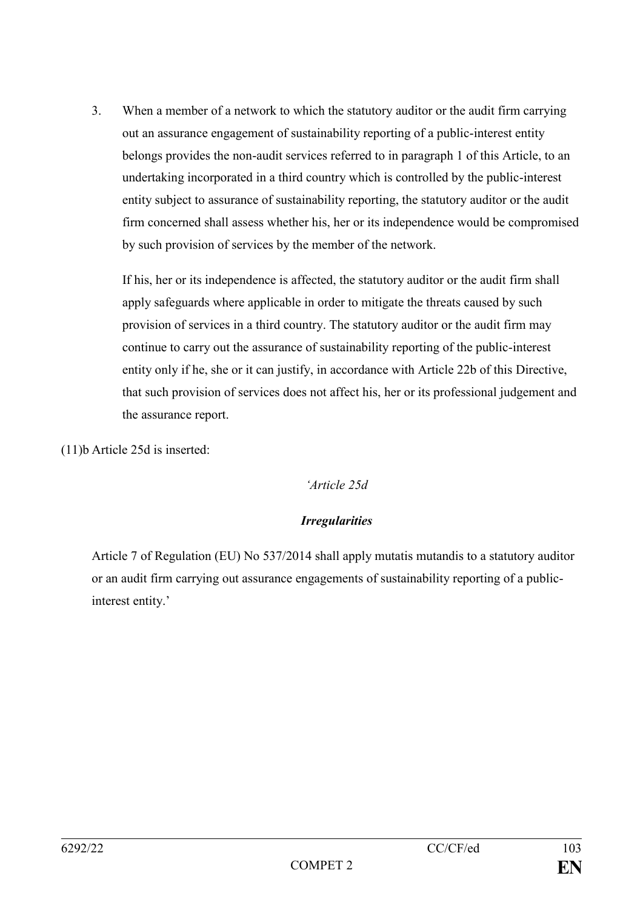3. When a member of a network to which the statutory auditor or the audit firm carrying out an assurance engagement of sustainability reporting of a public-interest entity belongs provides the non-audit services referred to in paragraph 1 of this Article, to an undertaking incorporated in a third country which is controlled by the public-interest entity subject to assurance of sustainability reporting, the statutory auditor or the audit firm concerned shall assess whether his, her or its independence would be compromised by such provision of services by the member of the network.

   If his, her or its independence is affected, the statutory auditor or the audit firm shall apply safeguards where applicable in order to mitigate the threats caused by such provision of services in a third country. The statutory auditor or the audit firm may continue to carry out the assurance of sustainability reporting of the public-interest entity only if he, she or it can justify, in accordance with Article 22b of this Directive, that such provision of services does not affect his, her or its professional judgement and the assurance report.

(11)b Article 25d is inserted:

*'Article 25d*

***Irregularities***

Article 7 of Regulation (EU) No 537/2014 shall apply mutatis mutandis to a statutory auditor or an audit firm carrying out assurance engagements of sustainability reporting of a public-interest entity.'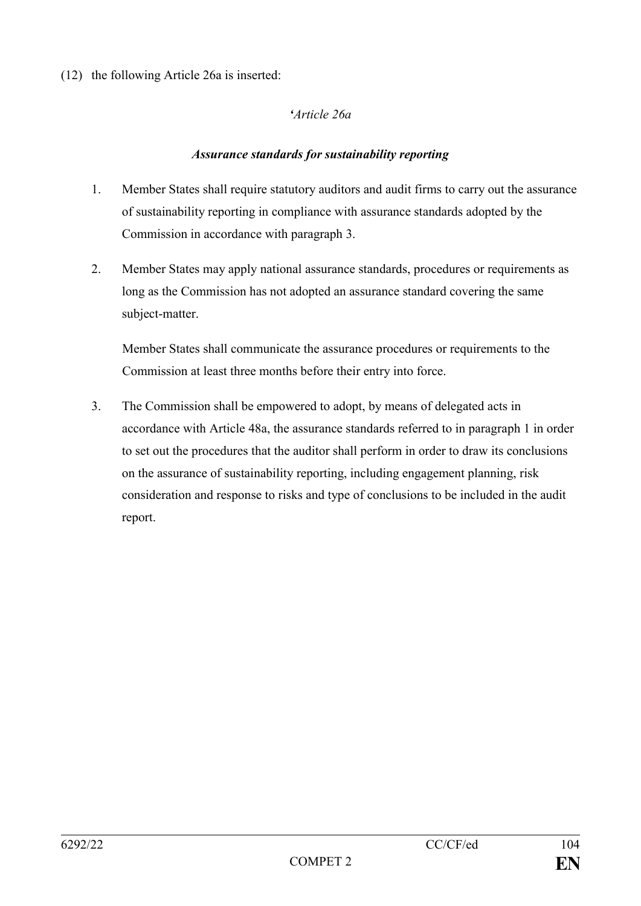(12) the following Article 26a is inserted:

*'Article 26a*

***Assurance standards for sustainability reporting***

1. Member States shall require statutory auditors and audit firms to carry out the assurance of sustainability reporting in compliance with assurance standards adopted by the Commission in accordance with paragraph 3.

2. Member States may apply national assurance standards, procedures or requirements as long as the Commission has not adopted an assurance standard covering the same subject-matter.

   Member States shall communicate the assurance procedures or requirements to the Commission at least three months before their entry into force.

3. The Commission shall be empowered to adopt, by means of delegated acts in accordance with Article 48a, the assurance standards referred to in paragraph 1 in order to set out the procedures that the auditor shall perform in order to draw its conclusions on the assurance of sustainability reporting, including engagement planning, risk consideration and response to risks and type of conclusions to be included in the audit report.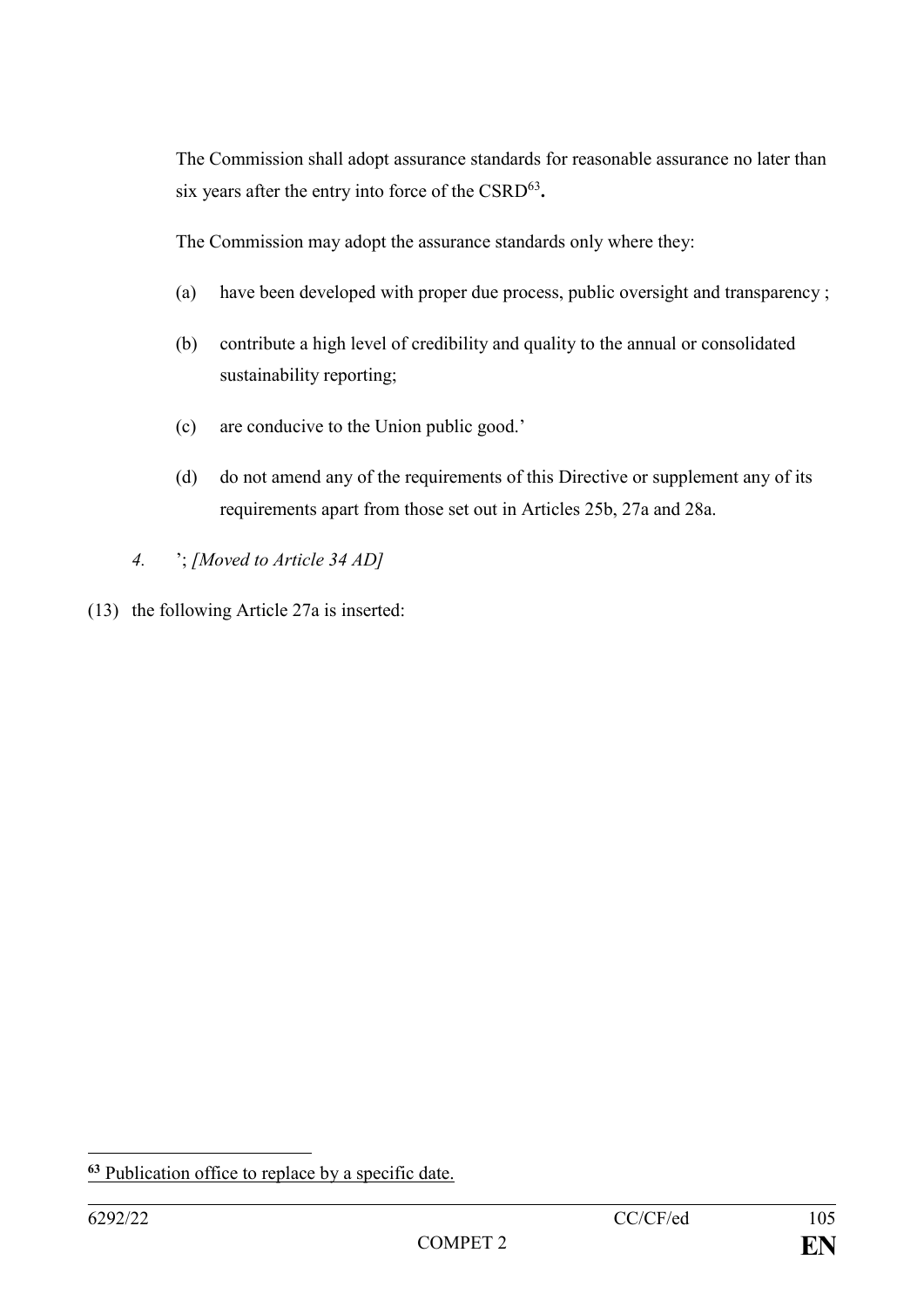The Commission shall adopt assurance standards for reasonable assurance no later than six years after the entry into force of the CSRD[63]**.**

The Commission may adopt the assurance standards only where they:

(a) have been developed with proper due process, public oversight and transparency ;

(b) contribute a high level of credibility and quality to the annual or consolidated sustainability reporting;

(c) are conducive to the Union public good.'

(d) do not amend any of the requirements of this Directive or supplement any of its requirements apart from those set out in Articles 25b, 27a and 28a.

*4.* '; *[Moved to Article 34 AD]*

(13) the following Article 27a is inserted:

---

[63] Publication office to replace by a specific date.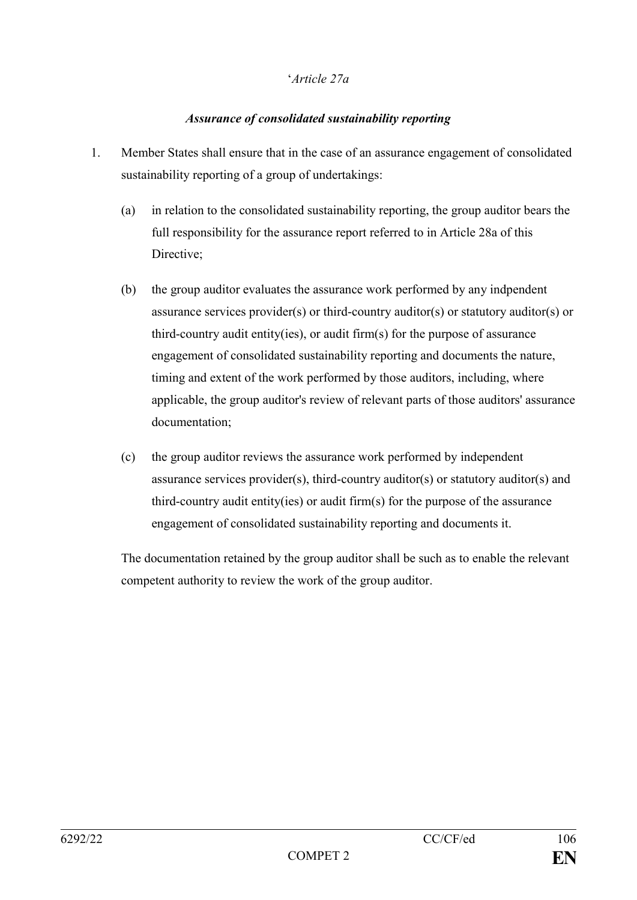‘*Article 27a*

***Assurance of consolidated sustainability reporting***

1. Member States shall ensure that in the case of an assurance engagement of consolidated sustainability reporting of a group of undertakings:

   (a) in relation to the consolidated sustainability reporting, the group auditor bears the full responsibility for the assurance report referred to in Article 28a of this Directive;

   (b) the group auditor evaluates the assurance work performed by any indpendent assurance services provider(s) or third-country auditor(s) or statutory auditor(s) or third-country audit entity(ies), or audit firm(s) for the purpose of assurance engagement of consolidated sustainability reporting and documents the nature, timing and extent of the work performed by those auditors, including, where applicable, the group auditor's review of relevant parts of those auditors' assurance documentation;

   (c) the group auditor reviews the assurance work performed by independent assurance services provider(s), third-country auditor(s) or statutory auditor(s) and third-country audit entity(ies) or audit firm(s) for the purpose of the assurance engagement of consolidated sustainability reporting and documents it.

   The documentation retained by the group auditor shall be such as to enable the relevant competent authority to review the work of the group auditor.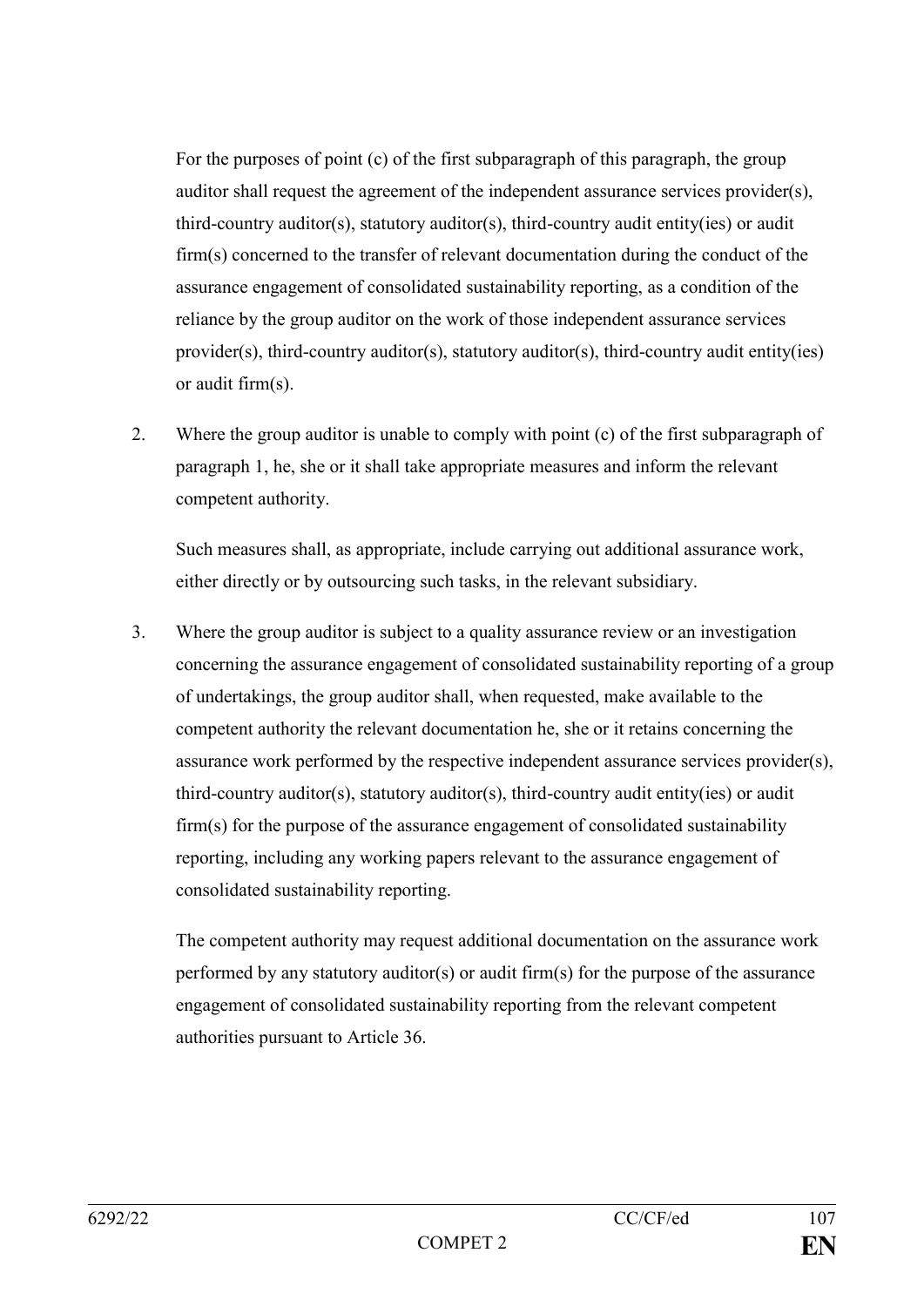For the purposes of point (c) of the first subparagraph of this paragraph, the group auditor shall request the agreement of the independent assurance services provider(s), third-country auditor(s), statutory auditor(s), third-country audit entity(ies) or audit firm(s) concerned to the transfer of relevant documentation during the conduct of the assurance engagement of consolidated sustainability reporting, as a condition of the reliance by the group auditor on the work of those independent assurance services provider(s), third-country auditor(s), statutory auditor(s), third-country audit entity(ies) or audit firm(s).

2. Where the group auditor is unable to comply with point (c) of the first subparagraph of paragraph 1, he, she or it shall take appropriate measures and inform the relevant competent authority.

   Such measures shall, as appropriate, include carrying out additional assurance work, either directly or by outsourcing such tasks, in the relevant subsidiary.

3. Where the group auditor is subject to a quality assurance review or an investigation concerning the assurance engagement of consolidated sustainability reporting of a group of undertakings, the group auditor shall, when requested, make available to the competent authority the relevant documentation he, she or it retains concerning the assurance work performed by the respective independent assurance services provider(s), third-country auditor(s), statutory auditor(s), third-country audit entity(ies) or audit firm(s) for the purpose of the assurance engagement of consolidated sustainability reporting, including any working papers relevant to the assurance engagement of consolidated sustainability reporting.

   The competent authority may request additional documentation on the assurance work performed by any statutory auditor(s) or audit firm(s) for the purpose of the assurance engagement of consolidated sustainability reporting from the relevant competent authorities pursuant to Article 36.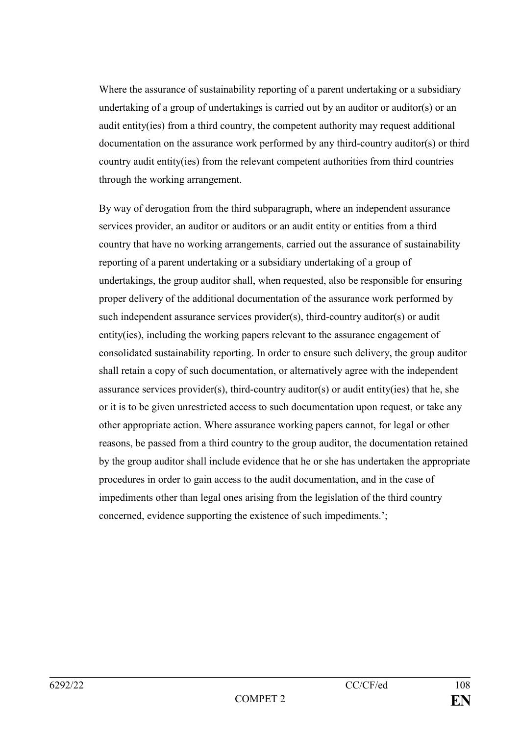Where the assurance of sustainability reporting of a parent undertaking or a subsidiary undertaking of a group of undertakings is carried out by an auditor or auditor(s) or an audit entity(ies) from a third country, the competent authority may request additional documentation on the assurance work performed by any third-country auditor(s) or third country audit entity(ies) from the relevant competent authorities from third countries through the working arrangement.

By way of derogation from the third subparagraph, where an independent assurance services provider, an auditor or auditors or an audit entity or entities from a third country that have no working arrangements, carried out the assurance of sustainability reporting of a parent undertaking or a subsidiary undertaking of a group of undertakings, the group auditor shall, when requested, also be responsible for ensuring proper delivery of the additional documentation of the assurance work performed by such independent assurance services provider(s), third-country auditor(s) or audit entity(ies), including the working papers relevant to the assurance engagement of consolidated sustainability reporting. In order to ensure such delivery, the group auditor shall retain a copy of such documentation, or alternatively agree with the independent assurance services provider(s), third-country auditor(s) or audit entity(ies) that he, she or it is to be given unrestricted access to such documentation upon request, or take any other appropriate action. Where assurance working papers cannot, for legal or other reasons, be passed from a third country to the group auditor, the documentation retained by the group auditor shall include evidence that he or she has undertaken the appropriate procedures in order to gain access to the audit documentation, and in the case of impediments other than legal ones arising from the legislation of the third country concerned, evidence supporting the existence of such impediments.';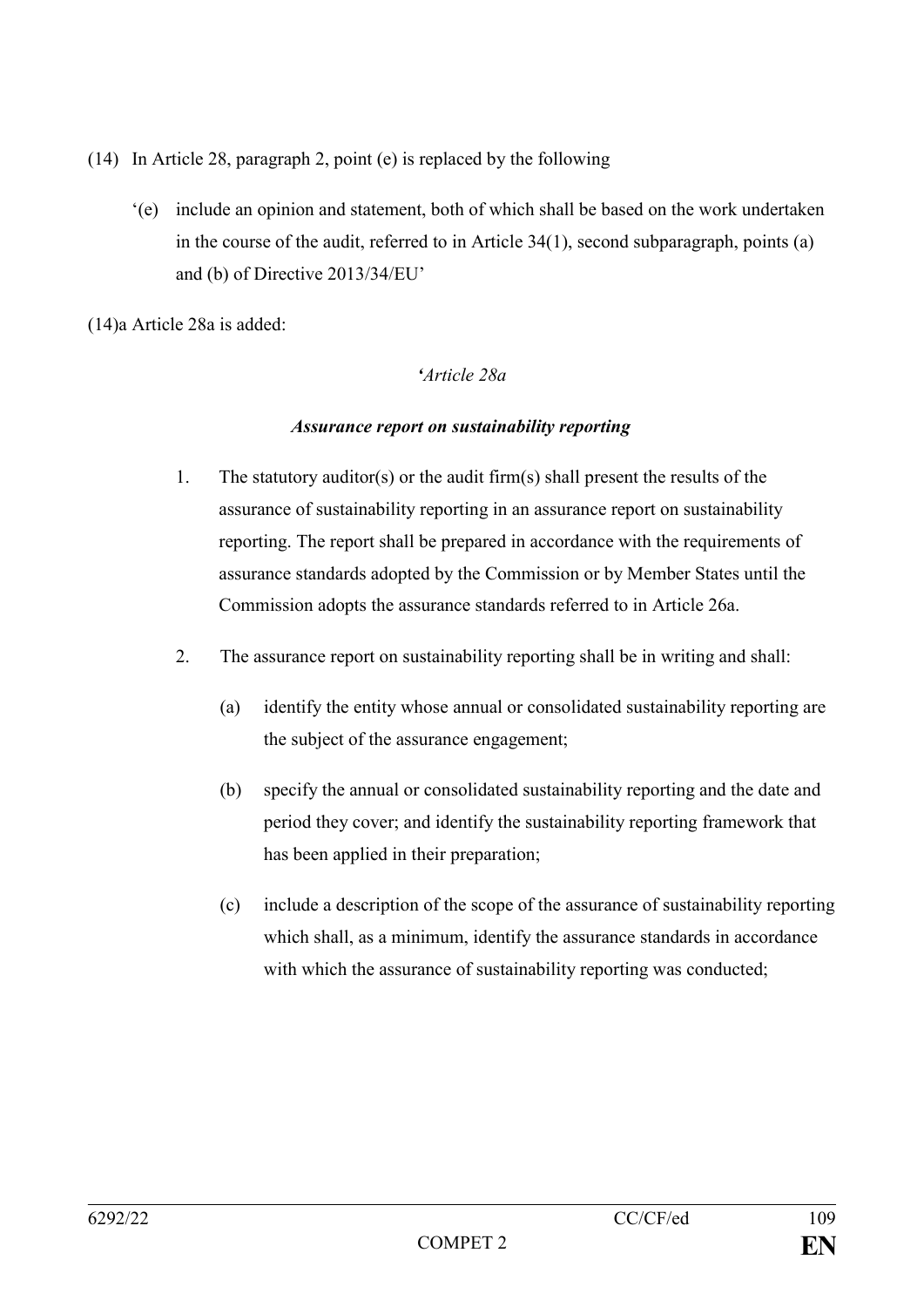(14) In Article 28, paragraph 2, point (e) is replaced by the following

‘(e) include an opinion and statement, both of which shall be based on the work undertaken in the course of the audit, referred to in Article 34(1), second subparagraph, points (a) and (b) of Directive 2013/34/EU’

(14)a Article 28a is added:

*‘Article 28a*

***Assurance report on sustainability reporting***

1. The statutory auditor(s) or the audit firm(s) shall present the results of the assurance of sustainability reporting in an assurance report on sustainability reporting. The report shall be prepared in accordance with the requirements of assurance standards adopted by the Commission or by Member States until the Commission adopts the assurance standards referred to in Article 26a.

2. The assurance report on sustainability reporting shall be in writing and shall:

   (a) identify the entity whose annual or consolidated sustainability reporting are the subject of the assurance engagement;

   (b) specify the annual or consolidated sustainability reporting and the date and period they cover; and identify the sustainability reporting framework that has been applied in their preparation;

   (c) include a description of the scope of the assurance of sustainability reporting which shall, as a minimum, identify the assurance standards in accordance with which the assurance of sustainability reporting was conducted;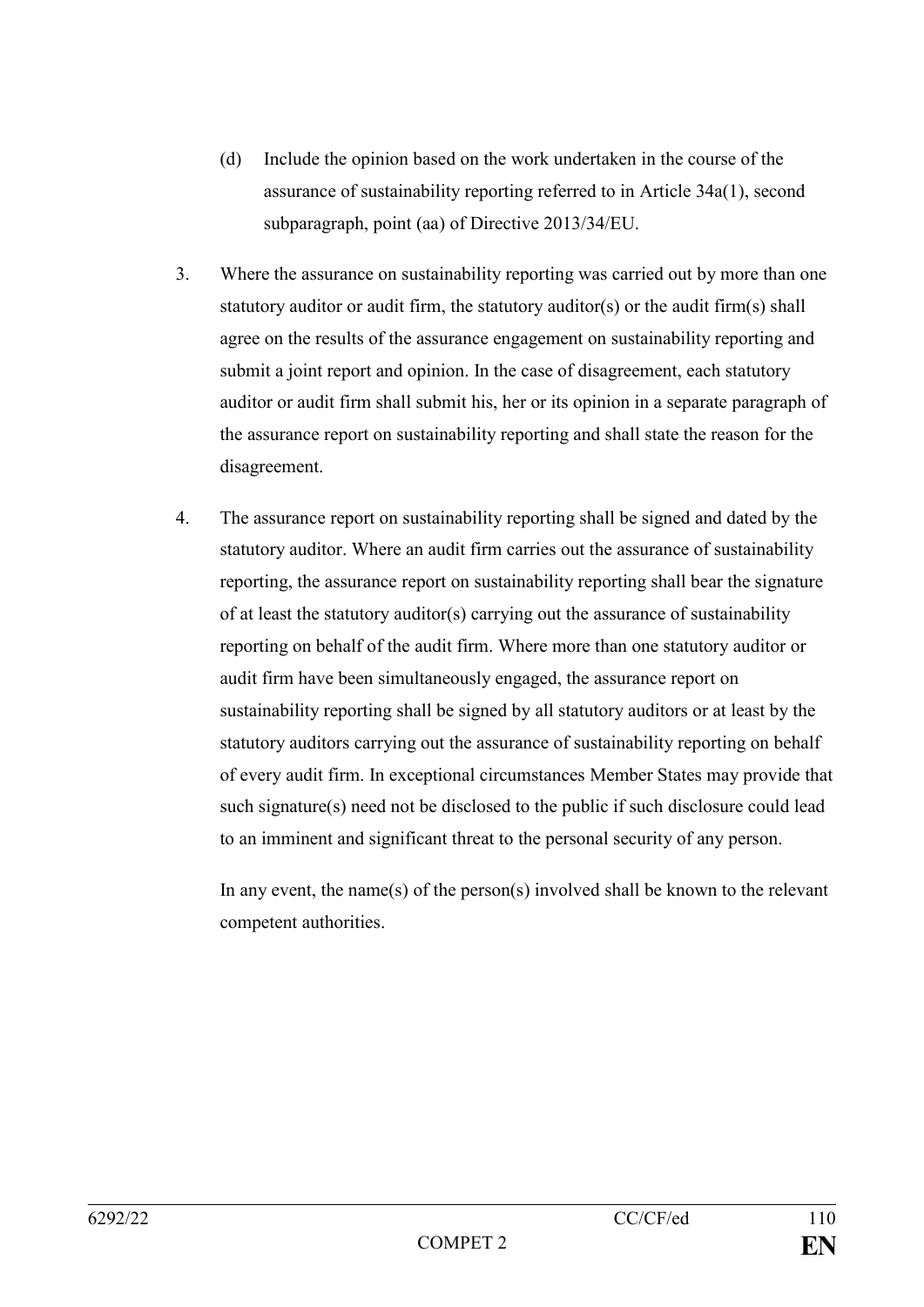(d) Include the opinion based on the work undertaken in the course of the assurance of sustainability reporting referred to in Article 34a(1), second subparagraph, point (aa) of Directive 2013/34/EU.

3. Where the assurance on sustainability reporting was carried out by more than one statutory auditor or audit firm, the statutory auditor(s) or the audit firm(s) shall agree on the results of the assurance engagement on sustainability reporting and submit a joint report and opinion. In the case of disagreement, each statutory auditor or audit firm shall submit his, her or its opinion in a separate paragraph of the assurance report on sustainability reporting and shall state the reason for the disagreement.

4. The assurance report on sustainability reporting shall be signed and dated by the statutory auditor. Where an audit firm carries out the assurance of sustainability reporting, the assurance report on sustainability reporting shall bear the signature of at least the statutory auditor(s) carrying out the assurance of sustainability reporting on behalf of the audit firm. Where more than one statutory auditor or audit firm have been simultaneously engaged, the assurance report on sustainability reporting shall be signed by all statutory auditors or at least by the statutory auditors carrying out the assurance of sustainability reporting on behalf of every audit firm. In exceptional circumstances Member States may provide that such signature(s) need not be disclosed to the public if such disclosure could lead to an imminent and significant threat to the personal security of any person.

   In any event, the name(s) of the person(s) involved shall be known to the relevant competent authorities.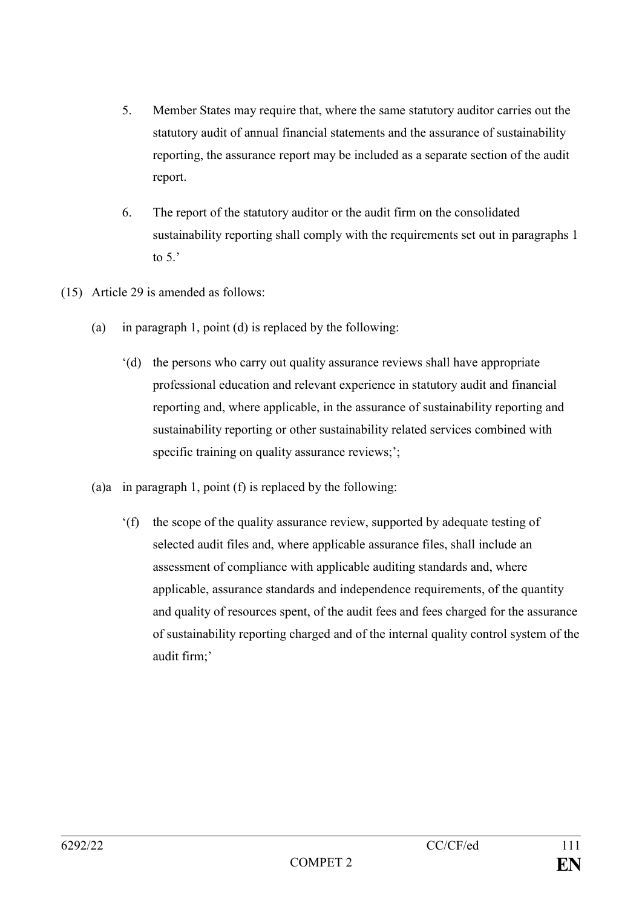5. Member States may require that, where the same statutory auditor carries out the statutory audit of annual financial statements and the assurance of sustainability reporting, the assurance report may be included as a separate section of the audit report.

6. The report of the statutory auditor or the audit firm on the consolidated sustainability reporting shall comply with the requirements set out in paragraphs 1 to 5.'

(15) Article 29 is amended as follows:

(a) in paragraph 1, point (d) is replaced by the following:

'(d) the persons who carry out quality assurance reviews shall have appropriate professional education and relevant experience in statutory audit and financial reporting and, where applicable, in the assurance of sustainability reporting and sustainability reporting or other sustainability related services combined with specific training on quality assurance reviews;';

(a)a in paragraph 1, point (f) is replaced by the following:

'(f) the scope of the quality assurance review, supported by adequate testing of selected audit files and, where applicable assurance files, shall include an assessment of compliance with applicable auditing standards and, where applicable, assurance standards and independence requirements, of the quantity and quality of resources spent, of the audit fees and fees charged for the assurance of sustainability reporting charged and of the internal quality control system of the audit firm;'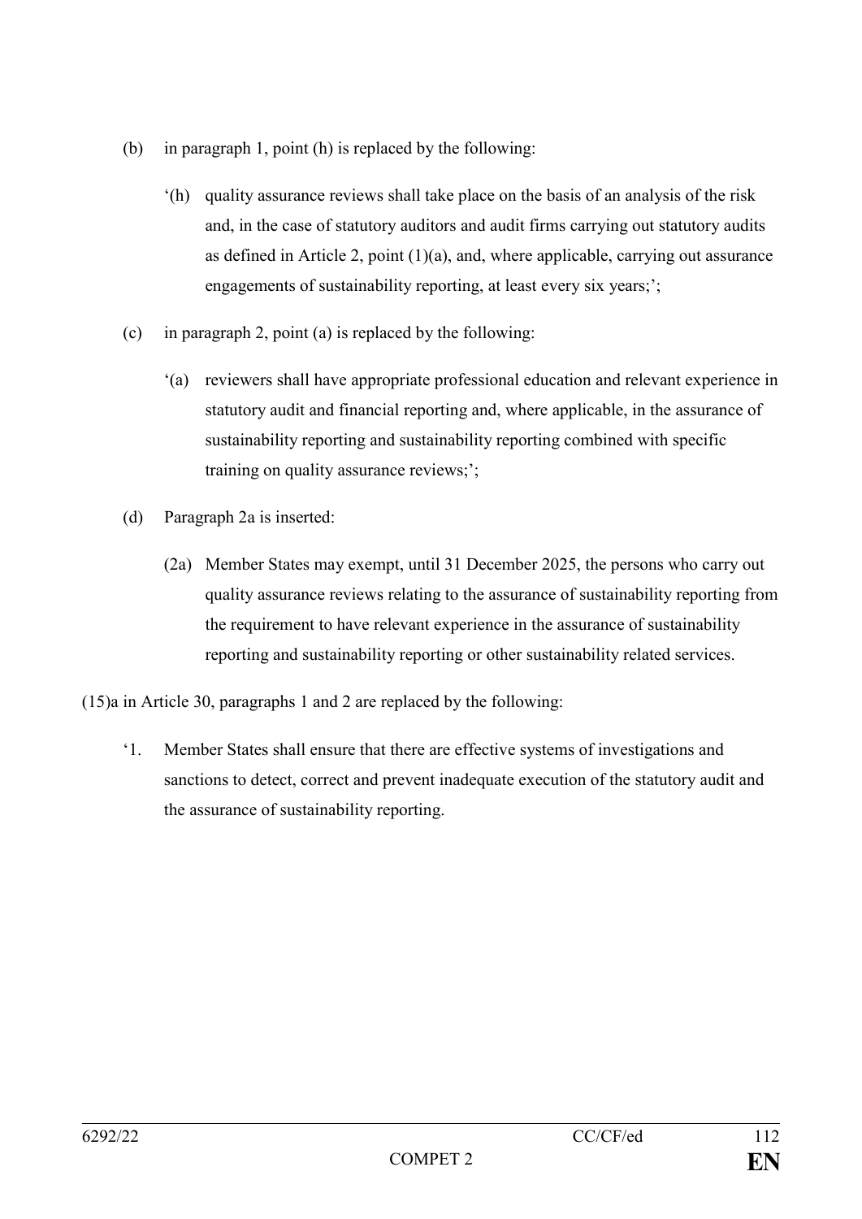(b) in paragraph 1, point (h) is replaced by the following:

> ‘(h) quality assurance reviews shall take place on the basis of an analysis of the risk and, in the case of statutory auditors and audit firms carrying out statutory audits as defined in Article 2, point (1)(a), and, where applicable, carrying out assurance engagements of sustainability reporting, at least every six years;’;

(c) in paragraph 2, point (a) is replaced by the following:

> ‘(a) reviewers shall have appropriate professional education and relevant experience in statutory audit and financial reporting and, where applicable, in the assurance of sustainability reporting and sustainability reporting combined with specific training on quality assurance reviews;’;

(d) Paragraph 2a is inserted:

> (2a) Member States may exempt, until 31 December 2025, the persons who carry out quality assurance reviews relating to the assurance of sustainability reporting from the requirement to have relevant experience in the assurance of sustainability reporting and sustainability reporting or other sustainability related services.

(15)a in Article 30, paragraphs 1 and 2 are replaced by the following:

> ‘1. Member States shall ensure that there are effective systems of investigations and sanctions to detect, correct and prevent inadequate execution of the statutory audit and the assurance of sustainability reporting.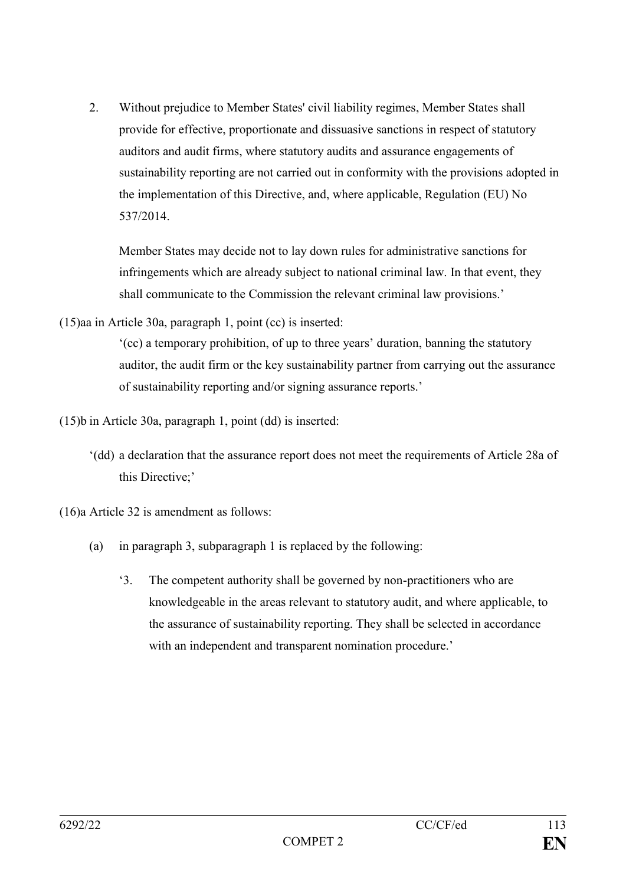2. Without prejudice to Member States' civil liability regimes, Member States shall provide for effective, proportionate and dissuasive sanctions in respect of statutory auditors and audit firms, where statutory audits and assurance engagements of sustainability reporting are not carried out in conformity with the provisions adopted in the implementation of this Directive, and, where applicable, Regulation (EU) No 537/2014.

   Member States may decide not to lay down rules for administrative sanctions for infringements which are already subject to national criminal law. In that event, they shall communicate to the Commission the relevant criminal law provisions.'

(15)aa in Article 30a, paragraph 1, point (cc) is inserted:

'(cc) a temporary prohibition, of up to three years' duration, banning the statutory auditor, the audit firm or the key sustainability partner from carrying out the assurance of sustainability reporting and/or signing assurance reports.'

(15)b in Article 30a, paragraph 1, point (dd) is inserted:

'(dd) a declaration that the assurance report does not meet the requirements of Article 28a of this Directive;'

(16)a Article 32 is amendment as follows:

(a) in paragraph 3, subparagraph 1 is replaced by the following:

'3. The competent authority shall be governed by non-practitioners who are knowledgeable in the areas relevant to statutory audit, and where applicable, to the assurance of sustainability reporting. They shall be selected in accordance with an independent and transparent nomination procedure.'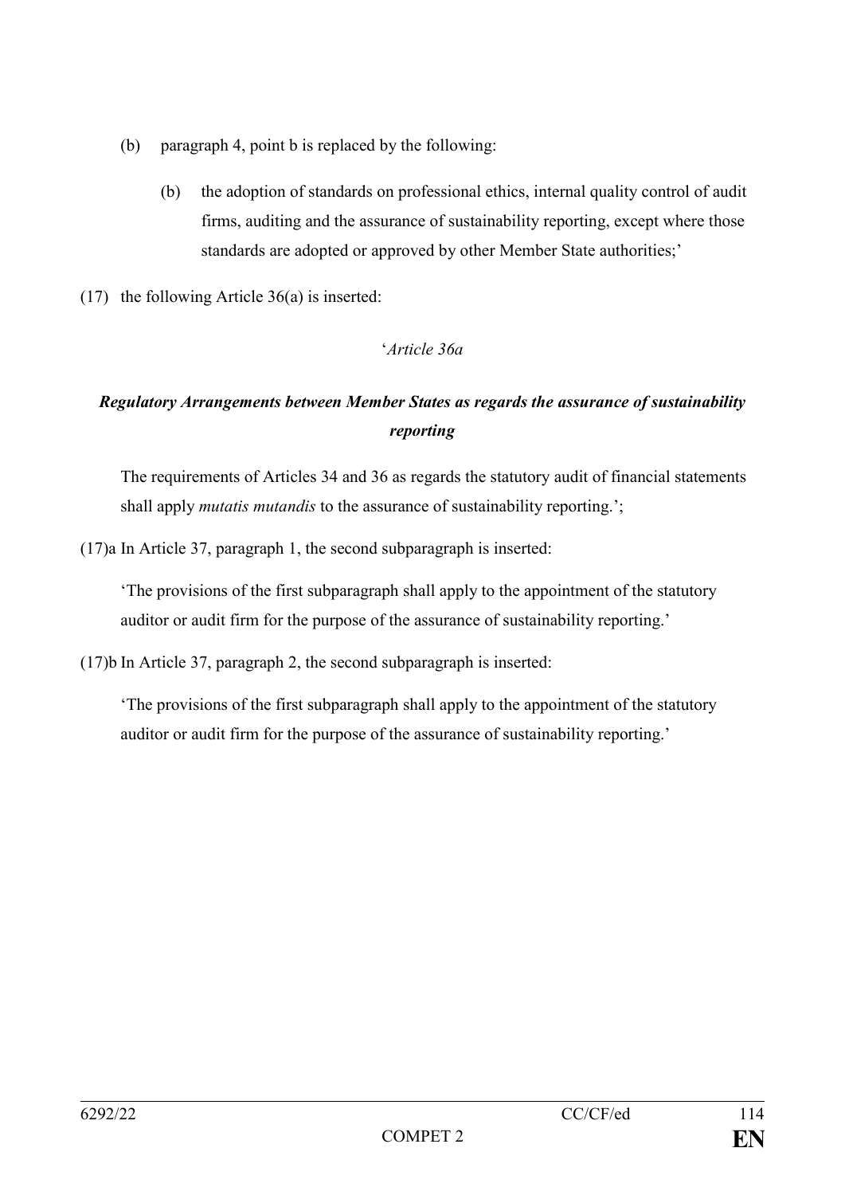(b) paragraph 4, point b is replaced by the following:

> (b) the adoption of standards on professional ethics, internal quality control of audit firms, auditing and the assurance of sustainability reporting, except where those standards are adopted or approved by other Member State authorities;'

(17) the following Article 36(a) is inserted:

'*Article 36a*

***Regulatory Arrangements between Member States as regards the assurance of sustainability reporting***

The requirements of Articles 34 and 36 as regards the statutory audit of financial statements shall apply *mutatis mutandis* to the assurance of sustainability reporting.';

(17)a In Article 37, paragraph 1, the second subparagraph is inserted:

'The provisions of the first subparagraph shall apply to the appointment of the statutory auditor or audit firm for the purpose of the assurance of sustainability reporting.'

(17)b In Article 37, paragraph 2, the second subparagraph is inserted:

'The provisions of the first subparagraph shall apply to the appointment of the statutory auditor or audit firm for the purpose of the assurance of sustainability reporting.'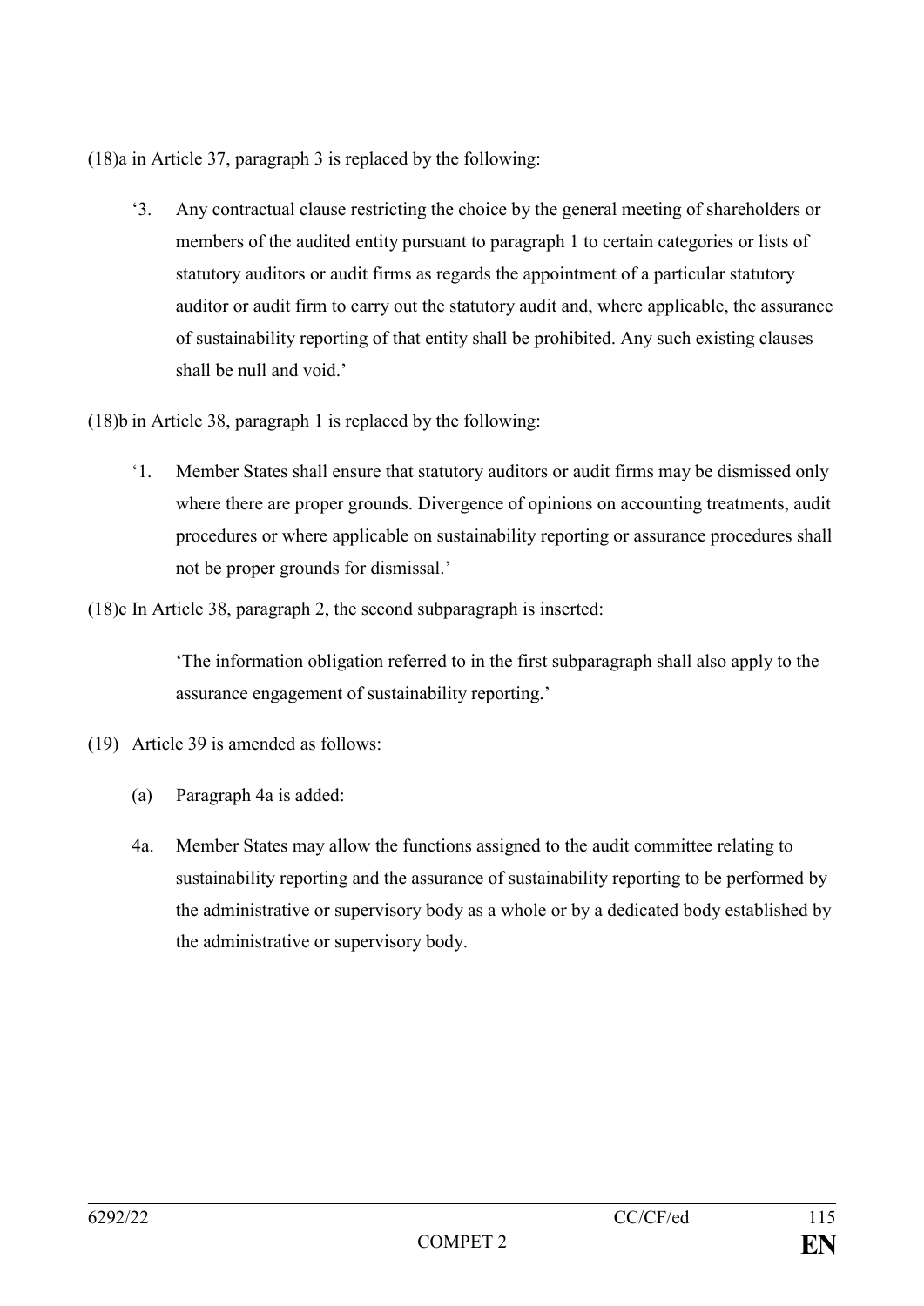(18)a in Article 37, paragraph 3 is replaced by the following:

> ‘3. Any contractual clause restricting the choice by the general meeting of shareholders or members of the audited entity pursuant to paragraph 1 to certain categories or lists of statutory auditors or audit firms as regards the appointment of a particular statutory auditor or audit firm to carry out the statutory audit and, where applicable, the assurance of sustainability reporting of that entity shall be prohibited. Any such existing clauses shall be null and void.’

(18)b in Article 38, paragraph 1 is replaced by the following:

> ‘1. Member States shall ensure that statutory auditors or audit firms may be dismissed only where there are proper grounds. Divergence of opinions on accounting treatments, audit procedures or where applicable on sustainability reporting or assurance procedures shall not be proper grounds for dismissal.’

(18)c In Article 38, paragraph 2, the second subparagraph is inserted:

> ‘The information obligation referred to in the first subparagraph shall also apply to the assurance engagement of sustainability reporting.’

(19) Article 39 is amended as follows:

(a) Paragraph 4a is added:

4a. Member States may allow the functions assigned to the audit committee relating to sustainability reporting and the assurance of sustainability reporting to be performed by the administrative or supervisory body as a whole or by a dedicated body established by the administrative or supervisory body.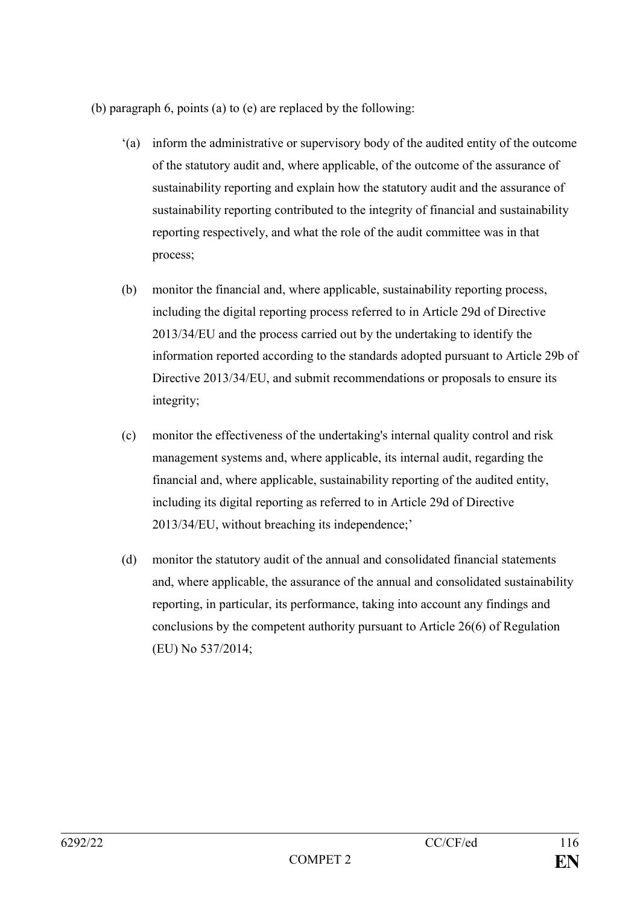(b) paragraph 6, points (a) to (e) are replaced by the following:

‘(a) inform the administrative or supervisory body of the audited entity of the outcome of the statutory audit and, where applicable, of the outcome of the assurance of sustainability reporting and explain how the statutory audit and the assurance of sustainability reporting contributed to the integrity of financial and sustainability reporting respectively, and what the role of the audit committee was in that process;

(b) monitor the financial and, where applicable, sustainability reporting process, including the digital reporting process referred to in Article 29d of Directive 2013/34/EU and the process carried out by the undertaking to identify the information reported according to the standards adopted pursuant to Article 29b of Directive 2013/34/EU, and submit recommendations or proposals to ensure its integrity;

(c) monitor the effectiveness of the undertaking's internal quality control and risk management systems and, where applicable, its internal audit, regarding the financial and, where applicable, sustainability reporting of the audited entity, including its digital reporting as referred to in Article 29d of Directive 2013/34/EU, without breaching its independence;’

(d) monitor the statutory audit of the annual and consolidated financial statements and, where applicable, the assurance of the annual and consolidated sustainability reporting, in particular, its performance, taking into account any findings and conclusions by the competent authority pursuant to Article 26(6) of Regulation (EU) No 537/2014;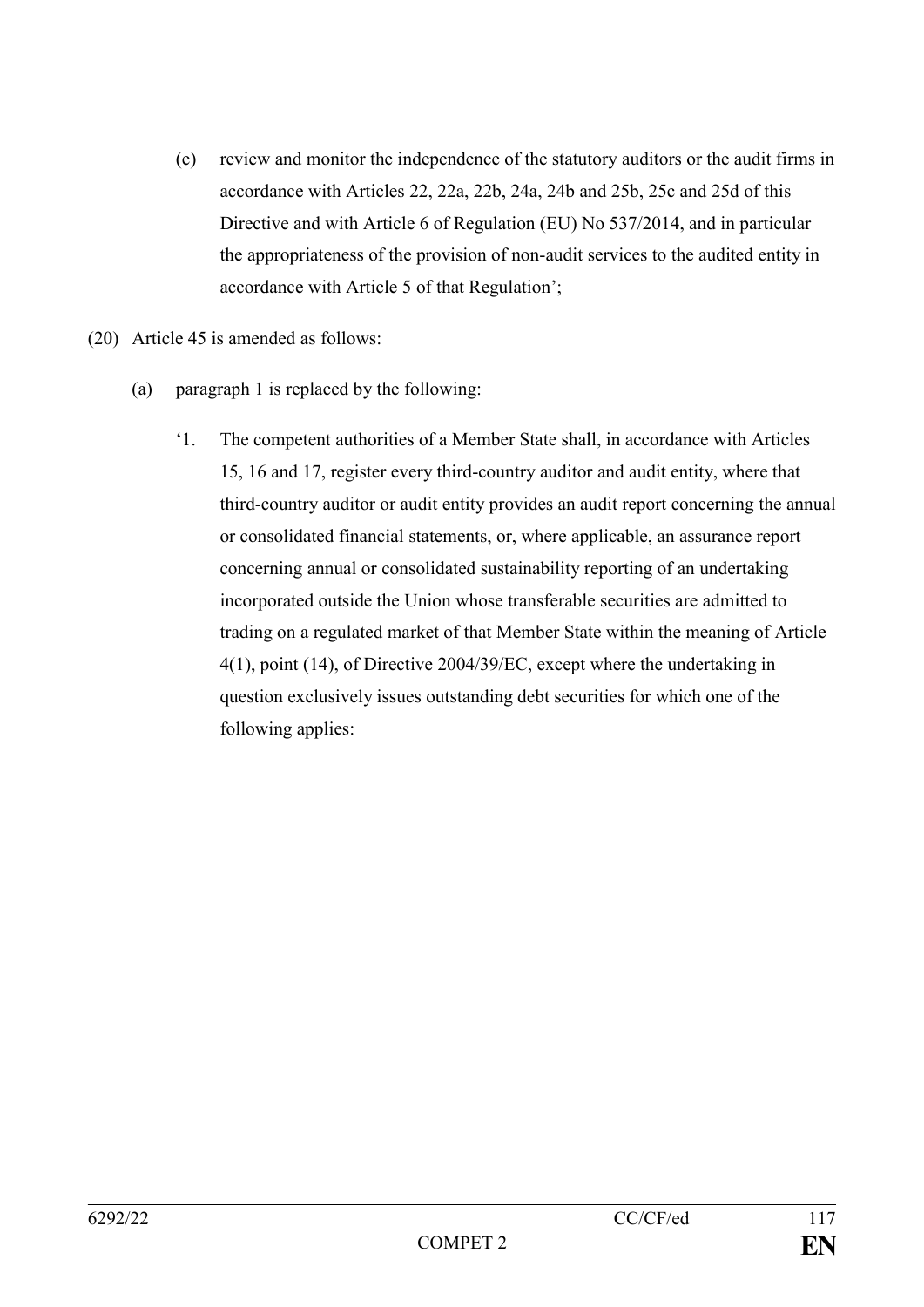(e) review and monitor the independence of the statutory auditors or the audit firms in accordance with Articles 22, 22a, 22b, 24a, 24b and 25b, 25c and 25d of this Directive and with Article 6 of Regulation (EU) No 537/2014, and in particular the appropriateness of the provision of non-audit services to the audited entity in accordance with Article 5 of that Regulation';

(20) Article 45 is amended as follows:

(a) paragraph 1 is replaced by the following:

'1. The competent authorities of a Member State shall, in accordance with Articles 15, 16 and 17, register every third-country auditor and audit entity, where that third-country auditor or audit entity provides an audit report concerning the annual or consolidated financial statements, or, where applicable, an assurance report concerning annual or consolidated sustainability reporting of an undertaking incorporated outside the Union whose transferable securities are admitted to trading on a regulated market of that Member State within the meaning of Article 4(1), point (14), of Directive 2004/39/EC, except where the undertaking in question exclusively issues outstanding debt securities for which one of the following applies: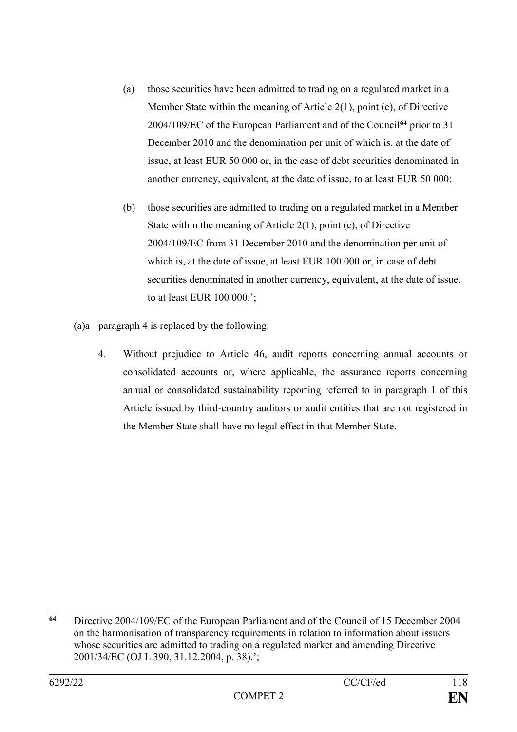(a) those securities have been admitted to trading on a regulated market in a Member State within the meaning of Article 2(1), point (c), of Directive 2004/109/EC of the European Parliament and of the Council[64] prior to 31 December 2010 and the denomination per unit of which is, at the date of issue, at least EUR 50 000 or, in the case of debt securities denominated in another currency, equivalent, at the date of issue, to at least EUR 50 000;

(b) those securities are admitted to trading on a regulated market in a Member State within the meaning of Article 2(1), point (c), of Directive 2004/109/EC from 31 December 2010 and the denomination per unit of which is, at the date of issue, at least EUR 100 000 or, in case of debt securities denominated in another currency, equivalent, at the date of issue, to at least EUR 100 000.';

(a)a paragraph 4 is replaced by the following:

4. Without prejudice to Article 46, audit reports concerning annual accounts or consolidated accounts or, where applicable, the assurance reports concerning annual or consolidated sustainability reporting referred to in paragraph 1 of this Article issued by third-country auditors or audit entities that are not registered in the Member State shall have no legal effect in that Member State.

---

[64] Directive 2004/109/EC of the European Parliament and of the Council of 15 December 2004 on the harmonisation of transparency requirements in relation to information about issuers whose securities are admitted to trading on a regulated market and amending Directive 2001/34/EC (OJ L 390, 31.12.2004, p. 38).';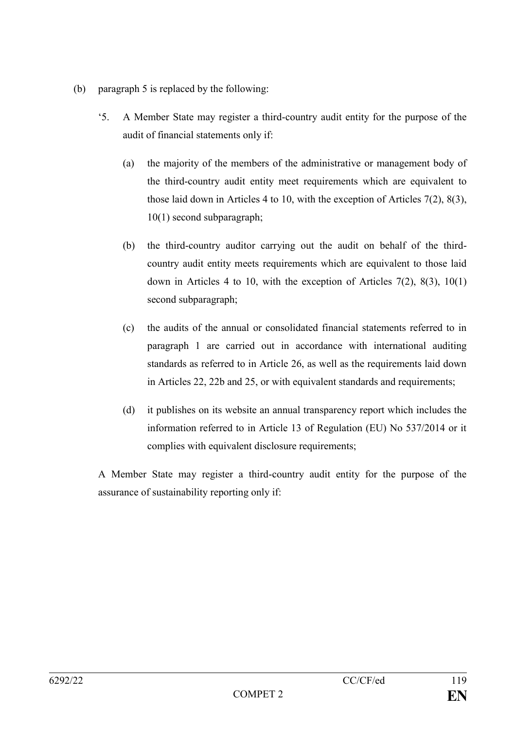(b) paragraph 5 is replaced by the following:

'5. A Member State may register a third-country audit entity for the purpose of the audit of financial statements only if:

(a) the majority of the members of the administrative or management body of the third-country audit entity meet requirements which are equivalent to those laid down in Articles 4 to 10, with the exception of Articles 7(2), 8(3), 10(1) second subparagraph;

(b) the third-country auditor carrying out the audit on behalf of the third-country audit entity meets requirements which are equivalent to those laid down in Articles 4 to 10, with the exception of Articles 7(2), 8(3), 10(1) second subparagraph;

(c) the audits of the annual or consolidated financial statements referred to in paragraph 1 are carried out in accordance with international auditing standards as referred to in Article 26, as well as the requirements laid down in Articles 22, 22b and 25, or with equivalent standards and requirements;

(d) it publishes on its website an annual transparency report which includes the information referred to in Article 13 of Regulation (EU) No 537/2014 or it complies with equivalent disclosure requirements;

A Member State may register a third-country audit entity for the purpose of the assurance of sustainability reporting only if: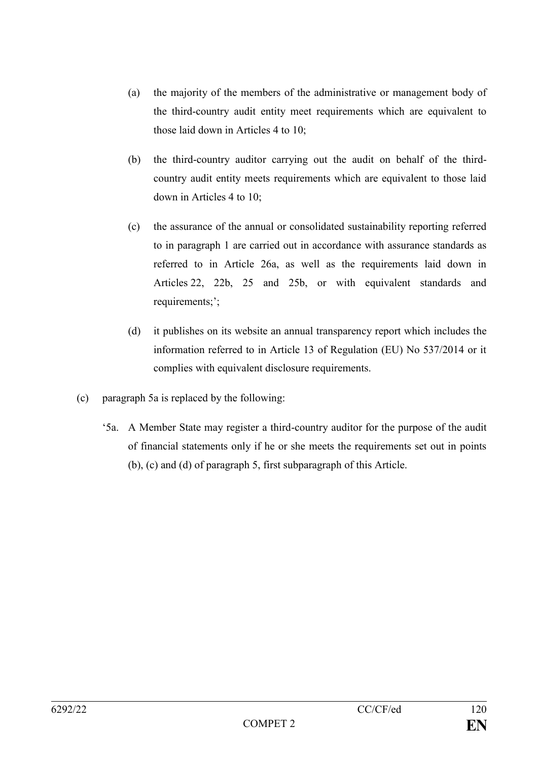(a) the majority of the members of the administrative or management body of the third-country audit entity meet requirements which are equivalent to those laid down in Articles 4 to 10;

(b) the third-country auditor carrying out the audit on behalf of the third-country audit entity meets requirements which are equivalent to those laid down in Articles 4 to 10;

(c) the assurance of the annual or consolidated sustainability reporting referred to in paragraph 1 are carried out in accordance with assurance standards as referred to in Article 26a, as well as the requirements laid down in Articles 22, 22b, 25 and 25b, or with equivalent standards and requirements;';

(d) it publishes on its website an annual transparency report which includes the information referred to in Article 13 of Regulation (EU) No 537/2014 or it complies with equivalent disclosure requirements.

(c) paragraph 5a is replaced by the following:

'5a. A Member State may register a third-country auditor for the purpose of the audit of financial statements only if he or she meets the requirements set out in points (b), (c) and (d) of paragraph 5, first subparagraph of this Article.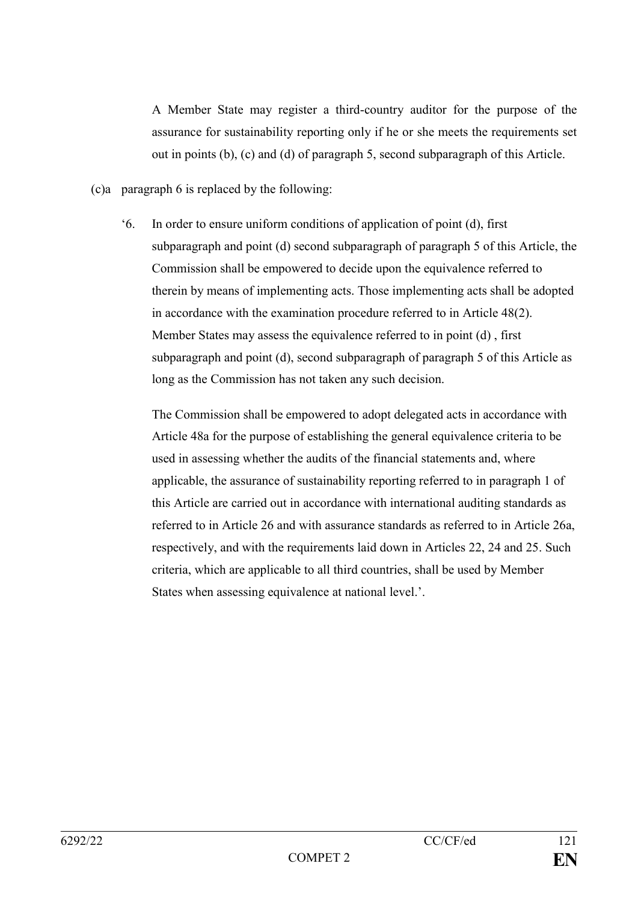A Member State may register a third-country auditor for the purpose of the assurance for sustainability reporting only if he or she meets the requirements set out in points (b), (c) and (d) of paragraph 5, second subparagraph of this Article.

(c)a paragraph 6 is replaced by the following:

‘6. In order to ensure uniform conditions of application of point (d), first subparagraph and point (d) second subparagraph of paragraph 5 of this Article, the Commission shall be empowered to decide upon the equivalence referred to therein by means of implementing acts. Those implementing acts shall be adopted in accordance with the examination procedure referred to in Article 48(2). Member States may assess the equivalence referred to in point (d) , first subparagraph and point (d), second subparagraph of paragraph 5 of this Article as long as the Commission has not taken any such decision.

The Commission shall be empowered to adopt delegated acts in accordance with Article 48a for the purpose of establishing the general equivalence criteria to be used in assessing whether the audits of the financial statements and, where applicable, the assurance of sustainability reporting referred to in paragraph 1 of this Article are carried out in accordance with international auditing standards as referred to in Article 26 and with assurance standards as referred to in Article 26a, respectively, and with the requirements laid down in Articles 22, 24 and 25. Such criteria, which are applicable to all third countries, shall be used by Member States when assessing equivalence at national level.’.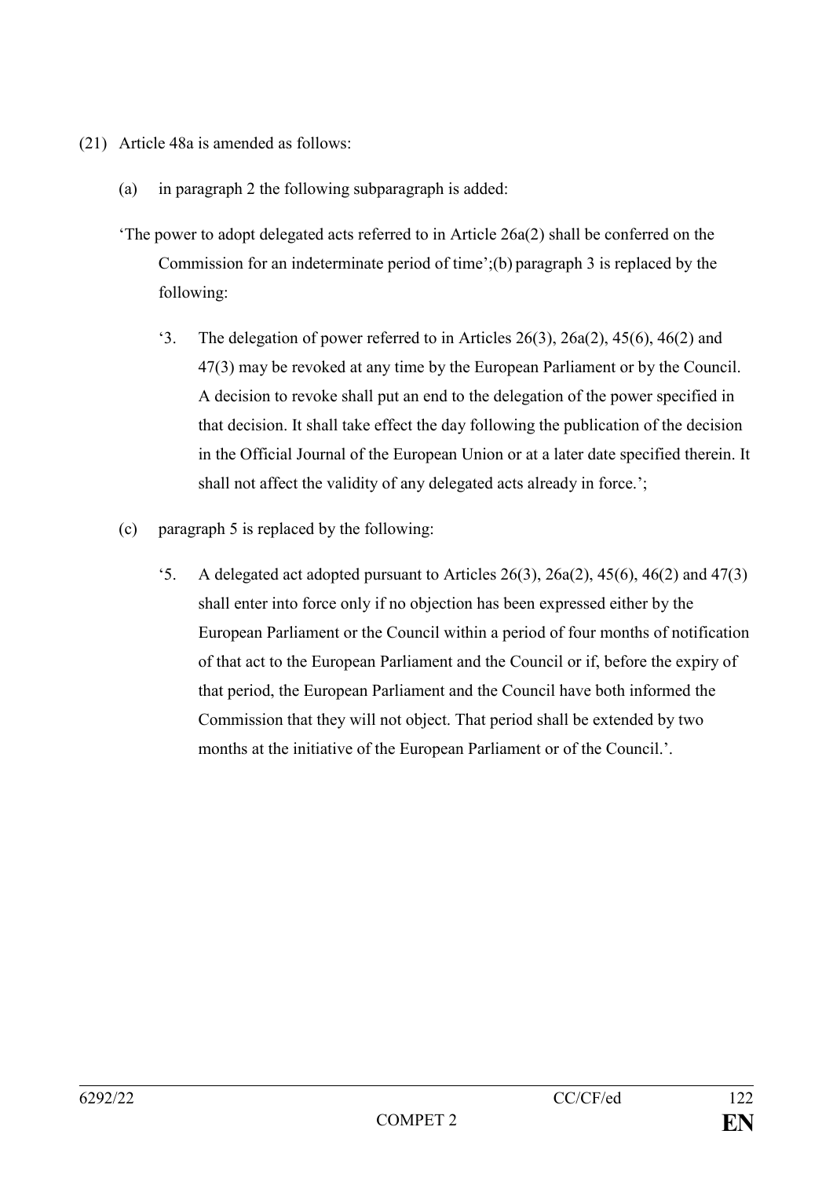(21) Article 48a is amended as follows:

(a) in paragraph 2 the following subparagraph is added:

'The power to adopt delegated acts referred to in Article 26a(2) shall be conferred on the Commission for an indeterminate period of time';(b) paragraph 3 is replaced by the following:

'3. The delegation of power referred to in Articles 26(3), 26a(2), 45(6), 46(2) and 47(3) may be revoked at any time by the European Parliament or by the Council. A decision to revoke shall put an end to the delegation of the power specified in that decision. It shall take effect the day following the publication of the decision in the Official Journal of the European Union or at a later date specified therein. It shall not affect the validity of any delegated acts already in force.';

(c) paragraph 5 is replaced by the following:

'5. A delegated act adopted pursuant to Articles 26(3), 26a(2), 45(6), 46(2) and 47(3) shall enter into force only if no objection has been expressed either by the European Parliament or the Council within a period of four months of notification of that act to the European Parliament and the Council or if, before the expiry of that period, the European Parliament and the Council have both informed the Commission that they will not object. That period shall be extended by two months at the initiative of the European Parliament or of the Council.'.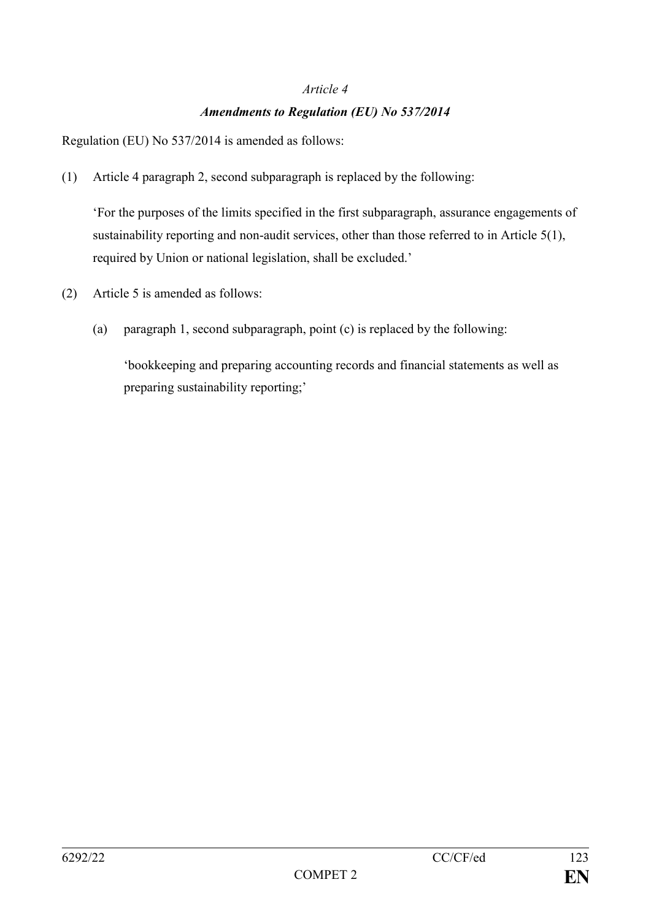*Article 4*

***Amendments to Regulation (EU) No 537/2014***

Regulation (EU) No 537/2014 is amended as follows:

(1) Article 4 paragraph 2, second subparagraph is replaced by the following:

'For the purposes of the limits specified in the first subparagraph, assurance engagements of sustainability reporting and non-audit services, other than those referred to in Article 5(1), required by Union or national legislation, shall be excluded.'

(2) Article 5 is amended as follows:

(a) paragraph 1, second subparagraph, point (c) is replaced by the following:

'bookkeeping and preparing accounting records and financial statements as well as preparing sustainability reporting;'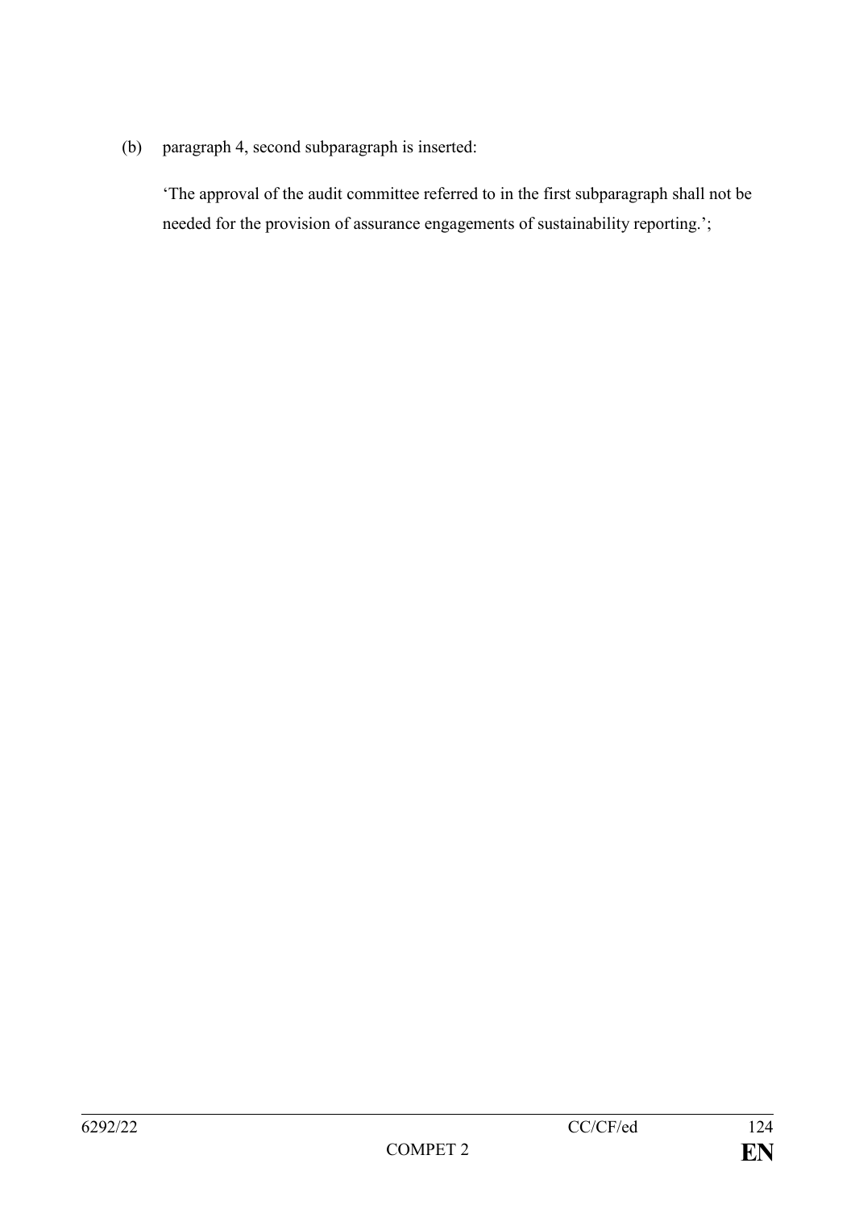(b) paragraph 4, second subparagraph is inserted:

'The approval of the audit committee referred to in the first subparagraph shall not be needed for the provision of assurance engagements of sustainability reporting.';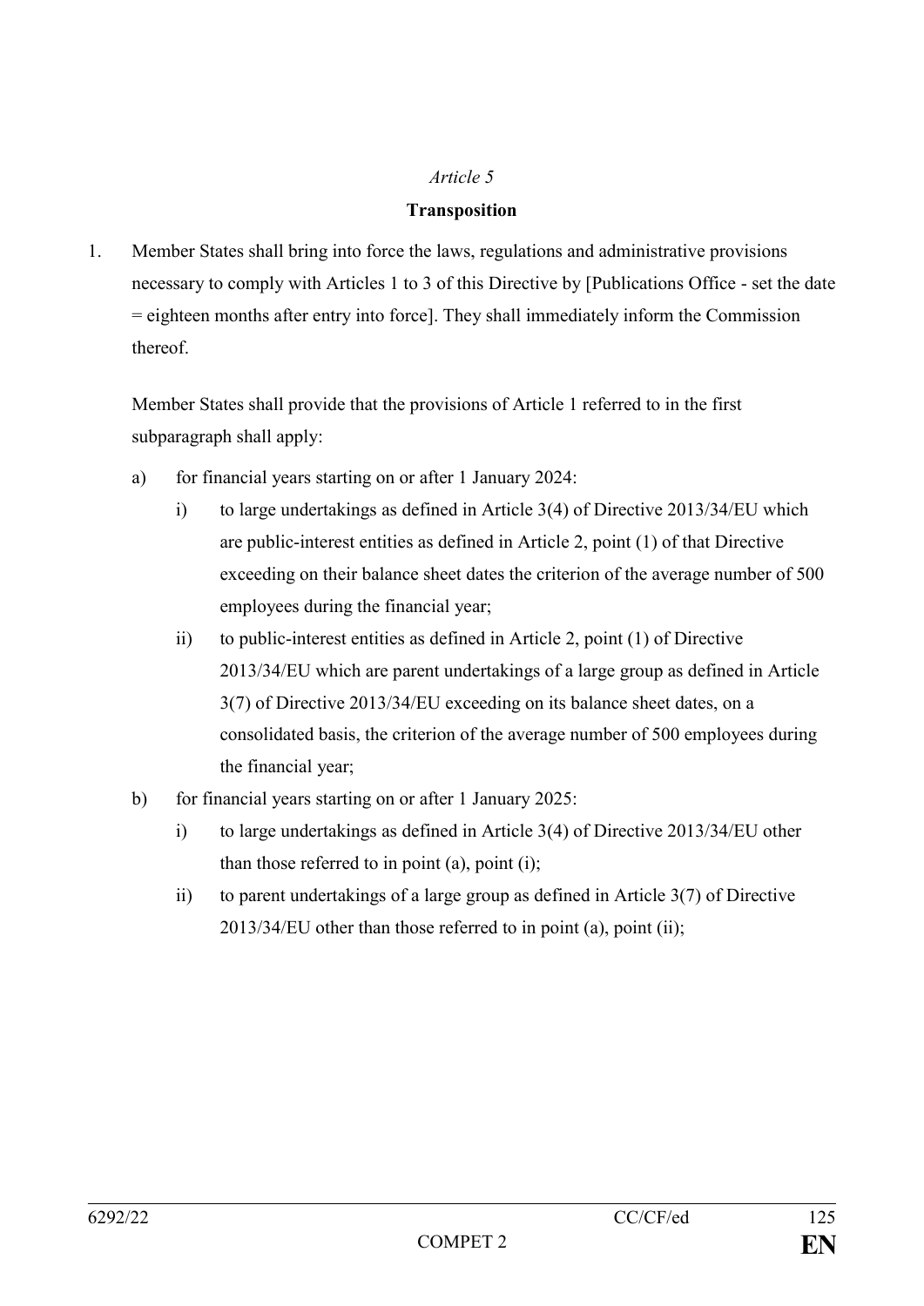*Article 5*

**Transposition**

1. Member States shall bring into force the laws, regulations and administrative provisions necessary to comply with Articles 1 to 3 of this Directive by [Publications Office - set the date = eighteen months after entry into force]. They shall immediately inform the Commission thereof.

   Member States shall provide that the provisions of Article 1 referred to in the first subparagraph shall apply:

   a) for financial years starting on or after 1 January 2024:

      i) to large undertakings as defined in Article 3(4) of Directive 2013/34/EU which are public-interest entities as defined in Article 2, point (1) of that Directive exceeding on their balance sheet dates the criterion of the average number of 500 employees during the financial year;

      ii) to public-interest entities as defined in Article 2, point (1) of Directive 2013/34/EU which are parent undertakings of a large group as defined in Article 3(7) of Directive 2013/34/EU exceeding on its balance sheet dates, on a consolidated basis, the criterion of the average number of 500 employees during the financial year;

   b) for financial years starting on or after 1 January 2025:

      i) to large undertakings as defined in Article 3(4) of Directive 2013/34/EU other than those referred to in point (a), point (i);

      ii) to parent undertakings of a large group as defined in Article 3(7) of Directive 2013/34/EU other than those referred to in point (a), point (ii);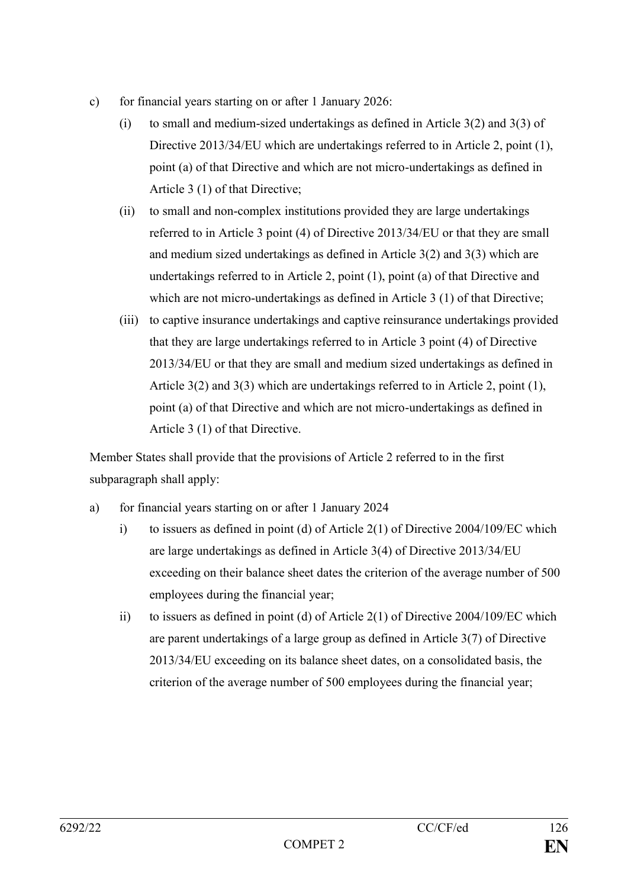c) for financial years starting on or after 1 January 2026:

   (i) to small and medium-sized undertakings as defined in Article 3(2) and 3(3) of Directive 2013/34/EU which are undertakings referred to in Article 2, point (1), point (a) of that Directive and which are not micro-undertakings as defined in Article 3 (1) of that Directive;

   (ii) to small and non-complex institutions provided they are large undertakings referred to in Article 3 point (4) of Directive 2013/34/EU or that they are small and medium sized undertakings as defined in Article 3(2) and 3(3) which are undertakings referred to in Article 2, point (1), point (a) of that Directive and which are not micro-undertakings as defined in Article 3 (1) of that Directive;

   (iii) to captive insurance undertakings and captive reinsurance undertakings provided that they are large undertakings referred to in Article 3 point (4) of Directive 2013/34/EU or that they are small and medium sized undertakings as defined in Article 3(2) and 3(3) which are undertakings referred to in Article 2, point (1), point (a) of that Directive and which are not micro-undertakings as defined in Article 3 (1) of that Directive.

Member States shall provide that the provisions of Article 2 referred to in the first subparagraph shall apply:

a) for financial years starting on or after 1 January 2024

   i) to issuers as defined in point (d) of Article 2(1) of Directive 2004/109/EC which are large undertakings as defined in Article 3(4) of Directive 2013/34/EU exceeding on their balance sheet dates the criterion of the average number of 500 employees during the financial year;

   ii) to issuers as defined in point (d) of Article 2(1) of Directive 2004/109/EC which are parent undertakings of a large group as defined in Article 3(7) of Directive 2013/34/EU exceeding on its balance sheet dates, on a consolidated basis, the criterion of the average number of 500 employees during the financial year;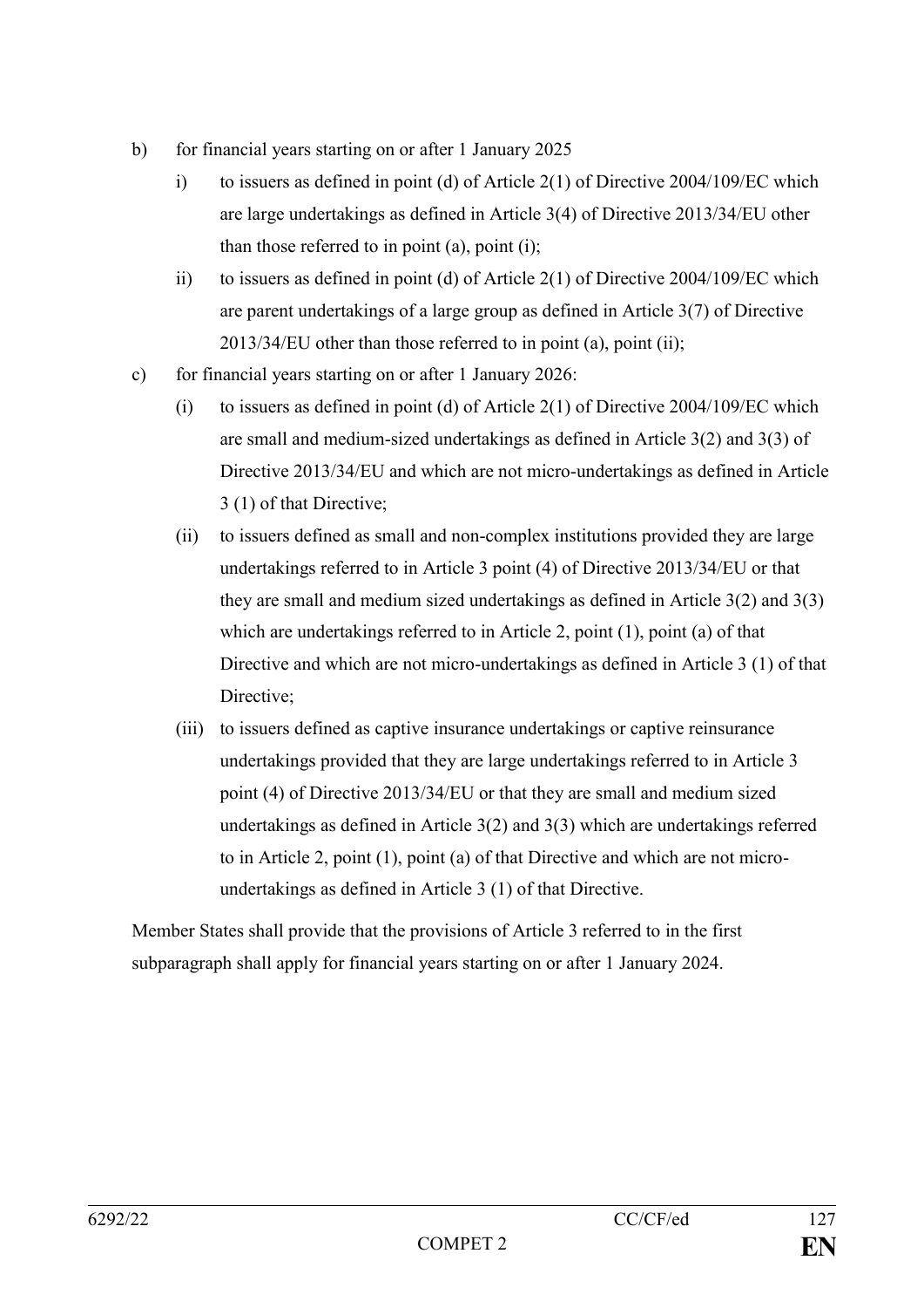b) for financial years starting on or after 1 January 2025

   i) to issuers as defined in point (d) of Article 2(1) of Directive 2004/109/EC which are large undertakings as defined in Article 3(4) of Directive 2013/34/EU other than those referred to in point (a), point (i);

   ii) to issuers as defined in point (d) of Article 2(1) of Directive 2004/109/EC which are parent undertakings of a large group as defined in Article 3(7) of Directive 2013/34/EU other than those referred to in point (a), point (ii);

c) for financial years starting on or after 1 January 2026:

   (i) to issuers as defined in point (d) of Article 2(1) of Directive 2004/109/EC which are small and medium-sized undertakings as defined in Article 3(2) and 3(3) of Directive 2013/34/EU and which are not micro-undertakings as defined in Article 3 (1) of that Directive;

   (ii) to issuers defined as small and non-complex institutions provided they are large undertakings referred to in Article 3 point (4) of Directive 2013/34/EU or that they are small and medium sized undertakings as defined in Article 3(2) and 3(3) which are undertakings referred to in Article 2, point (1), point (a) of that Directive and which are not micro-undertakings as defined in Article 3 (1) of that Directive;

   (iii) to issuers defined as captive insurance undertakings or captive reinsurance undertakings provided that they are large undertakings referred to in Article 3 point (4) of Directive 2013/34/EU or that they are small and medium sized undertakings as defined in Article 3(2) and 3(3) which are undertakings referred to in Article 2, point (1), point (a) of that Directive and which are not micro-undertakings as defined in Article 3 (1) of that Directive.

Member States shall provide that the provisions of Article 3 referred to in the first subparagraph shall apply for financial years starting on or after 1 January 2024.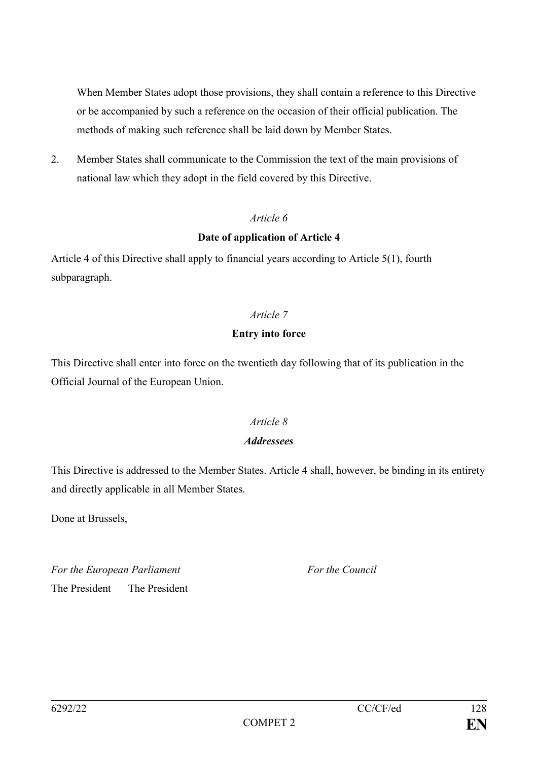When Member States adopt those provisions, they shall contain a reference to this Directive or be accompanied by such a reference on the occasion of their official publication. The methods of making such reference shall be laid down by Member States.

2. Member States shall communicate to the Commission the text of the main provisions of national law which they adopt in the field covered by this Directive.

*Article 6*

**Date of application of Article 4**

Article 4 of this Directive shall apply to financial years according to Article 5(1), fourth subparagraph.

*Article 7*

**Entry into force**

This Directive shall enter into force on the twentieth day following that of its publication in the Official Journal of the European Union.

*Article 8*

***Addressees***

This Directive is addressed to the Member States. Article 4 shall, however, be binding in its entirety and directly applicable in all Member States.

Done at Brussels,

*For the European Parliament* *For the Council*

The President The President